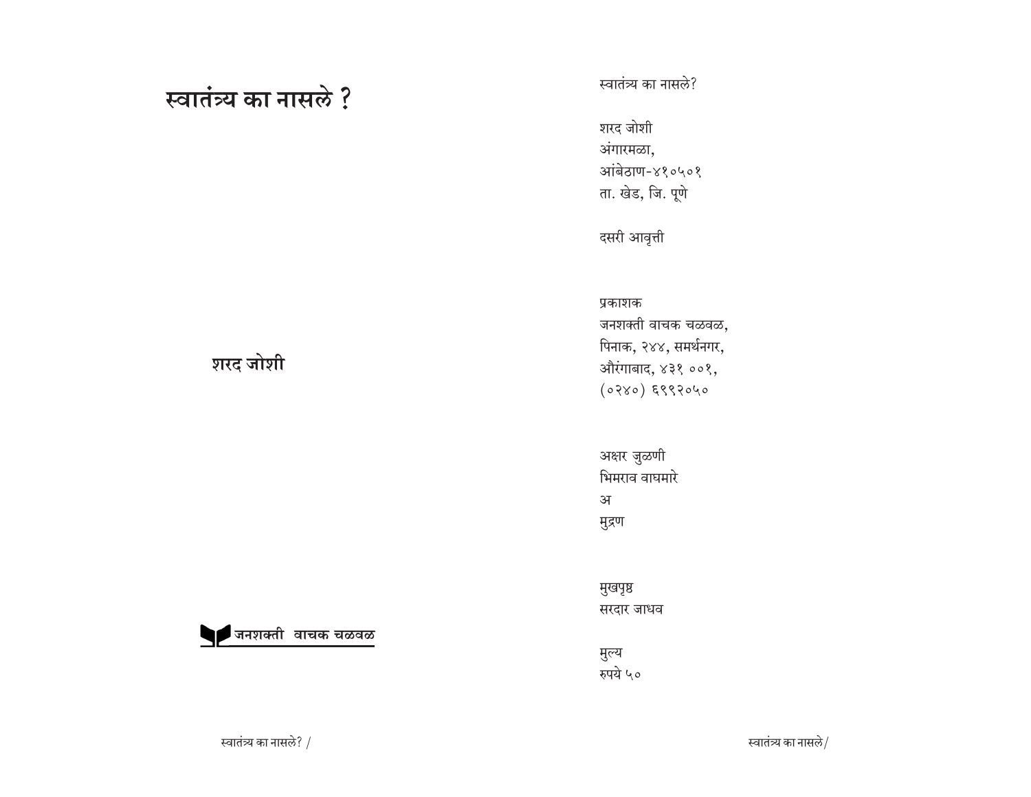# स्वातंत्र्य का नासले ?

**शरद जोशी**

**जनशक्ती वाचक चळवळ**

स्वातंत्र्य का नासले?

शरद जोशी
अंगारमळा,
आंबेठाण-४१०५०१
ता. खेड, जि. पूणे

दसरी आवृत्ती

प्रकाशक
जनशक्ती वाचक चळवळ,
पिनाक, २४४, समर्थनगर,
औरंगाबाद, ४३१ ००१,
(०२४०) ६९९२०५०

अक्षर जुळणी
भिमराव वाघमारे
अ
मुद्रण

मुखपृष्ठ
सरदार जाधव

मुल्य
रुपये ५०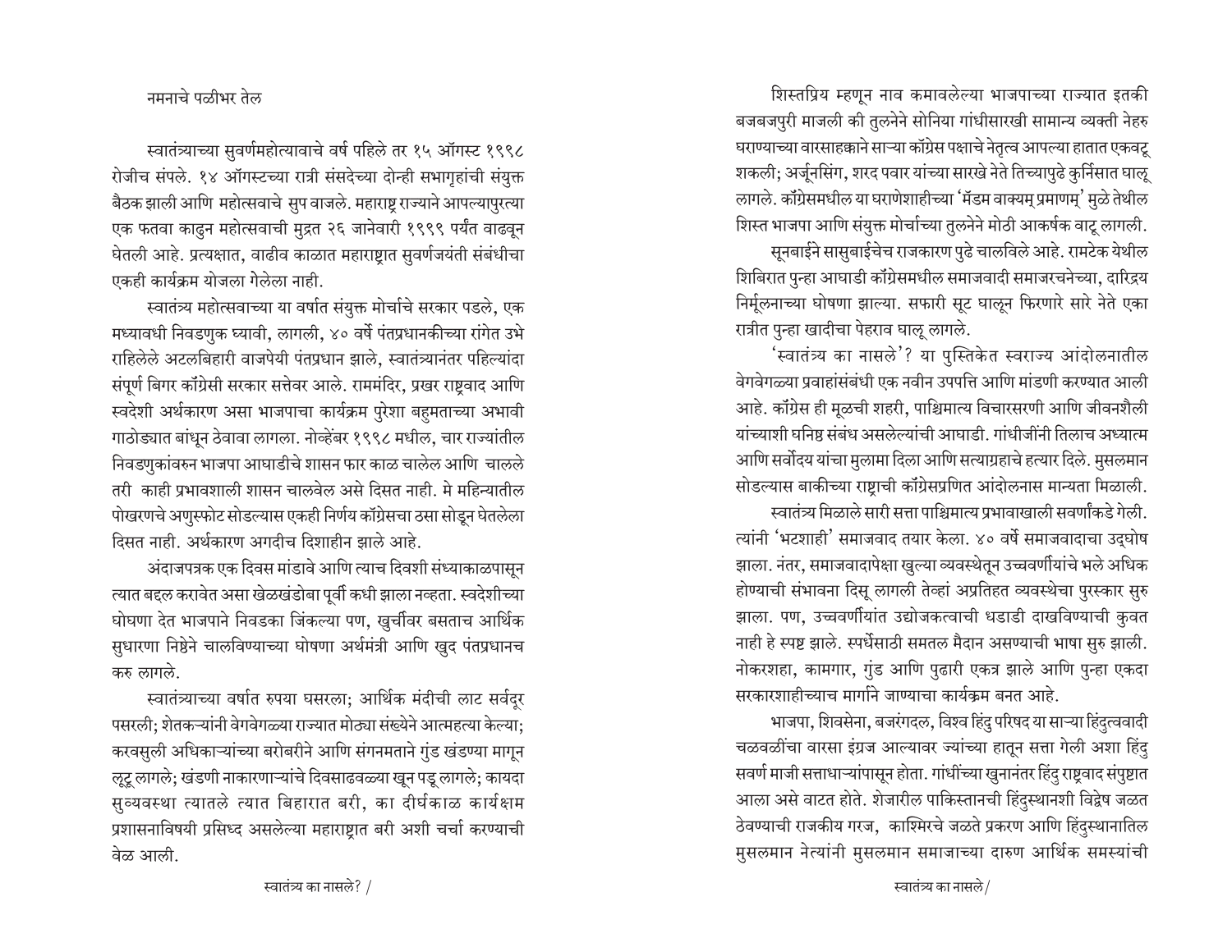## नमनाचे पळीभर तेल

स्वातंत्र्याच्या सुवर्णमहोत्यावाचे वर्ष पहिले तर १५ ऑगस्ट १९९८ रोजीच संपले. १४ ऑगस्टच्या रात्री संसदेच्या दोन्ही सभागृहांची संयुक्त बैठक झाली आणि महोत्सवाचे सुप वाजले. महाराष्ट्र राज्याने आपल्यापुरत्या एक फतवा काढुन महोत्सवाची मुद्रत २६ जानेवारी १९९९ पर्यंत वाढवून घेतली आहे. प्रत्यक्षात, वाढीव काळात महाराष्ट्रात सुवर्णजयंती संबंधीचा एकही कार्यक्रम योजला गेलेला नाही.

स्वातंत्र्य महोत्सवाच्या या वर्षात संयुक्त मोर्चाचे सरकार पडले, एक मध्यावधी निवडणुक घ्यावी, लागली, ४० वर्षे पंतप्रधानकीच्या रांगेत उभे राहिलेले अटलबिहारी वाजपेयी पंतप्रधान झाले, स्वातंत्र्यानंतर पहिल्यांदा संपूर्ण बिगर कॉंग्रेसी सरकार सत्तेवर आले. राममंदिर, प्रखर राष्ट्रवाद आणि स्वदेशी अर्थकारण असा भाजपाचा कार्यक्रम पुरेशा बहुमताच्या अभावी गाठोड्यात बांधून ठेवावा लागला. नोव्हेंबर १९९८ मधील, चार राज्यांतील निवडणुकांवरुन भाजपा आघाडीचे शासन फार काळ चालेल आणि चालले तरी काही प्रभावशाली शासन चालवेल असे दिसत नाही. मे महिन्यातील पोखरणचे अणुस्फोट सोडल्यास एकही निर्णय कॉंग्रेसचा ठसा सोडून घेतलेला दिसत नाही. अर्थकारण अगदीच दिशाहीन झाले आहे.

अंदाजपत्रक एक दिवस मांडावे आणि त्याच दिवशी संध्याकाळपासून त्यात बदल करावेत असा खेळखंडोबा पूर्वी कधी झाला नव्हता. स्वदेशीच्या घोषणा देत भाजपाने निवडका जिंकल्या पण, खुर्चीवर बसताच आर्थिक सुधारणा निष्ठेने चालविण्याच्या घोषणा अर्थमंत्री आणि खुद पंतप्रधानच करु लागले.

स्वातंत्र्याच्या वर्षात रुपया घसरला; आर्थिक मंदीची लाट सर्वदूर पसरली; शेतकऱ्यांनी वेगवेगळ्या राज्यात मोठ्या संख्येने आत्महत्या केल्या; करवसुली अधिकाऱ्यांच्या बरोबरीने आणि संगनमताने गुंड खंडण्या मागून लूटू लागले; खंडणी नाकारणाऱ्यांचे दिवसाढवळ्या खून पडू लागले; कायदा सुव्यवस्था त्यातले त्यात बिहारात बरी, का दीर्घकाळ कार्यक्षम प्रशासनाविषयी प्रसिध्द असलेल्या महाराष्ट्रात बरी अशी चर्चा करण्याची वेळ आली.

शिस्तप्रिय म्हणून नाव कमावलेल्या भाजपाच्या राज्यात इतकी बजबजपुरी माजली की तुलनेने सोनिया गांधीसारखी सामान्य व्यक्ती नेहरु घराण्याच्या वारसाहक्काने साऱ्या कॉंग्रेस पक्षाचे नेतृत्व आपल्या हातात एकवटू शकली; अर्जूनसिंग, शरद पवार यांच्या सारखे नेते तिच्यापुढे कुर्निसात घालू लागले. कॉंग्रेसमधील या घराणेशाहीच्या 'मॅडम वाक्यम् प्रमाणम्' मुळे तेथील शिस्त भाजपा आणि संयुक्त मोर्चाच्या तुलनेने मोठी आकर्षक वाटू लागली.

सूनबाईने सासुबाईचेच राजकारण पुढे चालविले आहे. रामटेक येथील शिबिरात पुन्हा आघाडी कॉंग्रेसमधील समाजवादी समाजरचनेच्या, दारिद्रय निर्मूलनाच्या घोषणा झाल्या. सफारी सूट घालून फिरणारे सारे नेते एका रात्रीत पुन्हा खादीचा पेहराव घालू लागले.

'स्वातंत्र्य का नासले'? या पुस्तिकेत स्वराज्य आंदोलनातील वेगवेगळ्या प्रवाहांसंबंधी एक नवीन उपपत्ति आणि मांडणी करण्यात आली आहे. कॉंग्रेस ही मूळची शहरी, पाश्चिमात्य विचारसरणी आणि जीवनशैली यांच्याशी घनिष्ठ संबंध असलेल्यांची आघाडी. गांधीजींनी तिलाच अध्यात्म आणि सर्वोदय यांचा मुलामा दिला आणि सत्याग्रहाचे हत्यार दिले. मुसलमान सोडल्यास बाकीच्या राष्ट्राची कॉंग्रेसप्रणित आंदोलनास मान्यता मिळाली.

स्वातंत्र्य मिळाले सारी सत्ता पाश्चिमात्य प्रभावाखाली सवर्णांकडे गेली. त्यांनी 'भटशाही' समाजवाद तयार केला. ४० वर्षे समाजवादाचा उद्घोष झाला. नंतर, समाजवादापेक्षा खुल्या व्यवस्थेतून उच्चवर्णीयांचे भले अधिक होण्याची संभावना दिसू लागली तेव्हां अप्रतिहत व्यवस्थेचा पुरस्कार सुरु झाला. पण, उच्चवर्णीयांत उद्योजकत्वाची धडाडी दाखविण्याची कुवत नाही हे स्पष्ट झाले. स्पर्धेसाठी समतल मैदान असण्याची भाषा सुरु झाली. नोकरशहा, कामगार, गुंड आणि पुढारी एकत्र झाले आणि पुन्हा एकदा सरकारशाहीच्याच मार्गाने जाण्याचा कार्यक्रम बनत आहे.

भाजपा, शिवसेना, बजरंगदल, विश्व हिंदु परिषद या साऱ्या हिंदुत्ववादी चळवळींचा वारसा इंग्रज आल्यावर ज्यांच्या हातून सत्ता गेली अशा हिंदु सवर्ण माजी सत्ताधाऱ्यांपासून होता. गांधींच्या खुनानंतर हिंदु राष्ट्रवाद संपुष्टात आला असे वाटत होते. शेजारील पाकिस्तानची हिंदुस्थानशी विद्वेष जळत ठेवण्याची राजकीय गरज, काश्मिरचे जळते प्रकरण आणि हिंदुस्थानातिल मुसलमान नेत्यांनी मुसलमान समाजाच्या दारुण आर्थिक समस्यांची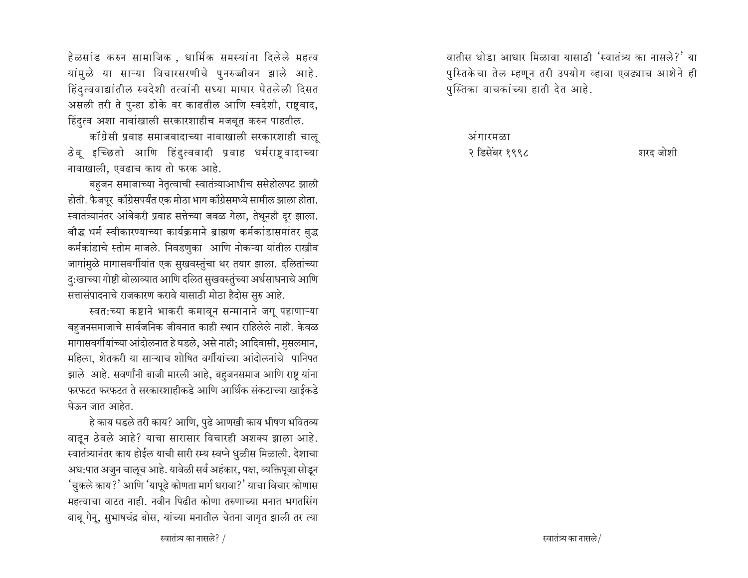हेळसांड करुन सामाजिक , धार्मिक समस्यांना दिलेले महत्व यांमुळे या साऱ्या विचारसरणीचे पुनरुज्जीवन झाले आहे. हिंदुत्ववाद्यांतील स्वदेशी तत्वांनी सध्या माघार घेतलेली दिसत असली तरी ते पुन्हा डोके वर काढतील आणि स्वदेशी, राष्ट्रवाद, हिंदुत्व अशा नावांखाली सरकारशाहीच मजबूत करुन पाहतील.

कॉंग्रेसी प्रवाह समाजवादाच्या नावाखाली सरकारशाही चालू ठेवू इच्छितो आणि हिंदुत्ववादी प्रवाह धर्मराष्ट्रवादाच्या नावाखाली, एवढाच काय तो फरक आहे.

बहुजन समाजाच्या नेतृत्वाची स्वातंत्र्याआधीच ससेहोलपट झाली होती. फैजपूर कॉंग्रेसपर्यंत एक मोठा भाग कॉंग्रेसमध्ये सामील झाला होता. स्वातंत्र्यानंतर आंबेकरी प्रवाह सत्तेच्या जवळ गेला, तेथूनही दूर झाला. बौद्ध धर्म स्वीकारण्याच्या कार्यक्रमाने ब्राह्मण कर्मकांडासमांतर बुद्ध कर्मकांडाचे स्तोम माजले. निवडणुका आणि नोकऱ्या यांतील राखीव जागांमुळे मागासवर्गीयांत एक सुखवस्तुंचा थर तयार झाला. दलितांच्या दुःखाच्या गोष्टी बोलाव्यात आणि दलित सुखवस्तुंच्या अर्थसाधनाचे आणि सत्तासंपादनाचे राजकारण करावे यासाठी मोठा हैदोस सुरु आहे.

स्वतःच्या कष्टाने भाकरी कमावून सन्मानाने जगू पहाणाऱ्या बहुजनसमाजाचे सार्वजनिक जीवनात काही स्थान राहिलेले नाही. केवळ मागासवर्गीयांच्या आंदोलनात हे घडले, असे नाही; आदिवासी, मुसलमान, महिला, शेतकरी या साऱ्याच शोषित वर्गीयांच्या आंदोलनांचे पानिपत झाले आहे. सवर्णांनी बाजी मारली आहे, बहुजनसमाज आणि राष्ट्र यांना फरफटत फरफटत ते सरकारशाहीकडे आणि आर्थिक संकटाच्या खाईकडे घेऊन जात आहेत.

हे काय घडले तरी काय? आणि, पुढे आणखी काय भीषण भवितव्य वाढून ठेवले आहे? याचा सारासार विचारही अशक्य झाला आहे. स्वातंत्र्यानंतर काय होईल याची सारी रम्य स्वप्ने धुळीस मिळाली. देशाचा अधःपात अजुन चालूच आहे. यावेळी सर्व अहंकार, पक्ष, व्यक्तिपूजा सोडून 'चुकले काय?' आणि 'यापूढे कोणता मार्ग धरावा?' याचा विचार कोणास महत्वाचा वाटत नाही. नवीन पिढीत कोणा तरुणाच्या मनात भगतसिंग बाबू गेनू, सुभाषचंद्र बोस, यांच्या मनातील चेतना जागृत झाली तर त्या वातीस थोडा आधार मिळावा यासाठी 'स्वातंत्र्य का नासले?' या पुस्तिकेचा तेल म्हणून तरी उपयोग व्हावा एवढ्याच आशेने ही पुस्तिका वाचकांच्या हाती देत आहे.

अंगारमळा
२ डिसेंबर १९९८

शरद जोशी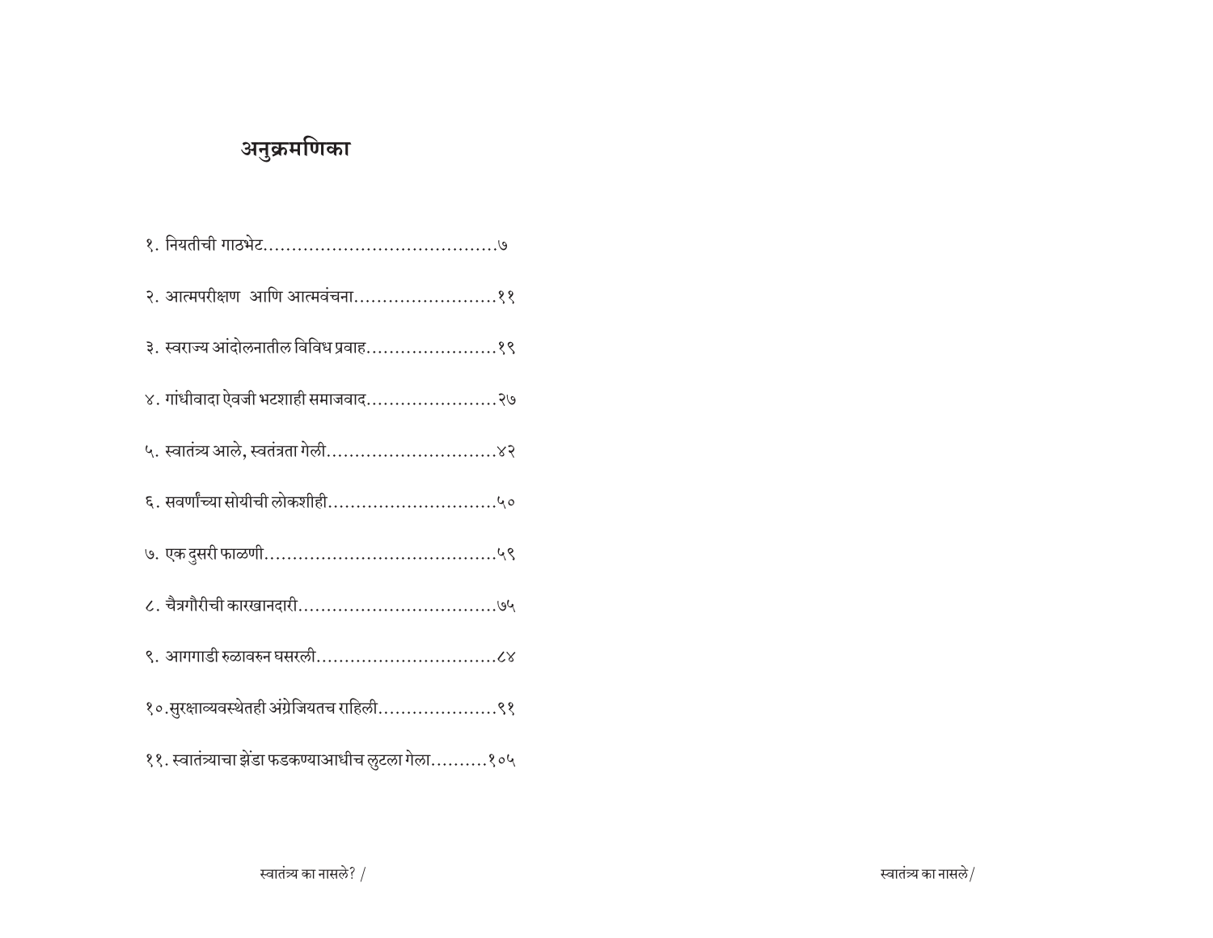# अनुक्रमणिका

१. नियतीची गाठभेट........................................७

२. आत्मपरीक्षण  आणि आत्मवंचना.........................११

३. स्वराज्य आंदोलनातील विविध प्रवाह.......................१९

४. गांधीवादा ऐवजी भटशाही समाजवाद.......................२७

५. स्वातंत्र्य आले, स्वतंत्रता गेली..............................४२

६. सवर्णांच्या सोयीची लोकशीही..............................५०

७. एक दुसरी फाळणी........................................५९

८. चैत्रगौरीची कारखानदारी..................................७५

९. आगगाडी रुळावरुन घसरली................................८४

१०.सुरक्षाव्यवस्थेतही अंग्रेजियतच राहिली.....................९१

११. स्वातंत्र्याचा झेंडा फडकण्याआधीच लुटला गेला..........१०५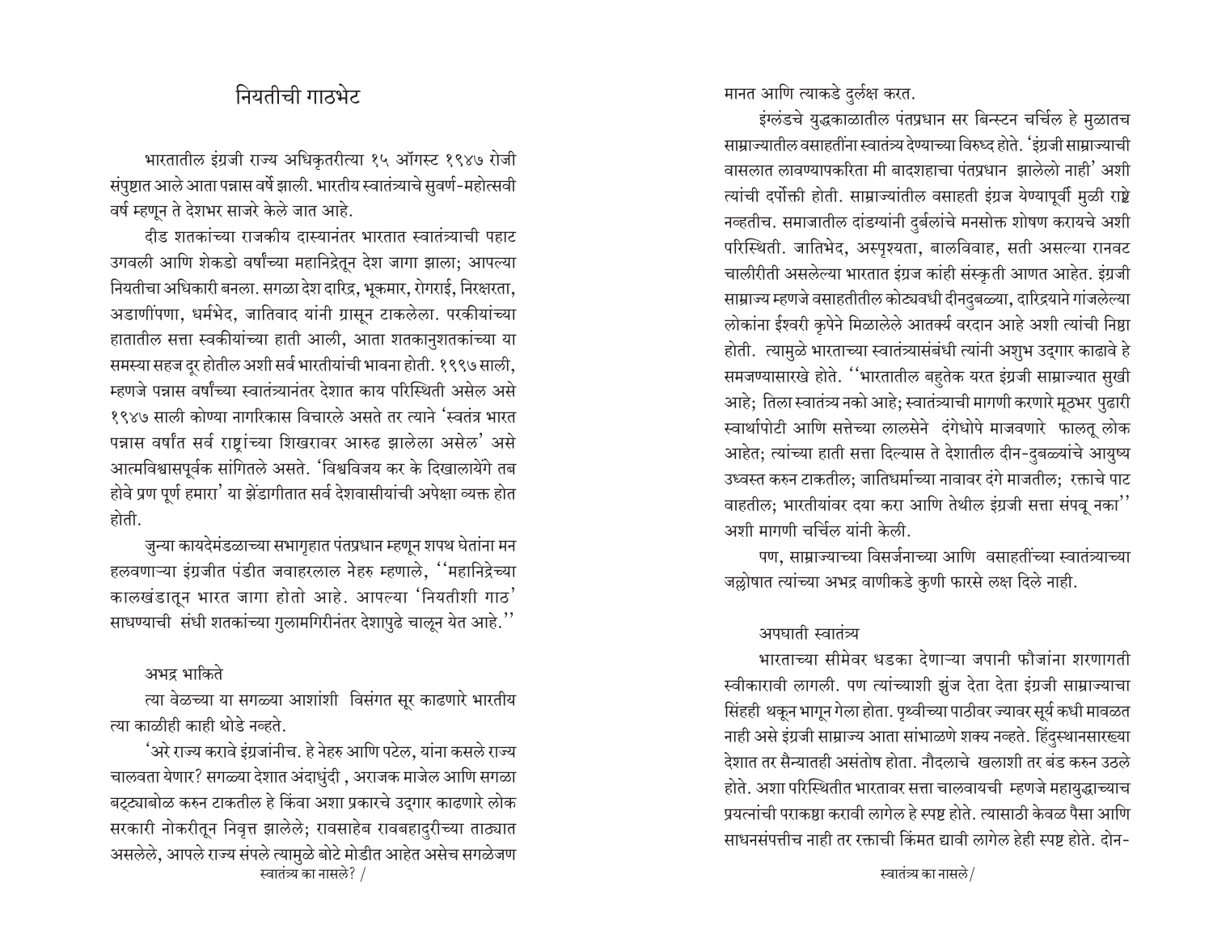# नियतीची गाठभेट

भारतातील इंग्रजी राज्य अधिकृतरीत्या १५ ऑगस्ट १९४७ रोजी संपुष्टात आले आता पन्नास वर्षे झाली. भारतीय स्वातंत्र्याचे सुवर्ण-महोत्सवी वर्ष म्हणून ते देशभर साजरे केले जात आहे.

दीड शतकांच्या राजकीय दास्यानंतर भारतात स्वातंत्र्याची पहाट उगवली आणि शेकडो वर्षांच्या महानिद्रेतून देश जागा झाला; आपल्या नियतीचा अधिकारी बनला. सगळा देश दारिद्र, भूकमार, रोगराई, निरक्षरता, अडाणीपणा, धर्मभेद, जातिवाद यांनी ग्रासून टाकलेला. परकीयांच्या हातातील सत्ता स्वकीयांच्या हाती आली, आता शतकानुशतकांच्या या समस्या सहज दूर होतील अशी सर्व भारतीयांची भावना होती. १९९७ साली, म्हणजे पन्नास वर्षांच्या स्वातंत्र्यानंतर देशात काय परिस्थिती असेल असे १९४७ साली कोण्या नागरिकास विचारले असते तर त्याने 'स्वतंत्र भारत पन्नास वर्षांत सर्व राष्ट्रांच्या शिखरावर आरुढ झालेला असेल' असे आत्मविश्वासपूर्वक सांगितले असते. 'विश्वविजय कर के दिखालायेंगे तब होवे प्रण पूर्ण हमारा' या झेंडागीतात सर्व देशवासीयांची अपेक्षा व्यक्त होत होती.

जुन्या कायदेमंडळाच्या सभागृहात पंतप्रधान म्हणून शपथ घेतांना मन हलवणाऱ्या इंग्रजीत पंडीत जवाहरलाल नेहरु म्हणाले, ''महानिद्रेच्या कालखंडातून भारत जागा होतो आहे. आपल्या 'नियतीशी गाठ' साधण्याची संधी शतकांच्या गुलामगिरीनंतर देशापुढे चालून येत आहे.''

## अभद्र भाकिते

त्या वेळच्या या सगळ्या आशांशी विसंगत सूर काढणारे भारतीय त्या काळीही काही थोडे नव्हते.

'अरे राज्य करावे इंग्रजांनीच. हे नेहरु आणि पटेल, यांना कसले राज्य चालवता येणार? सगळ्या देशात अंदाधुंदी , अराजक माजेल आणि सगळा बट्ट्याबोळ करुन टाकतील हे किंवा अशा प्रकारचे उद्गार काढणारे लोक सरकारी नोकरीतून निवृत्त झालेले; रावसाहेब रावबहादुरीच्या ताठ्यात असलेले, आपले राज्य संपले त्यामुळे बोटे मोडीत आहेत असेच सगळेजण मानत आणि त्याकडे दुर्लक्ष करत.

इंग्लंडचे युद्धकाळातील पंतप्रधान सर बिन्स्टन चर्चिल हे मुळातच साम्राज्यातील वसाहतींना स्वातंत्र्य देण्याच्या विरुध्द होते. 'इंग्रजी साम्राज्याची वासलात लावण्यापकरिता मी बादशहाचा पंतप्रधान झालेलो नाही' अशी त्यांची दर्पोक्ती होती. साम्राज्यांतील वसाहती इंग्रज येण्यापूर्वी मुळी राष्ट्रे नव्हतीच. समाजातील दांडग्यांनी दुर्बलांचे मनसोक्त शोषण करायचे अशी परिस्थिती. जातिभेद, अस्पृश्यता, बालविवाह, सती असल्या रानवट चालीरीती असलेल्या भारतात इंग्रज कांही संस्कृती आणत आहेत. इंग्रजी साम्राज्य म्हणजे वसाहतीतील कोट्यवधी दीनदुबळ्या, दारिद्र्याने गांजलेल्या लोकांना ईश्वरी कृपेने मिळालेले आतर्क्य वरदान आहे अशी त्यांची निष्ठा होती. त्यामुळे भारताच्या स्वातंत्र्यासंबंधी त्यांनी अशुभ उद्गार काढावे हे समजण्यासारखे होते. ''भारतातील बहुतेक यरत इंग्रजी साम्राज्यात सुखी आहे; तिला स्वातंत्र्य नको आहे; स्वातंत्र्याची मागणी करणारे मूठभर पुढारी स्वार्थापोटी आणि सत्तेच्या लालसेने दंगेधोपे माजवणारे फालतू लोक आहेत; त्यांच्या हाती सत्ता दिल्यास ते देशातील दीन-दुबळ्यांचे आयुष्य उध्वस्त करुन टाकतील; जातिधर्माच्या नावावर दंगे माजतील; रक्ताचे पाट वाहतील; भारतीयांवर दया करा आणि तेथील इंग्रजी सत्ता संपवू नका'' अशी मागणी चर्चिल यांनी केली.

पण, साम्राज्याच्या विसर्जनाच्या आणि वसाहतींच्या स्वातंत्र्याच्या जल्लोषात त्यांच्या अभद्र वाणीकडे कुणी फारसे लक्ष दिले नाही.

## अपघाती स्वातंत्र्य

भारताच्या सीमेवर धडका देणाऱ्या जपानी फौजांना शरणागती स्वीकारावी लागली. पण त्यांच्याशी झुंज देता देता इंग्रजी साम्राज्याचा सिंहही थकून भागून गेला होता. पृथ्वीच्या पाठीवर ज्यावर सूर्य कधी मावळत नाही असे इंग्रजी साम्राज्य आता सांभाळणे शक्य नव्हते. हिंदुस्थानसारख्या देशात तर सैन्यातही असंतोष होता. नौदलाचे खलाशी तर बंड करुन उठले होते. अशा परिस्थितीत भारतावर सत्ता चालवायची म्हणजे महायुद्धाच्याच प्रयत्नांची पराकष्ठा करावी लागेल हे स्पष्ट होते. त्यासाठी केवळ पैसा आणि साधनसंपत्तीच नाही तर रक्ताची किंमत द्यावी लागेल हेही स्पष्ट होते. दोन-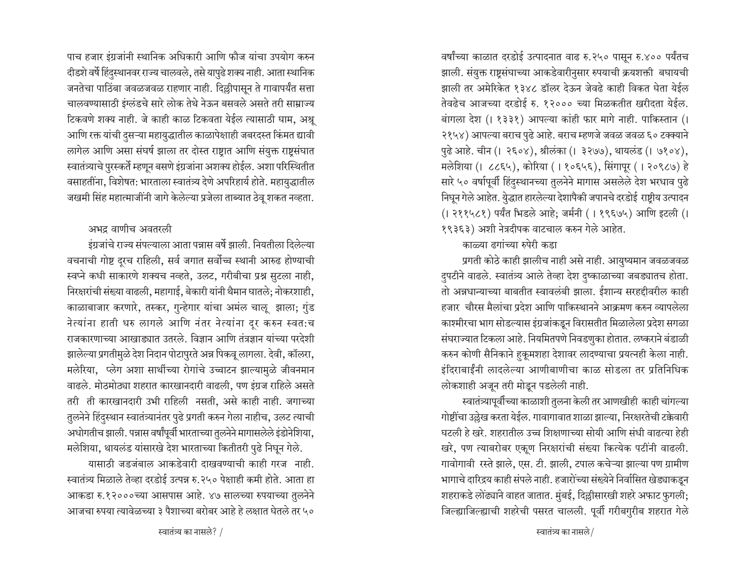पाच हजार इंग्रजांनी स्थानिक अधिकारी आणि फौज यांचा उपयोग करुन दीडशे वर्षे हिंदुस्थानवर राज्य चालवले, तसे यापुढे शक्य नाही. आता स्थानिक जनतेचा पाठिंबा जवळजवळ राहणार नाही. दिल्लीपासून ते गावापर्यंत सत्ता चालवण्यासाठी इंग्लंडचे सारे लोक तेथे नेऊन बसवले असते तरी साम्राज्य टिकवणे शक्य नाही. जे काही काळ टिकवता येईल त्यासाठी घाम, अश्रू आणि रक्त यांची दुसऱ्या महायुद्धातील काळापेक्षाही जबरदस्त किंमत द्यावी लागेल आणि असा संघर्ष झाला तर दोस्त राष्ट्रात आणि संयुक्त राष्ट्रसंघात स्वातंत्र्याचे पुरस्कर्ते म्हणून बसणे इंग्रजांना अशक्य होईल. अशा परिस्थितीत वसाहतींना, विशेषत: भारताला स्वातंत्र्य देणे अपरिहार्य होते. महायुद्धातील जखमी सिंह महात्माजींनी जागे केलेल्या प्रजेला ताब्यात ठेवू शकत नव्हता.

### अभद्र वाणीच अवतरली

इंग्रजांचे राज्य संपल्याला आता पन्नास वर्षे झाली. नियतीला दिलेल्या वचनाची गोष्ट दूरच राहिली, सर्व जगात सर्वोच्च स्थानी आरुढ होण्याची स्वप्ने कधी साकारणे शक्यच नव्हते, उलट, गरीबीचा प्रश्न सुटला नाही, निरक्षरांची संख्या वाढली, महागाई, बेकारी यांनी थैमान घातले; नोकरशाही, काळाबाजार करणारे, तस्कर, गुन्हेगार यांचा अमंल चालू झाला; गुंड नेत्यांना हाती धरु लागले आणि नंतर नेत्यांना दूर करुन स्वत:च राजकारणाच्या आखाड्यात उतरले. विज्ञान आणि तंत्रज्ञान यांच्या परदेशी झालेल्या प्रगतीमुळे देश निदान पोटापुरते अन्न पिकवू लागला. देवी, कॉलरा, मलेरिया, प्लेग अशा साथींच्या रोगांचे उच्चाटन झाल्यामुळे जीवनमान वाढले. मोठमोठ्या शहरात कारखानदारी वाढली, पण इंग्रज राहिले असते तरी ती कारखानदारी उभी राहिली नसती, असे काही नाही. जगाच्या तुलनेने हिंदुस्थान स्वातंत्र्यानंतर पुढे प्रगती करुन गेला नाहीच, उलट त्याची अधोगतीच झाली. पन्नास वर्षापूर्वी भारताच्या तुलनेने मागासलेले इंडोनेशिया, मलेशिया, थायलंड यांसारखे देश भारताच्या कितीतरी पुढे निघून गेले.

यासाठी जडजंबाल आकडेवारी दाखवण्याची काही गरज नाही. स्वातंत्र्य मिळाले तेव्हा दरडोई उत्पन्न रु.२५० पेक्षाही कमी होते. आता हा आकडा रु.१२०००च्या आसपास आहे. ४७ सालच्या रुपयाच्या तुलनेने आजचा रुपया त्यावेळच्या ३ पैशाच्या बरोबर आहे हे लक्षात घेतले तर ५० वर्षांच्या काळात दरडोई उत्पादनात वाढ रु.२५० पासून रु.४०० पर्यंतच झाली. संयुक्त राष्ट्रसंघाच्या आकडेवारीनुसार रुपयाची क्रयशक्ती बघायची झाली तर अमेरिकेत १३४८ डॉलर देऊन जेवढे काही विकत घेता येईल तेवढेच आजच्या दरडोई रु. १२००० च्या मिळकतीत खरीदता येईल. बांगला देश (। १३३१) आपल्या कांही फार मागे नाही. पाकिस्तान (। २१५४) आपल्या बराच पुढे आहे. बराच म्हणजे जवळ जवळ ६० टक्क्याने पुढे आहे. चीन (। २६०४), श्रीलंका (। ३२७७), थायलंड (। ७१०४), मलेशिया (। ८८६५), कोरिया ( । १०६५६), सिंगापूर ( । २०९८७) हे सारे ५० वर्षापूर्वी हिंदुस्थानच्या तुलनेने मागास असलेले देश भरधाव पुढे निघून गेले आहेत. युद्धात हारलेल्या देशापैकी जपानचे दरडोई राष्ट्रीय उत्पादन (। २११५८१) पर्यंत भिडले आहे; जर्मनी ( । १९६७५) आणि इटली (। १९३६३) अशी नेत्रदीपक वाटचाल करुन गेले आहेत.

### काळ्या ढगांच्या रुपेरी कडा

प्रगती कोठे काही झालीच नाही असे नाही. आयुष्यमान जवळजवळ दुपटीने वाढले. स्वातंत्र्य आले तेव्हा देश दुष्काळाच्या जबड्यातच होता. तो अन्नधान्याच्या बाबतीत स्वावलंबी झाला. ईशान्य सरहद्दीवरील काही हजार चौरस मैलांचा प्रदेश आणि पाकिस्थानने आक्रमण करुन व्यापलेला काश्मीरचा भाग सोडल्यास इंग्रजांकडून विरासतीत मिळालेला प्रदेश सगळा संघराज्यात टिकला आहे. नियमितपणे निवडणुका होतात. लष्कराने बंडाळी करुन कोणी सैनिकाने हुकूमशहा देशावर लादण्याचा प्रयत्नही केला नाही. इंदिराबाईंनी लादलेल्या आणीबाणीचा काळ सोडला तर प्रतिनिधिक लोकशाही अजून तरी मोडून पडलेली नाही.

स्वातंत्र्यापूर्वीच्या काळाशी तुलना केली तर आणखीही काही चांगल्या गोष्टींचा उल्लेख करता येईल. गावागावात शाळा झाल्या, निरक्षरतेची टक्केवारी घटली हे खरे. शहरातील उच्च शिक्षणाच्या सोयी आणि संधी वाढल्या हेही खरे, पण त्याबरोबर एकूण निरक्षरांची संख्या कित्येक पटींनी वाढली. गावोगावी रस्ते झाले, एस. टी. झाली, टपाल कचेऱ्या झाल्या पण ग्रामीण भागाचे दारिद्र्य काही संपले नाही. हजारोंच्या संख्येने निर्वासित खेड्याकडून शहराकडे लोंढ्याने वाहत जातात. मुंबई, दिल्लीसारखी शहरे अफाट फुगली; जिल्ह्याजिल्ह्याची शहरेची पसरत चालली. पूर्वी गरीबगुरीब शहरात गेले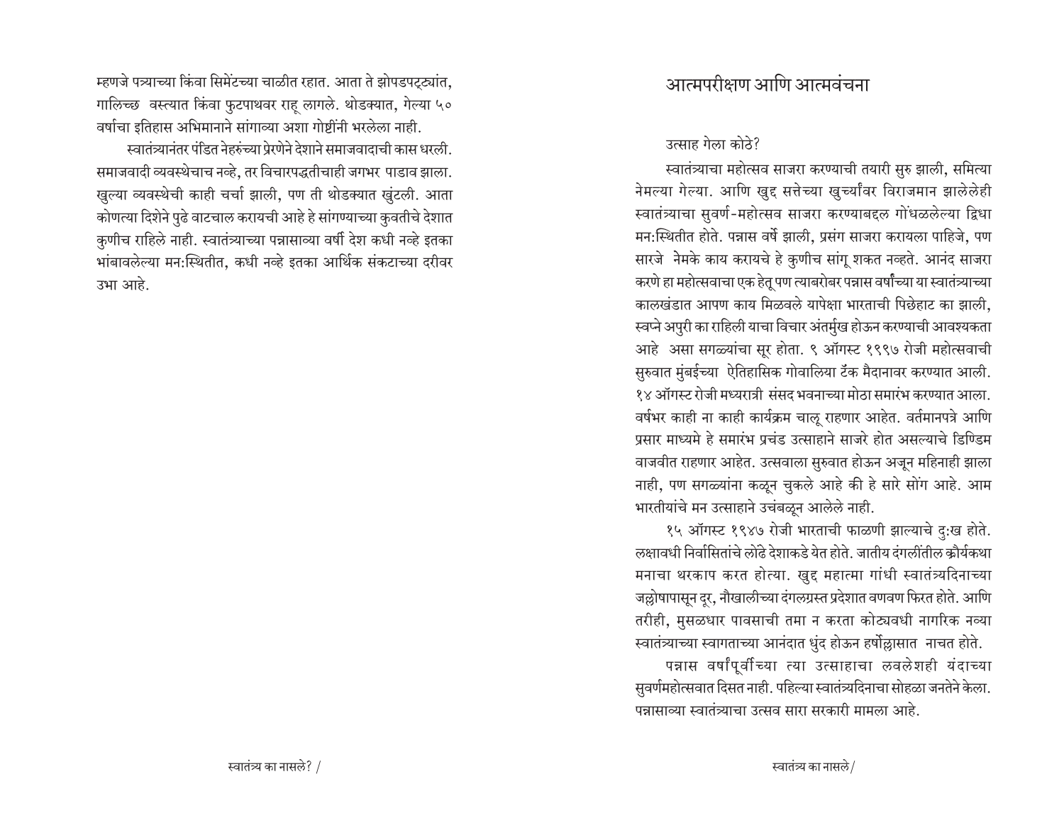म्हणजे पत्र्याच्या किंवा सिमेंटच्या चाळीत रहात. आता ते झोपडपट्ट्यांत, गालिच्छ वस्त्यात किंवा फुटपाथवर राहू लागले. थोडक्यात, गेल्या ५० वर्षाचा इतिहास अभिमानाने सांगाव्या अशा गोष्टींनी भरलेला नाही.

स्वातंत्र्यानंतर पंडित नेहरुंच्या प्रेरणेने देशाने समाजवादाची कास धरली. समाजवादी व्यवस्थेचाच नव्हे, तर विचारपद्धतीचाही जगभर पाडाव झाला. खुल्या व्यवस्थेची काही चर्चा झाली, पण ती थोडक्यात खुंटली. आता कोणत्या दिशेने पुढे वाटचाल करायची आहे हे सांगण्याच्या कुवतीचे देशात कुणीच राहिले नाही. स्वातंत्र्याच्या पन्नासाव्या वर्षी देश कधी नव्हे इतका भांबावलेल्या मन:स्थितीत, कधी नव्हे इतका आर्थिक संकटाच्या दरीवर उभा आहे.

# आत्मपरीक्षण आणि आत्मवंचना

उत्साह गेला कोठे?

स्वातंत्र्याचा महोत्सव साजरा करण्याची तयारी सुरु झाली, समित्या नेमल्या गेल्या. आणि खुद्द सत्तेच्या खुर्च्यांवर विराजमान झालेलेही स्वातंत्र्याचा सुवर्ण-महोत्सव साजरा करण्याबद्दल गोंधळलेल्या द्विधा मन:स्थितीत होते. पन्नास वर्षे झाली, प्रसंग साजरा करायला पाहिजे, पण सारजे नेमके काय करायचे हे कुणीच सांगू शकत नव्हते. आनंद साजरा करणे हा महोत्सवाचा एक हेतू पण त्याबरोबर पन्नास वर्षांच्या या स्वातंत्र्याच्या कालखंडात आपण काय मिळवले यापेक्षा भारताची पिछेहाट का झाली, स्वप्ने अपुरी का राहिली याचा विचार अंतर्मुख होऊन करण्याची आवश्यकता आहे असा सगळ्यांचा सूर होता. ९ ऑगस्ट १९९७ रोजी महोत्सवाची सुरुवात मुंबईच्या ऐतिहासिक गोवालिया टँक मैदानावर करण्यात आली. १४ ऑगस्ट रोजी मध्यरात्री संसद भवनाच्या मोठा समारंभ करण्यात आला. वर्षभर काही ना काही कार्यक्रम चालू राहणार आहेत. वर्तमानपत्रे आणि प्रसार माध्यमे हे समारंभ प्रचंड उत्साहाने साजरे होत असल्याचे डिण्डिम वाजवीत राहणार आहेत. उत्सवाला सुरुवात होऊन अजून महिनाही झाला नाही, पण सगळ्यांना कळून चुकले आहे की हे सारे सोंग आहे. आम भारतीयांचे मन उत्साहाने उचंबळून आलेले नाही.

१५ ऑगस्ट १९४७ रोजी भारताची फाळणी झाल्याचे दु:ख होते. लक्षावधी निर्वासितांचे लोंढे देशाकडे येत होते. जातीय दंगलींतील क्रौर्यकथा मनाचा थरकाप करत होत्या. खुद्द महात्मा गांधी स्वातंत्र्यदिनाच्या जल्लोषापासून दूर, नौखालीच्या दंगलग्रस्त प्रदेशात वणवण फिरत होते. आणि तरीही, मुसळधार पावसाची तमा न करता कोट्यवधी नागरिक नव्या स्वातंत्र्याच्या स्वागताच्या आनंदात धुंद होऊन हर्षोल्लासात नाचत होते.

पन्नास वर्षांपूर्वीच्या त्या उत्साहाचा लवलेशही यंदाच्या सुवर्णमहोत्सवात दिसत नाही. पहिल्या स्वातंत्र्यदिनाचा सोहळा जनतेने केला. पन्नासाव्या स्वातंत्र्याचा उत्सव सारा सरकारी मामला आहे.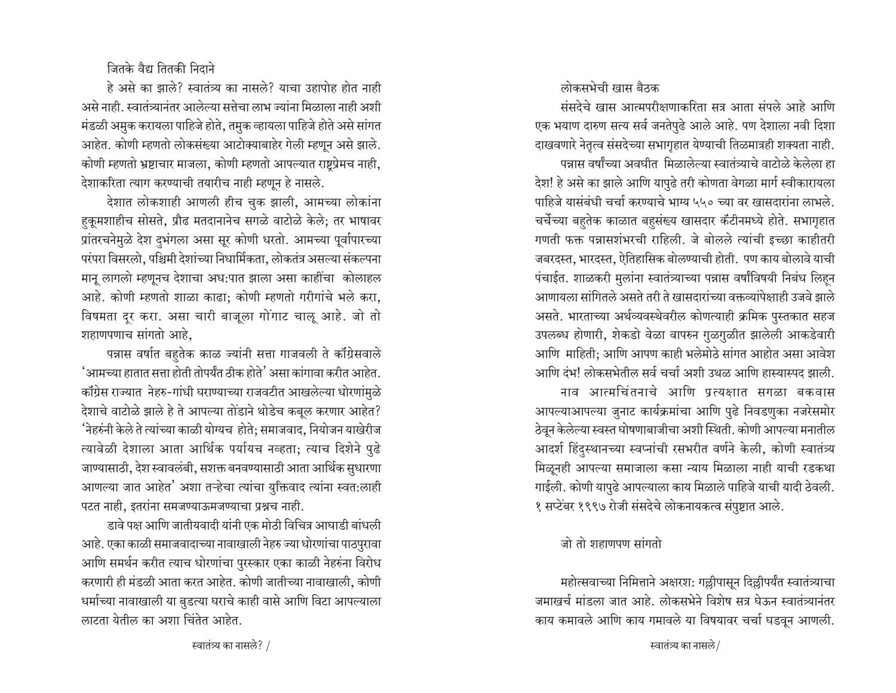## जितके वैद्य तितकी निदाने

हे असे का झाले? स्वातंत्र्य का नासले? याचा उहापोह होत नाही असे नाही. स्वातंत्र्यानंतर आलेल्या सत्तेचा लाभ ज्यांना मिळाला नाही अशी मंडळी अमुक करायला पाहिजे होते, तमुक व्हायला पाहिजे होते असे सांगत आहेत. कोणी म्हणतो लोकसंख्या आटोक्याबाहेर गेली म्हणून असे झाले. कोणी म्हणतो भ्रष्टाचार माजला, कोणी म्हणतो आपल्यात राष्ट्रप्रेमच नाही, देशाकरिता त्याग करण्याची तयारीच नाही म्हणून हे नासले.

देशात लोकशाही आणली हीच चुक झाली, आमच्या लोकांना हुकूमशाहीच सोसते, प्रौढ मतदानानेच सगळे वाटोळे केले; तर भाषावर प्रांतरचनेमुळे देश दुभंगला असा सूर कोणी धरतो. आमच्या पूर्वापारच्या परंपरा विसरलो, पश्चिमी देशांच्या निधार्मिकता, लोकतंत्र असल्या संकल्पना मानू लागलो म्हणूनच देशाचा अध:पात झाला असा काहींचा कोलाहल आहे. कोणी म्हणतो शाळा काढा; कोणी म्हणतो गरीबांचे भले करा, विषमता दूर करा. असा चारी बाजूला गोंगाट चालू आहे. जो तो शहाणपणाच सांगतो आहे,

पन्नास वर्षात बहुतेक काळ ज्यांनी सत्ता गाजवली ते कॉंग्रेसवाले 'आमच्या हातात सत्ता होती तोपर्यंत ठीक होते' असा कांगावा करीत आहेत. कॉंग्रेस राज्यात नेहरु-गांधी घराण्याच्या राजवटीत आखलेल्या धोरणांमुळे देशाचे वाटोळे झाले हे ते आपल्या तोंडाने थोडेच कबूल करणार आहेत? 'नेहरुंनी केले ते त्यांच्या काळी योग्यच होते; समाजवाद, नियोजन याखेरीज त्यावेळी देशाला आता आर्थिक पर्यायच नव्हता; त्याच दिशेने पुढे जाण्यासाठी, देश स्वावलंबी, सशक्त बनवण्यासाठी आता आर्थिक सुधारणा आणल्या जात आहेत' अशा तऱ्हेचा त्यांचा युक्तिवाद त्यांना स्वत:लाही पटत नाही, इतरांना समजण्याऊमजण्याचा प्रश्नच नाही.

डावे पक्ष आणि जातीयवादी यांनी एक मोठी विचित्र आघाडी बांधली आहे. एका काळी समाजवादाच्या नावाखाली नेहरु ज्या धोरणांचा पाठपुरावा आणि समर्थन करीत त्याच धोरणांचा पुरस्कार एका काळी नेहरुंना विरोध करणारी ही मंडळी आता करत आहेत. कोणी जातीच्या नावाखाली, कोणी धर्माच्या नावाखाली या बुडत्या घराचे काही वासे आणि विटा आपल्याला लाटता येतील का अशा चिंतेत आहेत.

## लोकसभेची खास बैठक

संसदेचे खास आत्मपरीक्षणाकरिता सत्र आता संपले आहे आणि एक भयाण दारुण सत्य सर्व जनतेपुढे आले आहे. पण देशाला नवी दिशा दाखवणारे नेतृत्व संसदेच्या सभागृहात येण्याची तिळमात्रही शक्यता नाही.

पन्नास वर्षांच्या अवघीत मिळालेल्या स्वातंत्र्याचे वाटोळे केलेला हा देश! हे असे का झाले आणि यापुढे तरी कोणता वेगळा मार्ग स्वीकारायला पाहिजे यासंबंधी चर्चा करण्याचे भाग्य ५५० च्या वर खासदारांना लाभले. चर्चेच्या बहुतेक काळात बहुसंख्य खासदार कॅंटीनमध्ये होते. सभागृहात गणती फक्त पन्नासशंभरची राहिली. जे बोलले त्यांची इच्छा काहीतरी जबरदस्त, भारदस्त, ऐतिहासिक बोलण्याची होती. पण काय बोलावे याची पंचाईत. शाळकरी मुलांना स्वातंत्र्याच्या पन्नास वर्षांविषयी निबंध लिहून आणायला सांगितले असते तरी ते खासदारांच्या वक्तव्यांपेक्षाही उजवे झाले असते. भारताच्या अर्थव्यवस्थेवरील कोणत्याही क्रमिक पुस्तकात सहज उपलब्ध होणारी, शेकडो वेळा वापरुन गुळगुळीत झालेली आकडेवारी आणि माहिती; आणि आपण काही भलेमोठे सांगत आहोत असा आवेश आणि दंभ! लोकसभेतील सर्व चर्चा अशी उथळ आणि हास्यास्पद झाली.

नाव आत्मचिंतनाचे आणि प्रत्यक्षात सगळा बकवास आपल्याआपल्या जुनाट कार्यक्रमांचा आणि पुढे निवडणुका नजरेसमोर ठेवून केलेल्या स्वस्त घोषणाबाजीचा अशी स्थिती. कोणी आपल्या मनातील आदर्श हिंदुस्थानच्या स्वप्नांची रसभरीत वर्णने केली, कोणी स्वातंत्र्य मिळूनही आपल्या समाजाला कसा न्याय मिळाला नाही याची रडकथा गाईली. कोणी यापुढे आपल्याला काय मिळाले पाहिजे याची यादी ठेवली. १ सप्टेंबर १९९७ रोजी संसदेचे लोकनायकत्व संपुष्टात आले.

## जो तो शहाणपण सांगतो

महोत्सवाच्या निमित्ताने अक्षरश: गल्लीपासून दिल्लीपर्यंत स्वातंत्र्याचा जमाखर्च मांडला जात आहे. लोकसभेने विशेष सत्र घेऊन स्वातंत्र्यानंतर काय कमावले आणि काय गमावले या विषयावर चर्चा घडवून आणली.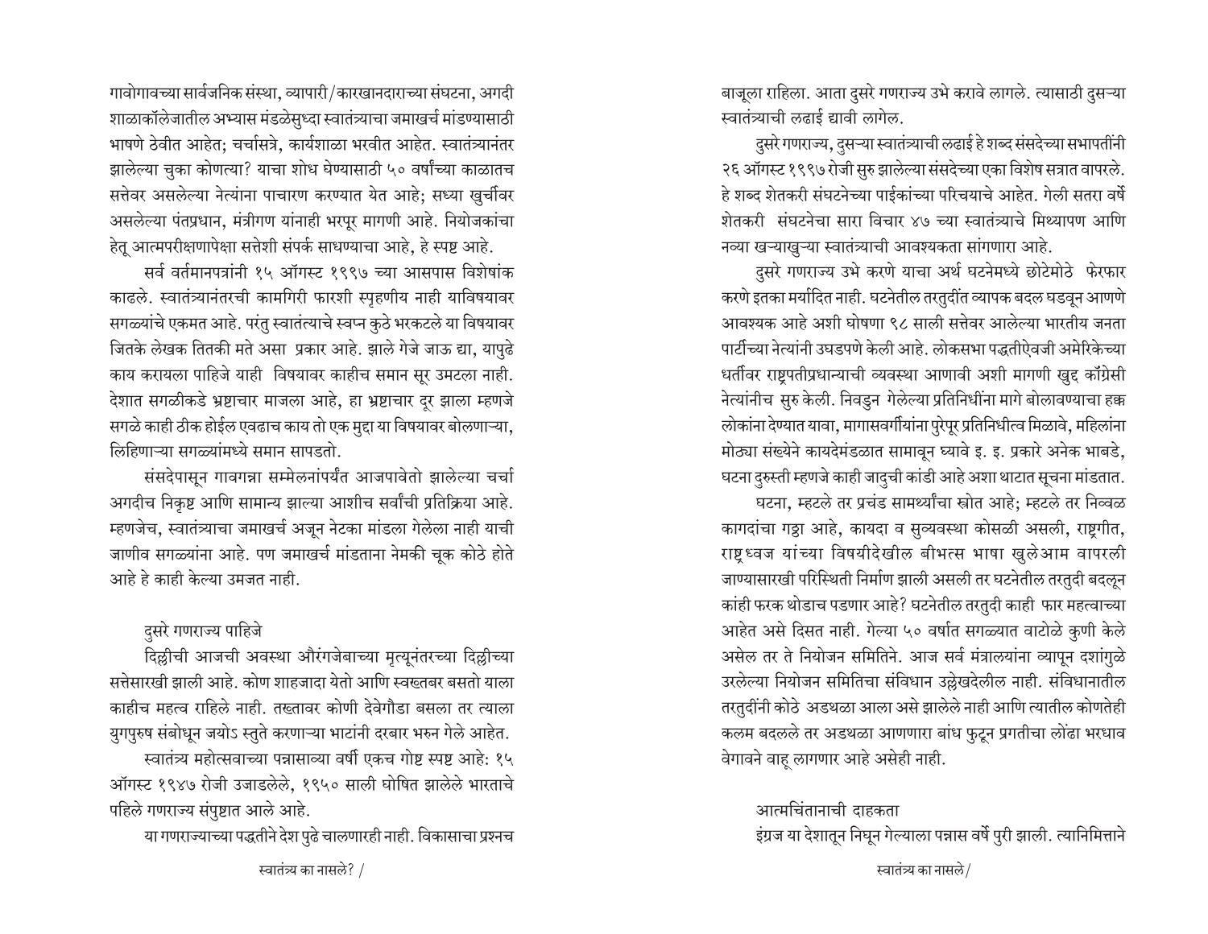गावोगावच्या सार्वजनिक संस्था, व्यापारी/कारखानदाराच्या संघटना, अगदी शाळाकॉलेजातील अभ्यास मंडळेसुध्दा स्वातंत्र्याचा जमाखर्च मांडण्यासाठी भाषणे ठेवीत आहेत; चर्चासत्रे, कार्यशाळा भरवीत आहेत. स्वातंत्र्यानंतर झालेल्या चुका कोणत्या? याचा शोध घेण्यासाठी ५० वर्षांच्या काळातच सत्तेवर असलेल्या नेत्यांना पाचारण करण्यात येत आहे; सध्या खुर्चीवर असलेल्या पंतप्रधान, मंत्रीगण यांनाही भरपूर मागणी आहे. नियोजकांचा हेतू आत्मपरीक्षणापेक्षा सत्तेशी संपर्क साधण्याचा आहे, हे स्पष्ट आहे.

सर्व वर्तमानपत्रांनी १५ ऑगस्ट १९९७ च्या आसपास विशेषांक काढले. स्वातंत्र्यानंतरची कामगिरी फारशी स्पृहणीय नाही याविषयावर सगळ्यांचे एकमत आहे. परंतु स्वातंत्र्याचे स्वप्न कुठे भरकटले या विषयावर जितके लेखक तितकी मते असा प्रकार आहे. झाले गेजे जाऊ द्या, यापुढे काय करायला पाहिजे याही विषयावर काहीच समान सूर उमटला नाही. देशात सगळीकडे भ्रष्टाचार माजला आहे, हा भ्रष्टाचार दूर झाला म्हणजे सगळे काही ठीक होईल एवढाच काय तो एक मुद्दा या विषयावर बोलणाऱ्या, लिहिणाऱ्या सगळ्यांमध्ये समान सापडतो.

संसदेपासून गावगन्ना सम्मेलनांपर्यंत आजपावेतो झालेल्या चर्चा अगदीच निकृष्ट आणि सामान्य झाल्या आशीच सर्वांची प्रतिक्रिया आहे. म्हणजेच, स्वातंत्र्याचा जमाखर्च अजून नेटका मांडला गेलेला नाही याची जाणीव सगळ्यांना आहे. पण जमाखर्च मांडताना नेमकी चूक कोठे होते आहे हे काही केल्या उमजत नाही.

## दुसरे गणराज्य पाहिजे

दिल्लीची आजची अवस्था औरंगजेबाच्या मृत्यूनंतरच्या दिल्लीच्या सत्तेसारखी झाली आहे. कोण शाहजादा येतो आणि स्वख्तबर बसतो याला काहीच महत्व राहिले नाही. तख्तावर कोणी देवेगौडा बसला तर त्याला युगपुरुष संबोधून जयोऽ स्तुते करणाऱ्या भाटांनी दरबार भरुन गेले आहेत.

स्वातंत्र्य महोत्सवाच्या पन्नासाव्या वर्षी एकच गोष्ट स्पष्ट आहे: १५ ऑगस्ट १९४७ रोजी उजाडलेले, १९५० साली घोषित झालेले भारताचे पहिले गणराज्य संपुष्टात आले आहे.

या गणराज्याच्या पद्धतीने देश पुढे चालणारही नाही. विकासाचा प्रश्नच बाजूला राहिला. आता दुसरे गणराज्य उभे करावे लागले. त्यासाठी दुसऱ्या स्वातंत्र्याची लढाई द्यावी लागेल.

दुसरे गणराज्य, दुसऱ्या स्वातंत्र्याची लढाई हे शब्द संसदेच्या सभापतींनी २६ ऑगस्ट १९९७ रोजी सुरु झालेल्या संसदेच्या एका विशेष सत्रात वापरले. हे शब्द शेतकरी संघटनेच्या पाईकांच्या परिचयाचे आहेत. गेली सतरा वर्षे शेतकरी संघटनेचा सारा विचार ४७ च्या स्वातंत्र्याचे मिथ्यापण आणि नव्या खऱ्याखुऱ्या स्वातंत्र्याची आवश्यकता सांगणारा आहे.

दुसरे गणराज्य उभे करणे याचा अर्थ घटनेमध्ये छोटेमोठे फेरफार करणे इतका मर्यादित नाही. घटनेतील तरतुदींत व्यापक बदल घडवून आणणे आवश्यक आहे अशी घोषणा ९८ साली सत्तेवर आलेल्या भारतीय जनता पार्टीच्या नेत्यांनी उघडपणे केली आहे. लोकसभा पद्धतीऐवजी अमेरिकेच्या धर्तीवर राष्ट्रपतीप्रधान्याची व्यवस्था आणावी अशी मागणी खुद्द कॉंग्रेसी नेत्यांनीच सुरु केली. निवडुन गेलेल्या प्रतिनिधींना मागे बोलावण्याचा हक्क लोकांना देण्यात यावा, मागासवर्गीयांना पुरेपूर प्रतिनिधीत्व मिळावे, महिलांना मोठ्या संख्येने कायदेमंडळात सामावून घ्यावे इ. इ. प्रकारे अनेक भाबडे, घटना दुरुस्ती म्हणजे काही जादुची कांडी आहे अशा थाटात सूचना मांडतात.

घटना, म्हटले तर प्रचंड सामर्थ्याचा स्रोत आहे; म्हटले तर निव्वळ कागदांचा गठ्ठा आहे, कायदा व सुव्यवस्था कोसळी असली, राष्ट्रगीत, राष्ट्रध्वज यांच्या विषयीदेखील बीभत्स भाषा खुलेआम वापरली जाण्यासारखी परिस्थिती निर्माण झाली असली तर घटनेतील तरतुदी बदलून कांही फरक थोडाच पडणार आहे? घटनेतील तरतुदी काही फार महत्वाच्या आहेत असे दिसत नाही. गेल्या ५० वर्षात सगळ्यात वाटोळे कुणी केले असेल तर ते नियोजन समितिने. आज सर्व मंत्रालयांना व्यापून दशांगुळे उरलेल्या नियोजन समितिचा संविधान उल्लेखदेलील नाही. संविधानातील तरतुदींनी कोठे अडथळा आला असे झालेले नाही आणि त्यातील कोणतेही कलम बदलले तर अडथळा आणणारा बांध फुटून प्रगतीचा लोंढा भरधाव वेगावने वाहू लागणार आहे असेही नाही.

## आत्मचिंतानाची दाहकता

इंग्रज या देशातून निघून गेल्याला पन्नास वर्षे पुरी झाली. त्यानिमित्ताने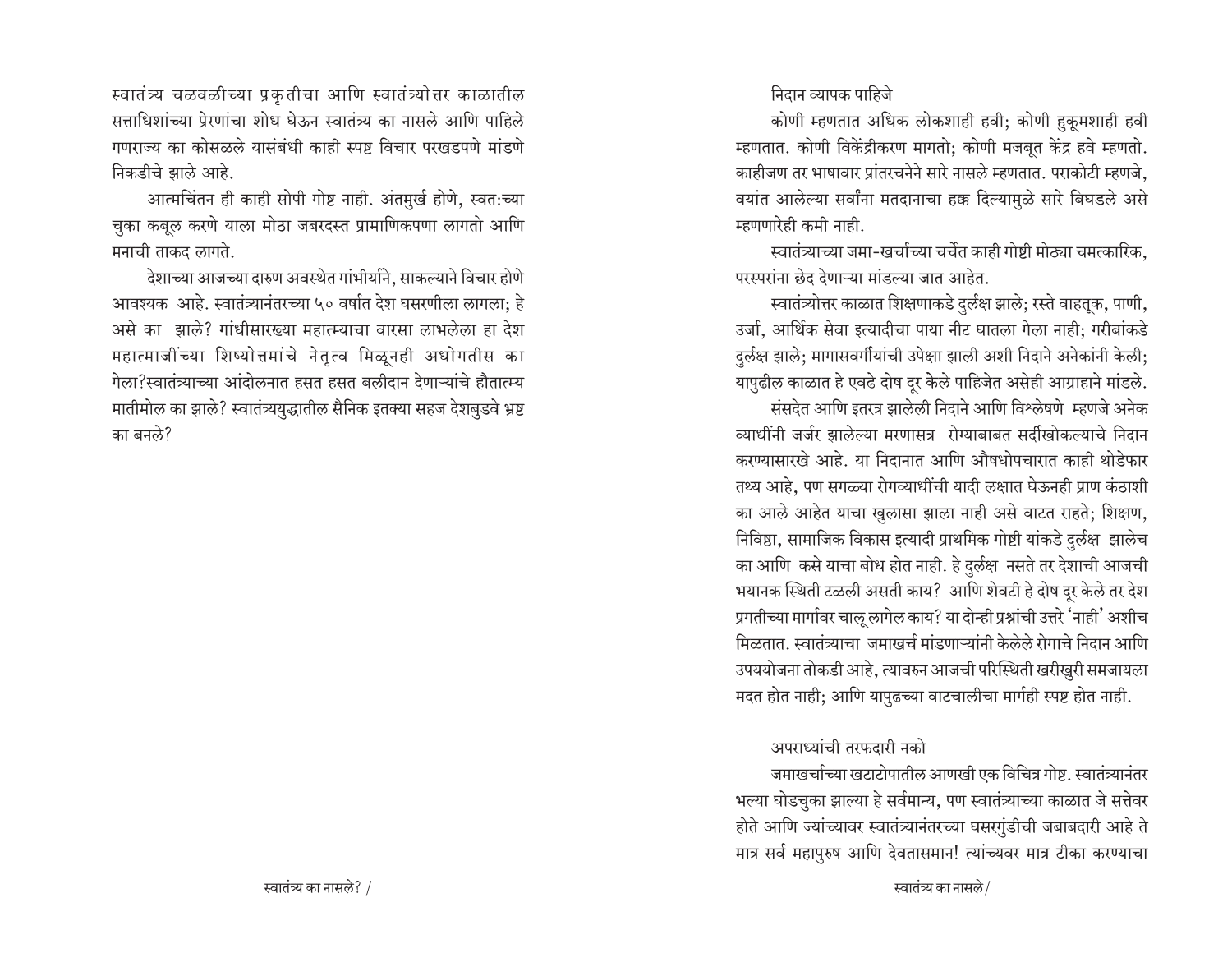स्वातंत्र्य चळवळीच्या प्रकृतीचा आणि स्वातंत्र्योत्तर काळातील सत्ताधिशांच्या प्रेरणांचा शोध घेऊन स्वातंत्र्य का नासले आणि पाहिले गणराज्य का कोसळले यासंबंधी काही स्पष्ट विचार परखडपणे मांडणे निकडीचे झाले आहे.

आत्मचिंतन ही काही सोपी गोष्ट नाही. अंतमुर्ख होणे, स्वत:च्या चुका कबूल करणे याला मोठा जबरदस्त प्रामाणिकपणा लागतो आणि मनाची ताकद लागते.

देशाच्या आजच्या दारुण अवस्थेत गांभीर्याने, साकल्याने विचार होणे आवश्यक आहे. स्वातंत्र्यानंतरच्या ५० वर्षात देश घसरणीला लागला; हे असे का झाले? गांधीसारख्या महात्म्याचा वारसा लाभलेला हा देश महात्माजींच्या शिष्योत्तमांचे नेतृत्व मिळूनही अधोगतीस का गेला?स्वातंत्र्याच्या आंदोलनात हसत हसत बलीदान देणाऱ्यांचे हौतात्म्य मातीमोल का झाले? स्वातंत्र्ययुद्धातील सैनिक इतक्या सहज देशबुडवे भ्रष्ट का बनले?

## निदान व्यापक पाहिजे

कोणी म्हणतात अधिक लोकशाही हवी; कोणी हुकूमशाही हवी म्हणतात. कोणी विकेंद्रीकरण मागतो; कोणी मजबूत केंद्र हवे म्हणतो. काहीजण तर भाषावार प्रांतरचनेने सारे नासले म्हणतात. पराकोटी म्हणजे, वयांत आलेल्या सर्वांना मतदानाचा हक्क दिल्यामुळे सारे बिघडले असे म्हणणारेही कमी नाही.

स्वातंत्र्याच्या जमा-खर्चाच्या चर्चेत काही गोष्टी मोठ्या चमत्कारिक, परस्परांना छेद देणाऱ्या मांडल्या जात आहेत.

स्वातंत्र्योत्तर काळात शिक्षणाकडे दुर्लक्ष झाले; रस्ते वाहतूक, पाणी, उर्जा, आर्थिक सेवा इत्यादीचा पाया नीट घातला गेला नाही; गरीबांकडे दुर्लक्ष झाले; मागासवर्गीयांची उपेक्षा झाली अशी निदाने अनेकांनी केली; यापुढील काळात हे एवढे दोष दूर केले पाहिजेत असेही आग्राहाने मांडले.

संसदेत आणि इतरत्र झालेली निदाने आणि विश्लेषणे म्हणजे अनेक व्याधींनी जर्जर झालेल्या मरणासत्र रोग्याबाबत सर्दीखोकल्याचे निदान करण्यासारखे आहे. या निदानात आणि औषधोपचारात काही थोडेफार तथ्य आहे, पण सगळ्या रोगव्याधींची यादी लक्षात घेऊनही प्राण कंठाशी का आले आहेत याचा खुलासा झाला नाही असे वाटत राहते; शिक्षण, निविष्ठा, सामाजिक विकास इत्यादी प्राथमिक गोष्टी यांकडे दुर्लक्ष झालेच का आणि कसे याचा बोध होत नाही. हे दुर्लक्ष नसते तर देशाची आजची भयानक स्थिती टळली असती काय? आणि शेवटी हे दोष दूर केले तर देश प्रगतीच्या मार्गावर चालू लागेल काय? या दोन्ही प्रश्नांची उत्तरे 'नाही' अशीच मिळतात. स्वातंत्र्याचा जमाखर्च मांडणाऱ्यांनी केलेले रोगाचे निदान आणि उपययोजना तोकडी आहे, त्यावरुन आजची परिस्थिती खरीखुरी समजायला मदत होत नाही; आणि यापुढच्या वाटचालीचा मार्गही स्पष्ट होत नाही.

## अपराध्यांची तरफदारी नको

जमाखर्चाच्या खटाटोपातील आणखी एक विचित्र गोष्ट. स्वातंत्र्यानंतर भल्या घोडचुका झाल्या हे सर्वमान्य, पण स्वातंत्र्याच्या काळात जे सत्तेवर होते आणि ज्यांच्यावर स्वातंत्र्यानंतरच्या घसरगुंडीची जबाबदारी आहे ते मात्र सर्व महापुरुष आणि देवतासमान! त्यांच्यवर मात्र टीका करण्याचा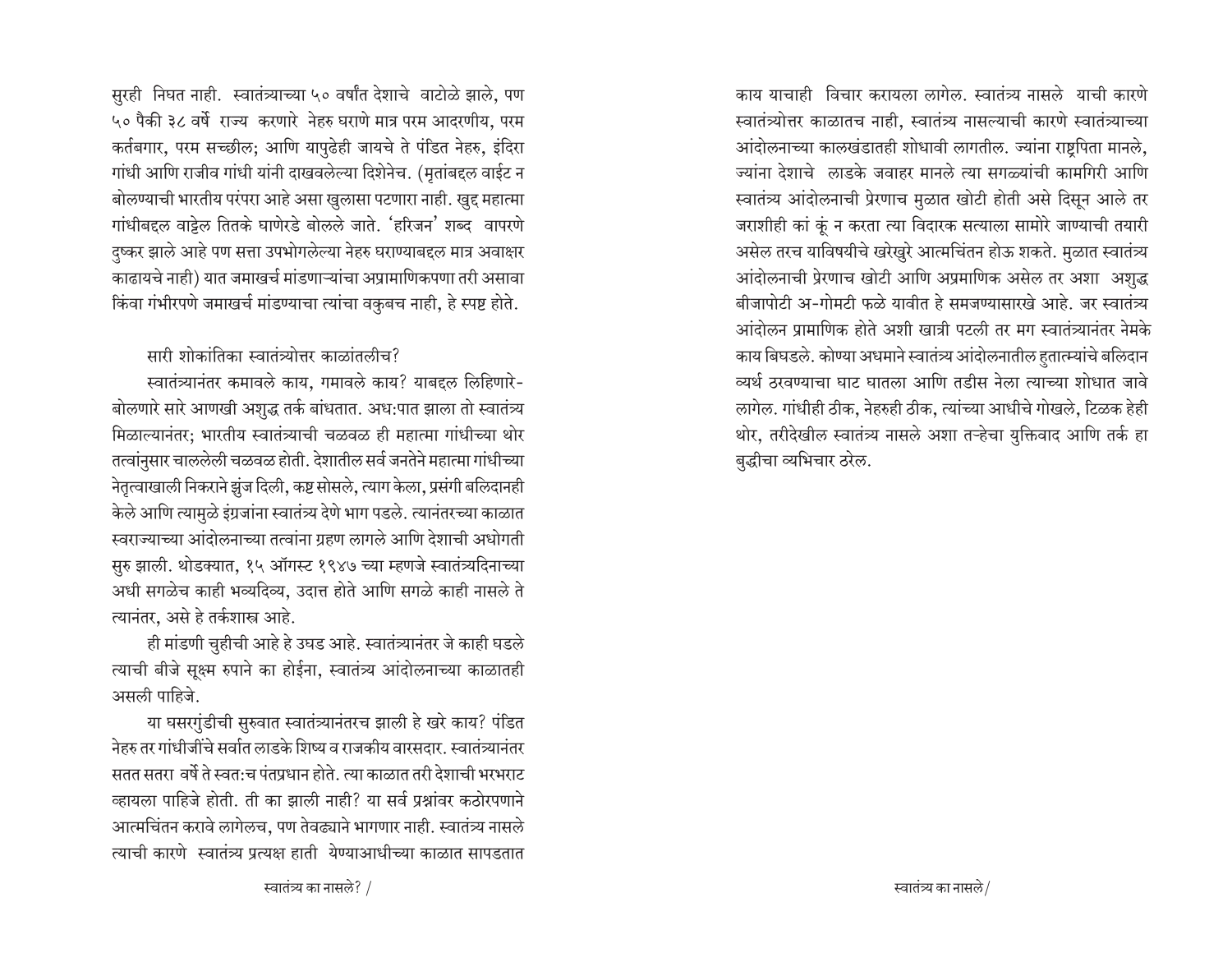सुरही निघत नाही. स्वातंत्र्याच्या ५० वर्षांत देशाचे वाटोळे झाले, पण ५० पैकी ३८ वर्षे राज्य करणारे नेहरु घराणे मात्र परम आदरणीय, परम कर्तबगार, परम सच्छील; आणि यापुढेही जायचे ते पंडित नेहरु, इंदिरा गांधी आणि राजीव गांधी यांनी दाखवलेल्या दिशेनेच. (मृतांबद्दल वाईट न बोलण्याची भारतीय परंपरा आहे असा खुलासा पटणारा नाही. खुद्द महात्मा गांधीबद्दल वाट्टेल तितके घाणेरडे बोलले जाते. 'हरिजन' शब्द वापरणे दुष्कर झाले आहे पण सत्ता उपभोगलेल्या नेहरु घराण्याबद्दल मात्र अवाक्षर काढायचे नाही) यात जमाखर्च मांडणाऱ्यांचा अप्रामाणिकपणा तरी असावा किंवा गंभीरपणे जमाखर्च मांडण्याचा त्यांचा वकुबच नाही, हे स्पष्ट होते.

सारी शोकांतिका स्वातंत्र्योत्तर काळांतलीच?

स्वातंत्र्यानंतर कमावले काय, गमावले काय? याबद्दल लिहिणारे-बोलणारे सारे आणखी अशुद्ध तर्क बांधतात. अध:पात झाला तो स्वातंत्र्य मिळाल्यानंतर; भारतीय स्वातंत्र्याची चळवळ ही महात्मा गांधीच्या थोर तत्वांनुसार चाललेली चळवळ होती. देशातील सर्व जनतेने महात्मा गांधीच्या नेतृत्वाखाली निकराने झुंज दिली, कष्ट सोसले, त्याग केला, प्रसंगी बलिदानही केले आणि त्यामुळे इंग्रजांना स्वातंत्र्य देणे भाग पडले. त्यानंतरच्या काळात स्वराज्याच्या आंदोलनाच्या तत्वांना ग्रहण लागले आणि देशाची अधोगती सुरु झाली. थोडक्यात, १५ ऑगस्ट १९४७ च्या म्हणजे स्वातंत्र्यदिनाच्या अधी सगळेच काही भव्यदिव्य, उदात्त होते आणि सगळे काही नासले ते त्यानंतर, असे हे तर्कशास्त्र आहे.

ही मांडणी चुकीची आहे हे उघड आहे. स्वातंत्र्यानंतर जे काही घडले त्याची बीजे सूक्ष्म रुपाने का होईना, स्वातंत्र्य आंदोलनाच्या काळातही असली पाहिजे.

या घसरगुंडीची सुरुवात स्वातंत्र्यानंतरच झाली हे खरे काय? पंडित नेहरु तर गांधीजींचे सर्वात लाडके शिष्य व राजकीय वारसदार. स्वातंत्र्यानंतर सतत सतरा वर्षे ते स्वत:च पंतप्रधान होते. त्या काळात तरी देशाची भरभराट व्हायला पाहिजे होती. ती का झाली नाही? या सर्व प्रश्नांवर कठोरपणाने आत्मचिंतन करावे लागेलच, पण तेवढ्याने भागणार नाही. स्वातंत्र्य नासले त्याची कारणे स्वातंत्र्य प्रत्यक्ष हाती येण्याआधीच्या काळात सापडतात काय याचाही विचार करायला लागेल. स्वातंत्र्य नासले याची कारणे स्वातंत्र्योत्तर काळातच नाही, स्वातंत्र्य नासल्याची कारणे स्वातंत्र्याच्या आंदोलनाच्या कालखंडातही शोधावी लागतील. ज्यांना राष्ट्रपिता मानले, ज्यांना देशाचे लाडके जवाहर मानले त्या सगळ्यांची कामगिरी आणि स्वातंत्र्य आंदोलनाची प्रेरणाच मुळात खोटी होती असे दिसून आले तर जराशीही कां कूं न करता त्या विदारक सत्याला सामोरे जाण्याची तयारी असेल तरच याविषयीचे खरेखुरे आत्मचिंतन होऊ शकते. मुळात स्वातंत्र्य आंदोलनाची प्रेरणाच खोटी आणि अप्रमाणिक असेल तर अशा अशुद्ध बीजापोटी अ-गोमटी फळे यावीत हे समजण्यासारखे आहे. जर स्वातंत्र्य आंदोलन प्रामाणिक होते अशी खात्री पटली तर मग स्वातंत्र्यानंतर नेमके काय बिघडले. कोण्या अधमाने स्वातंत्र्य आंदोलनातील हुतात्म्यांचे बलिदान व्यर्थ ठरवण्याचा घाट घातला आणि तडीस नेला त्याच्या शोधात जावे लागेल. गांधीही ठीक, नेहरुही ठीक, त्यांच्या आधीचे गोखले, टिळक हेही थोर, तरीदेखील स्वातंत्र्य नासले अशा तऱ्हेचा युक्तिवाद आणि तर्क हा बुद्धीचा व्यभिचार ठरेल.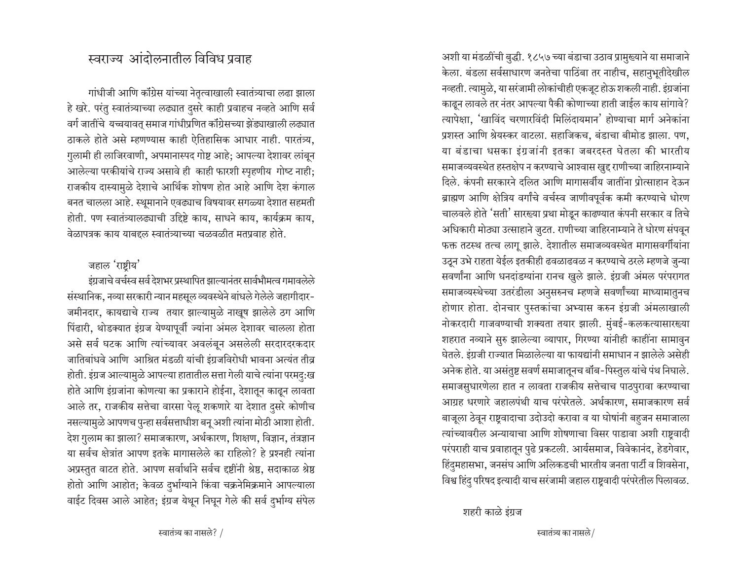## स्वराज्य आंदोलनातील विविध प्रवाह

गांधीजी आणि कॉंग्रेस यांच्या नेतृत्वाखाली स्वातंत्र्याचा लढा झाला हे खरे. परंतु स्वातंत्र्याच्या लढ्यात दुसरे काही प्रवाहच नव्हते आणि सर्व वर्ग जातींचे यच्चयावत् समाज गांधीप्रणित कॉंग्रेसच्या झेंड्याखाली लढ्यात ठाकले होते असे म्हणण्यास काही ऐतिहासिक आधार नाही. पारतंत्र्य, गुलामी ही लाजिरवाणी, अपमानास्पद गोष्ट आहे; आपल्या देशावर लांबून आलेल्या परकीयांचे राज्य असावे ही काही फारशी स्पृहणीय गोष्ट नाही; राजकीय दास्यामुळे देशाचे आर्थिक शोषण होत आहे आणि देश कंगाल बनत चालला आहे. स्थूलमानाने एवढ्याच विषयावर सगळ्या देशात सहमती होती. पण स्वातंत्र्यालढ्याची उद्दिष्टे काय, साधने काय, कार्यक्रम काय, वेळापत्रक काय याबद्दल स्वातंत्र्याच्या चळवळीत मतप्रवाह होते.

### जहाल 'राष्ट्रीय'

इंग्रजाचे वर्चस्व सर्व देशभर प्रस्थापित झाल्यानंतर सार्वभौमत्व गमावलेले संस्थानिक, नव्या सरकारी न्यान महसूल व्यवस्थेने बांधले गेलेले जहागीदार-जमीनदार, कायद्याचे राज्य तयार झाल्यामुळे नाखूष झालेले ठग आणि पिंढारी, थोडक्यात इंग्रज येण्यापूर्वी ज्यांना अंमल देशावर चालला होता असे सर्व घटक आणि त्यांच्यावर अवलंबून असलेली सरदारदरकदार जातिबांधवे आणि आश्रित मंडळी यांची इंग्रजविरोधी भावना अत्यंत तीव्र होती. इंग्रज आल्यामुळे आपल्या हातातील सत्ता गेली याचे त्यांना परमदु:ख होते आणि इंग्रजांना कोणत्या का प्रकाराने होईना, देशातून काढून लावता आले तर, राजकीय सत्तेचा वारसा पेलू शकणारे या देशात दुसरे कोणीच नसल्यामुळे आपणच पुन्हा सर्वसत्ताधीश बनू अशी त्यांना मोठी आशा होती. देश गुलाम का झाला? समाजकारण, अर्थकारण, शिक्षण, विज्ञान, तंत्रज्ञान या सर्वच क्षेत्रांत आपण इतके मागासलेले का राहिलो? हे प्रश्नही त्यांना अप्रस्तुत वाटत होते. आपण सर्वार्थाने सर्वच दृष्टींनी श्रेष्ठ, सदाकाळ श्रेष्ठ होतो आणि आहोत; केवळ दुर्भाग्याने किंवा चक्रनेमिक्रमाने आपल्याला वाईट दिवस आले आहेत; इंग्रज येथून निघून गेले की सर्व दुर्भाग्य संपेल अशी या मंडळींची बुद्धी. १८५७ च्या बंडाचा उठाव प्रामुख्याने या समाजाने केला. बंडला सर्वसाधारण जनतेचा पाठिंबा तर नाहीच, सहानुभूतीदेखील नव्हती. त्यामुळे, या सरंजामी लोकांचीही एकजूट होऊ शकली नाही. इंग्रजांना काढून लावले तर नंतर आपल्या पैकी कोणाच्या हाती जाईल काय सांगावे? त्यापेक्षा, 'खाविंद चरणारविंदी मिलिंदायमान' होण्याचा मार्ग अनेकांना प्रशस्त आणि श्रेयस्कर वाटला. सहाजिकच, बंडाचा बीमोड झाला. पण, या बंडाचा धसका इंग्रजांनी इतका जबरदस्त घेतला की भारतीय समाजव्यवस्थेत हस्तक्षेप न करण्याचे आश्वास खुद्द राणीच्या जाहिरनाम्याने दिले. कंपनी सरकारने दलित आणि मागासवीय जातींना प्रोत्साहान देऊन ब्राह्मण आणि क्षेत्रिय वर्गांचे वर्चस्व जाणीवपूर्वक कमी करण्याचे धोरण चालवले होते 'सती' सारख्या प्रथा मोडून काढण्यात कंपनी सरकार व तिचे अधिकारी मोठ्या उत्साहाने जुटत. राणीच्या जाहिरनाम्याने ते धोरण संपवून फक्त तटस्थ तत्त्व लागू झाले. देशातील समाजव्यवस्थेत मागासवर्गीयांना उठून उभे राहता येईल इतकीही ढवळाढवळ न करण्याचे ठरले म्हणजे जुन्या सवर्णांना आणि धनदांडग्यांना रानच खुले झाले. इंग्रजी अंमल परंपरागत समाजव्यस्थेच्या उतरंडीला अनुसरुनच म्हणजे सवर्णांच्या माध्यामातुनच होणार होता. दोनचार पुस्तकांचा अभ्यास करुन इंग्रजी अंमलाखाली नोकरदारी गाजवण्याची शक्यता तयार झाली. मुंबई-कलकत्यासारख्या शहरात नव्याने सुरु झालेल्या व्यापार, गिरण्या यांनीही काहींना सामावुन घेतले. इंग्रजी राज्यात मिळालेल्या या फायद्यांनी समाधान न झालेले असेही अनेक होते. या असंतुष्ट सवर्ण समाजातूनच बॉंब-पिस्तुल यांचे पंथ निघाले. समाजसुधारणेला हात न लावता राजकीय सत्तेचाच पाठपुरावा करण्याचा आग्रह धरणारे जहालपंथी याच परंपरेतले. अर्थकारण, समाजकारण सर्व बाजूला ठेवून राष्ट्रवादाचा उदोउदो करावा व या घोषांनी बहुजन समाजाला त्यांच्यावरील अन्यायाचा आणि शोषणाचा विसर पाडावा अशी राष्ट्रवादी परंपराही याच प्रवाहातून पुढे प्रकटली. आर्यसमाज, विवेकानंद, हेडगेवार, हिंदुमहासभा, जनसंघ आणि अलिकडची भारतीय जनता पार्टी व शिवसेना, विश्व हिंदु परिषद इत्यादी याच सरंजामी जहाल राष्ट्रवादी परंपरेतील पिलावळ.

### शहरी काळे इंग्रज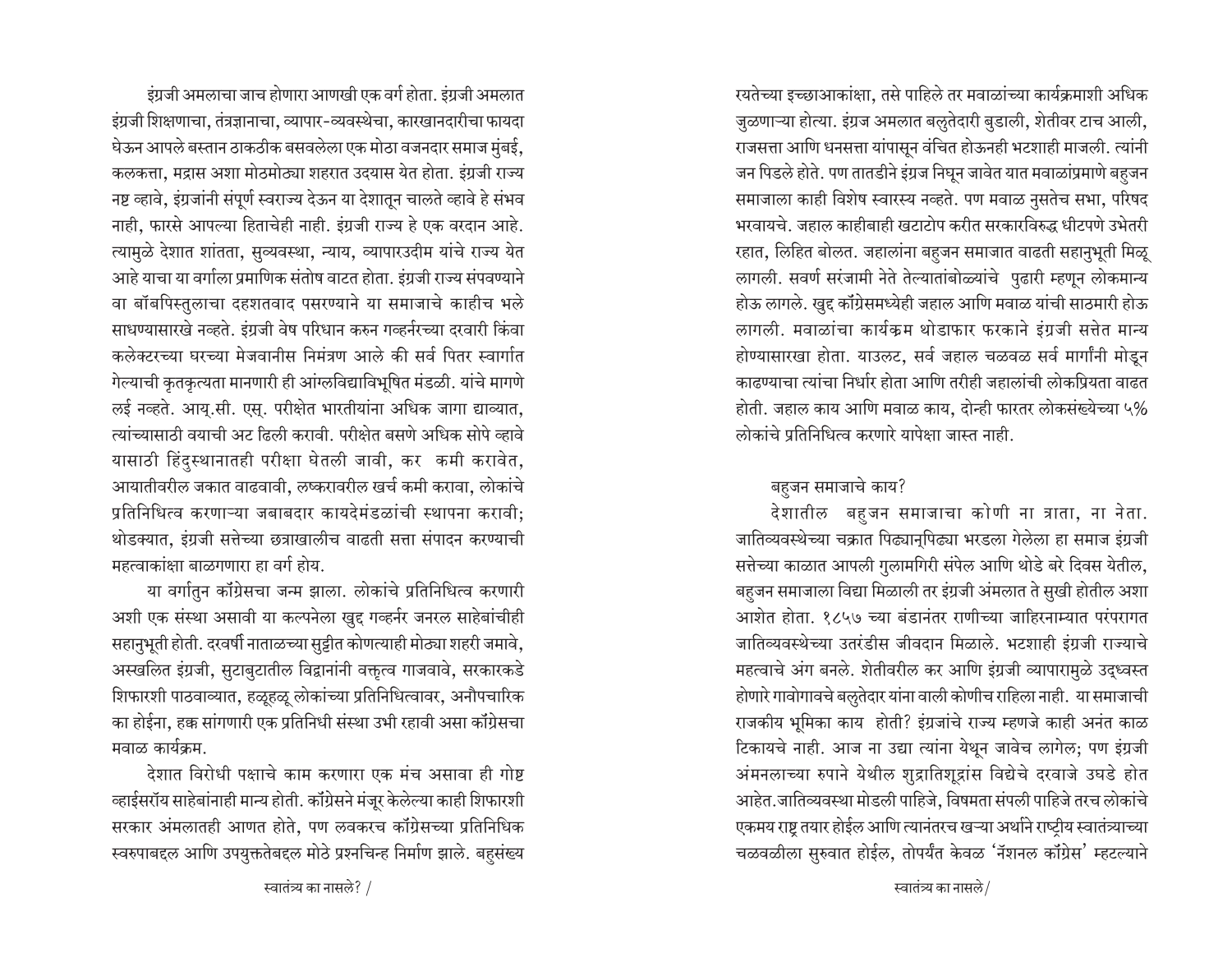इंग्रजी अमलाचा जाच होणारा आणखी एक वर्ग होता. इंग्रजी अमलात इंग्रजी शिक्षणाचा, तंत्रज्ञानाचा, व्यापार-व्यवस्थेचा, कारखानदारीचा फायदा घेऊन आपले बस्तान ठाकठीक बसवलेला एक मोठा वजनदार समाज मुंबई, कलकत्ता, मद्रास अशा मोठमोठ्या शहरात उदयास येत होता. इंग्रजी राज्य नष्ट व्हावे, इंग्रजांनी संपूर्ण स्वराज्य देऊन या देशातून चालते व्हावे हे संभव नाही, फारसे आपल्या हिताचेही नाही. इंग्रजी राज्य हे एक वरदान आहे. त्यामुळे देशात शांतता, सुव्यवस्था, न्याय, व्यापारउदीम यांचे राज्य येत आहे याचा या वर्गाला प्रामाणिक संतोष वाटत होता. इंग्रजी राज्य संपवण्याने वा बॉबपिस्तुलाचा दहशतवाद पसरण्याने या समाजाचे काहीच भले साधण्यासारखे नव्हते. इंग्रजी वेष परिधान करुन गव्हर्नरच्या दरबारी किंवा कलेक्टरच्या घरच्या मेजवानीस निमंत्रण आले की सर्व पितर स्वार्गात गेल्याची कृतकृत्यता मानणारी ही आंग्लविद्याविभूषित मंडळी. यांचे मागणे लई नव्हते. आय्.सी. एस्. परीक्षेत भारतीयांना अधिक जागा द्याव्यात, त्यांच्यासाठी वयाची अट ढिली करावी. परीक्षेत बसणे अधिक सोपे व्हावे यासाठी हिंदुस्थानातही परीक्षा घेतली जावी, कर कमी करावेत, आयातीवरील जकात वाढवावी, लष्करावरील खर्च कमी करावा, लोकांचे प्रतिनिधित्व करणाऱ्या जबाबदार कायदेमंडळांची स्थापना करावी; थोडक्यात, इंग्रजी सत्तेच्या छत्राखालीच वाढती सत्ता संपादन करण्याची महत्वाकांक्षा बाळगणारा हा वर्ग होय.

या वर्गातुन काँग्रेसचा जन्म झाला. लोकांचे प्रतिनिधित्व करणारी अशी एक संस्था असावी या कल्पनेला खुद्द गव्हर्नर जनरल साहेबांचीही सहानुभूती होती. दरवर्षी नाताळच्या सुट्टीत कोणत्याही मोठ्या शहरी जमावे, अस्खलित इंग्रजी, सुटाबुटातील विद्वानांनी वक्तृत्व गाजवावे, सरकारकडे शिफारशी पाठवाव्यात, हळूहळू लोकांच्या प्रतिनिधित्वावर, अनौपचारिक का होईना, हक्क सांगणारी एक प्रतिनिधी संस्था उभी रहावी असा काँग्रेसचा मवाळ कार्यक्रम.

देशात विरोधी पक्षाचे काम करणारा एक मंच असावा ही गोष्ट व्हाईसरॉय साहेबांनाही मान्य होती. काँग्रेसने मंजूर केलेल्या काही शिफारशी सरकार अंमलातही आणत होते, पण लवकरच काँग्रेसच्या प्रतिनिधिक स्वरुपाबद्दल आणि उपयुक्ततेबद्दल मोठे प्रश्नचिन्ह निर्माण झाले. बहुसंख्य रयतेच्या इच्छाआकांक्षा, तसे पाहिले तर मवाळांच्या कार्यक्रमाशी अधिक जुळणाऱ्या होत्या. इंग्रज अमलात बलुतेदारी बुडाली, शेतीवर टाच आली, राजसत्ता आणि धनसत्ता यांपासून वंचित होऊनही भटशाही माजली. त्यांनी जन पिडले होते. पण तातडीने इंग्रज निघून जावेत यात मवाळांप्रमाणे बहुजन समाजाला काही विशेष स्वारस्य नव्हते. पण मवाळ नुसतेच सभा, परिषद भरवायचे. जहाल काहीबाही खटाटोप करीत सरकारविरुद्ध धीटपणे उभेतरी रहात, लिहित बोलत. जहालांना बहुजन समाजात वाढती सहानुभूती मिळू लागली. सवर्ण सरंजामी नेते तेल्यातांबोळ्यांचे पुढारी म्हणून लोकमान्य होऊ लागले. खुद्द काँग्रेसमध्येही जहाल आणि मवाळ यांची साठमारी होऊ लागली. मवाळांचा कार्यक्रम थोडाफार फरकाने इंग्रजी सत्तेत मान्य होण्यासारखा होता. याउलट, सर्व जहाल चळवळ सर्व मार्गांनी मोडून काढण्याचा त्यांचा निर्धार होता आणि तरीही जहालांची लोकप्रियता वाढत होती. जहाल काय आणि मवाळ काय, दोन्ही फारतर लोकसंख्येच्या ५% लोकांचे प्रतिनिधित्व करणारे यापेक्षा जास्त नाही.

बहुजन समाजाचे काय?

देशातील बहुजन समाजाचा कोणी ना त्राता, ना नेता. जातिव्यवस्थेच्या चक्रात पिढ्यानूपिढ्या भरडला गेलेला हा समाज इंग्रजी सत्तेच्या काळात आपली गुलामगिरी संपेल आणि थोडे बरे दिवस येतील, बहुजन समाजाला विद्या मिळाली तर इंग्रजी अंमलात ते सुखी होतील अशा आशेत होता. १८५७ च्या बंडानंतर राणीच्या जाहिरनाम्यात परंपरागत जातिव्यवस्थेच्या उतरंडीस जीवदान मिळाले. भटशाही इंग्रजी राज्याचे महत्वाचे अंग बनले. शेतीवरील कर आणि इंग्रजी व्यापारामुळे उद्ध्वस्त होणारे गावोगावचे बलुतेदार यांना वाली कोणीच राहिला नाही. या समाजाची राजकीय भूमिका काय होती? इंग्रजांचे राज्य म्हणजे काही अनंत काळ टिकायचे नाही. आज ना उद्या त्यांना येथून जावेच लागेल; पण इंग्रजी अंमनलाच्या रुपाने येथील शुद्रातिशूद्रांस विद्येचे दरवाजे उघडे होत आहेत.जातिव्यवस्था मोडली पाहिजे, विषमता संपली पाहिजे तरच लोकांचे एकमय राष्ट्र तयार होईल आणि त्यानंतरच खऱ्या अर्थाने राष्ट्रीय स्वातंत्र्याच्या चळवळीला सुरुवात होईल, तोपर्यंत केवळ 'नॅशनल काँग्रेस' म्हटल्याने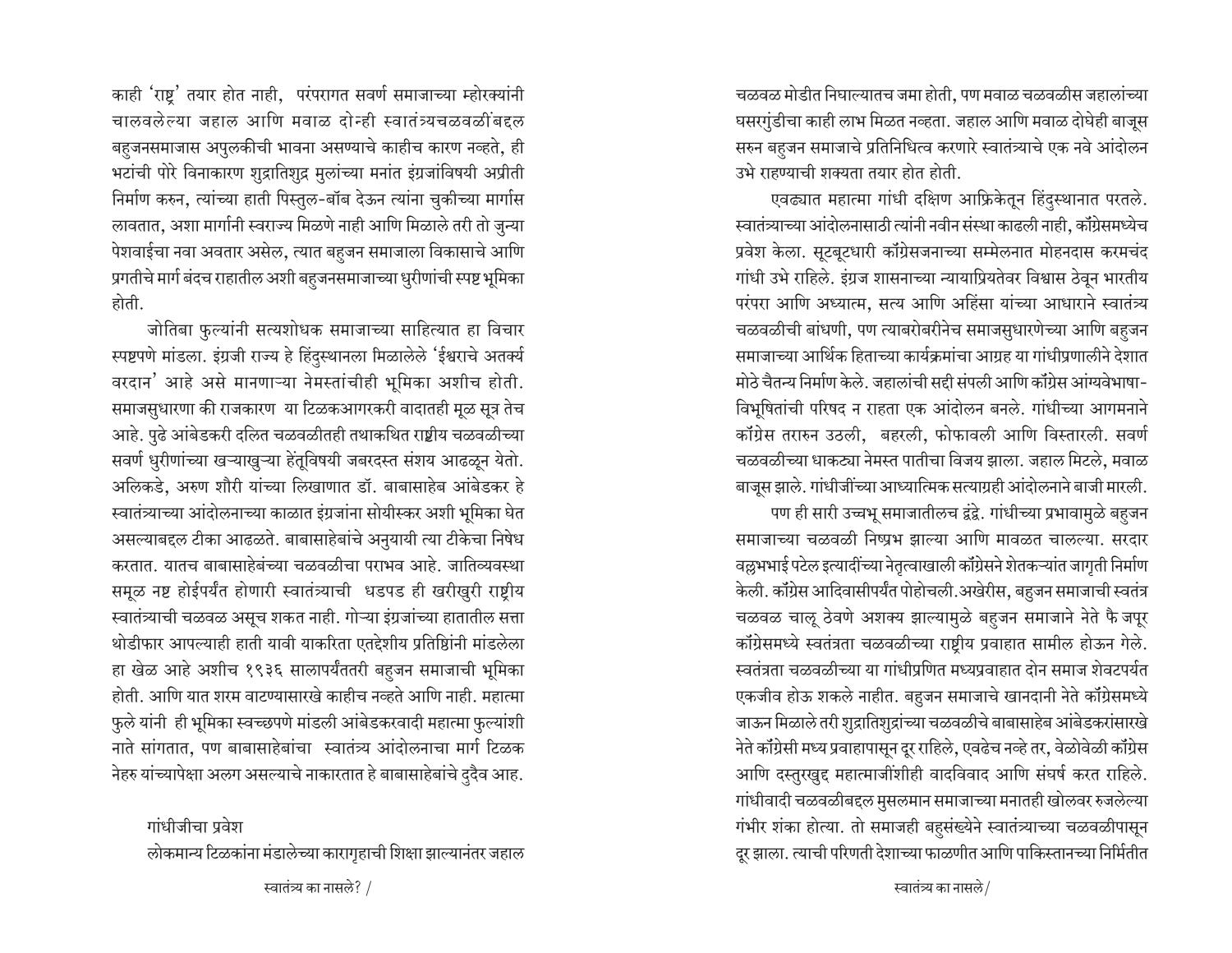काही 'राष्ट्र' तयार होत नाही, परंपरागत सवर्ण समाजाच्या म्होरक्यांनी चालवलेल्या जहाल आणि मवाळ दोन्ही स्वातंत्र्यचळवळींबद्दल बहुजनसमाजास अपुलकीची भावना असण्याचे काहीच कारण नव्हते, ही भटांची पोरे विनाकारण शुद्रातिशुद्र मुलांच्या मनांत इंग्रजांविषयी अप्रीती निर्माण करुन, त्यांच्या हाती पिस्तुल-बॉब देऊन त्यांना चुकीच्या मार्गास लावतात, अशा मार्गानी स्वराज्य मिळणे नाही आणि मिळाले तरी तो जुन्या पेशवाईचा नवा अवतार असेल, त्यात बहुजन समाजाला विकासाचे आणि प्रगतीचे मार्ग बंदच राहातील अशी बहुजनसमाजाच्या धुरीणांची स्पष्ट भूमिका होती.

जोतिबा फुल्यांनी सत्यशोधक समाजाच्या साहित्यात हा विचार स्पष्टपणे मांडला. इंग्रजी राज्य हे हिंदुस्थानला मिळालेले 'ईश्वराचे अतर्क्य वरदान' आहे असे मानणाऱ्या नेमस्तांचीही भूमिका अशीच होती. समाजसुधारणा की राजकारण या टिळकआगरकरी वादातही मूळ सूत्र तेच आहे. पुढे आंबेडकरी दलित चळवळीतही तथाकथित राष्ट्रीय चळवळीच्या सवर्ण धुरीणांच्या खऱ्याखुऱ्या हेतूविषयी जबरदस्त संशय आढळून येतो. अलिकडे, अरुण शौरी यांच्या लिखाणात डॉ. बाबासाहेब आंबेडकर हे स्वातंत्र्याच्या आंदोलनाच्या काळात इंग्रजांना सोयीस्कर अशी भूमिका घेत असल्याबद्दल टीका आढळते. बाबासाहेबांचे अनुयायी त्या टीकेचा निषेध करतात. यातच बाबासाहेबंच्या चळवळीचा पराभव आहे. जातिव्यवस्था समूळ नष्ट होईपर्यंत होणारी स्वातंत्र्याची धडपड ही खरीखुरी राष्ट्रीय स्वातंत्र्याची चळवळ असूच शकत नाही. गोऱ्या इंग्रजांच्या हातातील सत्ता थोडीफार आपल्याही हाती यावी याकरिता एतद्देशीय प्रतिष्ठिंनी मांडलेला हा खेळ आहे अशीच १९३६ सालापर्यंततरी बहुजन समाजाची भूमिका होती. आणि यात शरम वाटण्यासारखे काहीच नव्हते आणि नाही. महात्मा फुले यांनी ही भूमिका स्वच्छपणे मांडली आंबेडकरवादी महात्मा फुल्यांशी नाते सांगतात, पण बाबासाहेबांचा स्वातंत्र्य आंदोलनाचा मार्ग टिळक नेहरु यांच्यापेक्षा अलग असल्याचे नाकारतात हे बाबासाहेबांचे दुदैव आह.

## गांधीजीचा प्रवेश

लोकमान्य टिळकांना मंडालेच्या कारागृहाची शिक्षा झाल्यानंतर जहाल चळवळ मोडीत निघाल्यातच जमा होती, पण मवाळ चळवळीस जहालांच्या घसरगुंडीचा काही लाभ मिळत नव्हता. जहाल आणि मवाळ दोघेही बाजूस सरुन बहुजन समाजाचे प्रतिनिधित्व करणारे स्वातंत्र्याचे एक नवे आंदोलन उभे राहण्याची शक्यता तयार होत होती.

एवढ्यात महात्मा गांधी दक्षिण आफ्रिकेतून हिंदुस्थानात परतले. स्वातंत्र्याच्या आंदोलनासाठी त्यांनी नवीन संस्था काढली नाही, कॉंग्रेसमध्येच प्रवेश केला. सूटबूटधारी कॉंग्रेसजनाच्या सम्मेलनात मोहनदास करमचंद गांधी उभे राहिले. इंग्रज शासनाच्या न्यायाप्रियतेवर विश्वास ठेवून भारतीय परंपरा आणि अध्यात्म, सत्य आणि अहिंसा यांच्या आधाराने स्वातंत्र्य चळवळीची बांधणी, पण त्याबरोबरीनेच समाजसुधारणेच्या आणि बहुजन समाजाच्या आर्थिक हिताच्या कार्यक्रमांचा आग्रह या गांधीप्रणालीने देशात मोठे चैतन्य निर्माण केले. जहालांची सद्दी संपली आणि कॉंग्रेस आंग्ववेभाषा-विभूषितांची परिषद न राहता एक आंदोलन बनले. गांधीच्या आगमनाने कॉंग्रेस तरारुन उठली, बहरली, फोफावली आणि विस्तारली. सवर्ण चळवळीच्या धाकट्या नेमस्त पातीचा विजय झाला. जहाल मिटले, मवाळ बाजूस झाले. गांधीजींच्या आध्यात्मिक सत्याग्रही आंदोलनाने बाजी मारली.

पण ही सारी उच्चभ्रू समाजातीलच द्वंद्वे. गांधीच्या प्रभावामुळे बहुजन समाजाच्या चळवळी निष्प्रभ झाल्या आणि मावळत चालल्या. सरदार वल्लभभाई पटेल इत्यादींच्या नेतृत्वाखाली कॉंग्रेसने शेतकऱ्यांत जागृती निर्माण केली. कॉंग्रेस आदिवासीपर्यंत पोहोचली. अखेरीस, बहुजन समाजाची स्वतंत्र चळवळ चालू ठेवणे अशक्य झाल्यामुळे बहुजन समाजाने नेते फै जपूर कॉंग्रेसमध्ये स्वतंत्रता चळवळीच्या राष्ट्रीय प्रवाहात सामील होऊन गेले. स्वतंत्रता चळवळीच्या या गांधीप्रणित मध्यप्रवाहात दोन समाज शेवटपर्यत एकजीव होऊ शकले नाहीत. बहुजन समाजाचे खानदानी नेते कॉंग्रेसमध्ये जाऊन मिळाले तरी शुद्रातिशुद्रांच्या चळवळीचे बाबासाहेब आंबेडकरांसारखे नेते कॉंग्रेसी मध्य प्रवाहापासून दूर राहिले, एवढेच नव्हे तर, वेळोवेळी कॉंग्रेस आणि दस्तुरखुद्द महात्माजींशीही वादविवाद आणि संघर्ष करत राहिले. गांधीवादी चळवळीबद्दल मुसलमान समाजाच्या मनातही खोलवर रुजलेल्या गंभीर शंका होत्या. तो समाजही बहुसंख्येने स्वातंत्र्याच्या चळवळीपासून दूर झाला. त्याची परिणती देशाच्या फाळणीत आणि पाकिस्तानच्या निर्मितीत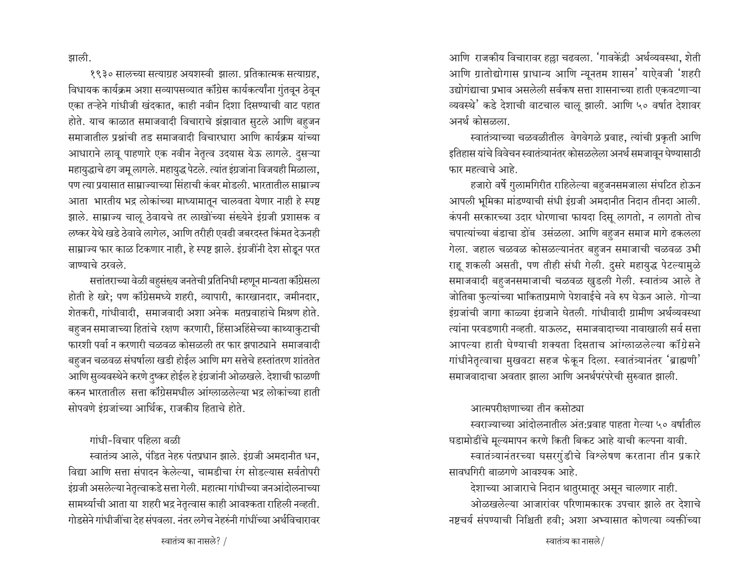झाली.

१९३० सालच्या सत्याग्रह अयशस्वी झाला. प्रतिकात्मक सत्याग्रह, विधायक कार्यक्रम अशा सव्यापसव्यात कॉंग्रेस कार्यकर्त्यांना गुंतवून ठेवून एका तऱ्हेने गांधीजी खंदकात, काही नवीन दिशा दिसण्याची वाट पहात होते. याच काळात समाजवादी विचाराचे झंझावात सुटले आणि बहुजन समाजातील प्रश्नांची तड समाजवादी विचारधारा आणि कार्यक्रम यांच्या आधाराने लावू पाहणारे एक नवीन नेतृत्व उदयास येऊ लागले. दुसऱ्या महायुद्धाचे ढग जमू लागले. महायुद्ध पेटले. त्यांत इंग्रजांना विजयही मिळाला, पण त्या प्रयासात साम्राज्याच्या सिंहाची कंबर मोडली. भारतातील साम्राज्य आता भारतीय भद्र लोकांच्या माध्यमातून चालवता येणार नाही हे स्पष्ट झाले. साम्राज्य चालू ठेवायचे तर लाखोंच्या संख्येने इंग्रजी प्रशासक व लष्कर येथे खडे ठेवावे लागेल, आणि तरीही एवढी जबरदस्त किंमत देऊनही साम्राज्य फार काळ टिकणार नाही, हे स्पष्ट झाले. इंग्रजींनी देश सोडून परत जाण्याचे ठरवले.

सत्तांतराच्या वेळी बहुसंख्य जनतेची प्रतिनिधी म्हणून मान्यता कॉंग्रेसला होती हे खरे; पण कॉंग्रेसमध्ये शहरी, व्यापारी, कारखानदार, जमीनदार, शेतकरी, गांधीवादी, समाजवादी अशा अनेक मतप्रवाहांचे मिश्रण होते. बहुजन समाजाच्या हितांचे रक्षण करणारी, हिंसाअहिंसेच्या काथ्याकुटाची फारशी पर्वा न करणारी चळवळ कोसळली तर फार झपाट्याने समाजवादी बहुजन चळवळ संघर्षाला खडी होईल आणि मग सत्तेचे हस्तांतरण शांततेत आणि सुव्यवस्थेने करणे दुष्कर होईल हे इंग्रजांनी ओळखले. देशाची फाळणी करुन भारतातील सत्ता कॉंग्रेसमधील आंग्लाळलेल्या भद्र लोकांच्या हाती सोपवणे इंग्रजांच्या आर्थिक, राजकीय हिताचे होते.

### गांधी-विचार पहिला बळी

स्वातंत्र्य आले, पंडित नेहरु पंतप्रधान झाले. इंग्रजी अमदानीत धन, विद्या आणि सत्ता संपादन केलेल्या, चामडीचा रंग सोडल्यास सर्वतोपरी इंग्रजी असलेल्या नेतृत्वाकडे सत्ता गेली. महात्मा गांधींच्या जनआंदोलनाच्या सामर्थ्याची आता या शहरी भद्र नेतृत्वास काही आवश्यकता राहिली नव्हती. गोडसेने गांधीजींचा देह संपवला. नंतर लगेच नेहरुंनी गांधींच्या अर्थविचारावर आणि राजकीय विचारावर हल्ला चढवला. 'गावकेंद्री अर्थव्यवस्था, शेती आणि ग्रातोद्योगास प्राधान्य आणि न्यूनतम शासन' याऐवजी 'शहरी उद्योगंद्याचा प्रभाव असलेली सर्वकष सत्ता शासनाच्या हाती एकवटणाऱ्या व्यवस्थे' कडे देशाची वाटचाल चालू झाली. आणि ५० वर्षात देशावर अनर्थ कोसळला.

स्वातंत्र्याच्या चळवळीतील वेगवेगळे प्रवाह, त्यांची प्रकृती आणि इतिहास यांचे विवेचन स्वातंत्र्यानंतर कोसळलेला अनर्थ समजावून घेण्यासाठी फार महत्वाचे आहे.

हजारो वर्षे गुलामगिरीत राहिलेल्या बहुजनसमजाला संघटित होऊन आपली भूमिका मांडण्याची संधी इंग्रजी अमदानीत निदान तीनदा आली. कंपनी सरकारच्या उदार धोरणाचा फायदा दिसू लागतो, न लागतो तोच चपात्यांच्या बंडाचा डोंब उसळला. आणि बहुजन समाज मागे ढकलला गेला. जहाल चळवळ कोसळल्यानंतर बहुजन समाजाची चळवळ उभी राहू शकली असती, पण तीही संधी गेली. दुसरे महायुद्ध पेटल्यामुळे समाजवादी बहुजनसमाजाची चळवळ खुडली गेली. स्वातंत्र्य आले ते जोतिबा फुल्यांच्या भाकिताप्रमाणे पेशवाईचे नवे रुप घेऊन आले. गोऱ्या इंग्रजांची जागा काळ्या इंग्रजाने घेतली. गांधीवादी ग्रामीण अर्थव्यवस्था त्यांना परवडणारी नव्हती. याऊलट, समाजवादाच्या नावाखाली सर्व सत्ता आपल्या हाती घेण्याची शक्यता दिसताच आंग्लाळलेल्या कॉंग्रेसने गांधीनेतृत्वाचा मुखवटा सहज फेकून दिला. स्वातंत्र्यानंतर 'ब्राह्मणी' समाजवादाचा अवतार झाला आणि अनर्थपरंपरेची सुरुवात झाली.

### आत्मपरीक्षणाच्या तीन कसोट्या

स्वराज्याच्या आंदोलनातील अंत:प्रवाह पाहता गेल्या ५० वर्षातील घडामोडींचे मूल्यमापन करणे किती बिकट आहे याची कल्पना यावी.

स्वातंत्र्यानंतरच्या घसरगुंडीचे विश्लेषण करताना तीन प्रकारे सावधगिरी बाळगणे आवश्यक आहे.

देशाच्या आजाराचे निदान थातुरमातूर असून चालणार नाही.

ओळखलेल्या आजारांवर परिणामकारक उपचार झाले तर देशाचे नष्टचर्य संपण्याची निश्चिती हवी; अशा अभ्यासात कोणत्या व्यक्तींच्या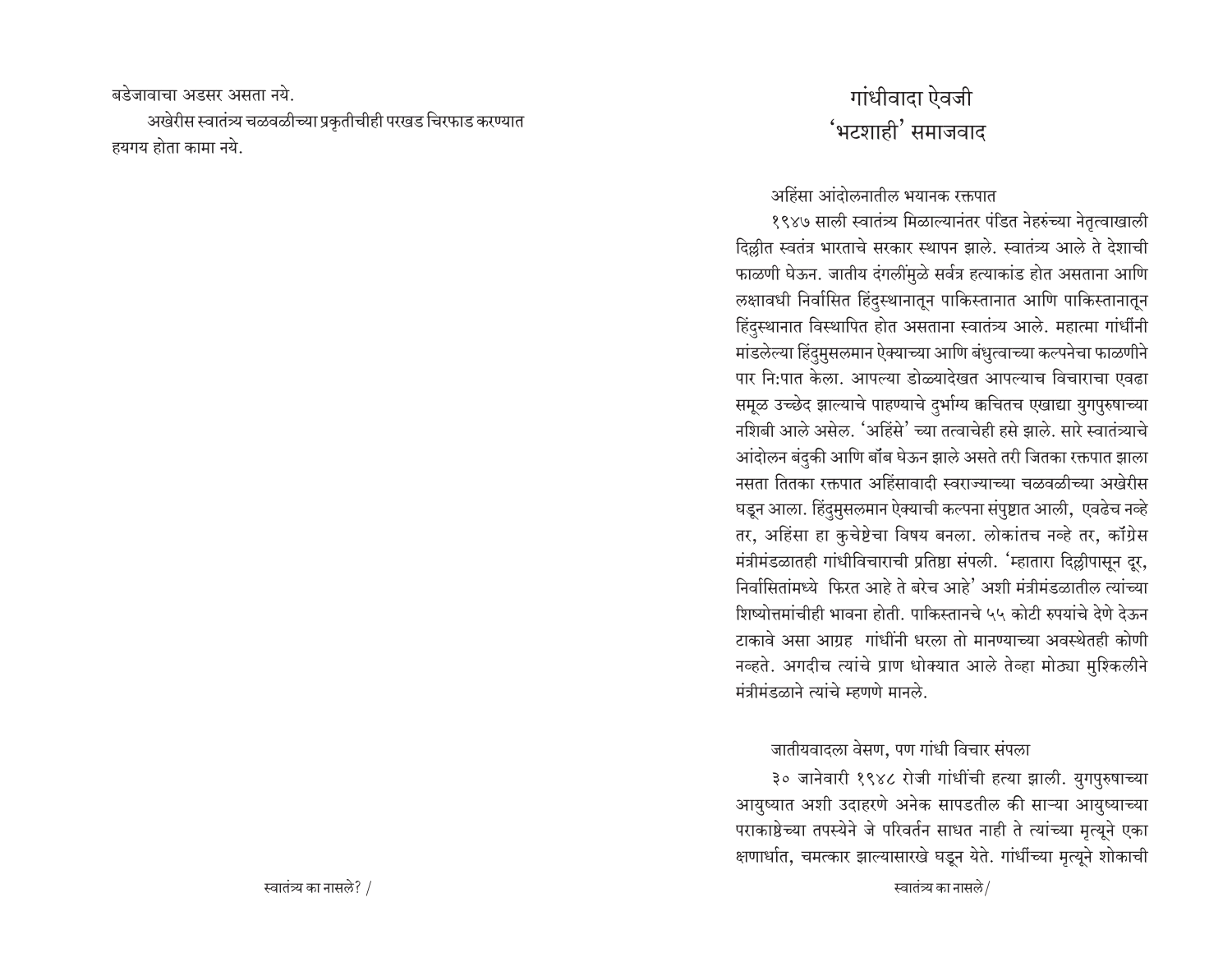बडेजावाचा अडसर असता नये.

अखेरीस स्वातंत्र्य चळवळीच्या प्रकृतीचीही परखड चिरफाड करण्यात हयगय होता कामा नये.

# गांधीवादा ऐवजी 'भटशाही' समाजवाद

## अहिंसा आंदोलनातील भयानक रक्तपात

१९४७ साली स्वातंत्र्य मिळाल्यानंतर पंडित नेहरुंच्या नेतृत्वाखाली दिल्लीत स्वतंत्र भारताचे सरकार स्थापन झाले. स्वातंत्र्य आले ते देशाची फाळणी घेऊन. जातीय दंगलींमुळे सर्वत्र हत्याकांड होत असताना आणि लक्षावधी निर्वासित हिंदुस्थानातून पाकिस्तानात आणि पाकिस्तानातून हिंदुस्थानात विस्थापित होत असताना स्वातंत्र्य आले. महात्मा गांधींनी मांडलेल्या हिंदुमुसलमान ऐक्याच्या आणि बंधुत्वाच्या कल्पनेचा फाळणीने पार नि:पात केला. आपल्या डोळ्यादेखत आपल्याच विचाराचा एवढा समूळ उच्छेद झाल्याचे पाहण्याचे दुर्भाग्य क्वचितच एखाद्या युगपुरुषाच्या नशिबी आले असेल. 'अहिंसे'च्या तत्वाचेही हसे झाले. सारे स्वातंत्र्याचे आंदोलन बंदुकी आणि बॉंब घेऊन झाले असते तरी जितका रक्तपात झाला नसता तितका रक्तपात अहिंसावादी स्वराज्याच्या चळवळीच्या अखेरीस घडून आला. हिंदुमुसलमान ऐक्याची कल्पना संपुष्टात आली, एवढेच नव्हे तर, अहिंसा हा कुचेष्टेचा विषय बनला. लोकांतच नव्हे तर, कॉंग्रेस मंत्रीमंडळातही गांधीविचाराची प्रतिष्ठा संपली. 'म्हातारा दिल्लीपासून दूर, निर्वासितांमध्ये फिरत आहे ते बरेच आहे' अशी मंत्रीमंडळातील त्यांच्या शिष्योत्तमांचीही भावना होती. पाकिस्तानचे ५५ कोटी रुपयांचे देणे देऊन टाकावे असा आग्रह गांधींनी धरला तो मानण्याच्या अवस्थेतही कोणी नव्हते. अगदीच त्यांचे प्राण धोक्यात आले तेव्हा मोठ्या मुश्किलीने मंत्रीमंडळाने त्यांचे म्हणणे मानले.

## जातीयवादला वेसण, पण गांधी विचार संपला

३० जानेवारी १९४८ रोजी गांधींची हत्या झाली. युगपुरुषाच्या आयुष्यात अशी उदाहरणे अनेक सापडतील की साऱ्या आयुष्याच्या पराकाष्ठेच्या तपस्येने जे परिवर्तन साधत नाही ते त्यांच्या मृत्यूने एका क्षणार्धात, चमत्कार झाल्यासारखे घडून येते. गांधींच्या मृत्यूने शोकाची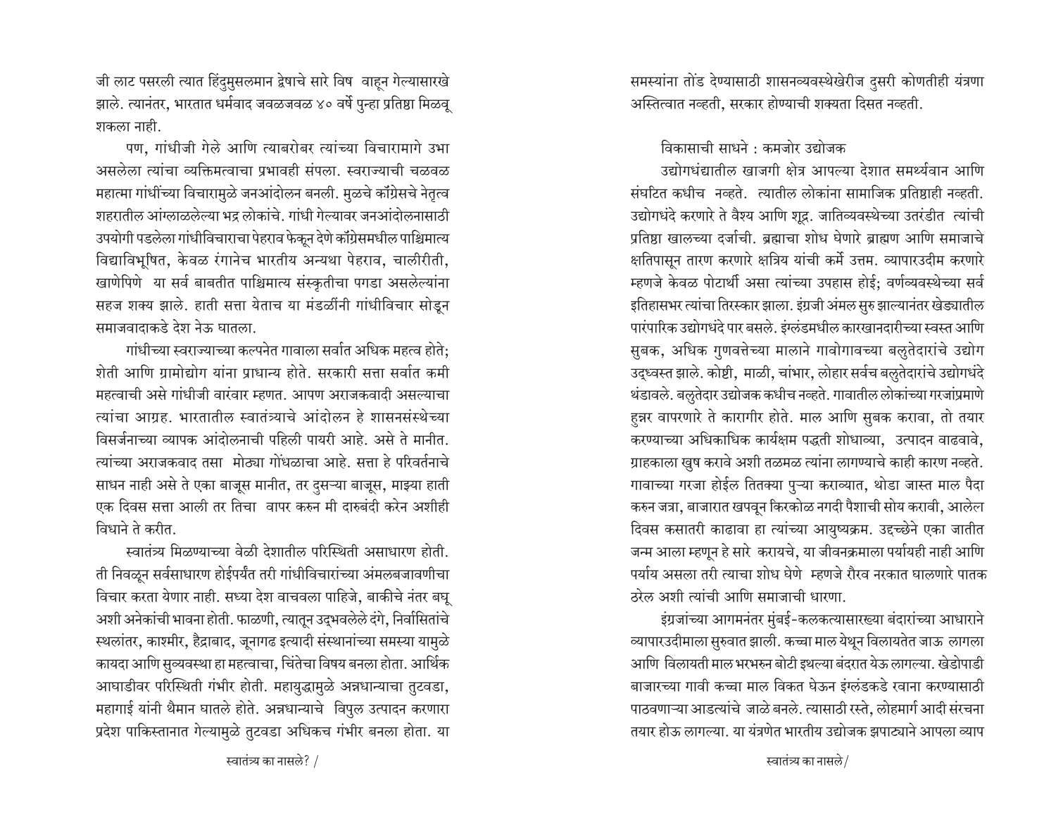जी लाट पसरली त्यात हिंदुमुसलमान द्वेषाचे सारे विष वाहून गेल्यासारखे झाले. त्यानंतर, भारतात धर्मवाद जवळजवळ ४० वर्षे पुन्हा प्रतिष्ठा मिळवू शकला नाही.

पण, गांधीजी गेले आणि त्याबरोबर त्यांच्या विचारामागे उभा असलेला त्यांचा व्यक्तिमत्वाचा प्रभावही संपला. स्वराज्याची चळवळ महात्मा गांधींच्या विचारामुळे जनआंदोलन बनली. मुळचे कॉंग्रेसचे नेतृत्व शहरातील आंग्लाळलेल्या भद्र लोकांचे. गांधी गेल्यावर जनआंदोलनासाठी उपयोगी पडलेला गांधीविचाराचा पेहराव फेकून देणे कॉंग्रेसमधील पाश्चिमात्य विद्याविभूषित, केवळ रंगानेच भारतीय अन्यथा पेहराव, चालीरीती, खाणेपिणे या सर्व बाबतीत पाश्चिमात्य संस्कृतीचा पगडा असलेल्यांना सहज शक्य झाले. हाती सत्ता येताच या मंडळींनी गांधीविचार सोडून समाजवादाकडे देश नेऊ घातला.

गांधीच्या स्वराज्याच्या कल्पनेत गावाला सर्वात अधिक महत्व होते; शेती आणि ग्रामोद्योग यांना प्राधान्य होते. सरकारी सत्ता सर्वात कमी महत्वाची असे गांधीजी वारंवार म्हणत. आपण अराजकवादी असल्याचा त्यांचा आग्रह. भारतातील स्वातंत्र्याचे आंदोलन हे शासनसंस्थेच्या विसर्जनाच्या व्यापक आंदोलनाची पहिली पायरी आहे. असे ते मानीत. त्यांच्या अराजकवाद तसा मोठ्या गोंधळाचा आहे. सत्ता हे परिवर्तनाचे साधन नाही असे ते एका बाजूस मानीत, तर दुसऱ्या बाजूस, माझ्या हाती एक दिवस सत्ता आली तर तिचा वापर करुन मी दारुबंदी करेन अशीही विधाने ते करीत.

स्वातंत्र्य मिळण्याच्या वेळी देशातील परिस्थिती असाधारण होती. ती निवळून सर्वसाधारण होईपर्यंत तरी गांधीविचारांच्या अंमलबजावणीचा विचार करता येणार नाही. सध्या देश वाचवला पाहिजे, बाकीचे नंतर बघू अशी अनेकांची भावना होती. फाळणी, त्यातून उद्भवलेले दंगे, निर्वासितांचे स्थलांतर, काश्मीर, हैद्राबाद, जूनागढ इत्यादी संस्थानांच्या समस्या यामुळे कायदा आणि सुव्यवस्था हा महत्वाचा, चिंतेचा विषय बनला होता. आर्थिक आघाडीवर परिस्थिती गंभीर होती. महायुद्धामुळे अन्नधान्याचा तुटवडा, महागाई यांनी थैमान घातले होते. अन्नधान्याचे विपुल उत्पादन करणारा प्रदेश पाकिस्तानात गेल्यामुळे तुटवडा अधिकच गंभीर बनला होता. या समस्यांना तोंड देण्यासाठी शासनव्यवस्थेखेरीज दुसरी कोणतीही यंत्रणा अस्तित्वात नव्हती, सरकार होण्याची शक्यता दिसत नव्हती.

### विकासाची साधने : कमजोर उद्योजक

उद्योगधंद्यातील खाजगी क्षेत्र आपल्या देशात समर्थ्यवान आणि संघटित कधीच नव्हते. त्यातील लोकांना सामाजिक प्रतिष्ठाही नव्हती. उद्योगधंदे करणारे ते वैश्य आणि शूद्र. जातिव्यवस्थेच्या उतरंडीत त्यांची प्रतिष्ठा खालच्या दर्जाची. ब्रह्माचा शोध घेणारे ब्राह्मण आणि समाजाचे क्षतिपासून तारण करणारे क्षत्रिय यांची कर्मे उत्तम. व्यापारउदीम करणारे म्हणजे केवळ पोटार्थी असा त्यांच्या उपहास होई; वर्णव्यवस्थेच्या सर्व इतिहासभर त्यांचा तिरस्कार झाला. इंग्रजी अंमल सुरु झाल्यानंतर खेड्यातील पारंपारिक उद्योगधंदे पार बसले. इंग्लंडमधील कारखानदारीच्या स्वस्त आणि सुबक, अधिक गुणवत्तेच्या मालाने गावोगावच्या बलुतेदारांचे उद्योग उद्ध्वस्त झाले. कोष्टी, माळी, चांभार, लोहार सर्वच बलुतेदारांचे उद्योगधंदे थंडावले. बलुतेदार उद्योजक कधीच नव्हते. गावातील लोकांच्या गरजांप्रमाणे हुन्नर वापरणारे ते कारागीर होते. माल आणि सुबक करावा, तो तयार करण्याच्या अधिकाधिक कार्यक्षम पद्धती शोधाव्या, उत्पादन वाढवावे, ग्राहकाला खुष करावे अशी तळमळ त्यांना लागण्याचे काही कारण नव्हते. गावाच्या गरजा होईल तितक्या पुऱ्या कराव्यात, थोडा जास्त माल पैदा करुन जत्रा, बाजारात खपवून किरकोळ नगदी पैशाची सोय करावी, आलेला दिवस कसातरी काढावा हा त्यांच्या आयुष्यक्रम. उद्च्छेने एका जातीत जन्म आला म्हणून हे सारे करायचे, या जीवनक्रमाला पर्यायही नाही आणि पर्याय असला तरी त्याचा शोध घेणे म्हणजे रौरव नरकात घालणारे पातक ठरेल अशी त्यांची आणि समाजाची धारणा.

इंग्रजांच्या आगमनंतर मुंबई-कलकत्यासारख्या बंदरांच्या आधाराने व्यापारउदीमाला सुरुवात झाली. कच्चा माल येथून विलायतेत जाऊ लागला आणि विलायती माल भरभरुन बोटी इथल्या बंदरात येऊ लागल्या. खेडोपाडी बाजारच्या गावी कच्चा माल विकत घेऊन इंग्लंडकडे रवाना करण्यासाठी पाठवणाऱ्या आडत्यांचे जाळे बनले. त्यासाठी रस्ते, लोहमार्ग आदी संरचना तयार होऊ लागल्या. या यंत्रणेत भारतीय उद्योजक झपाट्याने आपला व्याप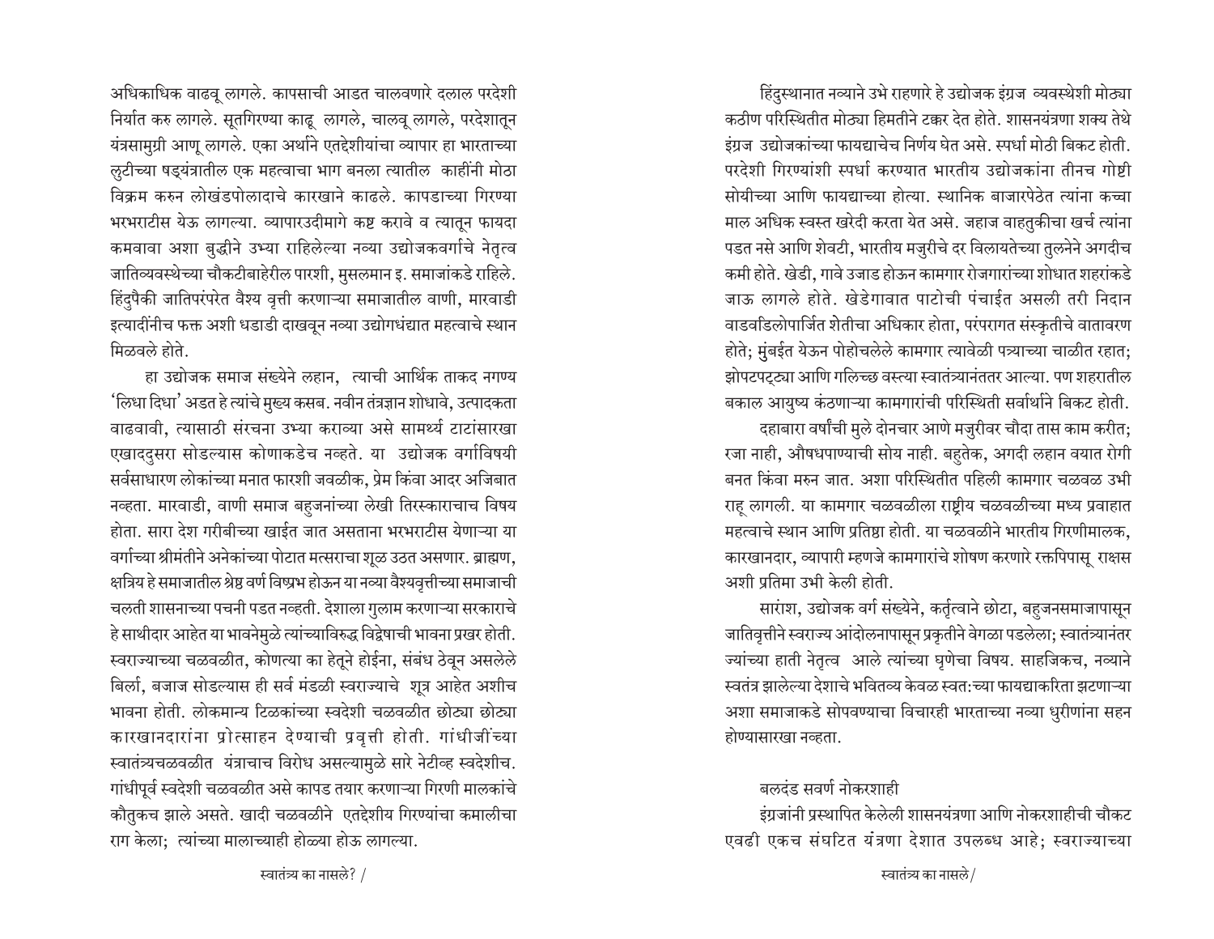अधिकाधिक वाढवू लागले. कापसाची आडत चालवणारे दलाल परदेशी निर्यात करु लागले. सूतगिरण्या काढू लागले, चालवू लागले, परदेशातून यंत्रसामुग्री आणू लागले. एका अर्थाने एतद्देशीयांचा व्यापार हा भारताच्या लुटीच्या षड्यंत्रातील एक महत्वाचा भाग बनला त्यातील काहींनी मोठा विक्रम करुन लोखंडपोलादाचे कारखाने काढले. कापडाच्या गिरण्या भरभराटीस येऊ लागल्या. व्यापारउदीमागे कष्ट करावे व त्यातून फायदा कमवावा अशा बुद्धीने उभ्या राहिलेल्या नव्या उद्योजकवर्गाचे नेतृत्व जातिव्यवस्थेच्या चौकटीबाहेरील पारशी, मुसलमान इ. समाजांकडे राहिले. हिंदुपैकी जातिपरंपरेत वैश्य वृत्ती करणाऱ्या समाजातील वाणी, मारवाडी इत्यादींनीच फक्त अशी धडाडी दाखवून नव्या उद्योगधंद्यात महत्वाचे स्थान मिळवले होते.

हा उद्योजक समाज संख्येने लहान, त्याची आर्थिक ताकद नगण्य 'लिधा दिधा' अडत हे त्यांचे मुख्य कसब. नवीन तंत्रज्ञान शोधावे, उत्पादकता वाढवावी, त्यासाठी संरचना उभ्या कराव्या असे सामर्थ्य टाटांसारखा एखाददुसरा सोडल्यास कोणाकडेच नव्हते. या उद्योजक वर्गाविषयी सर्वसाधारण लोकांच्या मनात फारशी जवळीक, प्रेम किंवा आदर अजिबात नव्हता. मारवाडी, वाणी समाज बहुजनांच्या लेखी तिरस्काराचाच विषय होता. सारा देश गरीबीच्या खाईत जात असताना भरभराटीस येणाऱ्या या वर्गाच्या श्रीमंतीने अनेकांच्या पोटात मत्सराचा शूळ उठत असणार. ब्राह्मण, क्षत्रिय हे समाजातील श्रेष्ठ वर्ण विष्प्रभ होऊन या नव्या वैश्यवृत्तीच्या समाजाची चलती शासनाच्या पचनी पडत नव्हती. देशाला गुलाम करणाऱ्या सरकाराचे हे साथीदार आहेत या भावनेमुळे त्यांच्याविरुद्ध विद्वेषाची भावना प्रखर होती. स्वराज्याच्या चळवळीत, कोणत्या का हेतूने होईना, संबंध ठेवून असलेले बिर्ला, बजाज सोडल्यास ही सर्व मंडळी स्वराज्याचे शूत्र आहेत अशीच भावना होती. लोकमान्य टिळकांच्या स्वदेशी चळवळीत छोट्या छोट्या कारखानदारांना प्रोत्साहन देण्याची प्रवृत्ती होती. गांधीजींच्या स्वातंत्र्यचळवळीत यंत्राचाच विरोध असल्यामुळे सारे नेटीव्ह स्वदेशीच. गांधीपूर्व स्वदेशी चळवळीत असे कापड तयार करणाऱ्या गिरणी मालकांचे कौतुकच झाले असते. खादी चळवळीने एतद्देशीय गिरण्यांचा कमालीचा राग केला; त्यांच्या मालाच्याही होळ्या होऊ लागल्या.

हिंदुस्थानात नव्याने उभे राहणारे हे उद्योजक इंग्रज व्यवस्थेशी मोठ्या कठीण परिस्थितीत मोठ्या हिमतीने टक्कर देत होते. शासनयंत्रणा शक्य तेथे इंग्रज उद्योजकांच्या फायद्याचेच निर्णय घेत असे. स्पर्धा मोठी बिकट होती. परदेशी गिरण्यांशी स्पर्धा करण्यात भारतीय उद्योजकांना तीनच गोष्टी सोयीच्या आणि फायद्याच्या होत्या. स्थानिक बाजारपेठेत त्यांना कच्चा माल अधिक स्वस्त खरेदी करता येत असे. जहाज वाहतुकीचा खर्च त्यांना पडत नसे आणि शेवटी, भारतीय मजुरीचे दर विलायतेच्या तुलनेने अगदीच कमी होते. खेडी, गावे उजाड होऊन कामगार रोजगारांच्या शोधात शहरांकडे जाऊ लागले होते. खेडेगावात पाटोची पंचाईत असली तरी निदान वाडवडिलोपार्जित शेतीचा अधिकार होता, परंपरागत संस्कृतीचे वातावरण होते; मुंबईत येऊन पोहोचलेले कामगार त्यावेळी पत्र्याच्या चाळीत रहात; झोपटपट्ट्या आणि गलिच्छ वस्त्या स्वातंत्र्यानंतर आल्या. पण शहरातील बकाल आयुष्य कंठणाऱ्या कामगारांची परिस्थिती सर्वार्थाने बिकट होती.

दहाबारा वर्षांची मुले दोनचार आणे मजुरीवर चौदा तास काम करीत; रजा नाही, औषधपाण्याची सोय नाही. बहुतेक, अगदी लहान वयात रोगी बनत किंवा मरुन जात. अशा परिस्थितीत पहिली कामगार चळवळ उभी राहू लागली. या कामगार चळवळीला राष्ट्रीय चळवळीच्या मध्य प्रवाहात महत्वाचे स्थान आणि प्रतिष्ठा होती. या चळवळीने भारतीय गिरणीमालक, कारखानदार, व्यापारी म्हणजे कामगारांचे शोषण करणारे रक्तपिपासू राक्षस अशी प्रतिमा उभी केली होती.

सारांश, उद्योजक वर्ग संख्येने, कर्तृत्वाने छोटा, बहुजनसमाजापासून जातिवृत्तीने स्वराज्य आंदोलनापासून प्रकृतीने वेगळा पडलेला; स्वातंत्र्यानंतर ज्यांच्या हाती नेतृत्व आले त्यांच्या घृणेचा विषय. साहजिकच, नव्याने स्वतंत्र झालेल्या देशाचे भवितव्य केवळ स्वत:च्या फायद्याकरिता झटणाऱ्या अशा समाजाकडे सोपवण्याचा विचारही भारताच्या नव्या धुरीणांना सहन होण्यासारखा नव्हता.

### बलदंड सवर्ण नोकरशाही

इंग्रजांनी प्रस्थापित केलेली शासनयंत्रणा आणि नोकरशाहीची चौकट एवढी एकच संघटित यंत्रणा देशात उपलब्ध आहे; स्वराज्याच्या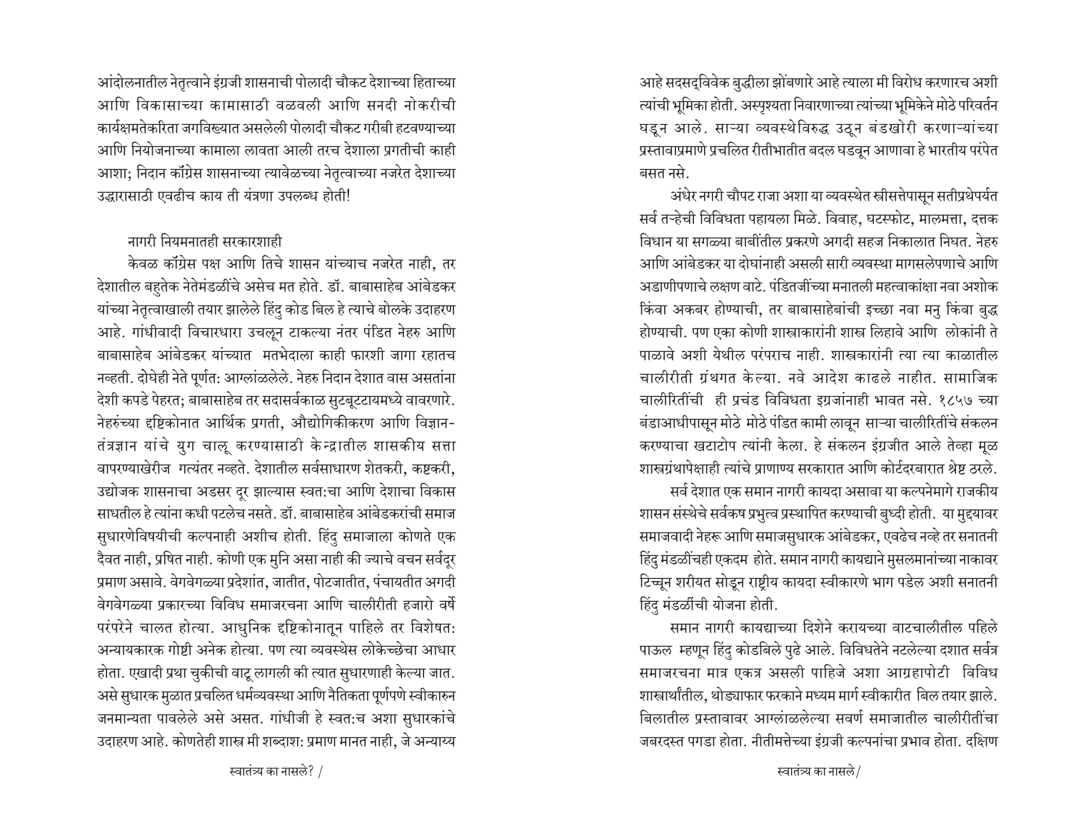आंदोलनातील नेतृत्वाने इंग्रजी शासनाची पोलादी चौकट देशाच्या हिताच्या आणि विकासाच्या कामासाठी वळवली आणि सनदी नोकरीची कार्यक्षमतेकरिता जगविख्यात असलेली पोलादी चौकट गरीबी हटवण्याच्या आणि नियोजनाच्या कामाला लावता आली तरच देशाला प्रगतीची काही आशा; निदान कॉंग्रेस शासनाच्या त्यावेळच्या नेतृत्वाच्या नजरेत देशाच्या उद्धारासाठी एवढीच काय ती यंत्रणा उपलब्ध होती!

### नागरी नियमनातही सरकारशाही

केवळ कॉंग्रेस पक्ष आणि तिचे शासन यांच्याच नजरेत नाही, तर देशातील बहुतेक नेतेमंडळींचे असेच मत होते. डॉ. बाबासाहेब आंबेडकर यांच्या नेतृत्वाखाली तयार झालेले हिंदु कोड बिल हे त्याचे बोलके उदाहरण आहे. गांधीवादी विचारधारा उचलून टाकल्या नंतर पंडित नेहरु आणि बाबासाहेब आंबेडकर यांच्यात मतभेदाला काही फारशी जागा रहातच नव्हती. दोघेही नेते पूर्णत: आग्लांळलेले. नेहरु निदान देशात वास असतांना देशी कपडे पेहरत; बाबासाहेब तर सदासर्वकाळ सुटबूटटायमध्ये वावरणारे. नेहरुंच्या दृष्टिकोनात आर्थिक प्रगती, औद्योगिकीकरण आणि विज्ञान-तंत्रज्ञान यांचे युग चालू करण्यासाठी केन्द्रातील शासकीय सत्ता वापरण्याखेरीज गत्यंतर नव्हते. देशातील सर्वसाधारण शेतकरी, कष्टकरी, उद्योजक शासनाचा अडसर दूर झाल्यास स्वत:चा आणि देशाचा विकास साधतील हे त्यांना कधी पटलेच नसते. डॉ. बाबासाहेब आंबेडकरांची समाज सुधारणेविषयीची कल्पनाही अशीच होती. हिंदु समाजाला कोणते एक दैवत नाही, प्रेषित नाही. कोणी एक मुनि असा नाही की ज्याचे वचन सर्वदूर प्रमाण असावे. वेगवेगळ्या प्रदेशांत, जातीत, पोटजातीत, पंचायतीत अगदी वेगवेगळ्या प्रकारच्या विविध समाजरचना आणि चालीरीती हजारो वर्षे परंपरेने चालत होत्या. आधुनिक दृष्टिकोनातून पाहिले तर विशेषत: अन्यायकारक गोष्टी अनेक होत्या. पण त्या व्यवस्थेस लोकेच्छेचा आधार होता. एखादी प्रथा चुकीची वाटू लागली की त्यात सुधारणाही केल्या जात. असे सुधारक मुळात प्रचलित धर्मव्यवस्था आणि नैतिकता पूर्णपणे स्वीकारुन जनमान्यता पावलेले असे असत. गांधीजी हे स्वत:च अशा सुधारकांचे उदाहरण आहे. कोणतेही शास्त्र मी शब्दाश: प्रमाण मानत नाही, जे अन्याय्य आहे सदसद्विवेक बुद्धीला झोंबणारे आहे त्याला मी विरोध करणारच अशी त्यांची भूमिका होती. अस्पृश्यता निवारणाच्या त्यांच्या भूमिकेने मोठे परिवर्तन घडून आले. साऱ्या व्यवस्थेविरुद्ध उठून बंडखोरी करणाऱ्यांच्या प्रस्तावाप्रमाणे प्रचलित रीतीभातीत बदल घडवून आणावा हे भारतीय परंपेत बसत नसे.

अंधेर नगरी चौपट राजा अशा या व्यवस्थेत स्त्रीसत्तेपासून सतीप्रथेपर्यंत सर्व तऱ्हेची विविधता पहायला मिळे. विवाह, घटस्फोट, मालमत्ता, दत्तक विधान या सगळ्या बाबींतील प्रकरणे अगदी सहज निकालात निघत. नेहरु आणि आंबेडकर या दोघांनाही असली सारी व्यवस्था मागसलेपणाचे आणि अडाणीपणाचे लक्षण वाटे. पंडितजींच्या मनातली महत्वाकांक्षा नवा अशोक किंवा अकबर होण्याची, तर बाबासाहेबांची इच्छा नवा मनु किंवा बुद्ध होण्याची. पण एका कोणी शास्त्राकारांनी शास्त्र लिहावे आणि लोकांनी ते पाळावे अशी येथील परंपराच नाही. शास्त्रकारांनी त्या त्या काळातील चालीरीती ग्रंथगत केल्या. नवे आदेश काढले नाहीत. सामाजिक चालीरितींची ही प्रचंड विविधता इग्रजांनाही भावत नसे. १८५७ च्या बंडाआधीपासून मोठे मोठे पंडित कामी लावून साऱ्या चालीरितींचे संकलन करण्याचा खटाटोप त्यांनी केला. हे संकलन इंग्रजीत आले तेव्हा मूळ शास्त्रग्रंथापेक्षाही त्यांचे प्राणाण्य सरकारात आणि कोर्टदरबारात श्रेष्ट ठरले.

सर्व देशात एक समान नागरी कायदा असावा या कल्पनेमागे राजकीय शासन संस्थेचे सर्वकष प्रभुत्व प्रस्थापित करण्याची बुध्दी होती. या मुद्दयावर समाजवादी नेहरू आणि समाजसुधारक आंबेडकर, एवढेच नव्हे तर सनातनी हिंदु मंडळींचीही एकदम होते. समान नागरी कायद्याने मुसलमानांच्या नाकावर टिच्चून शरीयत सोडून राष्ट्रीय कायदा स्वीकारणे भाग पडेल अशी सनातनी हिंदु मंडळींची योजना होती.

समान नागरी कायद्याच्या दिशेने करायच्या वाटचालीतील पहिले पाऊल म्हणून हिंदु कोडबिले पुढे आले. विविधतेने नटलेल्या दशात सर्वत्र समाजरचना मात्र एकत्र असली पाहिजे अशा आग्रहापोटी विविध शास्त्रार्थांतील, थोड्याफार फरकाने मध्यम मार्ग स्वीकारीत बिल तयार झाले. बिलातील प्रस्तावावर आग्लांळलेल्या सवर्ण समाजातील चालीरीतींचा जबरदस्त पगडा होता. नीतीमत्तेच्या इंग्रजी कल्पनांचा प्रभाव होता. दक्षिण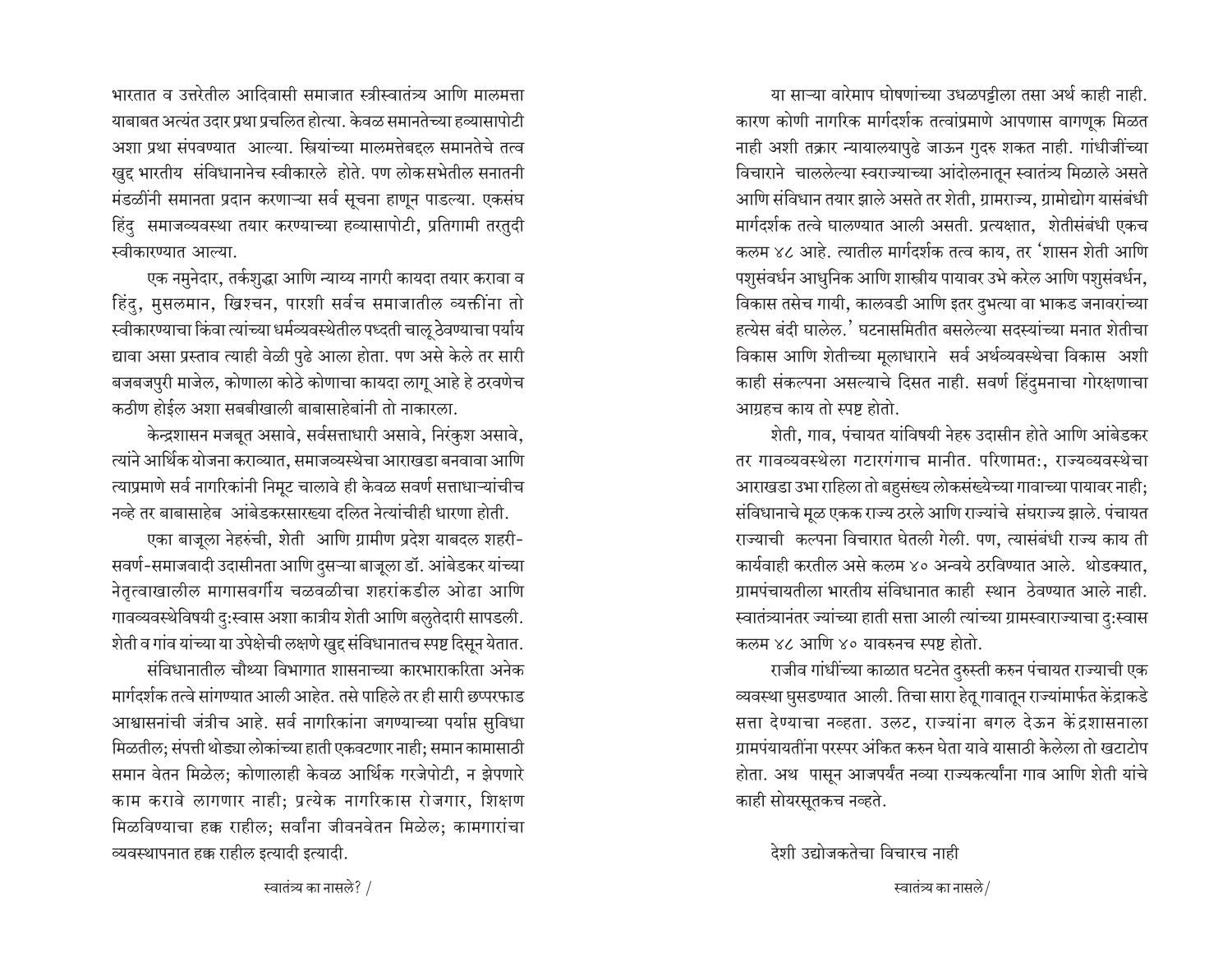भारतात व उत्तरेतील आदिवासी समाजात स्त्रीस्वातंत्र्य आणि मालमत्ता याबाबत अत्यंत उदार प्रथा प्रचलित होत्या. केवळ समानतेच्या हव्यासापोटी अशा प्रथा संपवण्यात आल्या. स्त्रियांच्या मालमत्तेबद्दल समानतेचे तत्व खुद्द भारतीय संविधानानेच स्वीकारले होते. पण लोकसभेतील सनातनी मंडळींनी समानता प्रदान करणाऱ्या सर्व सूचना हाणून पाडल्या. एकसंघ हिंदु समाजव्यवस्था तयार करण्याच्या हव्यासापोटी, प्रतिगामी तरतुदी स्वीकारण्यात आल्या.

एक नमुनेदार, तर्कशुद्धा आणि न्याय्य नागरी कायदा तयार करावा व हिंदु, मुसलमान, ख्रिश्चन, पारशी सर्वच समाजातील व्यक्तींना तो स्वीकारण्याचा किंवा त्यांच्या धर्मव्यवस्थेतील पध्दती चालू ठेवण्याचा पर्याय द्यावा असा प्रस्ताव त्याही वेळी पुढे आला होता. पण असे केले तर सारी बजबजपुरी माजेल, कोणाला कोठे कोणाचा कायदा लागू आहे हे ठरवणेच कठीण होईल अशा सबबीखाली बाबासाहेबांनी तो नाकारला.

केन्द्रशासन मजबूत असावे, सर्वसत्ताधारी असावे, निरंकुश असावे, त्यांने आर्थिक योजना कराव्यात, समाजव्यस्थेचा आराखडा बनवावा आणि त्याप्रमाणे सर्व नागरिकांनी निमूट चालावे ही केवळ सवर्ण सत्ताधाऱ्यांचीच नव्हे तर बाबासाहेब आंबेडकरसारख्या दलित नेत्यांचीही धारणा होती.

एका बाजूला नेहरुंची, शेती आणि ग्रामीण प्रदेश याबदल शहरी-सवर्ण-समाजवादी उदासीनता आणि दुसऱ्या बाजूला डॉ. आंबेडकर यांच्या नेतृत्वाखालील मागासवर्गीय चळवळीचा शहरांकडील ओढा आणि गावव्यवस्थेविषयी दुःस्वास अशा कात्रीय शेती आणि बलुतेदारी सापडली. शेती व गांव यांच्या या उपेक्षेची लक्षणे खुद्द संविधानातच स्पष्ट दिसून येतात.

संविधानातील चौथ्या विभागात शासनाच्या कारभाराकरिता अनेक मार्गदर्शक तत्वे सांगण्यात आली आहेत. तसे पाहिले तर ही सारी छप्परफाड आश्वासनांची जंत्रीच आहे. सर्व नागरिकांना जगण्याच्या पर्याप्त सुविधा मिळतील; संपत्ती थोड्या लोकांच्या हाती एकवटणार नाही; समान कामासाठी समान वेतन मिळेल; कोणालाही केवळ आर्थिक गरजेपोटी, न झेपणारे काम करावे लागणार नाही; प्रत्येक नागरिकास रोजगार, शिक्षण मिळविण्याचा हक्क राहील; सर्वांना जीवनवेतन मिळेल; कामगारांचा व्यवस्थापनात हक्क राहील इत्यादी इत्यादी.

या साऱ्या वारेमाप घोषणांच्या उधळपट्टीला तसा अर्थ काही नाही. कारण कोणी नागरिक मार्गदर्शक तत्वांप्रमाणे आपणास वागणूक मिळत नाही अशी तक्रार न्यायालयापुढे जाऊन गुदरु शकत नाही. गांधीजींच्या विचाराने चाललेल्या स्वराज्याच्या आंदोलनातून स्वातंत्र्य मिळाले असते आणि संविधान तयार झाले असते तर शेती, ग्रामराज्य, ग्रामोद्योग यासंबंधी मार्गदर्शक तत्वे घालण्यात आली असती. प्रत्यक्षात, शेतीसंबंधी एकच कलम ४८ आहे. त्यातील मार्गदर्शक तत्व काय, तर 'शासन शेती आणि पशुसंवर्धन आधुनिक आणि शास्त्रीय पायावर उभे करेल आणि पशुसंवर्धन, विकास तसेच गायी, कालवडी आणि इतर दुभत्या वा भाकड जनावरांच्या हत्येस बंदी घालेल.' घटनासमितीत बसलेल्या सदस्यांच्या मनात शेतीचा विकास आणि शेतीच्या मूलाधाराने सर्व अर्थव्यवस्थेचा विकास अशी काही संकल्पना असल्याचे दिसत नाही. सवर्ण हिंदुमनाचा गोरक्षणाचा आग्रहच काय तो स्पष्ट होतो.

शेती, गाव, पंचायत यांविषयी नेहरु उदासीन होते आणि आंबेडकर तर गावव्यवस्थेला गटारगंगाच मानीत. परिणामतः, राज्यव्यवस्थेचा आराखडा उभा राहिला तो बहुसंख्य लोकसंख्येच्या गावाच्या पायावर नाही; संविधानाचे मूळ एकक राज्य ठरले आणि राज्यांचे संघराज्य झाले. पंचायत राज्याची कल्पना विचारात घेतली गेली. पण, त्यासंबंधी राज्य काय ती कार्यवाही करतील असे कलम ४० अन्वये ठरविण्यात आले. थोडक्यात, ग्रामपंचायतीला भारतीय संविधानात काही स्थान ठेवण्यात आले नाही. स्वातंत्र्यानंतर ज्यांच्या हाती सत्ता आली त्यांच्या ग्रामस्वाराज्याचा दुःस्वास कलम ४८ आणि ४० यावरुनच स्पष्ट होतो.

राजीव गांधींच्या काळात घटनेत दुरुस्ती करुन पंचायत राज्याची एक व्यवस्था घुसडण्यात आली. तिचा सारा हेतू गावातून राज्यांमार्फत केंद्राकडे सत्ता देण्याचा नव्हता. उलट, राज्यांना बगल देऊन केंद्रशासनाला ग्रामपंयायतींना परस्पर अंकित करुन घेता यावे यासाठी केलेला तो खटाटोप होता. अथ पासून आजपर्यंत नव्या राज्यकर्त्यांना गाव आणि शेती यांचे काही सोयरसूतकच नव्हते.

## देशी उद्योजकतेचा विचारच नाही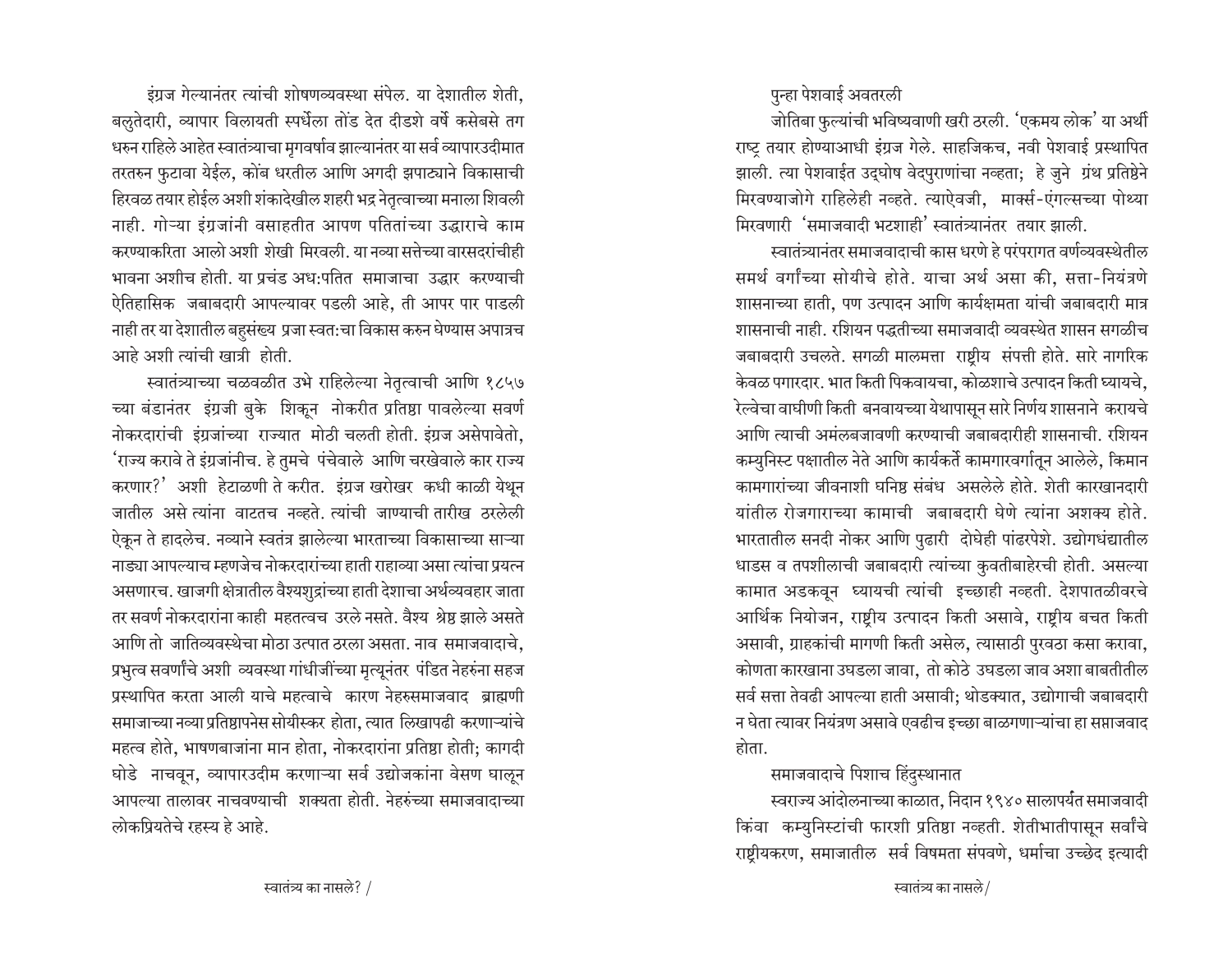इंग्रज गेल्यानंतर त्यांची शोषणव्यवस्था संपेल. या देशातील शेती, बलुतेदारी, व्यापार विलायती स्पर्धेला तोंड देत दीडशे वर्षे कसेबसे तग धरुन राहिले आहेत स्वातंत्र्याचा मृगवर्षाव झाल्यानंतर या सर्व व्यापारउदीमात तरतरुन फुटावा येईल, कोंब धरतील आणि अगदी झपाट्याने विकासाची हिरवळ तयार होईल अशी शंकादेखील शहरी भद्र नेतृत्वाच्या मनाला शिवली नाही. गोऱ्या इंग्रजांनी वसाहतीत आपण पतितांच्या उद्धाराचे काम करण्याकरिता आलो अशी शेखी मिरवली. या नव्या सत्तेच्या वारसदारांचीही भावना अशीच होती. या प्रचंड अध:पतित समाजाचा उद्धार करण्याची ऐतिहासिक जबाबदारी आपल्यावर पडली आहे, ती आपर पार पाडली नाही तर या देशातील बहुसंख्य प्रजा स्वत:चा विकास करुन घेण्यास अपात्रच आहे अशी त्यांची खात्री होती.

स्वातंत्र्याच्या चळवळीत उभे राहिलेल्या नेतृत्वाची आणि १८५७ च्या बंडानंतर इंग्रजी बुके शिकून नोकरीत प्रतिष्ठा पावलेल्या सवर्ण नोकरदारांची इंग्रजांच्या राज्यात मोठी चलती होती. इंग्रज असेपावेतो, 'राज्य करावे ते इंग्रजांनीच. हे तुमचे पंचेवाले आणि चरखेवाले कार राज्य करणार?' अशी हेटाळणी ते करीत. इंग्रज खरोखर कधी काळी येथून जातील असे त्यांना वाटतच नव्हते. त्यांची जाण्याची तारीख ठरलेली ऐकून ते हादलेच. नव्याने स्वतंत्र झालेल्या भारताच्या विकासाच्या साऱ्या नाड्या आपल्याच म्हणजेच नोकरदारांच्या हाती राहाव्या असा त्यांचा प्रयत्न असणारच. खाजगी क्षेत्रातील वैश्यशुद्रांच्या हाती देशाचा अर्थव्यवहार जाता तर सवर्ण नोकरदारांना काही महतत्वच उरले नसते. वैश्य श्रेष्ठ झाले असते आणि तो जातिव्यवस्थेचा मोठा उत्पात ठरला असता. नाव समाजवादाचे, प्रभुत्व सवर्णांचे अशी व्यवस्था गांधीजींच्या मृत्यूनंतर पंडित नेहरुंना सहज प्रस्थापित करता आली याचे महत्वाचे कारण नेहरुसमाजवाद ब्राह्मणी समाजाच्या नव्या प्रतिष्ठापनेस सोयीस्कर होता, त्यात लिखापढी करणाऱ्यांचे महत्व होते, भाषणबाजांना मान होता, नोकरदारांना प्रतिष्ठा होती; कागदी घोडे नाचवून, व्यापारउदीम करणाऱ्या सर्व उद्योजकांना वेसण घालून आपल्या तालावर नाचवण्याची शक्यता होती. नेहरुंच्या समाजवादाच्या लोकप्रियतेचे रहस्य हे आहे.

### पुन्हा पेशवाई अवतरली

जोतिबा फुल्यांची भविष्यवाणी खरी ठरली. 'एकमय लोक' या अर्थी राष्ट्र तयार होण्याआधी इंग्रज गेले. साहजिकच, नवी पेशवाई प्रस्थापित झाली. त्या पेशवाईत उद्‌घोष वेदपुराणांचा नव्हता; हे जुने ग्रंथ प्रतिष्ठेने मिरवण्याजोगे राहिलेही नव्हते. त्याऐवजी, मार्क्स-एंगल्सच्या पोथ्या मिरवणारी 'समाजवादी भटशाही' स्वातंत्र्यानंतर तयार झाली.

स्वातंत्र्यानंतर समाजवादाची कास धरणे हे परंपरागत वर्णव्यवस्थेतील समर्थ वर्गांच्या सोयीचे होते. याचा अर्थ असा की, सत्ता-नियंत्रणे शासनाच्या हाती, पण उत्पादन आणि कार्यक्षमता यांची जबाबदारी मात्र शासनाची नाही. रशियन पद्धतीच्या समाजवादी व्यवस्थेत शासन सगळीच जबाबदारी उचलते. सगळी मालमत्ता राष्ट्रीय संपत्ती होते. सारे नागरिक केवळ पगारदार. भात किती पिकवायचा, कोळशाचे उत्पादन किती घ्यायचे, रेल्वेचा वाघीणी किती बनवायच्या येथापासून सारे निर्णय शासनाने करायचे आणि त्याची अमंलबजावणी करण्याची जबाबदारीही शासनाची. रशियन कम्युनिस्ट पक्षातील नेते आणि कार्यकर्ते कामगारवर्गातून आलेले, किमान कामगारांच्या जीवनाशी घनिष्ठ संबंध असलेले होते. शेती कारखानदारी यांतील रोजगाराच्या कामाची जबाबदारी घेणे त्यांना अशक्य होते. भारतातील सनदी नोकर आणि पुढारी दोघेही पांढरपेशे. उद्योगधंद्यातील धाडस व तपशीलाची जबाबदारी त्यांच्या कुवतीबाहेरची होती. असल्या कामात अडकवून घ्यायची त्यांची इच्छाही नव्हती. देशपातळीवरचे आर्थिक नियोजन, राष्ट्रीय उत्पादन किती असावे, राष्ट्रीय बचत किती असावी, ग्राहकांची मागणी किती असेल, त्यासाठी पुरवठा कसा करावा, कोणता कारखाना उघडला जावा, तो कोठे उघडला जाव अशा बाबतीतील सर्व सत्ता तेवढी आपल्या हाती असावी; थोडक्यात, उद्योगाची जबाबदारी न घेता त्यावर नियंत्रण असावे एवढीच इच्छा बाळगणाऱ्यांचा हा सम्राजवाद होता.

### समाजवादाचे पिशाच हिंदुस्थानात

स्वराज्य आंदोलनाच्या काळात, निदान १९४० सालापर्यंत समाजवादी किंवा कम्युनिस्टांची फारशी प्रतिष्ठा नव्हती. शेतीभातीपासून सर्वांचे राष्ट्रीयकरण, समाजातील सर्व विषमता संपवणे, धर्माचा उच्छेद इत्यादी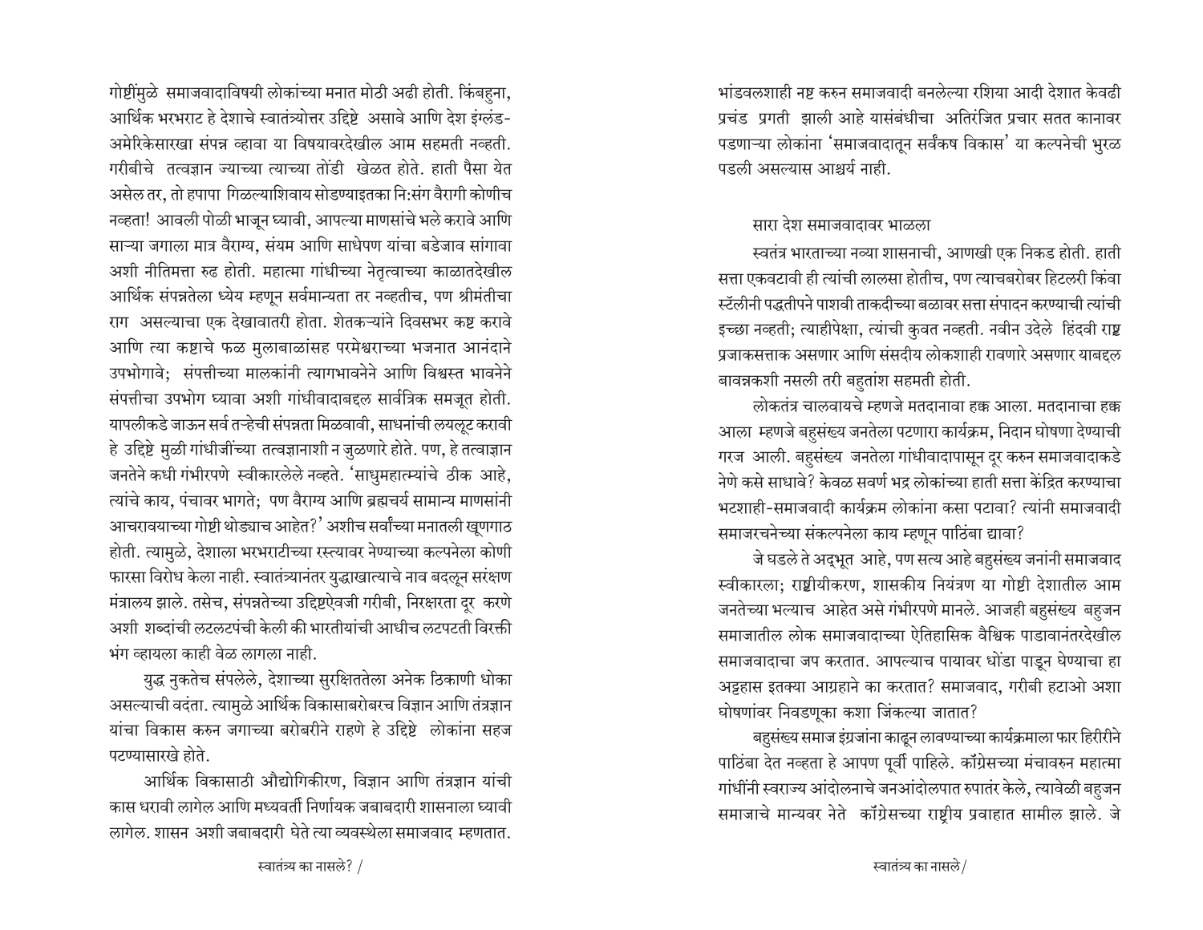गोष्टींमुळे समाजवादाविषयी लोकांच्या मनात मोठी अढी होती. किंबहुना, आर्थिक भरभराट हे देशाचे स्वातंत्र्योत्तर उद्दिष्ट असावे आणि देश इंग्लंड-अमेरिकेसारखा संपन्न व्हावा या विषयावरदेखील आम सहमती नव्हती. गरीबीचे तत्वज्ञान ज्याच्या त्याच्या तोंडी खेळत होते. हाती पैसा येत असेल तर, तो हपापा गिळल्याशिवाय सोडण्याइतका नि:संग वैरागी कोणीच नव्हता! आवली पोळी भाजून घ्यावी, आपल्या माणसांचे भले करावे आणि साऱ्या जगाला मात्र वैराग्य, संयम आणि साधेपण यांचा बडेजाव सांगावा अशी नीतिमत्ता रुढ होती. महात्मा गांधीच्या नेतृत्वाच्या काळातदेखील आर्थिक संपन्नतेला ध्येय म्हणून सर्वमान्यता तर नव्हतीच, पण श्रीमंतीचा राग असल्याचा एक देखावातरी होता. शेतकऱ्यांने दिवसभर कष्ट करावे आणि त्या कष्टाचे फळ मुलाबाळांसह परमेश्वराच्या भजनात आनंदाने उपभोगावे; संपत्तीच्या मालकांनी त्यागभावनेने आणि विश्वस्त भावनेने संपत्तीचा उपभोग घ्यावा अशी गांधीवादाबद्दल सार्वत्रिक समजूत होती. यापलीकडे जाऊन सर्व तऱ्हेची संपन्नता मिळवावी, साधनांची लयलूट करावी हे उद्दिष्ट मुळी गांधीजींच्या तत्वज्ञानाशी न जुळणारे होते. पण, हे तत्वाज्ञान जनतेने कधी गंभीरपणे स्वीकारलेले नव्हते. 'साधुमहात्म्यांचे ठीक आहे, त्यांचे काय, पंचावर भागते; पण वैराग्य आणि ब्रह्मचर्य सामान्य माणसांनी आचरावयाच्या गोष्टी थोड्याच आहेत?' अशीच सर्वांच्या मनातली खूणगाठ होती. त्यामुळे, देशाला भरभराटीच्या रस्त्यावर नेण्याच्या कल्पनेला कोणी फारसा विरोध केला नाही. स्वातंत्र्यानंतर युद्धखात्याचे नाव बदलून संरक्षण मंत्रालय झाले. तसेच, संपन्नतेच्या उद्दिष्टऐवजी गरीबी, निरक्षरता दूर करणे अशी शब्दांची लटलटपंची केली की भारतीयांची आधीच लटपटती विरक्ती भंग व्हायला काही वेळ लागला नाही.

युद्ध नुकतेच संपलेले, देशाच्या सुरक्षिततेला अनेक ठिकाणी धोका असल्याची वदंता. त्यामुळे आर्थिक विकासाबरोबरच विज्ञान आणि तंत्रज्ञान यांचा विकास करुन जगाच्या बरोबरीने राहणे हे उद्दिष्ट लोकांना सहज पटण्यासारखे होते.

आर्थिक विकासाठी औद्योगिकीरण, विज्ञान आणि तंत्रज्ञान यांची कास धरावी लागेल आणि मध्यवर्ती निर्णायक जबाबदारी शासनाला घ्यावी लागेल. शासन अशी जबाबदारी घेते त्या व्यवस्थेला समाजवाद म्हणतात. भांडवलशाही नष्ट करुन समाजवादी बनलेल्या रशिया आदी देशात केवढी प्रचंड प्रगती झाली आहे यासंबंधीचा अतिरंजित प्रचार सतत कानावर पडणाऱ्या लोकांना 'समाजवादातून सर्वंकष विकास' या कल्पनेची भुरळ पडली असल्यास आश्चर्य नाही.

### सारा देश समाजवादावर भाळला

स्वतंत्र भारताच्या नव्या शासनाची, आणखी एक निकड होती. हाती सत्ता एकवटावी ही त्यांची लालसा होतीच, पण त्याचबरोबर हिटलरी किंवा स्टॅलीनी पद्धतीपने पाशवी ताकदीच्या बळावर सत्ता संपादन करण्याची त्यांची इच्छा नव्हती; त्याहीपेक्षा, त्यांची कुवत नव्हती. नवीन उदेले हिंदवी राष्ट्र प्रजाकसत्ताक असणार आणि संसदीय लोकशाही राबणारे असणार याबद्दल बावन्नकशी नसली तरी बहुतांश सहमती होती.

लोकतंत्र चालवायचे म्हणजे मतदानावा हक्क आला. मतदानाचा हक्क आला म्हणजे बहुसंख्य जनतेला पटणारा कार्यक्रम, निदान घोषणा देण्याची गरज आली. बहुसंख्य जनतेला गांधीवादापासून दूर करुन समाजवादाकडे नेणे कसे साधावे? केवळ सवर्ण भद्र लोकांच्या हाती सत्ता केंद्रित करण्याचा भटशाही-समाजवादी कार्यक्रम लोकांना कसा पटावा? त्यांनी समाजवादी समाजरचनेच्या संकल्पनेला काय म्हणून पाठिंबा द्यावा?

जे घडले ते अद्भूत आहे, पण सत्य आहे बहुसंख्य जनांनी समाजवाद स्वीकारला; राष्ट्रीयीकरण, शासकीय नियंत्रण या गोष्टी देशातील आम जनतेच्या भल्याच आहेत असे गंभीरपणे मानले. आजही बहुसंख्य बहुजन समाजातील लोक समाजवादाच्या ऐतिहासिक वैश्विक पाडावानंतरदेखील समाजवादाचा जप करतात. आपल्याच पायावर धोंडा पाडून घेण्याचा हा अट्टहास इतक्या आग्रहाने का करतात? समाजवाद, गरीबी हटाओ अशा घोषणांवर निवडणूका कशा जिंकल्या जातात?

बहुसंख्य समाज इंग्रजांना काढून लावण्याच्या कार्यक्रमाला फार हिरीरीने पाठिंबा देत नव्हता हे आपण पूर्वी पाहिले. कॉंग्रेसच्या मंचावरुन महात्मा गांधींनी स्वराज्य आंदोलनाचे जनआंदोलपात रुपातंर केले, त्यावेळी बहुजन समाजाचे मान्यवर नेते कॉंग्रेसच्या राष्ट्रीय प्रवाहात सामील झाले. जे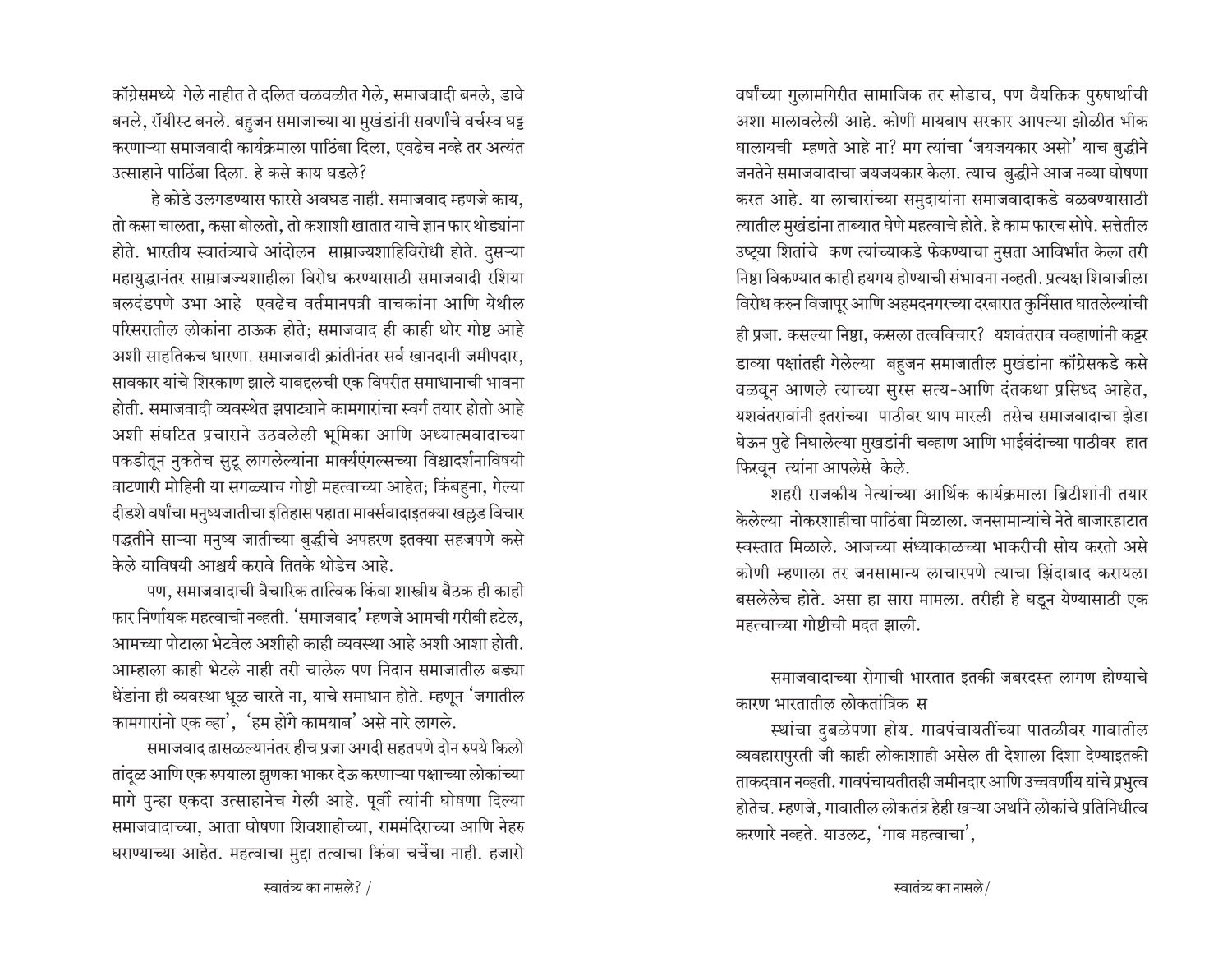कॉंग्रेसमध्ये गेले नाहीत ते दलित चळवळीत गेले, समाजवादी बनले, डावे बनले, रॉयीस्ट बनले. बहुजन समाजाच्या या मुखंडांनी सवर्णांचे वर्चस्व घट्ट करणाऱ्या समाजवादी कार्यक्रमाला पाठिंबा दिला, एवढेच नव्हे तर अत्यंत उत्साहाने पाठिंबा दिला. हे कसे काय घडले?

हे कोडे उलगडण्यास फारसे अवघड नाही. समाजवाद म्हणजे काय, तो कसा चालता, कसा बोलतो, तो कशाशी खातात याचे ज्ञान फार थोड्यांना होते. भारतीय स्वातंत्र्याचे आंदोलन साम्राज्यशाहिविरोधी होते. दुसऱ्या महायुद्धानंतर साम्राजज्यशाहीला विरोध करण्यासाठी समाजवादी रशिया बलदंडपणे उभा आहे एवढेच वर्तमानपत्री वाचकांना आणि येथील परिसरातील लोकांना ठाऊक होते; समाजवाद ही काही थोर गोष्ट आहे अशी साहतिकच धारणा. समाजवादी क्रांतीनंतर सर्व खानदानी जमीपदार, सावकार यांचे शिरकाण झाले याबद्दलची एक विपरीत समाधानाची भावना होती. समाजवादी व्यवस्थेत झपाट्याने कामगारांचा स्वर्ग तयार होतो आहे अशी संघटित प्रचाराने उठवलेली भूमिका आणि अध्यात्मवादाच्या पकडीतून नुकतेच सुटू लागलेल्यांना मार्क्यएंगल्सच्या विश्वादर्शनाविषयी वाटणारी मोहिनी या सगळ्याच गोष्टी महत्वाच्या आहेत; किंबहुना, गेल्या दीडशे वर्षांचा मनुष्यजातीचा इतिहास पहाता मार्क्सवादाइतक्या खल्लड विचार पद्धतीने साऱ्या मनुष्य जातीच्या बुद्धीचे अपहरण इतक्या सहजपणे कसे केले याविषयी आश्चर्य करावे तितके थोडेच आहे.

पण, समाजवादाची वैचारिक तात्विक किंवा शास्त्रीय बैठक ही काही फार निर्णायक महत्वाची नव्हती. 'समाजवाद' म्हणजे आमची गरीबी हटेल, आमच्या पोटाला भेटवेल अशीही काही व्यवस्था आहे अशी आशा होती. आम्हाला काही भेटले नाही तरी चालेल पण निदान समाजातील बड्या धेंडांना ही व्यवस्था धूळ चारते ना, याचे समाधान होते. म्हणून 'जगातील कामगारांनो एक व्हा', 'हम होंगे कामयाब' असे नारे लागले.

समाजवाद ढासळल्यानंतर हीच प्रजा अगदी सहतपणे दोन रुपये किलो तांदूळ आणि एक रुपयाला झुणका भाकर देऊ करणाऱ्या पक्षाच्या लोकांच्या मागे पुन्हा एकदा उत्साहानेच गेली आहे. पूर्वी त्यांनी घोषणा दिल्या समाजवादाच्या, आता घोषणा शिवशाहीच्या, राममंदिराच्या आणि नेहरु घराण्याच्या आहेत. महत्वाचा मुद्दा तत्वाचा किंवा चर्चेचा नाही. हजारो वर्षांच्या गुलामगिरीत सामाजिक तर सोडाच, पण वैयक्तिक पुरुषार्थाची अशा मालावलेली आहे. कोणी मायबाप सरकार आपल्या झोळीत भीक घालायची म्हणते आहे ना? मग त्यांचा 'जयजयकार असो' याच बुद्धीने जनतेने समाजवादाचा जयजयकार केला. त्याच बुद्धीने आज नव्या घोषणा करत आहे. या लाचारांच्या समुदायांना समाजवादाकडे वळवण्यासाठी त्यातील मुखंडांना ताब्यात घेणे महत्वाचे होते. हे काम फारच सोपे. सत्तेतील उष्ट्या शितांचे कण त्यांच्याकडे फेकण्याचा नुसता आविर्भात केला तरी निष्ठा विकण्यात काही हयगय होण्याची संभावना नव्हती. प्रत्यक्ष शिवाजीला विरोध करुन विजापूर आणि अहमदनगरच्या दरबारात कुर्निसात घातलेल्यांची ही प्रजा. कसल्या निष्ठा, कसला तत्वविचार? यशवंतराव चव्हाणांनी कट्टर डाव्या पक्षांतही गेलेल्या बहुजन समाजातील मुखंडांना कॉंग्रेसकडे कसे वळवून आणले त्याच्या सुरस सत्य-आणि दंतकथा प्रसिध्द आहेत, यशवंतरावांनी इतरांच्या पाठीवर थाप मारली तसेच समाजवादाचा झेंडा घेऊन पुढे निघालेल्या मुखडांनी चव्हाण आणि भाईबंदांच्या पाठीवर हात फिरवून त्यांना आपलेसे केले.

शहरी राजकीय नेत्यांच्या आर्थिक कार्यक्रमाला ब्रिटीशांनी तयार केलेल्या नोकरशाहीचा पाठिंबा मिळाला. जनसामान्यांचे नेते बाजारहाटात स्वस्तात मिळाले. आजच्या संध्याकाळच्या भाकरीची सोय करतो असे कोणी म्हणाला तर जनसामान्य लाचारपणे त्याचा झिंदाबाद करायला बसलेलेच होते. असा हा सारा मामला. तरीही हे घडून येण्यासाठी एक महत्वाच्या गोष्टीची मदत झाली.

समाजवादाच्या रोगाची भारतात इतकी जबरदस्त लागण होण्याचे कारण भारतातील लोकतांत्रिक स

स्थांचा दुबळेपणा होय. गावपंचायतींच्या पातळीवर गावातील व्यवहारापुरती जी काही लोकाशाही असेल ती देशाला दिशा देण्याइतकी ताकदवान नव्हती. गावपंचायतीतही जमीनदार आणि उच्चवर्णीय यांचे प्रभुत्व होतेच. म्हणजे, गावातील लोकतंत्र हेही खऱ्या अर्थाने लोकांचे प्रतिनिधीत्व करणारे नव्हते. याउलट, 'गाव महत्वाचा',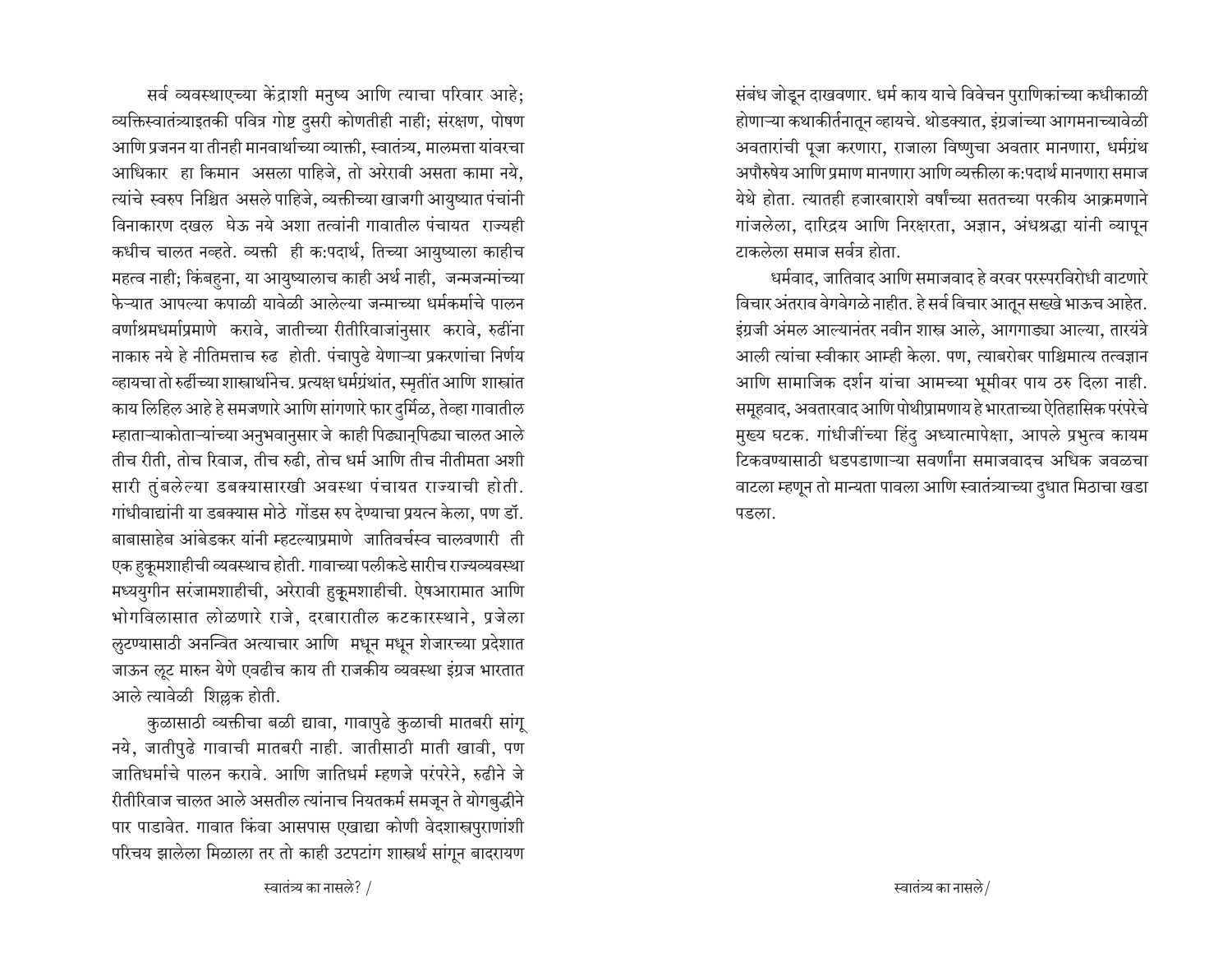सर्व व्यवस्थाएच्या केंद्राशी मनुष्य आणि त्याचा परिवार आहे; व्यक्तिस्वातंत्र्याइतकी पवित्र गोष्ट दुसरी कोणतीही नाही; संरक्षण, पोषण आणि प्रजनन या तीनही मानवार्थाच्या व्याक्ती, स्वातंत्र्य, मालमत्ता यांवरचा आधिकार हा किमान असला पाहिजे, तो अरेरावी असता कामा नये, त्यांचे स्वरुप निश्चित असले पाहिजे, व्यक्तीच्या खाजगी आयुष्यात पंचांनी विनाकारण दखल घेऊ नये अशा तत्वांनी गावातील पंचायत राज्यही कधीच चालत नव्हते. व्यक्ती ही क:पदार्थ, तिच्या आयुष्याला काहीच महत्व नाही; किंबहुना, या आयुष्यालाच काही अर्थ नाही, जन्मजन्मांच्या फेऱ्यात आपल्या कपाळी यावेळी आलेल्या जन्माच्या धर्मकर्माचे पालन वर्णाश्रमधर्माप्रमाणे करावे, जातीच्या रीतीरिवाजांनुसार करावे, रुढींना नाकारु नये हे नीतिमत्ताच रुढ होती. पंचापुढे येणाऱ्या प्रकरणांचा निर्णय व्हायचा तो रुढींच्या शास्त्रार्थानेच. प्रत्यक्ष धर्मग्रंथांत, स्मृतींत आणि शास्त्रांत काय लिहिल आहे हे समजणारे आणि सांगणारे फार दुर्मिळ, तेव्हा गावातील म्हाताऱ्याकोताऱ्यांच्या अनुभवानुसार जे काही पिढ्यानूपिढ्या चालत आले तीच रीती, तोच रिवाज, तीच रुढी, तोच धर्म आणि तीच नीतीमता अशी सारी तुंबलेल्या डबक्यासारखी अवस्था पंचायत राज्याची होती. गांधीवाद्यांनी या डबक्यास मोठे गोंडस रुप देण्याचा प्रयत्न केला, पण डॉ. बाबासाहेब आंबेडकर यांनी म्हटल्याप्रमाणे जातिवर्चस्व चालवणारी ती एक हुकूमशाहीची व्यवस्थाच होती. गावाच्या पलीकडे सारीच राज्यव्यवस्था मध्ययुगीन सरंजामशाहीची, अरेरावी हुकूमशाहीची. ऐषआरामात आणि भोगविलासात लोळणारे राजे, दरबारातील कटकारस्थाने, प्रजेला लुटण्यासाठी अनन्वित अत्याचार आणि मधून मधून शेजारच्या प्रदेशात जाऊन लूट मारुन येणे एवढीच काय ती राजकीय व्यवस्था इंग्रज भारतात आले त्यावेळी शिल्लक होती.

कुळासाठी व्यक्तीचा बळी द्यावा, गावापुढे कुळाची मातबरी सांगू नये, जातीपुढे गावाची मातबरी नाही. जातीसाठी माती खावी, पण जातिधर्माचे पालन करावे. आणि जातिधर्म म्हणजे परंपरेने, रुढीने जे रीतीरिवाज चालत आले असतील त्यांनाच नियतकर्म समजून ते योगबुद्धीने पार पाडावेत. गावात किंवा आसपास एखाद्या कोणी वेदशास्त्रपुराणांशी परिचय झालेला मिळाला तर तो काही उटपटांग शास्त्रर्थ सांगून बादरायण संबंध जोडून दाखवणार. धर्म काय याचे विवेचन पुराणिकांच्या कधीकाळी होणाऱ्या कथाकीर्तनातून व्हायचे. थोडक्यात, इंग्रजांच्या आगमनाच्यावेळी अवतारांची पूजा करणारा, राजाला विष्णुचा अवतार मानणारा, धर्मग्रंथ अपौरुषेय आणि प्रमाण मानणारा आणि व्यक्तीला क:पदार्थ मानणारा समाज येथे होता. त्यातही हजारबाराशे वर्षांच्या सततच्या परकीय आक्रमणाने गांजलेला, दारिद्रय आणि निरक्षरता, अज्ञान, अंधश्रद्धा यांनी व्यापून टाकलेला समाज सर्वत्र होता.

धर्मवाद, जातिवाद आणि समाजवाद हे वरवर परस्परविरोधी वाटणारे विचार अंतराव वेगवेगळे नाहीत. हे सर्व विचार आतून सख्खे भाऊच आहेत. इंग्रजी अंमल आल्यानंतर नवीन शास्त्र आले, आगगाड्या आल्या, तारयंत्रे आली त्यांचा स्वीकार आम्ही केला. पण, त्याबरोबर पाश्चिमात्य तत्वज्ञान आणि सामाजिक दर्शन यांचा आमच्या भूमीवर पाय ठरु दिला नाही. समूहवाद, अवतारवाद आणि पोथीप्रामणाय हे भारताच्या ऐतिहासिक परंपरेचे मुख्य घटक. गांधीजींच्या हिंदु अध्यात्मापेक्षा, आपले प्रभुत्व कायम टिकवण्यासाठी धडपडाणाऱ्या सवर्णांना समाजवादच अधिक जवळचा वाटला म्हणून तो मान्यता पावला आणि स्वातंत्र्याच्या दुधात मिठाचा खडा पडला.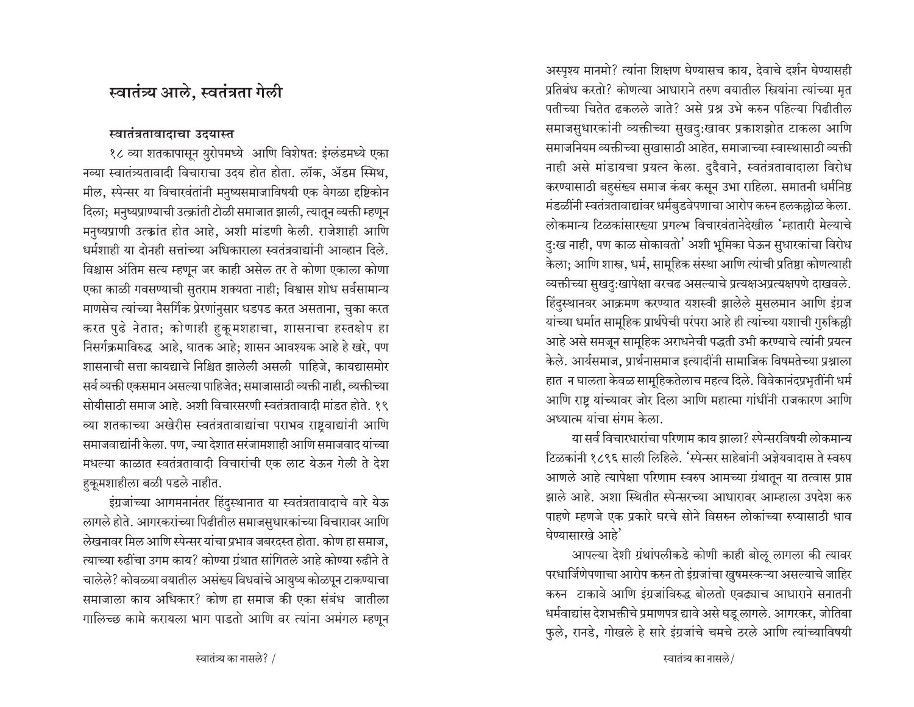# स्वातंत्र्य आले, स्वतंत्रता गेली

### स्वातंत्रतावादाचा उदयास्त

१८ व्या शतकापासून युरोपमध्ये आणि विशेषत: इंग्लंडमध्ये एका नव्या स्वातंत्र्यतावादी विचाराचा उदय होत होता. लॉक, ॲडम स्मिथ, मील, स्पेन्सर या विचारवंतांनी मनुष्यसमाजाविषयी एक वेगळा दृष्टिकोन दिला; मनुष्यप्राण्याची उत्क्रांती टोळी समाजात झाली, त्यातून व्यक्ती म्हणून मनुष्यप्राणी उत्क्रांत होत आहे, अशी मांडणी केली. राजेशाही आणि धर्मशाही या दोनही सत्तांच्या अधिकाराला स्वतंत्रवाद्यांनी आव्हान दिले. विश्वास अंतिम सत्य म्हणून जर काही असेल तर ते कोणा एकाला कोणा एका काळी गवसण्याची सुतराम शक्यता नाही; विश्वास शोध सर्वसामान्य माणसेच त्यांच्या नैसर्गिक प्रेरणांनुसार धडपड करत असताना, चुका करत करत पुढे नेतात; कोणाही हुकूमशहाचा, शासनाचा हस्तक्षेप हा निसर्गक्रमाविरुद्ध आहे, घातक आहे; शासन आवश्यक आहे हे खरे, पण शासनाची सत्ता कायद्याचे निश्चित झालेली असली पाहिजे, कायद्यासमोर सर्व व्यक्ती एकसमान असल्या पाहिजेत; समाजासाठी व्यक्ती नाही, व्यक्तीच्या सोयीसाठी समाज आहे. अशी विचारसरणी स्वतंत्रतावादी मांडत होते. १९ व्या शतकाच्या अखेरीस स्वतंत्रतावाद्यांचा पराभव राष्ट्रवाद्यांनी आणि समाजवाद्यांनी केला. पण, ज्या देशात सरंजामशाही आणि समाजवाद यांच्या मधल्या काळात स्वतंत्रतावादी विचारांची एक लाट येऊन गेली ते देश हुकूमशाहीला बळी पडले नाहीत.

इंग्रजांच्या आगमनानंतर हिंदुस्थानात या स्वतंत्रतावादाचे वारे येऊ लागले होते. आगरकरांच्या पिढीतील समाजसुधारकांच्या विचारावर आणि लेखनावर मिल आणि स्पेन्सर यांचा प्रभाव जबरदस्त होता. कोण हा समाज, त्याच्या रुढींचा उगम काय? कोण्या ग्रंथात सांगितले आहे कोण्या रुढीने ते चालेले? कोवळ्या वयातील असंख्य विधवांचे आयुष्य कोळपून टाकण्याचा समाजाला काय अधिकार? कोण हा समाज की एका संबंध जातीला गालिच्छ कामे करायला भाग पाडतो आणि वर त्यांना अमंगल म्हणून अस्पृश्य मानमो? त्यांना शिक्षण घेण्यासच काय, देवाचे दर्शन घेण्यासही प्रतिबंध करतो? कोणत्या आधाराने तरुण वयातील स्त्रियांना त्यांच्या मृत पतीच्या चितेत ढकलले जाते? असे प्रश्न उभे करुन पहिल्या पिढीतील समाजसुधारकांनी व्यक्तीच्या सुखदु:खावर प्रकाशझोत टाकला आणि समाजनियम व्यक्तीच्या सुखासाठी आहेत, समाजाच्या स्वास्थासाठी व्यक्ती नाही असे मांडायचा प्रयत्न केला. दुदैवाने, स्वतंत्रतावादाला विरोध करण्यासाठी बहुसंख्य समाज कंबर कसून उभा राहिला. समातनी धर्मनिष्ठ मंडळींनी स्वतंत्रतावाद्यांवर धर्मबुडवेपणाचा आरोप करुन हलकल्लोळ केला. लोकमान्य टिळकांसारख्या प्रगल्भ विचारवंतानेदेखील 'म्हातारी मेल्याचे दु:ख नाही, पण काळ सोकावतो' अशी भूमिका घेऊन सुधारकांचा विरोध केला; आणि शास्त्र, धर्म, सामूहिक संस्था आणि त्यांची प्रतिष्ठा कोणत्याही व्यक्तीच्या सुखदु:खापेक्षा वरचढ असल्याचे प्रत्यक्षअप्रत्यक्षपणे दाखवले. हिंदुस्थानवर आक्रमण करण्यात यशस्वी झालेले मुसलमान आणि इंग्रज यांच्या धर्मात सामूहिक प्रार्थनेची परंपरा आहे ही त्यांच्या यशाची गुरुकिल्ली आहे असे समजून सामूहिक अराधनेची पद्धती उभी करण्याचे त्यांनी प्रयत्न केले. आर्यसमाज, प्रार्थनासमाज इत्यादींनी सामाजिक विषमतेच्या प्रश्नाला हात न घालता केवळ सामूहिकतेलाच महत्व दिले. विवेकानंदप्रभृतींनी धर्म आणि राष्ट्र यांच्यावर जोर दिला आणि महात्मा गांधींनी राजकारण आणि अध्यात्म यांचा संगम केला.

या सर्व विचारधारांचा परिणाम काय झाला? स्पेन्सरविषयी लोकमान्य टिळकांनी १८९६ साली लिहिले. 'स्पेन्सर साहेबांनी अज्ञेयवादास ते स्वरुप आणले आहे त्यापेक्षा परिणाम स्वरुप आमच्या ग्रंथातून या तत्वास प्राप्त झाले आहे. अशा स्थितीत स्पेन्सरच्या आधारावर आम्हाला उपदेश करु पाहणे म्हणजे एक प्रकारे घरचे सोने विसरुन लोकांच्या रुप्यासाठी धाव घेण्यासारखे आहे'

आपल्या देशी ग्रंथांपलीकडे कोणी काही बोलू लागला की त्यावर परधार्जिणेपणाचा आरोप करुन तो इंग्रजांचा खुषमस्कऱ्या असल्याचे जाहिर करुन टाकावे आणि इंग्रजांविरुद्ध बोलतो एवढ्याच आधाराने सनातनी धर्मवाद्यांस देशभक्तीचे प्रमाणपत्र द्यावे असे घडू लागले. आगरकर, जोतिबा फुले, रानडे, गोखले हे सारे इंग्रजांचे चमचे ठरले आणि त्यांच्याविषयी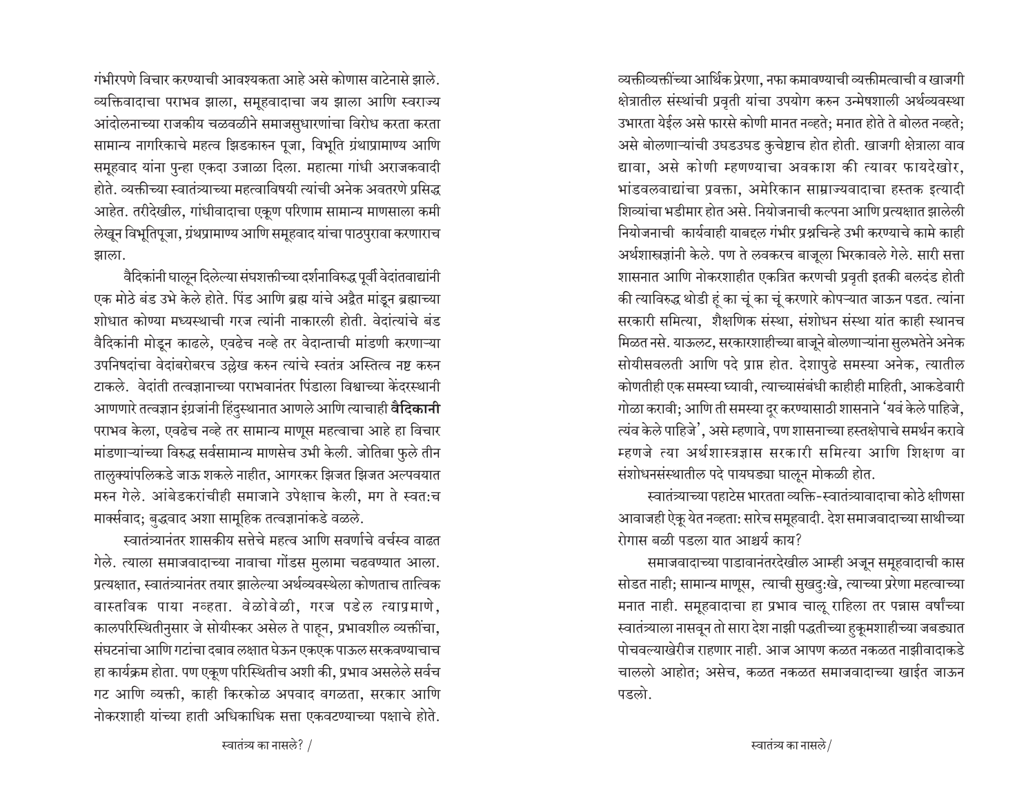गंभीरपणे विचार करण्याची आवश्यकता आहे असे कोणास वाटेनासे झाले. व्यक्तिवादाचा पराभव झाला, समूहवादाचा जय झाला आणि स्वराज्य आंदोलनाच्या राजकीय चळवळीने समाजसुधारणांचा विरोध करता करता सामान्य नागरिकाचे महत्व झिडकारुन पूजा, विभूति ग्रंथाप्रामाण्य आणि समूहवाद यांना पुन्हा एकदा उजाळा दिला. महात्मा गांधी अराजकवादी होते. व्यक्तीच्या स्वातंत्र्याच्या महत्वाविषयी त्यांची अनेक अवतरणे प्रसिद्ध आहेत. तरीदेखील, गांधीवादाचा एकूण परिणाम सामान्य माणसाला कमी लेखून विभूतिपूजा, ग्रंथप्रामाण्य आणि समूहवाद यांचा पाठपुरावा करणाराच झाला.

वैदिकांनी घालून दिलेल्या संघशक्तीच्या दर्शनाविरुद्ध पूर्वी वेदांतवाद्यांनी एक मोठे बंड उभे केले होते. पिंड आणि ब्रह्म यांचे अद्वैत मांडून ब्रह्माच्या शोधात कोण्या मध्यस्थाची गरज त्यांनी नाकारली होती. वेदांत्यांचे बंड वैदिकांनी मोडून काढले, एवढेच नव्हे तर वेदान्ताची मांडणी करणाऱ्या उपनिषदांचा वेदांबरोबरच उल्लेख करुन त्यांचे स्वतंत्र अस्तित्व नष्ट करुन टाकले. वेदांती तत्वज्ञानाच्या पराभवानंतर पिंडाला विश्वाच्या केंद्रस्थानी आणणारे तत्वज्ञान इंग्रजांनी हिंदुस्थानात आणले आणि त्याचाही **वैदिकानी** पराभव केला, एवढेच नव्हे तर सामान्य माणूस महत्वाचा आहे हा विचार मांडणाऱ्यांच्या विरुद्ध सर्वसामान्य माणसेच उभी केली. जोतिबा फुले तीन तालुक्यांपलिकडे जाऊ शकले नाहीत, आगरकर झिजत झिजत अल्पवयात मरुन गेले. आंबेडकरांचीही समाजाने उपेक्षाच केली, मग ते स्वत:च मार्क्सवाद; बुद्धवाद अशा सामूहिक तत्वज्ञानांकडे वळले.

स्वातंत्र्यानंतर शासकीय सत्तेचे महत्व आणि सवर्णाचे वर्चस्व वाढत गेले. त्याला समाजवादाच्या नावाचा गोंडस मुलामा चढवण्यात आला. प्रत्यक्षात, स्वातंत्र्यानंतर तयार झालेल्या अर्थव्यवस्थेला कोणताच तात्विक वास्तविक पाया नव्हता. वेळोवेळी, गरज पडेल त्याप्रमाणे, कालपरिस्थितीनुसार जे सोयीस्कर असेल ते पाहून, प्रभावशील व्यक्तींचा, संघटनांचा आणि गटांचा दबाव लक्षात घेऊन एकएक पाऊल सरकवण्याचाच हा कार्यक्रम होता. पण एकूण परिस्थितीच अशी की, प्रभाव असलेले सर्वच गट आणि व्यक्ती, काही किरकोळ अपवाद वगळता, सरकार आणि नोकरशाही यांच्या हाती अधिकाधिक सत्ता एकवटण्याच्या पक्षाचे होते. व्यक्तीव्यक्तींच्या आर्थिक प्रेरणा, नफा कमावण्याची व्यक्तीमत्वाची व खाजगी क्षेत्रातील संस्थांची प्रवृती यांचा उपयोग करुन उन्मेषशाली अर्थव्यवस्था उभारता येईल असे फारसे कोणी मानत नव्हते; मनात होते ते बोलत नव्हते; असे बोलणाऱ्यांची उघडउघड कुचेष्टाच होत होती. खाजगी क्षेत्राला वाव द्यावा, असे कोणी म्हणण्याचा अवकाश की त्यावर फायदेखोर, भांडवलवाद्यांचा प्रवक्ता, अमेरिकान साम्राज्यवादाचा हस्तक इत्यादी शिव्यांचा भडीमार होत असे. नियोजनाची कल्पना आणि प्रत्यक्षात झालेली नियोजनाची कार्यवाही याबद्दल गंभीर प्रश्नचिन्हे उभी करण्याचे कामे काही अर्थशास्त्रज्ञांनी केले. पण ते लवकरच बाजूला भिरकावले गेले. सारी सत्ता शासनात आणि नोकरशाहीत एकत्रित करणची प्रवृती इतकी बलदंड होती की त्याविरुद्ध थोडी हूं का चूं का चूं करणारे कोपऱ्यात जाऊन पडत. त्यांना सरकारी समित्या, शैक्षणिक संस्था, संशोधन संस्था यांत काही स्थानच मिळत नसे. याऊलट, सरकारशाहीच्या बाजूने बोलणाऱ्यांना सुलभतेने अनेक सोयीसवलती आणि पदे प्राप्त होत. देशापुढे समस्या अनेक, त्यातील कोणतीही एक समस्या घ्यावी, त्याच्यासंबंधी काहीही माहिती, आकडेवारी गोळा करावी; आणि ती समस्या दूर करण्यासाठी शासनाने 'यवं केले पाहिजे, त्यंव केले पाहिजे', असे म्हणावे, पण शासनाच्या हस्तक्षेपाचे समर्थन करावे म्हणजे त्या अर्थशास्त्रज्ञास सरकारी समित्या आणि शिक्षण वा संशोधनसंस्थातील पदे पायघड्या घालून मोकळी होत.

स्वातंत्र्याच्या पहाटेस भारतता व्यक्ति-स्वातंत्र्यावादाचा कोठे क्षीणसा आवाजही ऐकू येत नव्हता: सारेच समूहवादी. देश समाजवादाच्या साथीच्या रोगास बळी पडला यात आश्चर्य काय?

समाजवादाच्या पाडावानंतरदेखील आम्ही अजून समूहवादाची कास सोडत नाही; सामान्य माणूस, त्याची सुखदु:खे, त्याच्या प्रेरणा महत्वाच्या मनात नाही. समूहवादाचा हा प्रभाव चालू राहिला तर पन्नास वर्षांच्या स्वातंत्र्याला नासवून तो सारा देश नाझी पद्धतीच्या हुकूमशाहीच्या जबड्यात पोचवल्याखेरीज राहणार नाही. आज आपण कळत नकळत नाझीवादाकडे चाललो आहोत; असेच, कळत नकळत समाजवादाच्या खाईत जाऊन पडलो.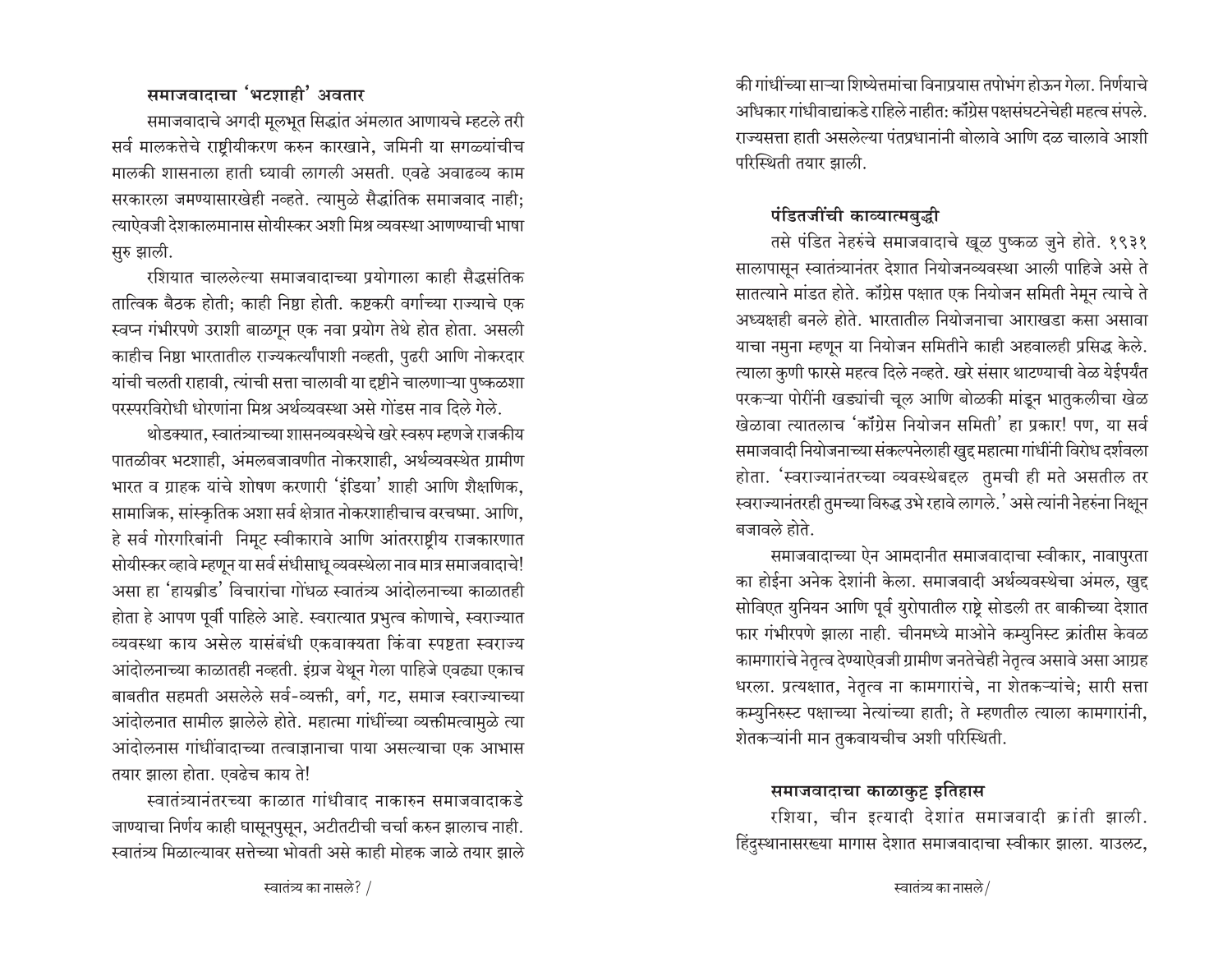### समाजवादाचा 'भटशाही' अवतार

समाजवादाचे अगदी मूलभूत सिद्धांत अंमलात आणायचे म्हटले तरी सर्व मालकत्तेचे राष्ट्रीयीकरण करुन कारखाने, जमिनी या सगळ्यांचीच मालकी शासनाला हाती घ्यावी लागली असती. एवढे अवाढव्य काम सरकारला जमण्यासारखेही नव्हते. त्यामुळे सैद्धांतिक समाजवाद नाही; त्याऐवजी देशकालमानास सोयीस्कर अशी मिश्र व्यवस्था आणण्याची भाषा सुरु झाली.

रशियात चाललेल्या समाजवादाच्या प्रयोगाला काही सैद्धसंतिक तात्विक बैठक होती; काही निष्ठा होती. कष्टकरी वर्गाच्या राज्याचे एक स्वप्न गंभीरपणे उराशी बाळगून एक नवा प्रयोग तेथे होत होता. असली काहीच निष्ठा भारतातील राज्यकर्त्यांपाशी नव्हती, पुढरी आणि नोकरदार यांची चलती राहावी, त्यांची सत्ता चालावी या दृष्टीने चालणाऱ्या पुष्कळशा परस्परविरोधी धोरणांना मिश्र अर्थव्यवस्था असे गोंडस नाव दिले गेले.

थोडक्यात, स्वातंत्र्याच्या शासनव्यवस्थेचे खरे स्वरुप म्हणजे राजकीय पातळीवर भटशाही, अंमलबजावणीत नोकरशाही, अर्थव्यवस्थेत ग्रामीण भारत व ग्राहक यांचे शोषण करणारी 'इंडिया' शाही आणि शैक्षणिक, सामाजिक, सांस्कृतिक अशा सर्व क्षेत्रात नोकरशाहीचाच वरचष्मा. आणि, हे सर्व गोरगरिबांनी निमूट स्वीकारावे आणि आंतरराष्ट्रीय राजकारणात सोयीस्कर व्हावे म्हणून या सर्व संधीसाधू व्यवस्थेला नाव मात्र समाजवादाचे! असा हा 'हायब्रीड' विचारांचा गोंधळ स्वातंत्र्य आंदोलनाच्या काळातही होता हे आपण पूर्वी पाहिले आहे. स्वरात्यात प्रभुत्व कोणाचे, स्वराज्यात व्यवस्था काय असेल यासंबंधी एकवाक्यता किंवा स्पष्टता स्वराज्य आंदोलनाच्या काळातही नव्हती. इंग्रज येथून गेला पाहिजे एवढ्या एकाच बाबतीत सहमती असलेले सर्व-व्यक्ती, वर्ग, गट, समाज स्वराज्याच्या आंदोलनात सामील झालेले होते. महात्मा गांधींच्या व्यक्तीमत्वामुळे त्या आंदोलनास गांधींवादाच्या तत्वाज्ञानाचा पाया असल्याचा एक आभास तयार झाला होता. एवढेच काय ते!

स्वातंत्र्यानंतरच्या काळात गांधीवाद नाकारुन समाजवादाकडे जाण्याचा निर्णय काही घासूनपुसून, अटीतटीची चर्चा करुन झालाच नाही. स्वातंत्र्य मिळाल्यावर सत्तेच्या भोवती असे काही मोहक जाळे तयार झाले की गांधींच्या साऱ्या शिष्येत्तमांचा विनाप्रयास तपोभंग होऊन गेला. निर्णयाचे अधिकार गांधीवाद्यांकडे राहिले नाहीत: कॉंग्रेस पक्षसंघटनेचेही महत्व संपले. राज्यसत्ता हाती असलेल्या पंतप्रधानांनी बोलावे आणि दळ चालावे आशी परिस्थिती तयार झाली.

### पंडितजींची काव्यात्मबुद्धी

तसे पंडित नेहरुंचे समाजवादाचे खूळ पुष्कळ जुने होते. १९३१ सालापासून स्वातंत्र्यानंतर देशात नियोजनव्यवस्था आली पाहिजे असे ते सातत्याने मांडत होते. कॉंग्रेस पक्षात एक नियोजन समिती नेमून त्याचे ते अध्यक्षही बनले होते. भारतातील नियोजनाचा आराखडा कसा असावा याचा नमुना म्हणून या नियोजन समितीने काही अहवालही प्रसिद्ध केले. त्याला कुणी फारसे महत्व दिले नव्हते. खरे संसार थाटण्याची वेळ येईपर्यंत परकऱ्या पोरींनी खड्यांची चूल आणि बोळकी मांडून भातुकलीचा खेळ खेळावा त्यातलाच 'कॉंग्रेस नियोजन समिती' हा प्रकार! पण, या सर्व समाजवादी नियोजनाच्या संकल्पनेलाही खुद्द महात्मा गांधींनी विरोध दर्शवला होता. 'स्वराज्यानंतरच्या व्यवस्थेबद्दल तुमची ही मते असतील तर स्वराज्यानंतरही तुमच्या विरुद्ध उभे रहावे लागले.' असे त्यांनी नेहरुंना निक्षून बजावले होते.

समाजवादाच्या ऐन आमदानीत समाजवादाचा स्वीकार, नावापुरता का होईना अनेक देशांनी केला. समाजवादी अर्थव्यवस्थेचा अंमल, खुद्द सोविएत युनियन आणि पूर्व युरोपातील राष्ट्रे सोडली तर बाकीच्या देशात फार गंभीरपणे झाला नाही. चीनमध्ये माओने कम्युनिस्ट क्रांतीस केवळ कामगारांचे नेतृत्व देण्याऐवजी ग्रामीण जनतेचेही नेतृत्व असावे असा आग्रह धरला. प्रत्यक्षात, नेतृत्व ना कामगारांचे, ना शेतकऱ्यांचे; सारी सत्ता कम्युनिस्ट पक्षाच्या नेत्यांच्या हाती; ते म्हणतील त्याला कामगारांनी, शेतकऱ्यांनी मान तुकवायचीच अशी परिस्थिती.

### समाजवादाचा काळाकुट्ट इतिहास

रशिया, चीन इत्यादी देशांत समाजवादी क्रांती झाली. हिंदुस्थानासरख्या मागास देशात समाजवादाचा स्वीकार झाला. याउलट,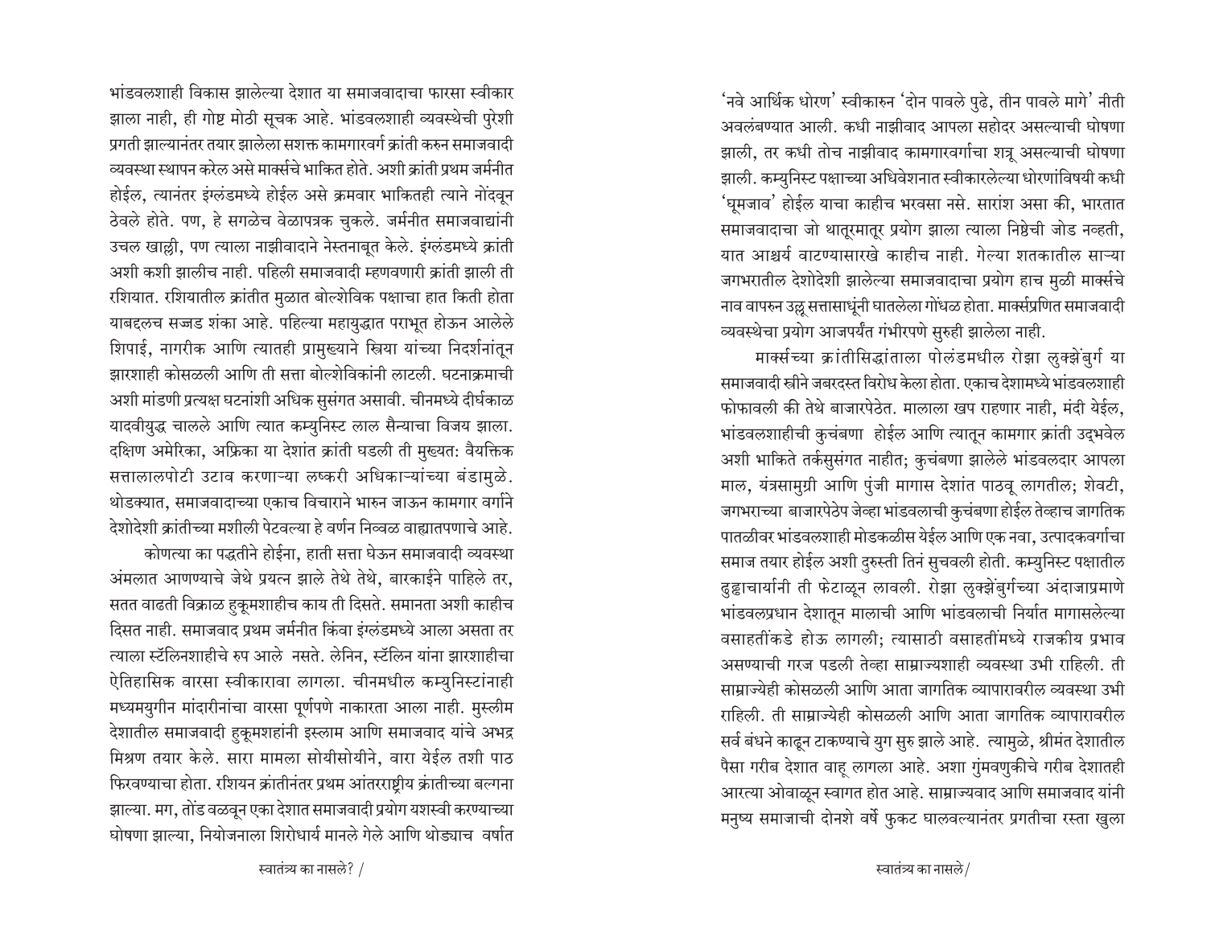भांडवलशाही विकास झालेल्या देशात या समाजवादाचा फारसा स्वीकार झाला नाही, ही गोष्ट मोठी सूचक आहे. भांडवलशाही व्यवस्थेची पुरेशी प्रगती झाल्यानंतर तयार झालेला सशक्त कामगारवर्ग क्रांती करुन समाजवादी व्यवस्था स्थापन करेल असे मार्क्सचे भाकित होते. अशी क्रांती प्रथम जर्मनीत होईल, त्यानंतर इंग्लंडमध्ये होईल असे क्रमवार भाकितही त्याने नोंदवून ठेवले होते. पण, हे सगळेच वेळापत्रक चुकले. जर्मनीत समाजवाद्यांनी उचल खाल्ली, पण त्याला नाझीवादाने नेस्तनाबूत केले. इंग्लंडमध्ये क्रांती अशी कशी झालीच नाही. पहिली समाजवादी म्हणवणारी क्रांती झाली ती रशियात. रशियातील क्रांतीत मुळात बोल्शेविक पक्षाचा हात किती होता याबद्दलच सज्जड शंका आहे. पहिल्या महायुद्धात पराभूत होऊन आलेले शिपाई, नागरीक आणि त्यातही प्रामुख्याने स्त्रिया यांच्या निदर्शनांतून झारशाही कोसळली आणि ती सत्ता बोल्शेविकांनी लाटली. घटनाक्रमाची अशी मांडणी प्रत्यक्ष घटनांशी अधिक सुसंगत असावी. चीनमध्ये दीर्घकाळ यादवीयुद्ध चालले आणि त्यात कम्युनिस्ट लाल सैन्याचा विजय झाला. दक्षिण अमेरिका, अफ्रिका या देशांत क्रांती घडली ती मुख्यत: वैयक्तिक सत्तालालपोटी उटाव करणाऱ्या लष्करी अधिकाऱ्यांच्या बंडामुळे. थोडक्यात, समाजवादाच्या एकाच विचाराने भारुन जाऊन कामगार वर्गाने देशोदेशी क्रांतीच्या मशीली पेटवल्या हे वर्णन निव्वळ वाह्यातपणाचे आहे.

कोणत्या का पद्धतीने होईना, हाती सत्ता घेऊन समाजवादी व्यवस्था अंमलात आणण्याचे जेथे प्रयत्न झाले तेथे तेथे, बारकाईने पाहिले तर, सतत वाढती विक्राळ हुकूमशाहीच काय ती दिसते. समानता अशी काहीच दिसत नाही. समाजवाद प्रथम जर्मनीत किंवा इंग्लंडमध्ये आला असता तर त्याला स्टॅलिनशाहीचे रुप आले नसते. लेनिन, स्टॅलिन यांना झारशाहीचा ऐतिहासिक वारसा स्वीकारावा लागला. चीनमधील कम्युनिस्टांनाही मध्ययुगीन मांदारीनांचा वारसा पूर्णपणे नाकारता आला नाही. मुस्लीम देशातील समाजवादी हुकूमशहांनी इस्लाम आणि समाजवाद यांचे अभद्र मिश्रण तयार केले. सारा मामला सोयीसोयीने, वारा येईल तशी पाठ फिरवण्याचा होता. रशियन क्रांतीनंतर प्रथम आंतरराष्ट्रीय क्रांतीच्या बल्गना झाल्या. मग, तोंड वळवून एका देशात समाजवादी प्रयोग यशस्वी करण्याच्या घोषणा झाल्या, नियोजनाला शिरोधार्य मानले गेले आणि थोड्याच वर्षात 'नवे आर्थिक धोरण' स्वीकारुन 'दोन पावले पुढे, तीन पावले मागे' नीती अवलंबण्यात आली. कधी नाझीवाद आपला सहोदर असल्याची घोषणा झाली, तर कधी तोच नाझीवाद कामगारवर्गाचा शत्रू असल्याची घोषणा झाली. कम्युनिस्ट पक्षाच्या अधिवेशनात स्वीकारलेल्या धोरणांविषयी कधी 'घूमजाव' होईल याचा काहीच भरवसा नसे. सारांश असा की, भारतात समाजवादाचा जो थातूरमातूर प्रयोग झाला त्याला निष्ठेची जोड नव्हती, यात आश्चर्य वाटण्यासारखे काहीच नाही. गेल्या शतकातील साऱ्या जगभरातील देशोदेशी झालेल्या समाजवादाचा प्रयोग हाच मुळी मार्क्सचे नाव वापरुन उठ्ठू सत्तासाधूंनी घातलेला गोंधळ होता. मार्क्सप्रणित समाजवादी व्यवस्थेचा प्रयोग आजपर्यंत गंभीरपणे सुरुही झालेला नाही.

मार्क्सच्या क्रांतिसिद्धांताला पोलंडमधील रोझा लुक्झेंबुर्ग या समाजवादी स्त्रीने जबरदस्त विरोध केला होता. एकाच देशामध्ये भांडवलशाही फोफावली की तेथे बाजारपेठेत. मालाला खप राहणार नाही, मंदी येईल, भांडवलशाहीची कुचंबणा होईल आणि त्यातून कामगार क्रांती उद्भवेल अशी भाकिते तर्कसुसंगत नाहीत; कुचंबणा झालेले भांडवलदार आपला माल, यंत्रसामुग्री आणि पुंजी मागास देशांत पाठवू लागतील; शेवटी, जगभराच्या बाजारपेठेप जेव्हा भांडवलाची कुचंबणा होईल तेव्हाच जागतिक पातळीवर भांडवलशाही मोडकळीस येईल आणि एक नवा, उत्पादकवर्गाचा समाज तयार होईल अशी दुरुस्ती तिनं सुचवली होती. कम्युनिस्ट पक्षातील दुढ्ढाचार्यांनी ती फेटाळून लावली. रोझा लुक्झेंबुर्गच्या अंदाजाप्रमाणे भांडवलप्रधान देशातून मालाची आणि भांडवलाची निर्यात मागासलेल्या वसाहतींकडे होऊ लागली; त्यासाठी वसाहतींमध्ये राजकीय प्रभाव असण्याची गरज पडली तेव्हा साम्राज्यशाही व्यवस्था उभी राहिली. ती साम्राज्येही कोसळली आणि आता जागतिक व्यापारावरील व्यवस्था उभी राहिली. ती साम्राज्येही कोसळली आणि आता जागतिक व्यापारावरील सर्व बंधने काढून टाकण्याचे युग सुरु झाले आहे. त्यामुळे, श्रीमंत देशातील पैसा गरीब देशात वाहू लागला आहे. अशा गुंमवणुकीचे गरीब देशातही आरत्या ओवाळून स्वागत होत आहे. साम्राज्यवाद आणि समाजवाद यांनी मनुष्य समाजाची दोनशे वर्षे फुकट घालवल्यानंतर प्रगतीचा रस्ता खुला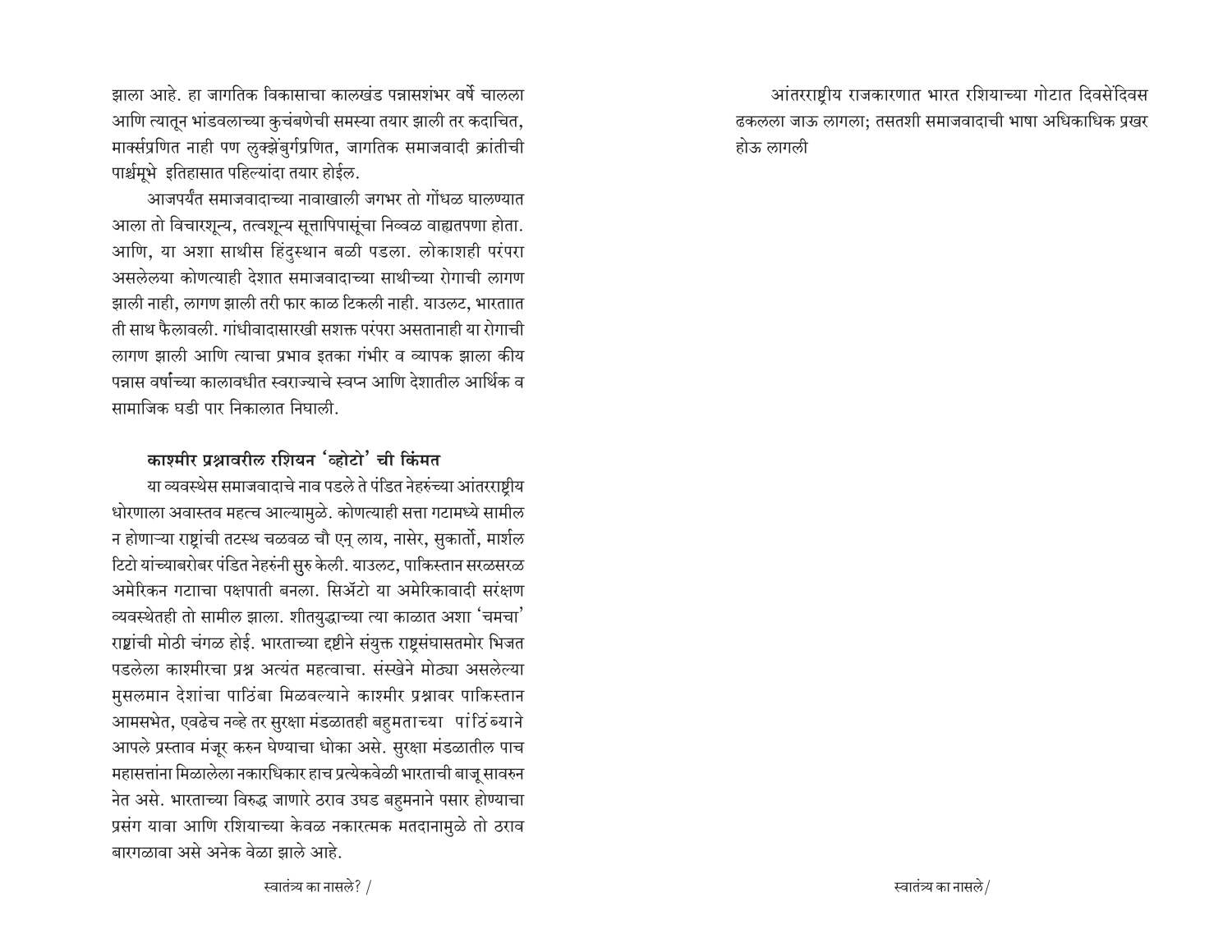झाला आहे. हा जागतिक विकासाचा कालखंड पन्नासशंभर वर्षे चालला आणि त्यातून भांडवलाच्या कुचंबणेची समस्या तयार झाली तर कदाचित, मार्क्सप्रणित नाही पण लुक्झेंबुर्गप्रणित, जागतिक समाजवादी क्रांतीची पार्श्वभूमे इतिहासात पहिल्यांदा तयार होईल.

आजपर्यंत समाजवादाच्या नावाखाली जगभर तो गोंधळ घालण्यात आला तो विचारशून्य, तत्वशून्य सूत्तापिपासूंचा निव्वळ वाह्यतपणा होता. आणि, या अशा साथीस हिंदुस्थान बळी पडला. लोकाशही परंपरा असलेल्या कोणत्याही देशात समाजवादाच्या साथीच्या रोगाची लागण झाली नाही, लागण झाली तरी फार काळ टिकली नाही. याउलट, भारतात ती साथ फैलावली. गांधीवादासारखी सशक्त परंपरा असतानाही या रोगाची लागण झाली आणि त्याचा प्रभाव इतका गंभीर व व्यापक झाला कीय पन्नास वर्षांच्या कालावधीत स्वराज्याचे स्वप्न आणि देशातील आर्थिक व सामाजिक घडी पार निकालात निघाली.

### काश्मीर प्रश्नावरील रशियन 'व्होटो' ची किंमत

या व्यवस्थेस समाजवादाचे नाव पडले ते पंडित नेहरुंच्या आंतरराष्ट्रीय धोरणाला अवास्तव महत्त्व आल्यामुळे. कोणत्याही सत्ता गटामध्ये सामील न होणाऱ्या राष्ट्रांची तटस्थ चळवळ चौ एन् लाय, नासेर, सुकार्तो, मार्शल टिटो यांच्याबरोबर पंडित नेहरुंनी सुरु केली. याउलट, पाकिस्तान सरळसरळ अमेरिकन गटाचा पक्षपाती बनला. सिॲटो या अमेरिकावादी संरक्षण व्यवस्थेतही तो सामील झाला. शीतयुद्धाच्या त्या काळात अशा 'चमचा' राष्ट्रांची मोठी चंगळ होई. भारताच्या दृष्टीने संयुक्त राष्ट्रसंघासतमोर भिजत पडलेला काश्मीरचा प्रश्न अत्यंत महत्वाचा. संख्येने मोठ्या असलेल्या मुसलमान देशांचा पाठिंबा मिळवल्याने काश्मीर प्रश्नावर पाकिस्तान आमसभेत, एवढेच नव्हे तर सुरक्षा मंडळातही बहुमताच्या पांठिंब्याने आपले प्रस्ताव मंजूर करुन घेण्याचा धोका असे. सुरक्षा मंडळातील पाच महासत्तांना मिळालेला नकाराधिकार हाच प्रत्येकवेळी भारताची बाजू सावरुन नेत असे. भारताच्या विरुद्ध जाणारे ठराव उघड बहुमनाने पसार होण्याचा प्रसंग यावा आणि रशियाच्या केवळ नकारत्मक मतदानामुळे तो ठराव बारगळावा असे अनेक वेळा झाले आहे.

आंतरराष्ट्रीय राजकारणात भारत रशियाच्या गोटात दिवसेंदिवस ढकलला जाऊ लागला; तसतशी समाजवादाची भाषा अधिकाधिक प्रखर होऊ लागली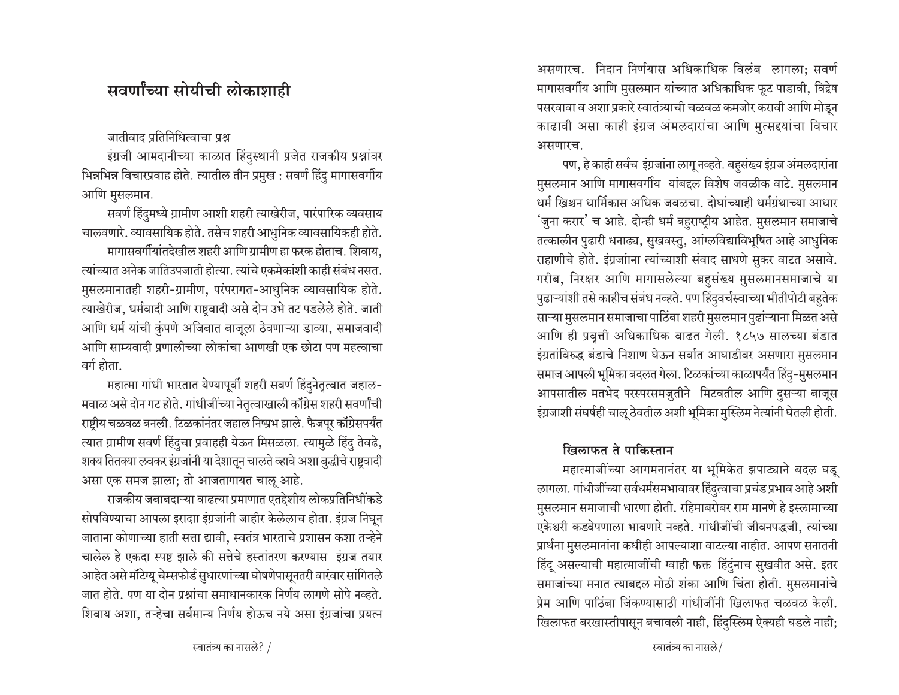## सवर्णांच्या सोयीची लोकाशाही

जातीवाद प्रतिनिधित्वाचा प्रश्न

इंग्रजी आमदानीच्या काळात हिंदुस्थानी प्रजेत राजकीय प्रश्नांवर भिन्नभिन्न विचारप्रवाह होते. त्यातील तीन प्रमुख : सवर्ण हिंदु मागासवर्गीय आणि मुसलमान.

सवर्ण हिंदुमध्ये ग्रामीण आशी शहरी त्याखेरीज, पारंपारिक व्यवसाय चालवणारे. व्यावसायिक होते. तसेच शहरी आधुनिक व्यावसायिकही होते.

मागासवर्गीयांतदेखील शहरी आणि ग्रामीण हा फरक होताच. शिवाय, त्यांच्यात अनेक जातिउपजाती होत्या. त्यांचे एकमेकांशी काही संबंध नसत. मुसलमानातही शहरी-ग्रामीण, परंपरागत-आधुनिक व्यावसायिक होते. त्याखेरीज, धर्मवादी आणि राष्ट्रवादी असे दोन उभे तट पडलेले होते. जाती आणि धर्म यांची कुंपणे अजिबात बाजूला ठेवणाऱ्या डाव्या, समाजवादी आणि साम्यवादी प्रणालीच्या लोकांचा आणखी एक छोटा पण महत्वाचा वर्ग होता.

महात्मा गांधी भारतात येण्यापूर्वी शहरी सवर्ण हिंदुनेतृत्वात जहाल-मवाळ असे दोन गट होते. गांधीजींच्या नेतृत्वाखाली कॉंग्रेस शहरी सवर्णांची राष्ट्रीय चळवळ बनली. टिळकांनंतर जहाल निष्प्रभ झाले. फैजपूर कॉंग्रेसपर्यंत त्यात ग्रामीण सवर्ण हिंदुचा प्रवाहही येऊन मिसळला. त्यामुळे हिंदु तेवढे, शक्य तितक्या लवकर इंग्रजांनी या देशातून चालते व्हावे अशा बुद्धीचे राष्ट्रवादी असा एक समज झाला; तो आजतागायत चालू आहे.

राजकीय जबाबदाऱ्या वाढत्या प्रमाणात एतद्देशीय लोकप्रतिनिधींकडे सोपविण्याचा आपला इरादा इंग्रजांनी जाहीर केलेलाच होता. इंग्रज निघून जाताना कोणाच्या हाती सत्ता द्यावी, स्वतंत्र भारताचे प्रशासन कशा तऱ्हेने चालेल हे एकदा स्पष्ट झाले की सत्तेचे हस्तांतरण करण्यास इंग्रज तयार आहेत असे मॉंटेग्यू चेम्सफोर्ड सुधारणांच्या घोषणेपासूनतरी वारंवार सांगितले जात होते. पण या दोन प्रश्नांचा समाधानकारक निर्णय लागणे सोपे नव्हते. शिवाय अशा, तऱ्हेचा सर्वमान्य निर्णय होऊच नये असा इंग्रजांचा प्रयत्न असणारच. निदान निर्णयास अधिकाधिक विलंब लागला; सवर्ण मागासवर्गीय आणि मुसलमान यांच्यात अधिकाधिक फूट पाडावी, विद्वेष पसरवावा व अशा प्रकारे स्वातंत्र्याची चळवळ कमजोर करावी आणि मोडून काढावी असा काही इंग्रज अंमलदारांचा आणि मुत्सद्द्यांचा विचार असणारच.

पण, हे काही सर्वच इंग्रजांना लागू नव्हते. बहुसंख्य इंग्रज अंमलदारांना मुसलमान आणि मागासवर्गीय यांबद्दल विशेष जवळीक वाटे. मुसलमान धर्म ख्रिश्चन धार्मिकास अधिक जवळचा. दोघांच्याही धर्मग्रंथाच्या आधार 'जुना करार' च आहे. दोन्ही धर्म बहुराष्ट्रीय आहेत. मुसलमान समाजाचे तत्कालीन पुढारी धनाढ्य, सुखवस्तु, आंग्लविद्याविभूषित आहे आधुनिक राहाणीचे होते. इंग्रजांना त्यांच्याशी संवाद साधणे सुकर वाटत असावे. गरीब, निरक्षर आणि मागासलेल्या बहुसंख्य मुसलमानसमाजाचे या पुढाऱ्यांशी तसे काहीच संबंध नव्हते. पण हिंदुवर्चस्वाच्या भीतीपोटी बहुतेक साऱ्या मुसलमान समाजाचा पाठिंबा शहरी मुसलमान पुढाऱ्यांना मिळत असे आणि ही प्रवृत्ती अधिकाधिक वाढत गेली. १८५७ सालच्या बंडात इंग्रतांविरुद्ध बंडाचे निशाण घेऊन सर्वात आघाडीवर असणारा मुसलमान समाज आपली भूमिका बदलत गेला. टिळकांच्या काळापर्यंत हिंदु-मुसलमान आपसातील मतभेद परस्परसमजुतीने मिटवतील आणि दुसऱ्या बाजूस इंग्रजाशी संघर्षही चालू ठेवतील अशी भूमिका मुस्लिम नेत्यांनी घेतली होती.

### खिलाफत ते पाकिस्तान

महात्माजींच्या आगमनानंतर या भूमिकेत झपाट्याने बदल घडू लागला. गांधीजींच्या सर्वधर्मसमभावावर हिंदुत्वाचा प्रचंड प्रभाव आहे अशी मुसलमान समाजाची धारणा होती. रहिमाबरोबर राम मानणे हे इस्लामाच्या एकेश्वरी कडवेपणाला भावणारे नव्हते. गांधीजींची जीवनपद्धजी, त्यांच्या प्रार्थना मुसलमानांना कधीही आपल्याशा वाटल्या नाहीत. आपण सनातनी हिंदू असल्याची महात्माजींची ग्वाही फक्त हिंदुंनाच सुखवीत असे. इतर समाजांच्या मनात त्याबद्दल मोठी शंका आणि चिंता होती. मुसलमानांचे प्रेम आणि पाठिंबा जिंकण्यासाठी गांधीजींनी खिलाफत चळवळ केली. खिलाफत बरखास्तीपासून बचावली नाही, हिंदुस्लिम ऐक्यही घडले नाही;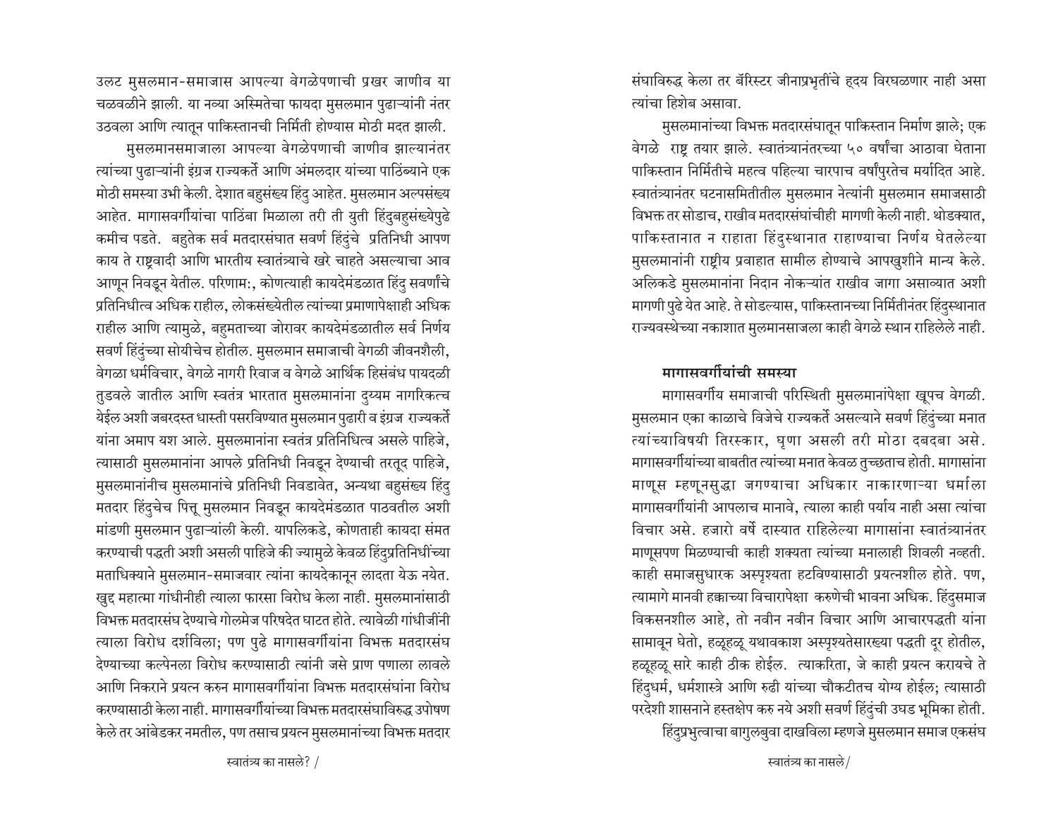उलट मुसलमान-समाजास आपल्या वेगळेपणाची प्रखर जाणीव या चळवळीने झाली. या नव्या अस्मितेचा फायदा मुसलमान पुढाऱ्यांनी नंतर उठवला आणि त्यातून पाकिस्तानची निर्मिती होण्यास मोठी मदत झाली.

मुसलमानसमाजाला आपल्या वेगळेपणाची जाणीव झाल्यानंतर त्यांच्या पुढाऱ्यांनी इंग्रज राज्यकर्ते आणि अंमलदार यांच्या पाठिंब्याने एक मोठी समस्या उभी केली. देशात बहुसंख्य हिंदु आहेत. मुसलमान अल्पसंख्य आहेत. मागासवर्गीयांचा पाठिंबा मिळाला तरी ती युती हिंदुबहुसंख्येपुढे कमीच पडते. बहुतेक सर्व मतदारसंघात सवर्ण हिंदुंचे प्रतिनिधी आपण काय ते राष्ट्रवादी आणि भारतीय स्वातंत्र्याचे खरे चाहते असल्याचा आव आणून निवडून येतील. परिणाम:, कोणत्याही कायदेमंडळात हिंदु सवर्णांचे प्रतिनिधीत्व अधिक राहील, लोकसंख्येतील त्यांच्या प्रमाणापेक्षाही अधिक राहील आणि त्यामुळे, बहुमताच्या जोरावर कायदेमंडळातील सर्व निर्णय सवर्ण हिंदुंच्या सोयीचेच होतील. मुसलमान समाजाची वेगळी जीवनशैली, वेगळा धर्मविचार, वेगळे नागरी रिवाज व वेगळे आर्थिक हिसंबंध पायदळी तुडवले जातील आणि स्वतंत्र भारतात मुसलमानांना दुय्यम नागरिकत्त्व येईल अशी जबरदस्त धास्ती पसरविण्यात मुसलमान पुढारी व इंग्रज राज्यकर्ते यांना अमाप यश आले. मुसलमानांना स्वतंत्र प्रतिनिधित्व असले पाहिजे, त्यासाठी मुसलमानांना आपले प्रतिनिधी निवडून देण्याची तरतूद पाहिजे, मुसलमानांनीच मुसलमानांचे प्रतिनिधी निवडावेत, अन्यथा बहुसंख्य हिंदु मतदार हिंदुचेच पित्तू मुसलमान निवडून कायदेमंडळात पाठवतील अशी मांडणी मुसलमान पुढाऱ्यांली केली. यापलिकडे, कोणताही कायदा संमत करण्याची पद्धती अशी असली पाहिजे की ज्यामुळे केवळ हिंदुप्रतिनिधींच्या मताधिक्याने मुसलमान-समाजवार त्यांना कायदेकानून लादता येऊ नयेत. खुद्द महात्मा गांधीनीही त्याला फारसा विरोध केला नाही. मुसलमानांसाठी विभक्त मतदारसंघ देण्याचे गोलमेज परिषदेत घाटत होते. त्यावेळी गांधीजींनी त्याला विरोध दर्शविला; पण पुढे मागासवर्गीयांना विभक्त मतदारसंघ देण्याच्या कल्पेनला विरोध करण्यासाठी त्यांनी जसे प्राण पणाला लावले आणि निकराने प्रयत्न करुन मागासवर्गीयांना विभक्त मतदारसंघांना विरोध करण्यासाठी केला नाही. मागासवर्गीयांच्या विभक्त मतदारसंघाविरुद्ध उपोषण केले तर आंबेडकर नमतील, पण तसाच प्रयत्न मुसलमानांच्या विभक्त मतदार संघाविरुद्ध केला तर बॅरिस्टर जीनाप्रभृतींचे हृदय विरघळणार नाही असा त्यांचा हिशेब असावा.

मुसलमानांच्या विभक्त मतदारसंघातून पाकिस्तान निर्माण झाले; एक वेगळे राष्ट्र तयार झाले. स्वातंत्र्यानंतरच्या ५० वर्षांचा आठावा घेताना पाकिस्तान निर्मितीचे महत्व पहिल्या चारपाच वर्षांपुरतेच मर्यादित आहे. स्वातंत्र्यानंतर घटनासमितीतील मुसलमान नेत्यांनी मुसलमान समाजसाठी विभक्त तर सोडाच, राखीव मतदारसंघांचीही मागणी केली नाही. थोडक्यात, पाकिस्तानात न राहाता हिंदुस्थानात राहाण्याचा निर्णय घेतलेल्या मुसलमानांनी राष्ट्रीय प्रवाहात सामील होण्याचे आपखुशीने मान्य केले. अलिकडे मुसलमानांना निदान नोकऱ्यांत राखीव जागा असाव्यात अशी मागणी पुढे येत आहे. ते सोडल्यास, पाकिस्तानच्या निर्मितीनंतर हिंदुस्थानात राज्यवस्थेच्या नकाशात मुलमानसाजला काही वेगळे स्थान राहिलेले नाही.

### मागासवर्गीयांची समस्या

मागासवर्गीय समाजाची परिस्थिति मुसलमानांपेक्षा खूपच वेगळी. मुसलमान एका काळाचे विजेचे राज्यकर्ते असल्याने सवर्ण हिंदुंच्या मनात त्यांच्याविषयी तिरस्कार, घृणा असली तरी मोठा दबदबा असे. मागासवर्गीयांच्या बाबतीत त्यांच्या मनात केवळ तुच्छताच होती. मागासांना माणूस म्हणूनसुद्धा जगण्याचा अधिकार नाकारणाऱ्या धर्माला मागासवर्गीयांनी आपलाच मानावे, त्याला काही पर्याय नाही असा त्यांचा विचार असे. हजारो वर्षे दास्यात राहिलेल्या मागासांना स्वातंत्र्यानंतर माणूसपण मिळण्याची काही शक्यता त्यांच्या मनालाही शिवली नव्हती. काही समाजसुधारक अस्पृश्यता हटविण्यासाठी प्रयत्नशील होते. पण, त्यामागे मानवी हक्काच्या विचारापेक्षा करुणेची भावना अधिक. हिंदुसमाज विकसनशील आहे, तो नवीन नवीन विचार आणि आचारपद्धती यांना सामावून घेतो, हळूहळू यथावकाश अस्पृश्यतेसारख्या पद्धती दूर होतील, हळूहळू सारे काही ठीक होईल. त्याकरिता, जे काही प्रयत्न करायचे ते हिंदुधर्म, धर्मशास्त्रे आणि रुढी यांच्या चौकटीतच योग्य होईल; त्यासाठी परदेशी शासनाने हस्तक्षेप करु नये अशी सवर्ण हिंदुंची उघड भूमिका होती.

हिंदुप्रभुत्वाचा बागुलबुवा दाखविला म्हणजे मुसलमान समाज एकसंघ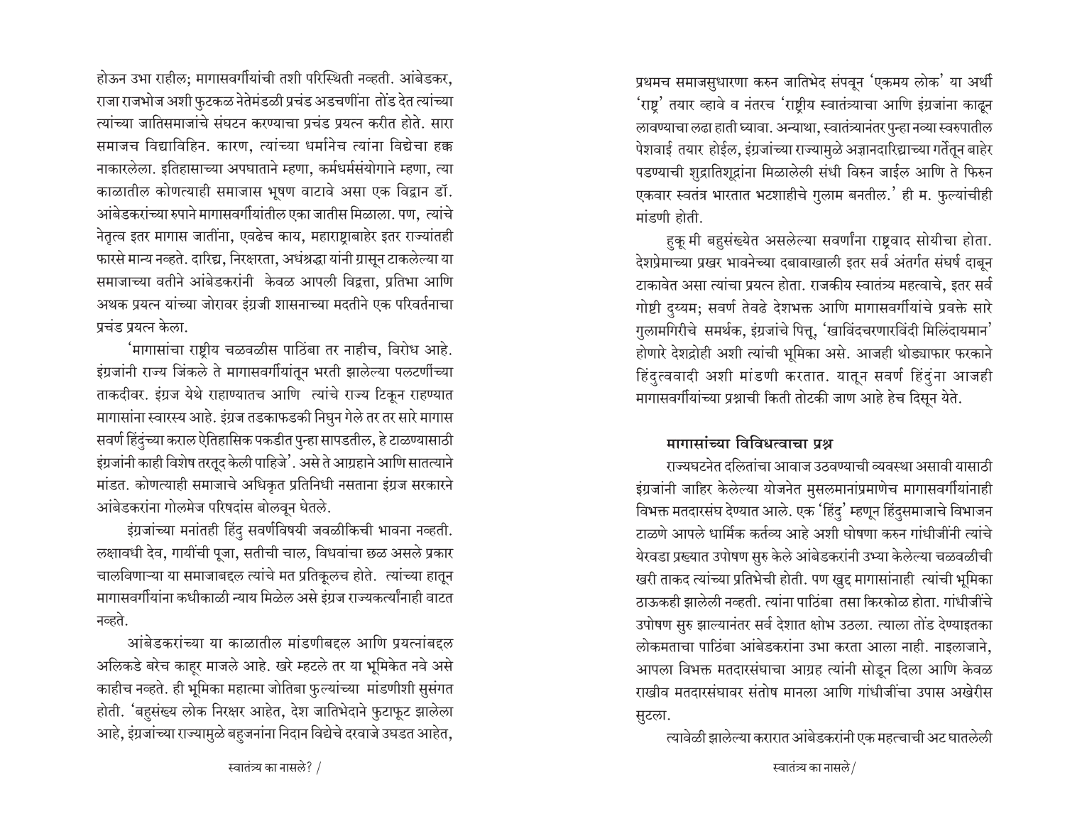होऊन उभा राहील; मागासवर्गीयांची तशी परिस्थिती नव्हती. आंबेडकर, राजा राजभोज अशी फुटकळ नेतेमंडळी प्रचंड अडचणींना तोंड देत त्यांच्या त्यांच्या जातिसमाजांचे संघटन करण्याचा प्रचंड प्रयत्न करीत होते. सारा समाजच विद्याविहिन. कारण, त्यांच्या धर्मानेच त्यांना विद्येचा हक्क नाकारलेला. इतिहासाच्या अपघाताने म्हणा, कर्मधर्मसंयोगाने म्हणा, त्या काळातील कोणत्याही समाजास भूषण वाटावे असा एक विद्वान डॉ. आंबेडकरांच्या रुपाने मागासवर्गीयांतील एका जातीस मिळाला. पण, त्यांचे नेतृत्व इतर मागास जातींना, एवढेच काय, महाराष्ट्राबाहेर इतर राज्यांतही फारसे मान्य नव्हते. दारिद्र्य, निरक्षरता, अधंश्रद्धा यांनी ग्रासून टाकलेल्या या समाजाच्या वतीने आंबेडकरांनी केवळ आपली विद्वत्ता, प्रतिभा आणि अथक प्रयत्न यांच्या जोरावर इंग्रजी शासनाच्या मदतीने एक परिवर्तनाचा प्रचंड प्रयत्न केला.

'मागासांचा राष्ट्रीय चळवळीस पाठिंबा तर नाहीच, विरोध आहे. इंग्रजांनी राज्य जिंकले ते मागासवर्गीयांतून भरती झालेल्या पलटणींच्या ताकदीवर. इंग्रज येथे राहाण्यातच आणि त्यांचे राज्य टिकून राहण्यात मागासांना स्वारस्य आहे. इंग्रज तडकाफडकी निघुन गेले तर तर सारे मागास सवर्ण हिंदुंच्या कराल ऐतिहासिक पकडीत पुन्हा सापडतील, हे टाळण्यासाठी इंग्रजांनी काही विशेष तरतूद केली पाहिजे'. असे ते आग्रहाने आणि सातत्याने मांडत. कोणत्याही समाजाचे अधिकृत प्रतिनिधी नसताना इंग्रज सरकारने आंबेडकरांना गोलमेज परिषदांस बोलवून घेतले.

इंग्रजांच्या मनांतही हिंदु सवर्णविषयी जवळीकिची भावना नव्हती. लक्षावधी देव, गायींची पूजा, सतीची चाल, विधवांचा छळ असले प्रकार चालविणाऱ्या या समाजाबद्दल त्यांचे मत प्रतिकूलच होते. त्यांच्या हातून मागासवर्गीयांना कधीकाळी न्याय मिळेल असे इंग्रज राज्यकर्त्यांनाही वाटत नव्हते.

आंबेडकरांच्या या काळातील मांडणीबद्दल आणि प्रयत्नांबद्दल अलिकडे बरेच काहूर माजले आहे. खरे म्हटले तर या भूमिकेत नवे असे काहीच नव्हते. ही भूमिका महात्मा जोतिबा फुल्यांच्या मांडणीशी सुसंगत होती. 'बहुसंख्य लोक निरक्षर आहेत, देश जातिभेदाने फुटाफूट झालेला आहे, इंग्रजांच्या राज्यामुळे बहुजनांना निदान विद्येचे दरवाजे उघडत आहेत, प्रथमच समाजसुधारणा करुन जातिभेद संपवून 'एकमय लोक' या अर्थी 'राष्ट्र' तयार व्हावे व नंतरच 'राष्ट्रीय स्वातंत्र्याचा आणि इंग्रजांना काढून लावण्याचा लढा हाती घ्यावा. अन्यथा, स्वातंत्र्यानंतर पुन्हा नव्या स्वरुपातील पेशवाई तयार होईल, इंग्रजांच्या राज्यामुळे अज्ञानदारिद्र्याच्या गर्तेतून बाहेर पडण्याची शुद्रातिशूद्रांना मिळालेली संधी विरुन जाईल आणि ते फिरुन एकवार स्वतंत्र भारतात भटशाहीचे गुलाम बनतील.' ही म. फुल्यांचीही मांडणी होती.

हुकू मी बहुसंख्येत असलेल्या सवर्णांना राष्ट्रवाद सोयीचा होता. देशप्रेमाच्या प्रखर भावनेच्या दबावाखाली इतर सर्व अंतर्गत संघर्ष दाबून टाकावेत असा त्यांचा प्रयत्न होता. राजकीय स्वातंत्र्य महत्वाचे, इतर सर्व गोष्टी दुय्यम; सवर्ण तेवढे देशभक्त आणि मागासवर्गीयांचे प्रवक्ते सारे गुलामगिरीचे समर्थक, इंग्रजांचे पित्तू, 'खाविंदचरणारविंदी मिलिंदायमान' होणारे देशद्रोही अशी त्यांची भूमिका असे. आजही थोड्याफार फरकाने हिंदुत्ववादी अशी मांडणी करतात. यातून सवर्ण हिंदुंना आजही मागासवर्गीयांच्या प्रश्नाची किती तोटकी जाण आहे हेच दिसून येते.

### मागासांच्या विविधत्वाचा प्रश्न

राज्यघटनेत दलितांचा आवाज उठवण्याची व्यवस्था असावी यासाठी इंग्रजांनी जाहिर केलेल्या योजनेत मुसलमानांप्रमाणेच मागासवर्गीयांनाही विभक्त मतदारसंघ देण्यात आले. एक 'हिंदु' म्हणून हिंदुसमाजाचे विभाजन टाळणे आपले धार्मिक कर्तव्य आहे अशी घोषणा करुन गांधीजींनी त्यांचे येरवडा प्रख्यात उपोषण सुरु केले आंबेडकरांनी उभ्या केलेल्या चळवळीची खरी ताकद त्यांच्या प्रतिभेची होती. पण खुद्द मागासांनाही त्यांची भूमिका ठाऊकही झालेली नव्हती. त्यांना पाठिंबा तसा किरकोळ होता. गांधीजींचे उपोषण सुरु झाल्यानंतर सर्व देशात क्षोभ उठला. त्याला तोंड देण्याइतका लोकमताचा पाठिंबा आंबेडकरांना उभा करता आला नाही. नाइलाजाने, आपला विभक्त मतदारसंघाचा आग्रह त्यांनी सोडून दिला आणि केवळ राखीव मतदारसंघावर संतोष मानला आणि गांधीजींचा उपास अखेरीस सुटला.

त्यावेळी झालेल्या करारात आंबेडकरांनी एक महत्वाची अट घातलेली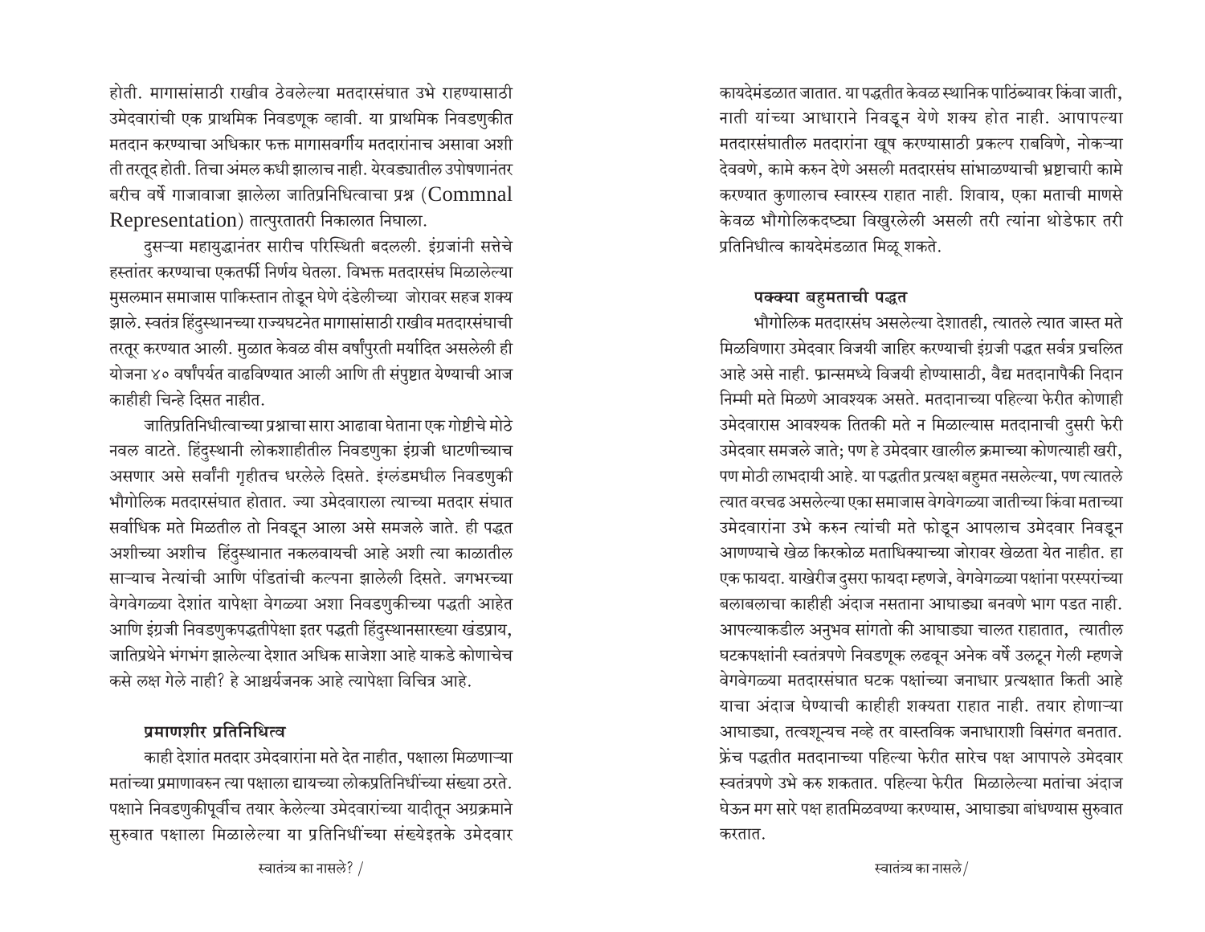होती. मागासांसाठी राखीव ठेवलेल्या मतदारसंघात उभे राहण्यासाठी उमेदवारांची एक प्राथमिक निवडणूक व्हावी. या प्राथमिक निवडणुकीत मतदान करण्याचा अधिकार फक्त मागासवर्गीय मतदारांनाच असावा अशी ती तरतूद होती. तिचा अंमल कधी झालाच नाही. येरवड्यातील उपोषणानंतर बरीच वर्षे गाजावाजा झालेला जातिप्रनिधित्वाचा प्रश्न (Commnal Representation) तात्पुरतातरी निकालात निघाला.

दुसऱ्या महायुद्धानंतर सारीच परिस्थिती बदलली. इंग्रजांनी सत्तेचे हस्तांतर करण्याचा एकतर्फी निर्णय घेतला. विभक्त मतदारसंघ मिळालेल्या मुसलमान समाजास पाकिस्तान तोडून घेणे दंडेलीच्या जोरावर सहज शक्य झाले. स्वतंत्र हिंदुस्थानच्या राज्यघटनेत मागासांसाठी राखीव मतदारसंघाची तरतूद करण्यात आली. मुळात केवळ वीस वर्षांपुरती मर्यादित असलेली ही योजना ४० वर्षांपर्यंत वाढविण्यात आली आणि ती संपुष्टात येण्याची आज काहीही चिन्हे दिसत नाहीत.

जातिप्रतिनिधीत्वाच्या प्रश्नाचा सारा आढावा घेताना एक गोष्टीचे मोठे नवल वाटते. हिंदुस्थानी लोकशाहीतील निवडणुका इंग्रजी धाटणीच्याच असणार असे सर्वांनी गृहीतच धरलेले दिसते. इंग्लंडमधील निवडणुकी भौगोलिक मतदारसंघात होतात. ज्या उमेदवाराला त्याच्या मतदार संघात सर्वाधिक मते मिळतील तो निवडून आला असे समजले जाते. ही पद्धत अशीच्या अशीच हिंदुस्थानात नकलवायची आहे अशी त्या काळातील साऱ्याच नेत्यांची आणि पंडितांची कल्पना झालेली दिसते. जगभरच्या वेगवेगळ्या देशांत यापेक्षा वेगळ्या अशा निवडणुकीच्या पद्धती आहेत आणि इंग्रजी निवडणुकपद्धतीपेक्षा इतर पद्धती हिंदुस्थानसारख्या खंडप्राय, जातिप्रथेने भंगभंग झालेल्या देशात अधिक साजेशा आहे याकडे कोणाचेच कसे लक्ष गेले नाही? हे आश्चर्यजनक आहे त्यापेक्षा विचित्र आहे.

### प्रमाणशीर प्रतिनिधित्व

काही देशांत मतदार उमेदवारांना मते देत नाहीत, पक्षाला मिळणाऱ्या मतांच्या प्रमाणावरुन त्या पक्षाला द्यायच्या लोकप्रतिनिधींच्या संख्या ठरते. पक्षाने निवडणुकीपूर्वीच तयार केलेल्या उमेदवारांच्या यादीतून अग्रक्रमाने सुरुवात पक्षाला मिळालेल्या या प्रतिनिधींच्या संख्येइतके उमेदवार कायदेमंडळात जातात. या पद्धतीत केवळ स्थानिक पाठिंब्यावर किंवा जाती, नाती यांच्या आधाराने निवडून येणे शक्य होत नाही. आपापल्या मतदारसंघातील मतदारांना खूष करण्यासाठी प्रकल्प राबविणे, नोकऱ्या देववणे, कामे करुन देणे असली मतदारसंघ सांभाळण्याची भ्रष्टाचारी कामे करण्यात कुणालाच स्वारस्य राहात नाही. शिवाय, एका मताची माणसे केवळ भौगोलिकदष्ट्या विखुरलेली असली तरी त्यांना थोडेफार तरी प्रतिनिधीत्व कायदेमंडळात मिळू शकते.

### पक्क्या बहुमताची पद्धत

भौगोलिक मतदारसंघ असलेल्या देशातही, त्यातले त्यात जास्त मते मिळविणारा उमेदवार विजयी जाहिर करण्याची इंग्रजी पद्धत सर्वत्र प्रचलित आहे असे नाही. फ्रान्समध्ये विजयी होण्यासाठी, वैद्य मतदानापैकी निदान निम्मी मते मिळणे आवश्यक असते. मतदानाच्या पहिल्या फेरीत कोणाही उमेदवारास आवश्यक तितकी मते न मिळाल्यास मतदानाची दुसरी फेरी उमेदवार समजले जाते; पण हे उमेदवार खालील क्रमाच्या कोणत्याही खरी, पण मोठी लाभदायी आहे. या पद्धतीत प्रत्यक्ष बहुमत नसलेल्या, पण त्यातले त्यात वरचढ असलेल्या एका समाजास वेगवेगळ्या जातीच्या किंवा मताच्या उमेदवारांना उभे करुन त्यांची मते फोडून आपलाच उमेदवार निवडून आणण्याचे खेळ किरकोळ मताधिक्याच्या जोरावर खेळता येत नाहीत. हा एक फायदा. याखेरीज दुसरा फायदा म्हणजे, वेगवेगळ्या पक्षांना परस्परांच्या बलाबलाचा काहीही अंदाज नसताना आघाड्या बनवणे भाग पडत नाही. आपल्याकडील अनुभव सांगतो की आघाड्या चालत राहातात, त्यातील घटकपक्षांनी स्वतंत्रपणे निवडणूक लढवून अनेक वर्षे उलटून गेली म्हणजे वेगवेगळ्या मतदारसंघात घटक पक्षांच्या जनाधार प्रत्यक्षात किती आहे याचा अंदाज घेण्याची काहीही शक्यता राहात नाही. तयार होणाऱ्या आघाड्या, तत्वशून्यच नव्हे तर वास्तविक जनाधाराशी विसंगत बनतात. फ्रेंच पद्धतीत मतदानाच्या पहिल्या फेरीत सारेच पक्ष आपापले उमेदवार स्वतंत्रपणे उभे करु शकतात. पहिल्या फेरीत मिळालेल्या मतांचा अंदाज घेऊन मग सारे पक्ष हातमिळवण्या करण्यास, आघाड्या बांधण्यास सुरुवात करतात.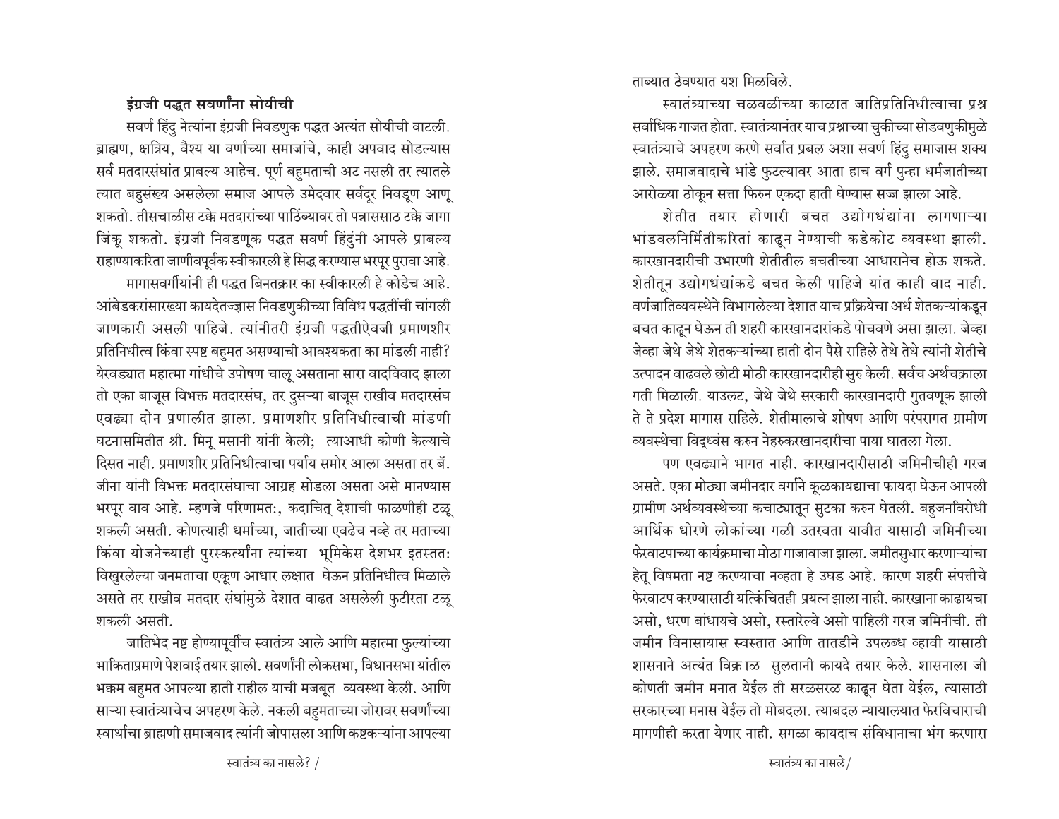### इंग्रजी पद्धत सवर्णांना सोयीची

सवर्ण हिंदु नेत्यांना इंग्रजी निवडणुक पद्धत अत्यंत सोयीची वाटली. ब्राह्मण, क्षत्रिय, वैश्य या वर्णांच्या समाजांचे, काही अपवाद सोडल्यास सर्व मतदारसंघांत प्राबल्य आहेच. पूर्ण बहुमताची अट नसली तर त्यातले त्यात बहुसंख्य असलेला समाज आपले उमेदवार सर्वदूर निवडून आणू शकतो. तीसचाळीस टक्के मतदारांच्या पाठिंब्यावर तो पन्नाससाठ टक्के जागा जिंकू शकतो. इंग्रजी निवडणूक पद्धत सवर्ण हिंदुंनी आपले प्राबल्य राहाण्याकरिता जाणीवपूर्वक स्वीकारली हे सिद्ध करण्यास भरपूर पुरावा आहे.

मागासवर्गीयांनी ही पद्धत बिनतक्रार का स्वीकारली हे कोडेच आहे. आंबेडकरांसारख्या कायदेतज्ज्ञास निवडणुकीच्या विविध पद्धतींची चांगली जाणकारी असली पाहिजे. त्यांनीतरी इंग्रजी पद्धतीऐवजी प्रमाणशीर प्रतिनिधीत्व किंवा स्पष्ट बहुमत असण्याची आवश्यकता का मांडली नाही? येरवड्यात महात्मा गांधीचे उपोषण चालू असताना सारा वादविवाद झाला तो एका बाजूस विभक्त मतदारसंघ, तर दुसऱ्या बाजूस राखीव मतदारसंघ एवढ्या दोन प्रणालीत झाला. प्रमाणशीर प्रतिनिधीत्वाची मांडणी घटनासमितीत श्री. मिनू मसानी यांनी केली; त्याआधी कोणी केल्याचे दिसत नाही. प्रमाणशीर प्रतिनिधीत्वाचा पर्याय समोर आला असता तर बॅ. जीना यांनी विभक्त मतदारसंघाचा आग्रह सोडला असता असे मानण्यास भरपूर वाव आहे. म्हणजे परिणामतः, कदाचित् देशाची फाळणीही टळू शकली असती. कोणत्याही धर्माच्या, जातीच्या एवढेच नव्हे तर मताच्या किंवा योजनेच्याही पुरस्कर्त्यांना त्यांच्या भूमिकेस देशभर इतस्ततः विखुरलेल्या जनमताचा एकूण आधार लक्षात घेऊन प्रतिनिधीत्व मिळाले असते तर राखीव मतदार संघांमुळे देशात वाढत असलेली फुटीरता टळू शकली असती.

जातिभेद नष्ट होण्यापूर्वीच स्वातंत्र्य आले आणि महात्मा फुल्यांच्या भाकिताप्रमाणे पेशवाई तयार झाली. सवर्णांनी लोकसभा, विधानसभा यांतील भक्कम बहुमत आपल्या हाती राहील याची मजबूत व्यवस्था केली. आणि साऱ्या स्वातंत्र्याचेच अपहरण केले. नकली बहुमताच्या जोरावर सवर्णांच्या स्वार्थाचा ब्राह्मणी समाजवाद त्यांनी जोपासला आणि कष्टकऱ्यांना आपल्या ताब्यात ठेवण्यात यश मिळविले.

स्वातंत्र्याच्या चळवळीच्या काळात जातिप्रतिनिधीत्वाचा प्रश्न सर्वाधिक गाजत होता. स्वातंत्र्यानंतर याच प्रश्नाच्या चुकीच्या सोडवणुकीमुळे स्वातंत्र्याचे अपहरण करणे सर्वात प्रबल अशा सवर्ण हिंदु समाजास शक्य झाले. समाजवादाचे भांडे फुटल्यावर आता हाच वर्ग पुन्हा धर्मजातीच्या आरोळ्या ठोकून सत्ता फिरुन एकदा हाती घेण्यास सज्ज झाला आहे.

शेतीत तयार होणारी बचत उद्योगधंद्यांना लागणाऱ्या भांडवलनिर्मितीकरितां काढून नेण्याची कडेकोट व्यवस्था झाली. कारखानदारीची उभारणी शेतीतील बचतीच्या आधारानेच होऊ शकते. शेतीतून उद्योगधंद्यांकडे बचत केली पाहिजे यांत काही वाद नाही. वर्णजातिव्यवस्थेने विभागलेल्या देशात याच प्रक्रियेचा अर्थ शेतकऱ्यांकडून बचत काढून घेऊन ती शहरी कारखानदारांकडे पोचवणे असा झाला. जेव्हा जेव्हा जेथे जेथे शेतकऱ्यांच्या हाती दोन पैसे राहिले तेथे तेथे त्यांनी शेतीचे उत्पादन वाढवले छोटी मोठी कारखानदारीही सुरु केली. सर्वच अर्थचक्राला गती मिळाली. याउलट, जेथे जेथे सरकारी कारखानदारी गुतवणूक झाली ते ते प्रदेश मागास राहिले. शेतीमालाचे शोषण आणि परंपरागत ग्रामीण व्यवस्थेचा विध्वंस करुन नेहरुकरखानदारीचा पाया घातला गेला.

पण एवढ्याने भागत नाही. कारखानदारीसाठी जमिनीचीही गरज असते. एका मोठ्या जमीनदार वर्गाने कूळकायद्याचा फायदा घेऊन आपली ग्रामीण अर्थव्यवस्थेच्या कचाट्यातून सुटका करुन घेतली. बहुजनविरोधी आर्थिक धोरणे लोकांच्या गळी उतरवता यावीत यासाठी जमिनीच्या फेरवाटपाच्या कार्यक्रमाचा मोठा गाजावाजा झाला. जमीतसुधार करणाऱ्यांचा हेतू विषमता नष्ट करण्याचा नव्हता हे उघड आहे. कारण शहरी संपत्तीचे फेरवाटप करण्यासाठी यत्किंचितही प्रयत्न झाला नाही. कारखाना काढायचा असो, धरण बांधायचे असो, रस्तारेल्वे असो पाहिली गरज जमिनीची. ती जमीन विनासायास स्वस्तात आणि तातडीने उपलब्ध व्हावी यासाठी शासनाने अत्यंत विक्राळ सुलतानी कायदे तयार केले. शासनाला जी कोणती जमीन मनात येईल ती सरळसरळ काढून घेता येईल, त्यासाठी सरकारच्या मनास येईल तो मोबदला. त्याबदल न्यायालयात फेरविचाराची मागणीही करता येणार नाही. सगळा कायदाच संविधानाचा भंग करणारा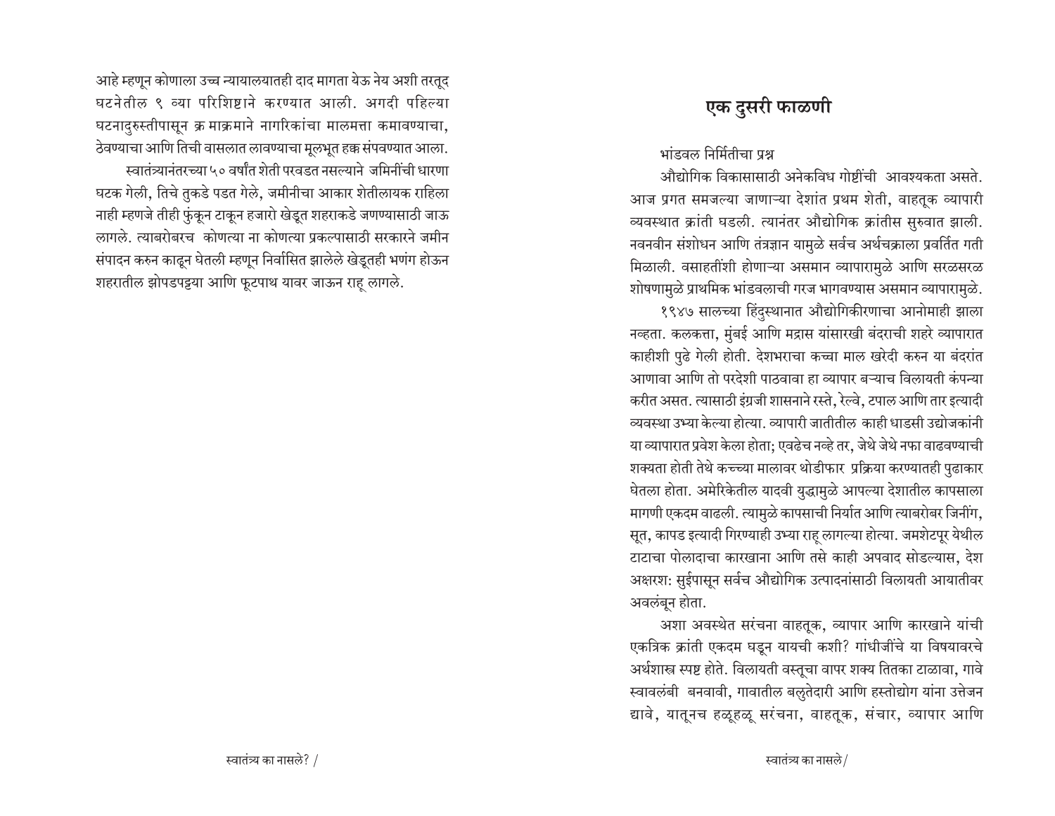आहे म्हणून कोणाला उच्च न्यायालयातही दाद मागता येऊ नेय अशी तरतूद घटनेतील ९ व्या परिशिष्टाने करण्यात आली. अगदी पहिल्या घटनादुरुस्तीपासून क्रमाक्रमाने नागरिकांचा मालमत्ता कमावण्याचा, ठेवण्याचा आणि तिची वासलात लावण्याचा मूलभूत हक्क संपवण्यात आला.

स्वातंत्र्यानंतरच्या ५० वर्षांत शेती परवडत नसल्याने जमिनींची धारणा घटक गेली, तिचे तुकडे पडत गेले, जमीनीचा आकार शेतीलायक राहिला नाही म्हणजे तीही फुंकून टाकून हजारो खेडूत शहराकडे जगण्यासाठी जाऊ लागले. त्याबरोबरच कोणत्या ना कोणत्या प्रकल्पासाठी सरकारने जमीन संपादन करुन काढून घेतली म्हणून निर्वासित झालेले खेडूतही भणंग होऊन शहरातील झोपडपट्ट्या आणि फूटपाथ यावर जाऊन राहू लागले.

# एक दुसरी फाळणी

भांडवल निर्मितीचा प्रश्न

औद्योगिक विकासासाठी अनेकविध गोष्टींची आवश्यकता असते. आज प्रगत समजल्या जाणाऱ्या देशांत प्रथम शेती, वाहतूक व्यापारी व्यवस्थात क्रांती घडली. त्यानंतर औद्योगिक क्रांतीस सुरुवात झाली. नवनवीन संशोधन आणि तंत्रज्ञान यामुळे सर्वच अर्थचक्राला प्रवर्तित गती मिळाली. वसाहतींशी होणाऱ्या असमान व्यापारामुळे आणि सरळसरळ शोषणामुळे प्राथमिक भांडवलाची गरज भागवण्यास असमान व्यापारामुळे.

१९४७ सालच्या हिंदुस्थानात औद्योगिकीरणाचा आनोमाही झाला नव्हता. कलकत्ता, मुंबई आणि मद्रास यांसारखी बंदराची शहरे व्यापारात काहीशी पुढे गेली होती. देशभराचा कच्चा माल खरेदी करुन या बंदरांत आणावा आणि तो परदेशी पाठवावा हा व्यापार बऱ्याच विलायती कंपन्या करीत असत. त्यासाठी इंग्रजी शासनाने रस्ते, रेल्वे, टपाल आणि तार इत्यादी व्यवस्था उभ्या केल्या होत्या. व्यापारी जातीतील काही धाडसी उद्योजकांनी या व्यापारात प्रवेश केला होता; एवढेच नव्हे तर, जेथे जेथे नफा वाढवण्याची शक्यता होती तेथे कच्च्या मालावर थोडीफार प्रक्रिया करण्यातही पुढाकार घेतला होता. अमेरिकेतील यादवी युद्धामुळे आपल्या देशातील कापसाला मागणी एकदम वाढली. त्यामुळे कापसाची निर्यात आणि त्याबरोबर जिनींग, सूत, कापड इत्यादी गिरण्याही उभ्या राहू लागल्या होत्या. जमशेटपूर येथील टाटाचा पोलादाचा कारखाना आणि तसे काही अपवाद सोडल्यास, देश अक्षरशः सुईपासून सर्वच औद्योगिक उत्पादनांसाठी विलायती आयातीवर अवलंबून होता.

अशा अवस्थेत सरंचना वाहतूक, व्यापार आणि कारखाने यांची एकत्रिक क्रांती एकदम घडून यायची कशी? गांधीजींचे या विषयावरचे अर्थशास्त्र स्पष्ट होते. विलायती वस्तूचा वापर शक्य तितका टाळावा, गावे स्वावलंबी बनवावी, गावातील बलुतेदारी आणि हस्तोद्योग यांना उत्तेजन द्यावे, यातूनच हळूहळू सरंचना, वाहतूक, संचार, व्यापार आणि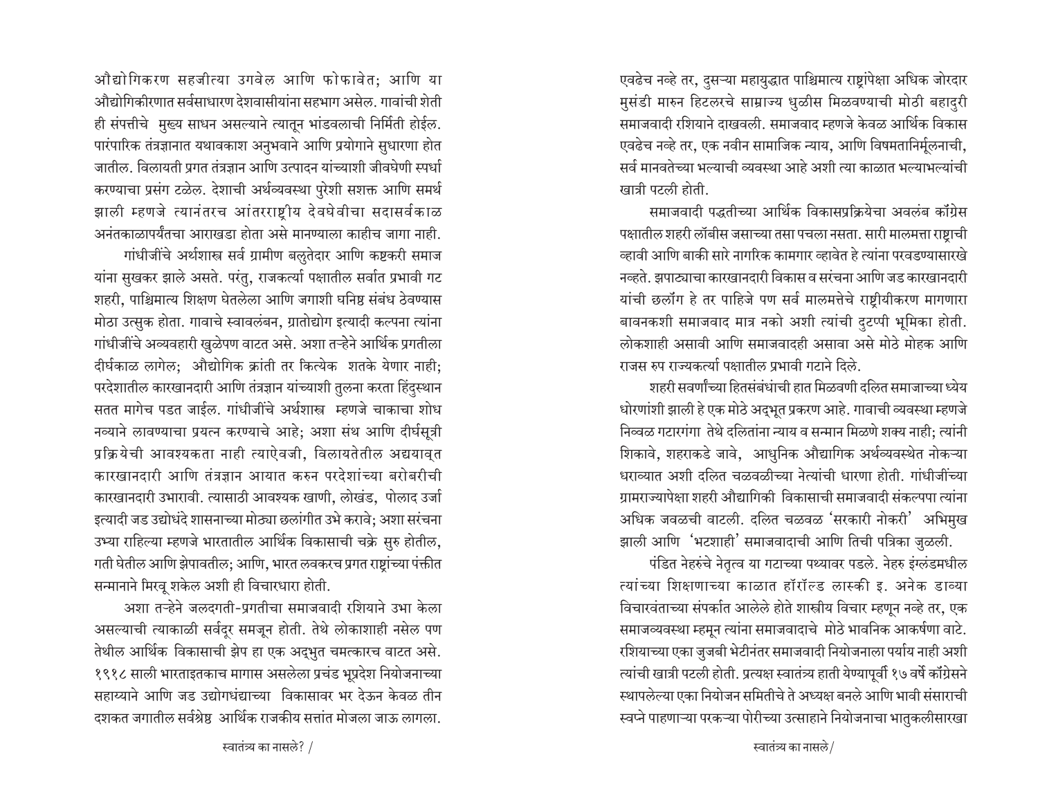औद्योगिकरण सहजीत्या उगवेल आणि फोफावेत; आणि या औद्योगिकीरणात सर्वसाधारण देशवासीयांना सहभाग असेल. गावांची शेती ही संपत्तीचे मुख्य साधन असल्याने त्यातून भांडवलाची निर्मिती होईल. पारंपारिक तंत्रज्ञानात यथावकाश अनुभवाने आणि प्रयोगाने सुधारणा होत जातील. विलायती प्रगत तंत्रज्ञान आणि उत्पादन यांच्याशी जीवघेणी स्पर्धा करण्याचा प्रसंग टळेल. देशाची अर्थव्यवस्था पुरेशी सशक्त आणि समर्थ झाली म्हणजे त्यानंतरच आंतरराष्ट्रीय देवघेवीचा सदासर्वकाळ अनंतकाळापर्यंतचा आराखडा होता असे मानण्याला काहीच जागा नाही.

गांधीजींचे अर्थशास्त्र सर्व ग्रामीण बलुतेदार आणि कष्टकरी समाज यांना सुखकर झाले असते. परंतु, राजकर्त्या पक्षातील सर्वात प्रभावी गट शहरी, पाश्चिमात्य शिक्षण घेतलेला आणि जगाशी घनिष्ठ संबंध ठेवण्यास मोठा उत्सुक होता. गावाचे स्वावलंबन, ग्रातोद्योग इत्यादी कल्पना त्यांना गांधीजींचे अव्यवहारी खुळेपण वाटत असे. अशा तऱ्हेने आर्थिक प्रगतीला दीर्घकाळ लागेल; औद्योगिक क्रांती तर कित्येक शतके येणार नाही; परदेशातील कारखानदारी आणि तंत्रज्ञान यांच्याशी तुलना करता हिंदुस्थान सतत मागेच पडत जाईल. गांधीजींचे अर्थशास्त्र म्हणजे चाकाचा शोध नव्याने लावण्याचा प्रयत्न करण्याचे आहे; अशा संथ आणि दीर्घसूत्री प्रक्रियेची आवश्यकता नाही त्याऐवजी, विलायतेतील अद्ययावत कारखानदारी आणि तंत्रज्ञान आयात करुन परदेशांच्या बरोबरीची कारखानदारी उभारावी. त्यासाठी आवश्यक खाणी, लोखंड, पोलाद उर्जा इत्यादी जड उद्योधंदे शासनाच्या मोठ्या छलांगीत उभे करावे; अशा संरचना उभ्या राहिल्या म्हणजे भारतातील आर्थिक विकासाची चक्रे सुरु होतील, गती घेतील आणि झेपावतील; आणि, भारत लवकरच प्रगत राष्ट्रांच्या पंक्तीत सन्मानाने मिरवू शकेल अशी ही विचारधारा होती.

अशा तऱ्हेने जलदगती-प्रगतीचा समाजवादी रशियाने उभा केला असल्याची त्याकाळी सर्वदूर समजून होती. तेथे लोकाशाही नसेल पण तेथील आर्थिक विकासाची झेप हा एक अद्भुत चमत्कारच वाटत असे. १९१८ साली भारताइतकाच मागास असलेला प्रचंड भूप्रदेश नियोजनाच्या सहाय्याने आणि जड उद्योगधंद्याच्या विकासावर भर देऊन केवळ तीन दशकात जगातील सर्वश्रेष्ठ आर्थिक राजकीय सत्तांत मोजला जाऊ लागला. एवढेच नव्हे तर, दुसऱ्या महायुद्धात पाश्चिमात्य राष्ट्रांपेक्षा अधिक जोरदार मुसंडी मारुन हिटलरचे साम्राज्य धुळीस मिळवण्याची मोठी बहादुरी समाजवादी रशियाने दाखवली. समाजवाद म्हणजे केवळ आर्थिक विकास एवढेच नव्हे तर, एक नवीन सामाजिक न्याय, आणि विषमतानिर्मूलनाची, सर्व मानवतेच्या भल्याची व्यवस्था आहे अशी त्या काळात भल्याभल्यांची खात्री पटली होती.

समाजवादी पद्धतीच्या आर्थिक विकासप्रक्रियेचा अवलंब कॉंग्रेस पक्षातील शहरी लॉबीस जसाच्या तसा पचला नसता. सारी मालमत्ता राष्ट्राची व्हावी आणि बाकी सारे नागरिक कामगार व्हावेत हे त्यांना परवडण्यासारखे नव्हते. झपाट्याचा कारखानदारी विकास व संरचना आणि जड कारखानदारी यांची छलॉंग हे तर पाहिजे पण सर्व मालमत्तेचे राष्ट्रीयीकरण मागणारा बावनकशी समाजवाद मात्र नको अशी त्यांची दुटप्पी भूमिका होती. लोकशाही असावी आणि समाजवादही असावा असे मोठे मोहक आणि राजस रुप राज्यकर्त्या पक्षातील प्रभावी गटाने दिले.

शहरी सवर्णांच्या हितसंबंधांची हात मिळवणी दलित समाजाच्या ध्येय धोरणांशी झाली हे एक मोठे अद्‌भूत प्रकरण आहे. गावाची व्यवस्था म्हणजे निव्वळ गटारगंगा तेथे दलितांना न्याय व सन्मान मिळणे शक्य नाही; त्यांनी शिकावे, शहराकडे जावे, आधुनिक औद्यागिक अर्थव्यवस्थेत नोकऱ्या धराव्यात अशी दलित चळवळीच्या नेत्यांची धारणा होती. गांधीजींच्या ग्रामराज्यापेक्षा शहरी औद्यागिकी विकासाची समाजवादी संकल्पना त्यांना अधिक जवळची वाटली. दलित चळवळ 'सरकारी नोकरी' अभिमुख झाली आणि 'भटशाही' समाजवादाची आणि तिची पत्रिका जुळली.

पंडित नेहरुंचे नेतृत्व या गटाच्या पथ्यावर पडले. नेहरु इंग्लंडमधील त्यांच्या शिक्षणाच्या काळात हॅरॉल्ड लास्की इ. अनेक डाव्या विचारवंताच्या संपर्कात आलेले होते शास्त्रीय विचार म्हणून नव्हे तर, एक समाजव्यवस्था म्हमून त्यांना समाजवादाचे मोठे भावनिक आकर्षणा वाटे. रशियाच्या एका जुजबी भेटीनंतर समाजवादी नियोजनाला पर्याय नाही अशी त्यांची खात्री पटली होती. प्रत्यक्ष स्वातंत्र्य हाती येण्यापूर्वी १७ वर्षे कॉंग्रेसने स्थापलेल्या एका नियोजन समितीचे ते अध्यक्ष बनले आणि भावी संसाराची स्वप्ने पाहणाऱ्या परकऱ्या पोरीच्या उत्साहाने नियोजनाचा भातुकलीसारखा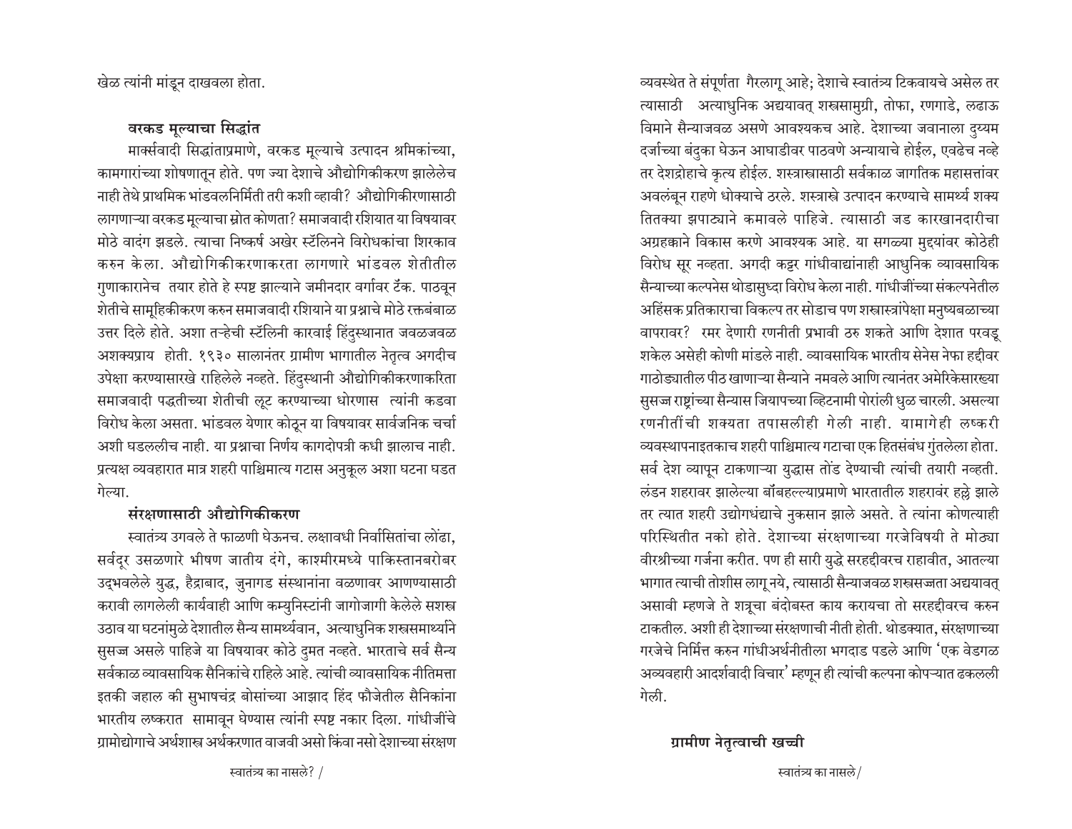खेळ त्यांनी मांडून दाखवला होता.

### वरकड मूल्याचा सिद्धांत

मार्क्सवादी सिद्धांताप्रमाणे, वरकड मूल्याचे उत्पादन श्रमिकांच्या, कामगारांच्या शोषणातून होते. पण ज्या देशाचे औद्योगिकीकरण झालेलेच नाही तेथे प्राथमिक भांडवलनिर्मिती तरी कशी व्हावी? औद्योगिकीरणासाठी लागणाऱ्या वरकड मूल्याचा स्रोत कोणता? समाजवादी रशियात या विषयावर मोठे वादंग झडले. त्याचा निष्कर्ष अखेर स्टॅलिनने विरोधकांचा शिरकाव करुन केला. औद्योगिकीकरणाकरता लागणारे भांडवल शेतीतील गुणाकारानेच तयार होते हे स्पष्ट झाल्याने जमीनदार वर्गावर टँक. पाठवून शेतीचे सामूहिकीकरण करुन समाजवादी रशियाने या प्रश्नाचे मोठे रक्तबंबाळ उत्तर दिले होते. अशा तऱ्हेची स्टॅलिनी कारवाई हिंदुस्थानात जवळजवळ अशक्यप्राय होती. १९३० सालानंतर ग्रामीण भागातील नेतृत्व अगदीच उपेक्षा करण्यासारखे राहिलेले नव्हते. हिंदुस्थानी औद्योगिकीकरणाकरिता समाजवादी पद्धतीच्या शेतीची लूट करण्याच्या धोरणास त्यांनी कडवा विरोध केला असता. भांडवल येणार कोठून या विषयावर सार्वजनिक चर्चा अशी घडललीच नाही. या प्रश्नाचा निर्णय कागदोपत्री कधी झालाच नाही. प्रत्यक्ष व्यवहारात मात्र शहरी पाश्चिमात्य गटास अनुकूल अशा घटना घडत गेल्या.

### संरक्षणासाठी औद्योगिकीकरण

स्वातंत्र्य उगवले ते फाळणी घेऊनच. लक्षावधी निर्वासितांचा लोंढा, सर्वदूर उसळणारे भीषण जातीय दंगे, काश्मीरमध्ये पाकिस्तानबरोबर उद्‌भवलेले युद्ध, हैद्राबाद, जुनागड संस्थानांना वळणावर आणण्यासाठी करावी लागलेली कार्यवाही आणि कम्युनिस्टांनी जागोजागी केलेले सशस्त्र उठाव या घटनांमुळे देशातील सैन्य सामर्थ्यवान, अत्याधुनिक शस्त्रसामर्थ्याने सुसज्ज असले पाहिजे या विषयावर कोठे दुमत नव्हते. भारताचे सर्व सैन्य सर्वकाळ व्यावसायिक सैनिकांचे राहिले आहे. त्यांची व्यावसायिक नीतिमत्ता इतकी जहाल की सुभाषचंद्र बोसांच्या आझाद हिंद फौजेतील सैनिकांना भारतीय लष्करात सामावून घेण्यास त्यांनी स्पष्ट नकार दिला. गांधीजींचे ग्रामोद्योगाचे अर्थशास्त्र अर्थकरणात वाजवी असो किंवा नसो देशाच्या संरक्षण व्यवस्थेत ते संपूर्णता गैरलागू आहे; देशाचे स्वातंत्र्य टिकवायचे असेल तर त्यासाठी अत्याधुनिक अद्ययावत् शस्त्रसामुग्री, तोफा, रणगाडे, लढाऊ विमाने सैन्याजवळ असणे आवश्यकच आहे. देशाच्या जवानाला दुय्यम दर्जाच्या बंदुका घेऊन आघाडीवर पाठवणे अन्यायाचे होईल, एवढेच नव्हे तर देशद्रोहाचे कृत्य होईल. शस्त्रास्त्रासाठी सर्वकाळ जागतिक महासत्तांवर अवलंबून राहणे धोक्याचे ठरले. शस्त्रास्त्रे उत्पादन करण्याचे सामर्थ्य शक्य तितक्या झपाट्याने कमावले पाहिजे. त्यासाठी जड कारखानदारीचा अग्रहक्काने विकास करणे आवश्यक आहे. या सगळ्या मुद्दयांवर कोठेही विरोध सूर नव्हता. अगदी कट्टर गांधीवाद्यांनाही आधुनिक व्यावसायिक सैन्याच्या कल्पनेस थोडासुध्दा विरोध केला नाही. गांधीजींच्या संकल्पनेतील अहिंसक प्रतिकाराचा विकल्प तर सोडाच पण शस्त्रास्त्रांपेक्षा मनुष्यबळाच्या वापरावर? रमर देणारी रणनीती प्रभावी ठरु शकते आणि देशात परवडू शकेल असेही कोणी मांडले नाही. व्यावसायिक भारतीय सेनेस नेफा हद्दीवर गाठोड्यातील पीठ खाणाऱ्या सैन्याने नमवले आणि त्यानंतर अमेरिकेसारख्या सुसज्ज राष्ट्रांच्या सैन्यास जियापच्या व्हिटनामी पोरांनी धुळ चारली. असल्या रणनीतींची शक्यता तपासलीही गेली नाही. यामागेही लष्करी व्यवस्थापनाइतकाच शहरी पाश्चिमात्य गटाचा एक हितसंबंध गुंतलेला होता. सर्व देश व्यापून टाकणाऱ्या युद्धास तोंड देण्याची त्यांची तयारी नव्हती. लंडन शहरावर झालेल्या बॉंबहल्ल्याप्रमाणे भारतातील शहरावंर हल्ले झाले तर त्यात शहरी उद्योगधंद्याचे नुकसान झाले असते. ते त्यांना कोणत्याही परिस्थितीत नको होते. देशाच्या संरक्षणाच्या गरजेविषयी ते मोठ्या वीरश्रीच्या गर्जना करीत. पण ही सारी युद्धे सरहद्दीवरच राहावीत, आतल्या भागात त्याची तोशीस लागू नये, त्यासाठी सैन्याजवळ शस्त्रसज्जता अद्ययावत् असावी म्हणजे ते शत्रूचा बंदोबस्त काय करायचा तो सरहद्दीवरच करुन टाकतील. अशी ही देशाच्या संरक्षणाची नीती होती. थोडक्यात, संरक्षणाच्या गरजेचे निर्मित्त करुन गांधीअर्थनीतीला भगदाड पडले आणि 'एक वेडगळ अव्यवहारी आदर्शवादी विचार' म्हणून ही त्यांची कल्पना कोपऱ्यात ढकलली गेली.

### ग्रामीण नेतृत्वाची खच्ची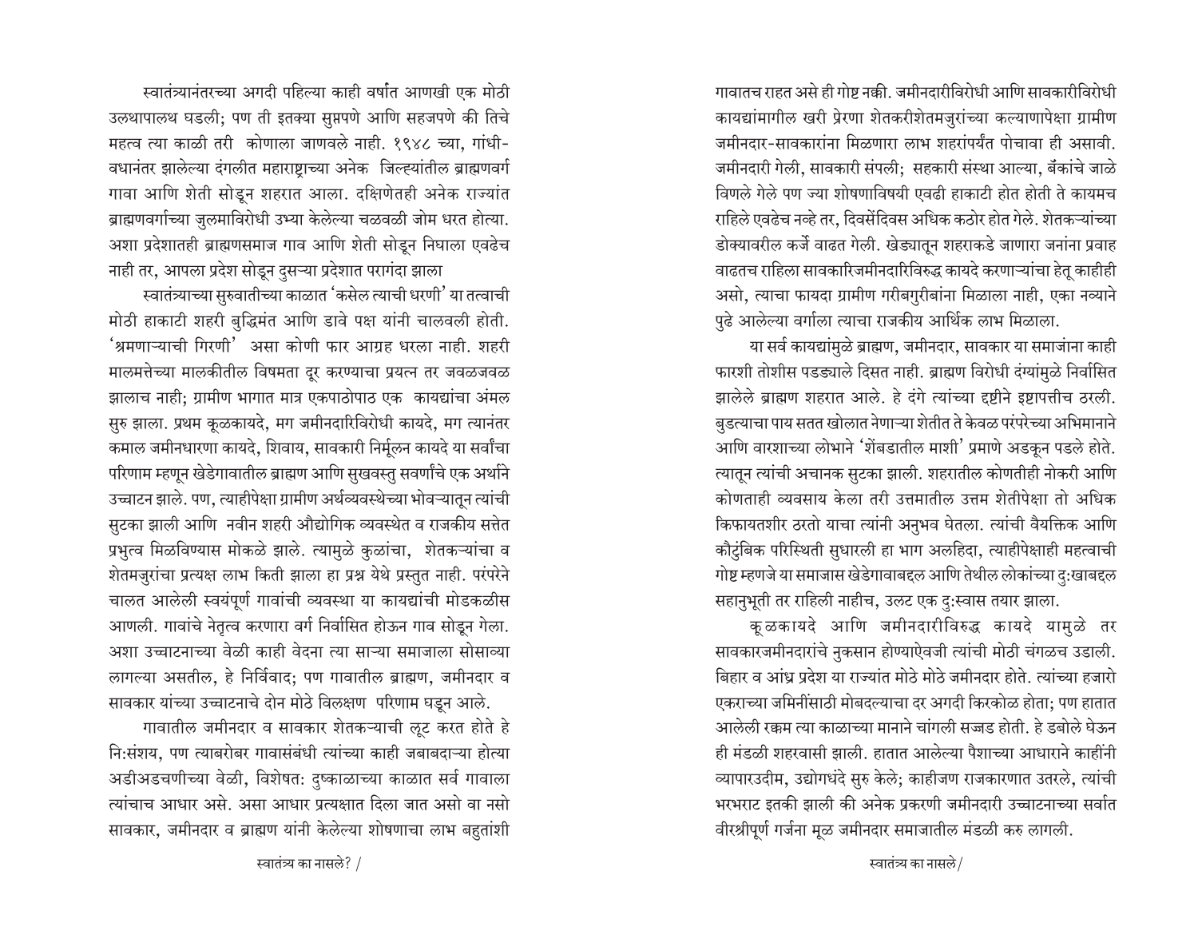स्वातंत्र्यानंतरच्या अगदी पहिल्या काही वर्षांत आणखी एक मोठी उलथापालथ घडली; पण ती इतक्या सुप्तपणे आणि सहजपणे की तिचे महत्व त्या काळी तरी कोणाला जाणवले नाही. १९४८ च्या, गांधी-वधानंतर झालेल्या दंगलीत महाराष्ट्राच्या अनेक जिल्ह्यांतील ब्राह्मणवर्ग गावा आणि शेती सोडून शहरात आला. दक्षिणेतही अनेक राज्यांत ब्राह्मणवर्गाच्या जुलमाविरोधी उभ्या केलेल्या चळवळी जोम धरत होत्या. अशा प्रदेशातही ब्राह्मणसमाज गाव आणि शेती सोडून निघाला एवढेच नाही तर, आपला प्रदेश सोडून दुसऱ्या प्रदेशात परागंदा झाला

स्वातंत्र्याच्या सुरुवातीच्या काळात 'कसेल त्याची धरणी' या तत्वाची मोठी हाकाटी शहरी बुद्धिमंत आणि डावे पक्ष यांनी चालवली होती. 'श्रमणाऱ्याची गिरणी' असा कोणी फार आग्रह धरला नाही. शहरी मालमत्तेच्या मालकीतील विषमता दूर करण्याचा प्रयत्न तर जवळजवळ झालाच नाही; ग्रामीण भागात मात्र एकपाठोपाठ एक कायद्यांचा अंमल सुरु झाला. प्रथम कूळकायदे, मग जमीनदारिविरोधी कायदे, मग त्यानंतर कमाल जमीनधारणा कायदे, शिवाय, सावकारी निर्मूलन कायदे या सर्वांचा परिणाम म्हणून खेडेगावातील ब्राह्मण आणि सुखवस्तु सवर्णांचे एक अर्थाने उच्चाटन झाले. पण, त्याहीपेक्षा ग्रामीण अर्थव्यवस्थेच्या भोवऱ्यातून त्यांची सुटका झाली आणि नवीन शहरी औद्योगिक व्यवस्थेत व राजकीय सत्तेत प्रभुत्व मिळविण्यास मोकळे झाले. त्यामुळे कुळांचा, शेतकऱ्यांचा व शेतमजुरांचा प्रत्यक्ष लाभ किती झाला हा प्रश्न येथे प्रस्तुत नाही. परंपरेने चालत आलेली स्वयंपूर्ण गावांची व्यवस्था या कायद्यांची मोडकळीस आणली. गावांचे नेतृत्व करणारा वर्ग निर्वासित होऊन गाव सोडून गेला. अशा उच्चाटनाच्या वेळी काही वेदना त्या साऱ्या समाजाला सोसाव्या लागल्या असतील, हे निर्विवाद; पण गावातील ब्राह्मण, जमीनदार व सावकार यांच्या उच्चाटनाचे दोन मोठे विलक्षण परिणाम घडून आले.

गावातील जमीनदार व सावकार शेतकऱ्याची लूट करत होते हे नि:संशय, पण त्याबरोबर गावासंबंधी त्यांच्या काही जबाबदाऱ्या होत्या अडीअडचणीच्या वेळी, विशेषत: दुष्काळाच्या काळात सर्व गावाला त्यांचाच आधार असे. असा आधार प्रत्यक्षात दिला जात असो वा नसो सावकार, जमीनदार व ब्राह्मण यांनी केलेल्या शोषणाचा लाभ बहुतांशी गावातच राहत असे ही गोष्ट नक्की. जमीनदारीविरोधी आणि सावकारीविरोधी कायद्यांमागील खरी प्रेरणा शेतकरीशेतमजुरांच्या कल्याणापेक्षा ग्रामीण जमीनदार-सावकारांना मिळणारा लाभ शहरांपर्यंत पोचावा ही असावी. जमीनदारी गेली, सावकारी संपली; सहकारी संस्था आल्या, बँकांचे जाळे विणले गेले पण ज्या शोषणाविषयी एवढी हाकाटी होत होती ते कायमच राहिले एवढेच नव्हे तर, दिवसेंदिवस अधिक कठोर होत गेले. शेतकऱ्यांच्या डोक्यावरील कर्जे वाढत गेली. खेड्यातून शहराकडे जाणारा जनांना प्रवाह वाढतच राहिला सावकारिजमीनदारिविरुद्ध कायदे करणाऱ्यांचा हेतू काहीही असो, त्याचा फायदा ग्रामीण गरीबगुरीबांना मिळाला नाही, एका नव्याने पुढे आलेल्या वर्गाला त्याचा राजकीय आर्थिक लाभ मिळाला.

या सर्व कायद्यांमुळे ब्राह्मण, जमीनदार, सावकार या समाजांना काही फारशी तोशीस पडल्याचे दिसत नाही. ब्राह्मण विरोधी दंग्यांमुळे निर्वासित झालेले ब्राह्मण शहरात आले. हे दंगे त्यांच्या दृष्टीने इष्टापत्तीच ठरली. बुडत्याचा पाय सतत खोलात नेणाऱ्या शेतीत ते केवळ परंपरेच्या अभिमानाने आणि वारशाच्या लोभाने 'शेंबडातील माशी' प्रमाणे अडकून पडले होते. त्यातून त्यांची अचानक सुटका झाली. शहरातील कोणतीही नोकरी आणि कोणताही व्यवसाय केला तरी उत्तमातील उत्तम शेतीपेक्षा तो अधिक किफायतशीर ठरतो याचा त्यांनी अनुभव घेतला. त्यांची वैयक्तिक आणि कौटुंबिक परिस्थिती सुधारली हा भाग अलहिदा, त्याहीपेक्षाही महत्वाची गोष्ट म्हणजे या समाजास खेडेगावाबद्दल आणि तेथील लोकांच्या दु:खाबद्दल सहानुभूती तर राहिली नाहीच, उलट एक दु:स्वास तयार झाला.

कूळकायदे आणि जमीनदारीविरुद्ध कायदे यामुळे तर सावकारजमीनदारांचे नुकसान होण्याऐवजी त्यांची मोठी चंगळच उडाली. बिहार व आंध्र प्रदेश या राज्यांत मोठे मोठे जमीनदार होते. त्यांच्या हजारो एकराच्या जमिनींसाठी मोबदल्याचा दर अगदी किरकोळ होता; पण हातात आलेली रक्कम त्या काळाच्या मानाने चांगली सज्जड होती. हे डबोले घेऊन ही मंडळी शहरवासी झाली. हातात आलेल्या पैशाच्या आधाराने काहींनी व्यापारउदीम, उद्योगधंदे सुरु केले; काहीजण राजकारणात उतरले, त्यांची भरभराट इतकी झाली की अनेक प्रकरणी जमीनदारी उच्चाटनाच्या सर्वात वीरश्रीपूर्ण गर्जना मूळ जमीनदार समाजातील मंडळी करु लागली.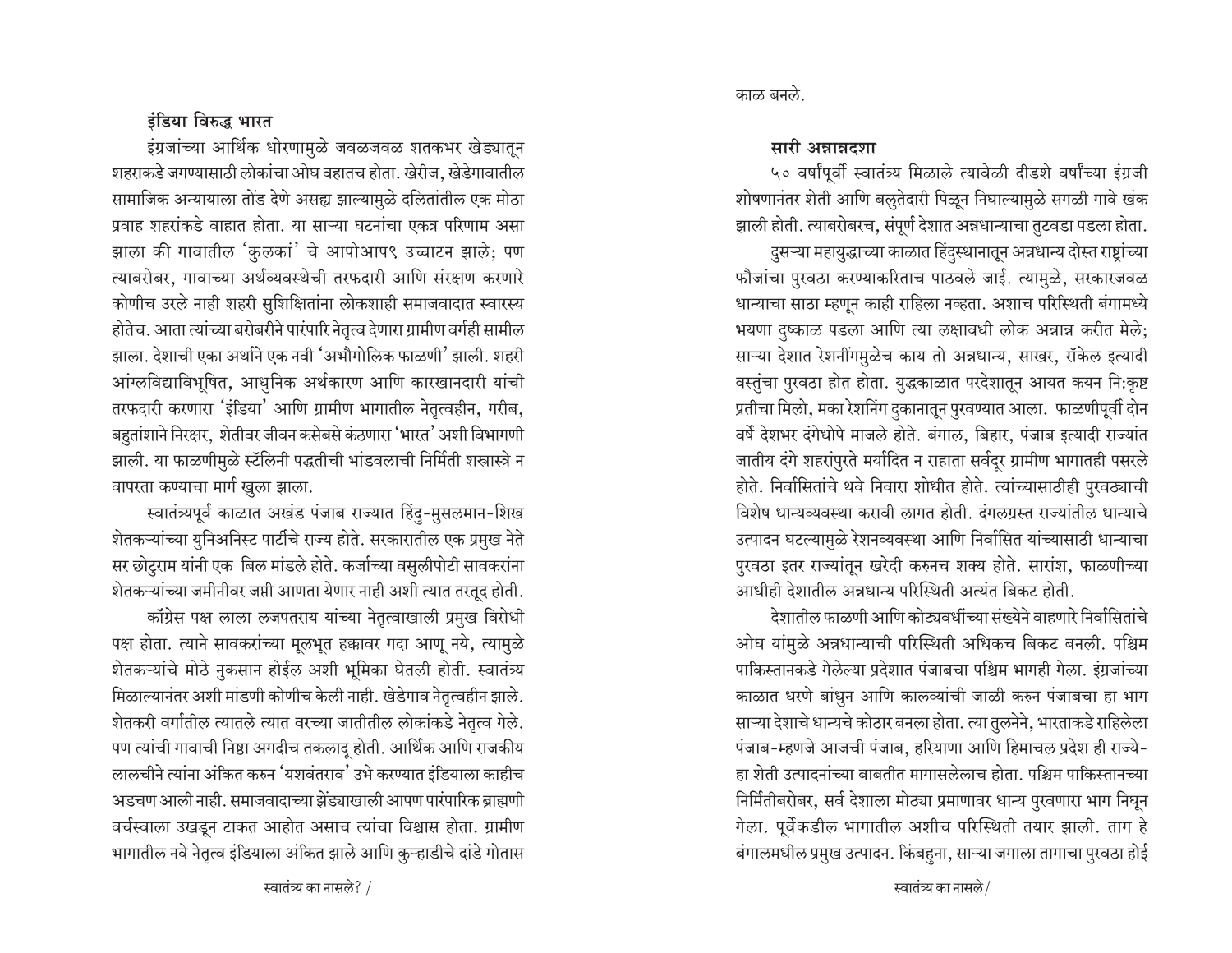## इंडिया विरुद्ध भारत

इंग्रजांच्या आर्थिक धोरणामुळे जवळजवळ शतकभर खेड्यातून शहराकडे जगण्यासाठी लोकांचा ओघ वहातच होता. खेरीज, खेडेगावातील सामाजिक अन्यायाला तोंड देणे असह्य झाल्यामुळे दलितांतील एक मोठा प्रवाह शहरांकडे वाहात होता. या साऱ्या घटनांचा एकत्र परिणाम असा झाला की गावातील 'कुलकर्ण्यां' चे आपोआप९ उच्चाटन झाले; पण त्याबरोबर, गावाच्या अर्थव्यवस्थेची तरफदारी आणि संरक्षण करणारे कोणीच उरले नाही शहरी सुशिक्षितांना लोकशाही समाजवादात स्वारस्य होतेच. आता त्यांच्या बरोबरीने पारंपारि नेतृत्व देणारा ग्रामीण वर्गही सामील झाला. देशाची एका अर्थाने एक नवी 'अभौगोलिक फाळणी' झाली. शहरी आंग्लविद्याविभूषित, आधुनिक अर्थकारण आणि कारखानदारी यांची तरफदारी करणारा 'इंडिया' आणि ग्रामीण भागातील नेतृत्वहीन, गरीब, बहुतांशाने निरक्षर, शेतीवर जीवन कसेबसे कंठणारा 'भारत' अशी विभागणी झाली. या फाळणीमुळे स्टॅलिनी पद्धतीची भांडवलाची निर्मिती शस्त्रास्त्रे न वापरता कण्याचा मार्ग खुला झाला.

स्वातंत्र्यपूर्व काळात अखंड पंजाब राज्यात हिंदु-मुसलमान-शिख शेतकऱ्यांच्या युनिअनिस्ट पार्टीचे राज्य होते. सरकारातील एक प्रमुख नेते सर छोटुराम यांनी एक बिल मांडले होते. कर्जाच्या वसुलीपोटी सावकारांना शेतकऱ्यांच्या जमीनीवर जप्ती आणता येणार नाही अशी त्यात तरतूद होती.

कॉंग्रेस पक्ष लाला लजपतराय यांच्या नेतृत्वाखाली प्रमुख विरोधी पक्ष होता. त्याने सावकरांच्या मूलभूत हक्कावर गदा आणू नये, त्यामुळे शेतकऱ्यांचे मोठे नुकसान होईल अशी भूमिका घेतली होती. स्वातंत्र्य मिळाल्यानंतर अशी मांडणी कोणीच केली नाही. खेडेगाव नेतृत्वहीन झाले. शेतकरी वर्गातील त्यातले त्यात वरच्या जातीतील लोकांकडे नेतृत्व गेले. पण त्यांची गावाची निष्ठा अगदीच तकलादू होती. आर्थिक आणि राजकीय लालचीने त्यांना अंकित करुन 'यशवंतराव' उभे करण्यात इंडियाला काहीच अडचण आली नाही. समाजवादाच्या झेंड्याखाली आपण पारंपारिक ब्राह्मणी वर्चस्वाला उखडून टाकत आहोत असाच त्यांचा विश्वास होता. ग्रामीण भागातील नवे नेतृत्व इंडियाला अंकित झाले आणि कुऱ्हाडीचे दांडे गोतास काळ बनले.

## सारी अन्नान्नदशा

५० वर्षांपूर्वी स्वातंत्र्य मिळाले त्यावेळी दीडशे वर्षांच्या इंग्रजी शोषणानंतर शेती आणि बलुतेदारी पिळून निघाल्यामुळे सगळी गावे खंक झाली होती. त्याबरोबरच, संपूर्ण देशात अन्नधान्याचा तुटवडा पडला होता.

दुसऱ्या महायुद्धाच्या काळात हिंदुस्थानातून अन्नधान्य दोस्त राष्ट्रांच्या फौजांचा पुरवठा करण्याकरिताच पाठवले जाई. त्यामुळे, सरकारजवळ धान्याचा साठा म्हणून काही राहिला नव्हता. अशाच परिस्थिती बंगामध्ये भयणा दुष्काळ पडला आणि त्या लक्षावधी लोक अन्नान्न करीत मेले; साऱ्या देशात रेशनींगमुळेच काय तो अन्नधान्य, साखर, रॉकेल इत्यादी वस्तुंचा पुरवठा होत होता. युद्धकाळात परदेशातून आयत कयन नि:कृष्ट प्रतीचा मिलो, मका रेशनिंग दुकानातून पुरवण्यात आला. फाळणीपूर्वी दोन वर्षे देशभर दंगेधोपे माजले होते. बंगाल, बिहार, पंजाब इत्यादी राज्यांत जातीय दंगे शहरांपुरते मर्यादित न राहाता सर्वदूर ग्रामीण भागातही पसरले होते. निर्वासितांचे थवे निवारा शोधीत होते. त्यांच्यासाठीही पुरवठ्याची विशेष धान्यव्यवस्था करावी लागत होती. दंगलग्रस्त राज्यांतील धान्याचे उत्पादन घटल्यामुळे रेशनव्यवस्था आणि निर्वासित यांच्यासाठी धान्याचा पुरवठा इतर राज्यांतून खरेदी करुनच शक्य होते. सारांश, फाळणीच्या आधीही देशातील अन्नधान्य परिस्थिती अत्यंत बिकट होती.

देशातील फाळणी आणि कोट्यवधींच्या संख्येने वाहणारे निर्वासितांचे ओघ यांमुळे अन्नधान्याची परिस्थिती अधिकच बिकट बनली. पश्चिम पाकिस्तानकडे गेलेल्या प्रदेशात पंजाबचा पश्चिम भागही गेला. इंग्रजांच्या काळात धरणे बांधुन आणि कालव्यांची जाळी करुन पंजाबचा हा भाग साऱ्या देशाचे धान्यचे कोठार बनला होता. त्या तुलनेने, भारताकडे राहिलेला पंजाब-म्हणजे आजची पंजाब, हरियाणा आणि हिमाचल प्रदेश ही राज्ये-हा शेती उत्पादनांच्या बाबतीत मागासलेलाच होता. पश्चिम पाकिस्तानच्या निर्मितीबरोबर, सर्व देशाला मोठ्या प्रमाणावर धान्य पुरवणारा भाग निघून गेला. पूर्वेकडील भागातील अशीच परिस्थिती तयार झाली. ताग हे बंगालमधील प्रमुख उत्पादन. किंबहुना, साऱ्या जगाला तागाचा पुरवठा होई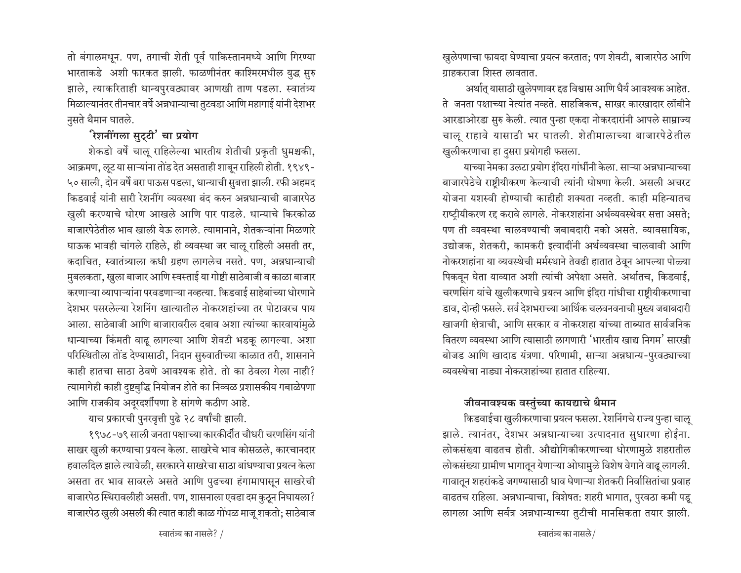तो बंगालमधून. पण, तगाची शेती पूर्व पाकिस्तानमध्ये आणि गिरण्या भारताकडे अशी फारकत झाली. फाळणीनंतर काश्मिरमधील युद्ध सुरु झाले, त्याकरिताही धान्यपुरवठ्यावर आणखी ताण पडला. स्वातंत्र्य मिळाल्यानंतर तीनचार वर्षे अन्नधान्याचा तुटवडा आणि महागाई यांनी देशभर नुसते थैमान घातले.

### 'रेशनींगला सुट्टी' चा प्रयोग

शेकडो वर्षे चालू राहिलेल्या भारतीय शेतीची प्रकृती धुमश्चक्री, आक्रमण, लूट या साऱ्यांना तोंड देत असताही शाबूत राहिली होती. १९४९-५० साली, दोन वर्षे बरा पाऊस पडला, धान्याची सुबत्ता झाली. रफी अहमद किडवाई यांनी सारी रेशनींग व्यवस्था बंद करुन अन्नधान्याची बाजारपेठ खुली करण्याचे धोरण आखले आणि पार पाडले. धान्याचे किरकोळ बाजारपेठेतील भाव खाली येऊ लागले. त्यामानाने, शेतकऱ्यांना मिळणारे घाऊक भावही चांगले राहिले, ही व्यवस्था जर चालू राहिली असती तर, कदाचित, स्वातंत्र्याला कधी ग्रहण लागलेच नसते. पण, अन्नधान्याची मुबलकता, खुला बाजार आणि स्वस्ताई या गोष्टी साठेबाजी व काळा बाजार करणाऱ्या व्यापाऱ्यांना परवडणाऱ्या नव्हत्या. किडवाई साहेबांच्या धोरणाने देशभर पसरलेल्या रेशनिंग खात्यातील नोकरशहांच्या तर पोटावरच पाय आला. साठेबाजी आणि बाजारावरील दबाव अशा त्यांच्या कारवायांमुळे धान्याच्या किंमती वाढू लागल्या आणि शेवटी भडकू लागल्या. अशा परिस्थितीला तोंड देण्यासाठी, निदान सुरुवातीच्या काळात तरी, शासनाने काही हातचा साठा ठेवणे आवश्यक होते. तो का ठेवला गेला नाही? त्यामागेही काही दुष्टबुद्धि नियोजन होते का निव्वळ प्रशासकीय गबाळेपणा आणि राजकीय अदूरदर्शीपणा हे सांगणे कठीण आहे.

याच प्रकारची पुनरवृत्ती पुढे २८ वर्षांनी झाली.

१९७८-७९ साली जनता पक्षाच्या कारकीर्दीत चौधरी चरणसिंग यांनी साखर खुली करण्याचा प्रयत्न केला. साखरेचे भाव कोसळले, कारखानदार हवालदिल झाले त्यावेळी, सरकारने साखरेचा साठा बांधण्याचा प्रयत्न केला असता तर भाव सावरले असते आणि पुढच्या हंगामापासून साखरेची बाजारपेठ स्थिरावलीही असती. पण, शासनाला एवढा दम कुठून निघायला? बाजारपेठ खुली असली की त्यात काही काळ गोंधळ माजू शकतो; साठेबाज खुलेपणाचा फायदा घेण्याचा प्रयत्न करतात; पण शेवटी, बाजारपेठ आणि ग्राहकराजा शिस्त लावतात.

अर्थात् यासाठी खुलेपणावर दृढ विश्वास आणि धैर्य आवश्यक आहेत. ते जनता पक्षाच्या नेत्यांत नव्हते. साहजिकच, साखर कारखादार लॉबीने आरडाओरडा सुरु केली. त्यात पुन्हा एकदा नोकरदारांनी आपले साम्राज्य चालू राहावे यासाठी भर घातली. शेतीमालाच्या बाजारपेठेतील खुलीकरणाचा हा दुसरा प्रयोगही फसला.

याच्या नेमका उलटा प्रयोग इंदिरा गांधींनी केला. साऱ्या अन्नधान्याच्या बाजारपेठेचे राष्ट्रीयीकरण केल्याची त्यांनी घोषणा केली. असली अचरट योजना यशस्वी होण्याची काहीही शक्यता नव्हती. काही महिन्यातच राष्ट्रीयीकरण रद्द करावे लागले. नोकरशहांना अर्थव्यवस्थेवर सत्ता असते; पण ती व्यवस्था चालवण्याची जबाबदारी नको असते. व्यावसायिक, उद्योजक, शेतकरी, कामकरी इत्यादींनी अर्थव्यवस्था चालवावी आणि नोकरशहांना या व्यवस्थेची मर्मस्थाने तेवढी हातात ठेवून आपल्या पोळ्या पिकवून घेता याव्यात अशी त्यांची अपेक्षा असते. अर्थातच, किडवाई, चरणसिंग यांचे खुलीकरणाचे प्रयत्न आणि इंदिरा गांधींचा राष्ट्रीयीकरणाचा डाव, दोन्ही फसले. सर्व देशभराच्या आर्थिक चलवलनाची मुख्य जबाबदारी खाजगी क्षेत्राची, आणि सरकार व नोकरशहा यांच्या ताब्यात सार्वजनिक वितरण व्यवस्था आणि त्यासाठी लागणारी 'भारतीय खाद्य निगम' सारखी बोजड आणि खादाड यंत्रणा. परिणामी, साऱ्या अन्नधान्य-पुरवठ्याच्या व्यवस्थेचा नाड्या नोकरशहांच्या हातात राहिल्या.

### जीवनावश्यक वस्तुंच्या कायद्याचे थैमान

किडवाईचा खुलीकरणाचा प्रयत्न फसला. रेशनिंगचे राज्य पुन्हा चालू झाले. त्यानंतर, देशभर अन्नधान्याच्या उत्पादनात सुधारणा होईना. लोकसंख्या वाढतच होती. औद्योगिकीकरणाच्या धोरणामुळे शहरातील लोकसंख्या ग्रामीण भागातून येणाऱ्या ओघामुळे विशेष वेगाने वाढू लागली. गावातून शहरांकडे जगण्यासाठी धाव घेणाऱ्या शेतकरी निर्वासितांचा प्रवाह वाढतच राहिला. अन्नधान्याचा, विशेषत: शहरी भागात, पुरवठा कमी पडू लागला आणि सर्वत्र अन्नधान्याच्या तुटीची मानसिकता तयार झाली.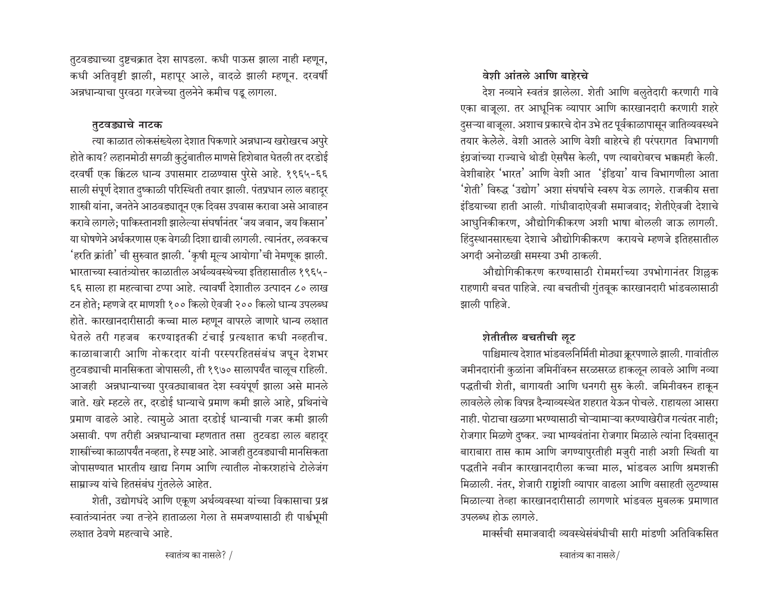तुटवड्याच्या दुष्टचक्रात देश सापडला. कधी पाऊस झाला नाही म्हणून, कधी अतिवृष्टी झाली, महापूर आले, वादळे झाली म्हणून. दरवर्षी अन्नधान्याचा पुरवठा गरजेच्या तुलनेने कमीच पडू लागला.

### तुटवड्याचे नाटक

त्या काळात लोकसंख्येला देशात पिकणारे अन्नधान्य खरोखरच अपुरे होते काय? लहानमोठी सगळी कुटुंबातील माणसे हिशेबात घेतली तर दरडोई दरवर्षी एक क्विंटल धान्य उपासमार टाळण्यास पुरेसे आहे. १९६५-६६ साली संपूर्ण देशात दुष्काळी परिस्थिती तयार झाली. पंतप्रधान लाल बहादूर शास्त्री यांना, जनतेने आठवड्यातून एक दिवस उपवास करावा असे आवाहन करावे लागले; पाकिस्तानशी झालेल्या संघर्षानंतर 'जय जवान, जय किसान' या घोषणेने अर्थकारणास एक वेगळी दिशा द्यावी लागली. त्यानंतर, लवकरच 'हरित क्रांती' ची सुरुवात झाली. 'कृषी मूल्य आयोगा'ची नेमणूक झाली. भारताच्या स्वातंत्र्योत्तर काळातील अर्थव्यवस्थेच्या इतिहासातील १९६५-६६ साला हा महत्वाचा टप्पा आहे. त्यावर्षी देशातील उत्पादन ८० लाख टन होते; म्हणजे दर माणशी १०० किलो ऐवजी २०० किलो धान्य उपलब्ध होते. कारखानदारीसाठी कच्चा माल म्हणून वापरले जाणारे धान्य लक्षात घेतले तरी गहजब करण्याइतकी टंचाई प्रत्यक्षात कधी नव्हतीच. काळाबाजारी आणि नोकरदार यांनी परस्परहितसंबंध जपून देशभर तुटवड्याची मानसिकता जोपासली, ती १९७० सालापर्यंत चालूच राहिली. आजही अन्नधान्याच्या पुरवठ्याबाबत देश स्वयंपूर्ण झाला असे मानले जाते. खरे म्हटले तर, दरडोई धान्याचे प्रमाण कमी झाले आहे, प्रथिनांचे प्रमाण वाढले आहे. त्यामुळे आता दरडोई धान्याची गजर कमी झाली असावी. पण तरीही अन्नधान्याचा म्हणतात तसा तुटवडा लाल बहादूर शास्त्रींच्या काळापर्यंत नव्हता, हे स्पष्ट आहे. आजही तुटवड्याची मानसिकता जोपासण्यात भारतीय खाद्य निगम आणि त्यातील नोकरशहांचे टोलेजंग साम्राज्य यांचे हितसंबंध गुंतलेले आहेत.

शेती, उद्योगधंदे आणि एकूण अर्थव्यवस्था यांच्या विकासाचा प्रश्न स्वातंत्र्यानंतर ज्या तऱ्हेने हाताळला गेला ते समजण्यासाठी ही पार्श्वभूमी लक्षात ठेवणे महत्वाचे आहे.

### वेशी आंतले आणि बाहेरचे

देश नव्याने स्वतंत्र झालेला. शेती आणि बलुतेदारी करणारी गावे एका बाजूला. तर आधूनिक व्यापार आणि कारखानदारी करणारी शहरे दुसऱ्या बाजूला. अशाच प्रकारचे दोन उभे तट पूर्वकाळापासून जातिव्यवस्थेने तयार केलेले. वेशी आतले आणि वेशी बाहेरचे ही परंपरागत विभागणी इंग्रजांच्या राज्याचे थोडी ऐसपैस केली, पण त्याबरोबरच भक्कमही केली. वेशीबाहेर 'भारत' आणि वेशी आत 'इंडिया' याच विभागणीला आता 'शेती' विरुद्ध 'उद्योग' अशा संघर्षाचे स्वरुप येऊ लागले. राजकीय सत्ता इंडियाच्या हाती आली. गांधीवादाऐवजी समाजवाद; शेतीऐवजी देशाचे आधुनिकीकरण, औद्योगिकीकरण अशी भाषा बोलली जाऊ लागली. हिंदुस्थानसारख्या देशाचे औद्योगिकीकरण करायचे म्हणजे इतिहासातील अगदी अनोळखी समस्या उभी ठाकली.

औद्योगिकीकरण करण्यासाठी रोममर्राच्या उपभोगानंतर शिल्लक राहणारी बचत पाहिजे. त्या बचतीची गुंतवूक कारखानदारी भांडवलासाठी झाली पाहिजे.

### शेतीतील बचतीची लूट

पाश्चिमात्य देशात भांडवलनिर्मिती मोठ्या क्रूरपणाले झाली. गावांतील जमीनदारांनी कुळांना जमिनींवरुन सरळसरळ हाकलून लावले आणि नव्या पद्धतीची शेती, बागायती आणि धनगरी सुरु केली. जमिनीवरुन हाकून लावलेले लोक विपन्न दैन्यावस्थेत शहरात येऊन पोचले. राहायला आसरा नाही. पोटाचा खळगा भरण्यासाठी चोऱ्यामाऱ्या करण्याखेरीज गत्यंतर नाही; रोजगार मिळणे दुष्कर. ज्या भाग्यवंतांना रोजगार मिळाले त्यांना दिवसातून बाराबारा तास काम आणि जगण्यापुरतीही मजुरी नाही अशी स्थिती या पद्धतीने नवीन कारखानदारीला कच्चा माल, भांडवल आणि श्रमशक्ती मिळाली. नंतर, शेजारी राष्ट्रांशी व्यापार वाढला आणि वसाहती लुटण्यास मिळाल्या तेव्हा कारखानदारीसाठी लागणारे भांडवल मुबलक प्रमाणात उपलब्ध होऊ लागले.

मार्क्सची समाजवादी व्यवस्थेसंबंधीची सारी मांडणी अतिविकसित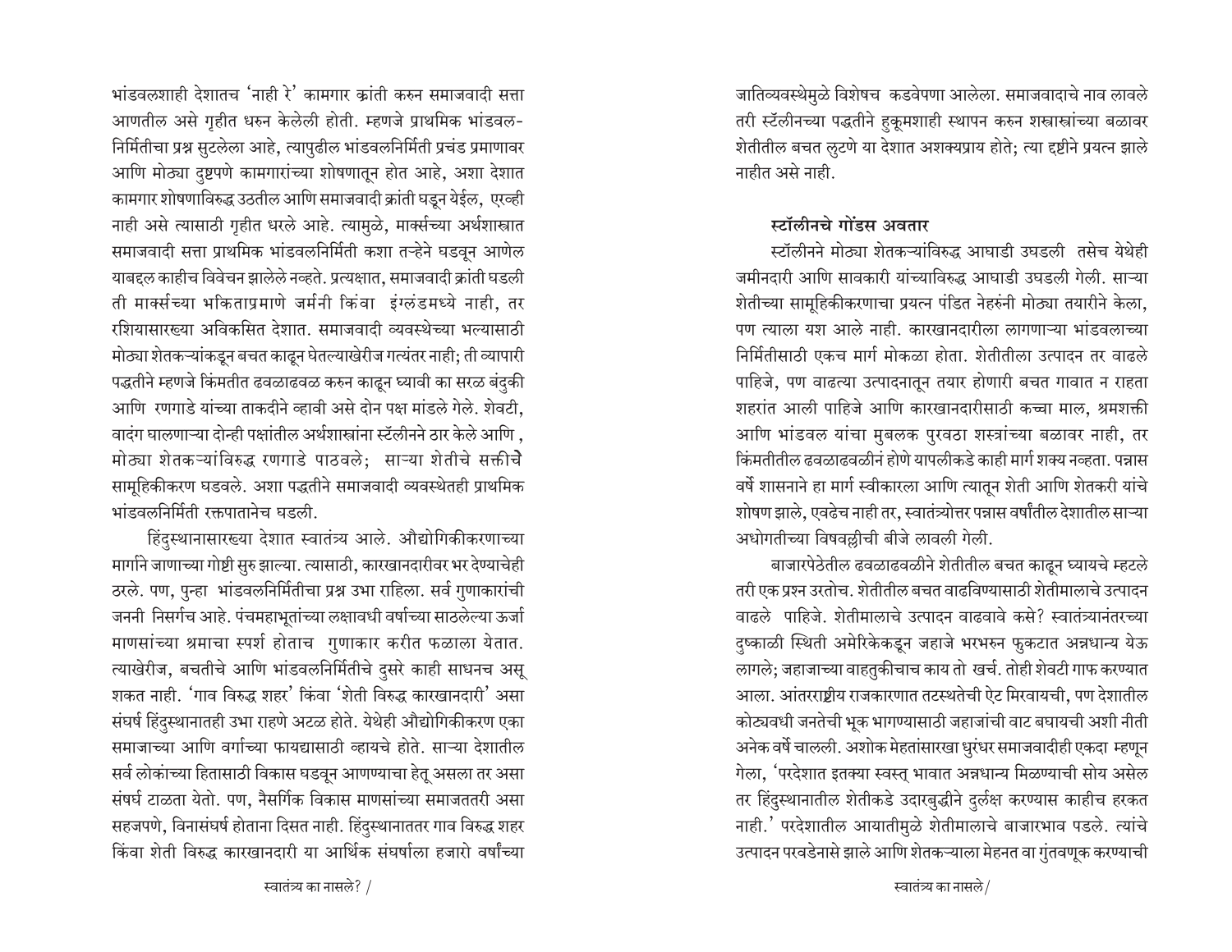भांडवलशाही देशातच 'नाही रे' कामगार क्रांती करुन समाजवादी सत्ता आणतील असे गृहीत धरुन केलेली होती. म्हणजे प्राथमिक भांडवल-निर्मितीचा प्रश्न सुटलेला आहे, त्यापुढील भांडवलनिर्मिती प्रचंड प्रमाणावर आणि मोठ्या दुष्टपणे कामगारांच्या शोषणातून होत आहे, अशा देशात कामगार शोषणाविरुद्ध उठतील आणि समाजवादी क्रांती घडून येईल, एरव्ही नाही असे त्यासाठी गृहीत धरले आहे. त्यामुळे, मार्क्सच्या अर्थशास्त्रात समाजवादी सत्ता प्राथमिक भांडवलनिर्मिती कशा तऱ्हेने घडवून आणेल याबद्दल काहीच विवेचन झालेले नव्हते. प्रत्यक्षात, समाजवादी क्रांती घडली ती मार्क्सच्या भकिताप्रमाणे जर्मनी किंवा इंग्लंडमध्ये नाही, तर रशियासारख्या अविकसित देशात. समाजवादी व्यवस्थेच्या भल्यासाठी मोठ्या शेतकऱ्यांकडून बचत काढून घेतल्याखेरीज गत्यंतर नाही; ती व्यापारी पद्धतीने म्हणजे किंमतीत ढवळाढवळ करुन काढून घ्यावी का सरळ बंदुकी आणि रणगाडे यांच्या ताकदीने व्हावी असे दोन पक्ष मांडले गेले. शेवटी, वादंग घालणाऱ्या दोन्ही पक्षांतील अर्थशास्त्रांना स्टॅलीनने ठार केले आणि, मोठ्या शेतकऱ्यांविरुद्ध रणगाडे पाठवले; साऱ्या शेतीचे सक्तीचे सामूहिकीकरण घडवले. अशा पद्धतीने समाजवादी व्यवस्थेतही प्राथमिक भांडवलनिर्मिती रक्तपातानेच घडली.

हिंदुस्थानासारख्या देशात स्वातंत्र्य आले. औद्योगिकीकरणाच्या मार्गाने जाणाऱ्या गोष्टी सुरु झाल्या. त्यासाठी, कारखानदारीवर भर देण्याचेही ठरले. पण, पुन्हा भांडवलनिर्मितीचा प्रश्न उभा राहिला. सर्व गुणाकारांची जननी निसर्गच आहे. पंचमहाभूतांच्या लक्षावधी वर्षांच्या साठलेल्या ऊर्जा माणसांच्या श्रमाचा स्पर्श होताच गुणाकार करीत फळाला येतात. त्याखेरीज, बचतीचे आणि भांडवलनिर्मितीचे दुसरे काही साधनच असू शकत नाही. 'गाव विरुद्ध शहर' किंवा 'शेती विरुद्ध कारखानदारी' असा संघर्ष हिंदुस्थानातही उभा राहणे अटळ होते. येथेही औद्योगिकीकरण एका समाजाच्या आणि वर्गाच्या फायद्यासाठी व्हायचे होते. साऱ्या देशातील सर्व लोकांच्या हितासाठी विकास घडवून आणण्याचा हेतू असला तर असा संघर्ष टाळता येतो. पण, नैसर्गिक विकास माणसांच्या समाजततरी असा सहजपणे, विनासंघर्ष होताना दिसत नाही. हिंदुस्थानाततर गाव विरुद्ध शहर किंवा शेती विरुद्ध कारखानदारी या आर्थिक संघर्षाला हजारो वर्षांच्या जातिव्यवस्थेमुळे विशेषच कडवेपणा आलेला. समाजवादाचे नाव लावले तरी स्टॅलीनच्या पद्धतीने हुकूमशाही स्थापन करुन शस्त्रास्त्रांच्या बळावर शेतीतील बचत लुटणे या देशात अशक्यप्राय होते; त्या दृष्टीने प्रयत्न झाले नाहीत असे नाही.

### स्टॅलीनचे गोंडस अवतार

स्टॅलीनने मोठ्या शेतकऱ्यांविरुद्ध आघाडी उघडली तसेच येथेही जमीनदारी आणि सावकारी यांच्याविरुद्ध आघाडी उघडली गेली. साऱ्या शेतीच्या सामूहिकीकरणाचा प्रयत्न पंडित नेहरुंनी मोठ्या तयारीने केला, पण त्याला यश आले नाही. कारखानदारीला लागणाऱ्या भांडवलाच्या निर्मितीसाठी एकच मार्ग मोकळा होता. शेतीतीला उत्पादन तर वाढले पाहिजे, पण वाढत्या उत्पादनातून तयार होणारी बचत गावात न राहता शहरांत आली पाहिजे आणि कारखानदारीसाठी कच्चा माल, श्रमशक्ती आणि भांडवल यांचा मुबलक पुरवठा शस्त्रांच्या बळावर नाही, तर किंमतीतील ढवळाढवळीनं होणे यापलीकडे काही मार्ग शक्य नव्हता. पन्नास वर्षे शासनाने हा मार्ग स्वीकारला आणि त्यातून शेती आणि शेतकरी यांचे शोषण झाले, एवढेच नाही तर, स्वातंत्र्योत्तर पन्नास वर्षांतील देशातील साऱ्या अधोगतीच्या विषवल्लीची बीजे लावली गेली.

बाजारपेठेतील ढवळाढवळीने शेतीतील बचत काढून घ्यायचे म्हटले तरी एक प्रश्न उरतोच. शेतीतील बचत वाढविण्यासाठी शेतीमालाचे उत्पादन वाढले पाहिजे. शेतीमालाचे उत्पादन वाढवावे कसे? स्वातंत्र्यानंतरच्या दुष्काळी स्थिती अमेरिकेकडून जहाजे भरभरुन फुकटात अन्नधान्य येऊ लागले; जहाजाच्या वाहतुकीचाच काय तो खर्च. तोही शेवटी गाफ करण्यात आला. आंतरराष्ट्रीय राजकारणात तटस्थतेची ऐट मिरवायची, पण देशातील कोट्यवधी जनतेची भूक भागण्यासाठी जहाजांची वाट बघायची अशी नीती अनेक वर्षे चालली. अशोक मेहतांसारखा धुरंधर समाजवादीही एकदा म्हणून गेला, 'परदेशात इतक्या स्वस्त् भावात अन्नधान्य मिळण्याची सोय असेल तर हिंदुस्थानातील शेतीकडे उदारबुद्धीने दुर्लक्ष करण्यास काहीच हरकत नाही.' परदेशातील आयातीमुळे शेतीमालाचे बाजारभाव पडले. त्यांचे उत्पादन परवडेनासे झाले आणि शेतकऱ्याला मेहनत वा गुंतवणूक करण्याची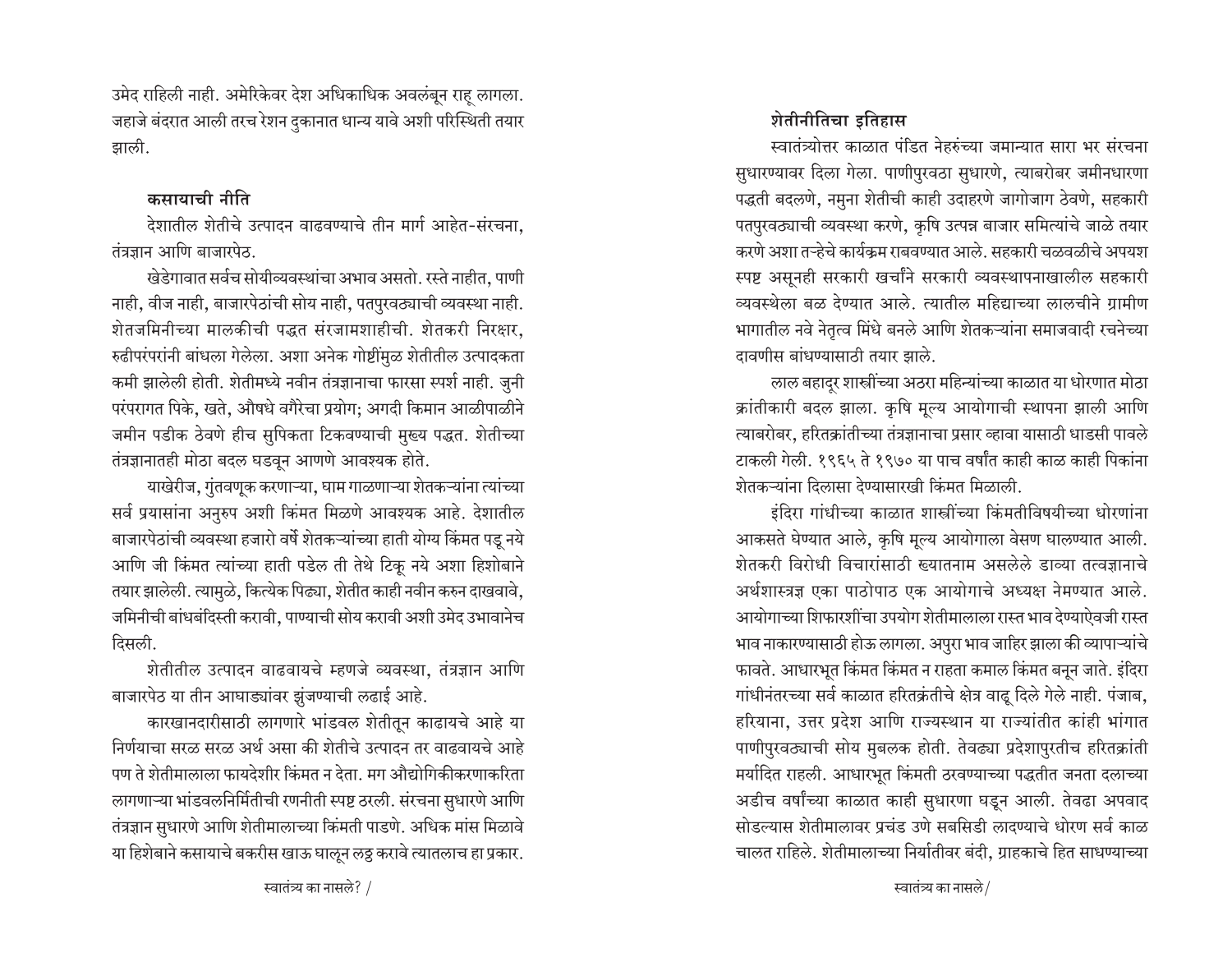उमेद राहिली नाही. अमेरिकेवर देश अधिकाधिक अवलंबून राहू लागला. जहाजे बंदरात आली तरच रेशन दुकानात धान्य यावे अशी परिस्थिती तयार झाली.

### कसायाची नीति

देशातील शेतीचे उत्पादन वाढवण्याचे तीन मार्ग आहेत-संरचना, तंत्रज्ञान आणि बाजारपेठ.

खेडेगावात सर्वच सोयीव्यवस्थांचा अभाव असतो. रस्ते नाहीत, पाणी नाही, वीज नाही, बाजारपेठांची सोय नाही, पतपुरवठ्याची व्यवस्था नाही. शेतजमिनीच्या मालकीची पद्धत संरजामशाहीची. शेतकरी निरक्षर, रुढीपरंपरांनी बांधला गेलेला. अशा अनेक गोष्टींमुळ शेतीतील उत्पादकता कमी झालेली होती. शेतीमध्ये नवीन तंत्रज्ञानाचा फारसा स्पर्श नाही. जुनी परंपरागत पिके, खते, औषधे वगैरेचा प्रयोग; अगदी किमान आळीपाळीने जमीन पडीक ठेवणे हीच सुपिकता टिकवण्याची मुख्य पद्धत. शेतीच्या तंत्रज्ञानातही मोठा बदल घडवून आणणे आवश्यक होते.

याखेरीज, गुंतवणूक करणाऱ्या, घाम गाळणाऱ्या शेतकऱ्यांना त्यांच्या सर्व प्रयासांना अनुरुप अशी किंमत मिळणे आवश्यक आहे. देशातील बाजारपेठांची व्यवस्था हजारो वर्षे शेतकऱ्यांच्या हाती योग्य किंमत पडू नये आणि जी किंमत त्यांच्या हाती पडेल ती तेथे टिकू नये अशा हिशोबाने तयार झालेली. त्यामुळे, कित्येक पिढ्या, शेतीत काही नवीन करुन दाखवावे, जमिनीची बांधबंदिस्ती करावी, पाण्याची सोय करावी अशी उमेद उभावानेच दिसली.

शेतीतील उत्पादन वाढवायचे म्हणजे व्यवस्था, तंत्रज्ञान आणि बाजारपेठ या तीन आघाड्यांवर झुंजण्याची लढाई आहे.

कारखानदारीसाठी लागणारे भांडवल शेतीतून काढायचे आहे या निर्णयाचा सरळ सरळ अर्थ असा की शेतीचे उत्पादन तर वाढवायचे आहे पण ते शेतीमालाला फायदेशीर किंमत न देता. मग औद्योगिकीकरणाकरिता लागणाऱ्या भांडवलनिर्मितीची रणनीती स्पष्ट ठरली. संरचना सुधारणे आणि तंत्रज्ञान सुधारणे आणि शेतीमालाच्या किंमती पाडणे. अधिक मांस मिळावे या हिशेबाने कसायाचे बकरीस खाऊ घालून लठ्ठ करावे त्यातलाच हा प्रकार.

### शेतीनीतिचा इतिहास

स्वातंत्र्योत्तर काळात पंडित नेहरुंच्या जमान्यात सारा भर संरचना सुधारण्यावर दिला गेला. पाणीपुरवठा सुधारणे, त्याबरोबर जमीनधारणा पद्धती बदलणे, नमुना शेतीची काही उदाहरणे जागोजाग ठेवणे, सहकारी पतपुरवठ्याची व्यवस्था करणे, कृषि उत्पन्न बाजार समित्यांचे जाळे तयार करणे अशा तऱ्हेचे कार्यक्रम राबवण्यात आले. सहकारी चळवळीचे अपयश स्पष्ट असूनही सरकारी खर्चाने सरकारी व्यवस्थापनाखालील सहकारी व्यवस्थेला बळ देण्यात आले. त्यातील महिद्याच्या लालचीने ग्रामीण भागातील नवे नेतृत्व मिंधे बनले आणि शेतकऱ्यांना समाजवादी रचनेच्या दावणीस बांधण्यासाठी तयार झाले.

लाल बहादूर शास्त्रींच्या अठरा महिन्यांच्या काळात या धोरणात मोठा क्रांतीकारी बदल झाला. कृषि मूल्य आयोगाची स्थापना झाली आणि त्याबरोबर, हरितक्रांतीच्या तंत्रज्ञानाचा प्रसार व्हावा यासाठी धाडसी पावले टाकली गेली. १९६५ ते १९७० या पाच वर्षांत काही काळ काही पिकांना शेतकऱ्यांना दिलासा देण्यासारखी किंमत मिळाली.

इंदिरा गांधीच्या काळात शास्त्रींच्या किंमतीविषयीच्या धोरणांना आकसते घेण्यात आले, कृषि मूल्य आयोगाला वेसण घालण्यात आली. शेतकरी विरोधी विचारांसाठी ख्यातनाम असलेले डाव्या तत्वज्ञानाचे अर्थशास्त्रज्ञ एका पाठोपाठ एक आयोगाचे अध्यक्ष नेमण्यात आले. आयोगाच्या शिफारशींचा उपयोग शेतीमालाला रास्त भाव देण्याऐवजी रास्त भाव नाकारण्यासाठी होऊ लागला. अपुरा भाव जाहिर झाला की व्यापाऱ्यांचे फावते. आधारभूत किंमत किंमत न राहता कमाल किंमत बनून जाते. इंदिरा गांधीनंतरच्या सर्व काळात हरितक्रंतीचे क्षेत्र वाढू दिले गेले नाही. पंजाब, हरियाना, उत्तर प्रदेश आणि राज्यस्थान या राज्यांतीत कांही भांगात पाणीपुरवठ्याची सोय मुबलक होती. तेवढ्या प्रदेशापुरतीच हरितक्रांती मर्यादित राहली. आधारभूत किंमती ठरवण्याच्या पद्धतीत जनता दलाच्या अडीच वर्षांच्या काळात काही सुधारणा घडून आली. तेवढा अपवाद सोडल्यास शेतीमालावर प्रचंड उणे सबसिडी लादण्याचे धोरण सर्व काळ चालत राहिले. शेतीमालाच्या निर्यातीवर बंदी, ग्राहकाचे हित साधण्याच्या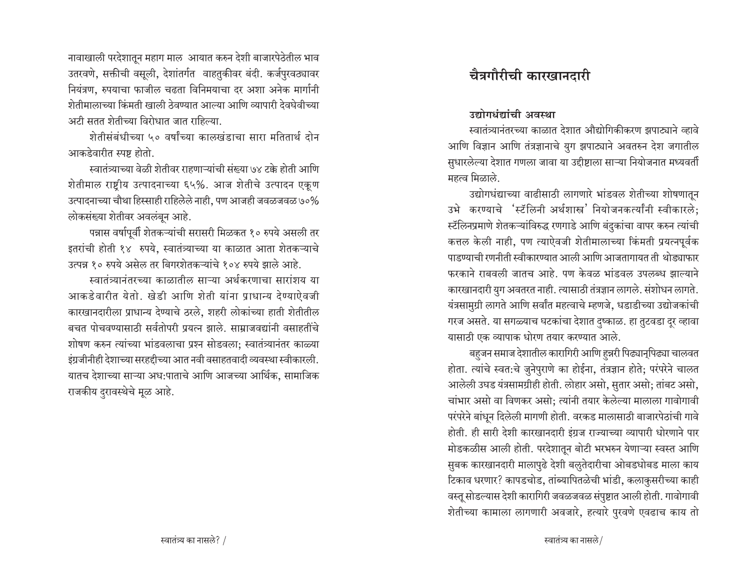नावाखाली परदेशातून महाग माल आयात करुन देशी बाजारपेठेतील भाव उतरवणे, सक्तीची वसूली, देशांतर्गत वाहतुकीवर बंदी. कर्जपुरवठ्यावर नियंत्रण, रुपयाचा फाजील चढता विनिमयाचा दर अशा अनेक मार्गांनी शेतीमालाच्या किंमती खाली ठेवण्यात आल्या आणि व्यापारी देवघेवीच्या अटी सतत शेतीच्या विरोधात जात राहिल्या.

शेतीसंबंधीच्या ५० वर्षांच्या कालखंडाचा सारा मतितार्थ दोन आकडेवारीत स्पष्ट होतो.

स्वातंत्र्याच्या वेळी शेतीवर राहणाऱ्यांची संख्या ७४ टक्के होती आणि शेतीमाल राष्ट्रीय उत्पादनाच्या ६५%. आज शेतीचे उत्पादन एकूण उत्पादनाच्या चौथा हिस्साही राहिलेले नाही, पण आजही जवळजवळ ७०% लोकसंख्या शेतीवर अवलंबून आहे.

पन्नास वर्षापूर्वी शेतकऱ्यांची सरासरी मिळकत १० रुपये असली तर इतरांची होती १४ रुपये, स्वातंत्र्याच्या या काळात आता शेतकऱ्याचे उत्पन्न १० रुपये असेल तर बिगरशेतकऱ्यांचे १०४ रुपये झाले आहे.

स्वातंत्र्यानंतरच्या काळातील साऱ्या अर्थकरणाचा सारांशय या आकडेवारीत येतो. खेडी आणि शेती यांना प्राधान्य देण्याऐवजी कारखानदारीला प्राधान्य देण्याचे ठरले, शहरी लोकांच्या हाती शेतीतील बचत पोचवण्यासाठी सर्वतोपरी प्रयत्न झाले. साम्राजवाद्यांनी वसाहतींचे शोषण करुन त्यांच्या भांडवलाचा प्रश्न सोडवला; स्वातंत्र्यानंतर काळ्या इंग्रजींनीही देशाच्या सरहद्दीच्या आत नवी वसाहतवादी व्यवस्था स्वीकारली. यातच देशाच्या साऱ्या अध:पाताचे आणि आजच्या आर्थिक, सामाजिक राजकीय दुरावस्थेचे मूळ आहे.

# चैत्रगौरीची कारखानदारी

### उद्योगधंद्यांची अवस्था

स्वातंत्र्यानंतरच्या काळात देशात औद्योगिकीकरण झपाट्याने व्हावे आणि विज्ञान आणि तंत्रज्ञानाचे युग झपाट्याने अवतरुन देश जगातील सुधारलेल्या देशात गणला जावा या उद्दीष्टाला साऱ्या नियोजनात मध्यवर्ती महत्व मिळाले.

उद्योगधंद्याच्या वाढीसाठी लागणारे भांडवल शेतीच्या शोषणातून उभे करण्याचे 'स्टॅलिनी अर्थशास्त्र' नियोजनकर्त्यांनी स्वीकारले; स्टॅलिनप्रमाणे शेतकऱ्यांविरुद्ध रणगाडे आणि बंदुकांचा वापर करुन त्यांची कत्तल केली नाही, पण त्याऐवजी शेतीमालाच्या किंमती प्रयत्नपूर्वक पाडण्याची रणनीती स्वीकारण्यात आली आणि आजतागायत ती थोड्याफार फरकाने राबवली जातच आहे. पण केवळ भांडवल उपलब्ध झाल्याने कारखानदारी युग अवतरत नाही. त्यासाठी तंत्रज्ञान लागले. संशोधन लागते. यंत्रसामुग्री लागते आणि सर्वांत महत्वाचे म्हणजे, धडाडीच्या उद्योजकांची गरज असते. या सगळ्याच घटकांचा देशात दुष्काळ. हा तुटवडा दूर व्हावा यासाठी एक व्यापाक धोरण तयार करण्यात आले.

बहुजन समाज देशातील कारागिरी आणि हुन्नरी पिढ्यान्‌पिढ्या चालवत होता. त्यांचे स्वत:चे जुनेपुराणे का होईना, तंत्रज्ञान होते; परंपरेने चालत आलेली उघड यंत्रसामग्रीही होती. लोहार असो, सुतार असो; तांबट असो, चांभार असो वा विणकर असो; त्यांनी तयार केलेल्या मालाला गावोगावी परंपरेने बांधून दिलेली मागणी होती. वरकड मालासाठी बाजारपेठांची गावे होती. ही सारी देशी कारखानदारी इंग्रज राज्याच्या व्यापारी धोरणाने पार मोडकळीस आली होती. परदेशातून बोटी भरभरुन येणाऱ्या स्वस्त आणि सुबक कारखानदारी मालापुढे देशी बलुतेदारीचा ओबडधोबड माला काय टिकाव धरणार? कापडचोड, तांब्यापितळेची भांडी, कलाकुसरीच्या काही वस्तू सोडल्यास देशी कारागिरी जवळजवळ संपुष्टात आली होती. गावोगावी शेतीच्या कामाला लागणारी अवजारे, हत्यारे पुरवणे एवढाच काय तो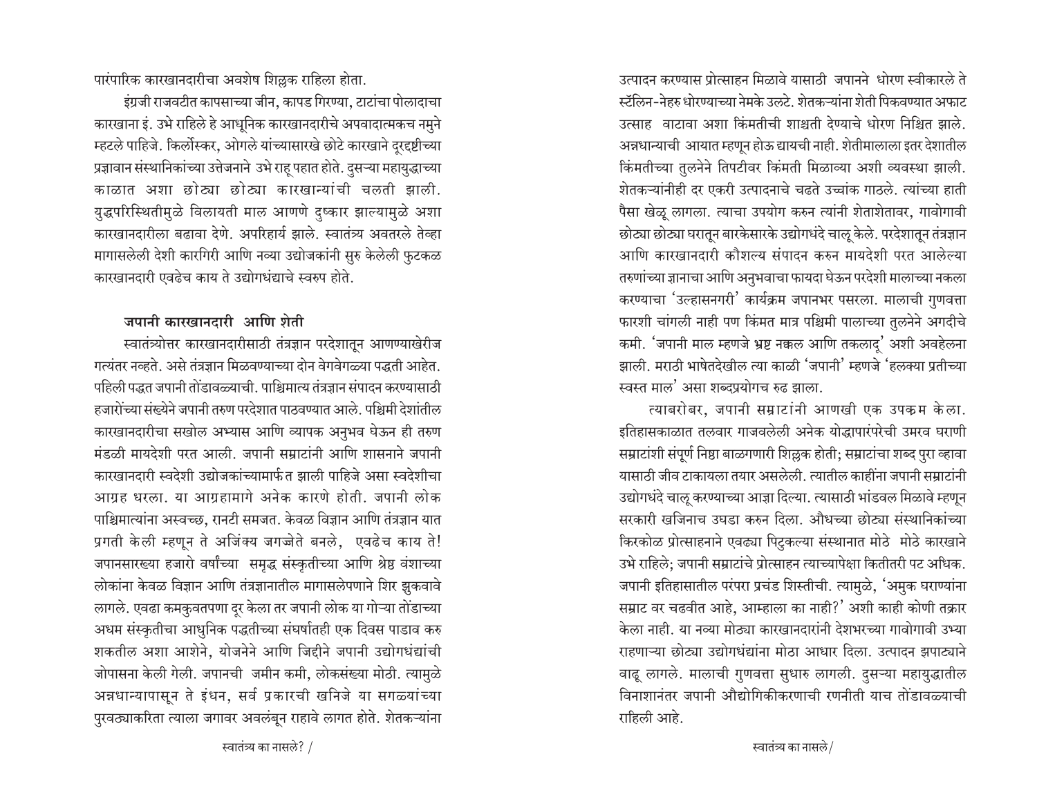पारंपारिक कारखानदारीचा अवशेष शिल्लक राहिला होता.

इंग्रजी राजवटीत कापसाच्या जीन, कापड गिरण्या, टाटांचा पोलादाचा कारखाना इ. उभे राहिले हे आधूनिक कारखानदारीचे अपवादात्मकच नमुने म्हटले पाहिजे. किर्लोस्कर, ओगले यांच्यासारखे छोटे कारखाने दूरदृष्टीच्या प्रज्ञावान संस्थानिकांच्या उत्तेजनाने उभे राहू पहात होते. दुसऱ्या महायुद्धाच्या काळात अशा छोट्या छोट्या कारखान्यांची चलती झाली. युद्धपरिस्थितीमुळे विलायती माल आणणे दुष्कार झाल्यामुळे अशा कारखानदारीला बढावा देणे. अपरिहार्य झाले. स्वातंत्र्य अवतरले तेव्हा मागासलेली देशी कारगिरी आणि नव्या उद्योजकांनी सुरु केलेली फुटकळ कारखानदारी एवढेच काय ते उद्योगधंद्याचे स्वरुप होते.

### जपानी कारखानदारी आणि शेती

स्वातंत्र्योत्तर कारखानदारीसाठी तंत्रज्ञान परदेशातून आणण्याखेरीज गत्यंतर नव्हते. असे तंत्रज्ञान मिळवण्याच्या दोन वेगवेगळ्या पद्धती आहेत. पहिली पद्धत जपानी तोंडावळ्याची. पाश्चिमात्य तंत्रज्ञान संपादन करण्यासाठी हजारोंच्या संख्येने जपानी तरुण परदेशात पाठवण्यात आले. पश्चिमी देशांतील कारखानदारीचा सखोल अभ्यास आणि व्यापक अनुभव घेऊन ही तरुण मंडळी मायदेशी परत आली. जपानी सम्राटांनी आणि शासनाने जपानी कारखानदारी स्वदेशी उद्योजकांच्यामार्फत झाली पाहिजे असा स्वदेशीचा आग्रह धरला. या आग्रहामागे अनेक कारणे होती. जपानी लोक पाश्चिमात्यांना अस्वच्छ, रानटी समजत. केवळ विज्ञान आणि तंत्रज्ञान यात प्रगती केली म्हणून ते अजिंक्य जगज्जेते बनले, एवढेच काय ते! जपानसारख्या हजारो वर्षांच्या समृद्ध संस्कृतीच्या आणि श्रेष्ठ वंशाच्या लोकांना केवळ विज्ञान आणि तंत्रज्ञानातील मागासलेपणाने शिर झुकवावे लागले. एवढा कमकुवतपणा दूर केला तर जपानी लोक या गोऱ्या तोंडाच्या अधम संस्कृतीचा आधुनिक पद्धतीच्या संघर्षातही एक दिवस पाडाव करु शकतील अशा आशेने, योजनेने आणि जिद्दीने जपानी उद्योगधंद्यांची जोपासना केली गेली. जपानची जमीन कमी, लोकसंख्या मोठी. त्यामुळे अन्नधान्यापासून ते इंधन, सर्व प्रकारची खनिजे या सगळयांच्या पुरवठ्याकरिता त्याला जगावर अवलंबून राहावे लागत होते. शेतकऱ्यांना उत्पादन करण्यास प्रोत्साहन मिळावे यासाठी जपानने धोरण स्वीकारले ते स्टॅलिन-नेहरु धोरण्याच्या नेमके उलटे. शेतकऱ्यांना शेती पिकवण्यात अफाट उत्साह वाटावा अशा किंमतीची शाश्वती देण्याचे धोरण निश्चित झाले. अन्नधान्याची आयात म्हणून होऊ द्यायची नाही. शेतीमालाला इतर देशातील किंमतीच्या तुलनेने तिपटीवर किंमती मिळाव्या अशी व्यवस्था झाली. शेतकऱ्यांनीही दर एकरी उत्पादनाचे चढते उच्चांक गाठले. त्यांच्या हाती पैसा खेळू लागला. त्याचा उपयोग करुन त्यांनी शेताशेतावर, गावोगावी छोट्या छोट्या घरातून बारकेसारके उद्योगधंदे चालू केले. परदेशातून तंत्रज्ञान आणि कारखानदारी कौशल्य संपादन करुन मायदेशी परत आलेल्या तरुणांच्या ज्ञानाचा आणि अनुभवाचा फायदा घेऊन परदेशी मालाच्या नकला करण्याचा 'उल्हासनगरी' कार्यक्रम जपानभर पसरला. मालाची गुणवत्ता फारशी चांगली नाही पण किंमत मात्र पश्चिमी पालाच्या तुलनेने अगदीचे कमी. 'जपानी माल म्हणजे भ्रष्ट नक्कल आणि तकलादू' अशी अवहेलना झाली. मराठी भाषेतदेखील त्या काळी 'जपानी' म्हणजे 'हलक्या प्रतीच्या स्वस्त माल' असा शब्दप्रयोगच रुढ झाला.

त्याबरोबर, जपानी सम्राटांनी आणखी एक उपक्रम केला. इतिहासकाळात तलवार गाजवलेली अनेक योद्धापारंपरेची उमरव घराणी सम्राटांशी संपूर्ण निष्ठा बाळगणारी शिल्लक होती; सम्राटांचा शब्द पुरा व्हावा यासाठी जीव टाकायला तयार असलेली. त्यातील काहींना जपानी सम्राटांनी उद्योगधंदे चालू करण्याच्या आज्ञा दिल्या. त्यासाठी भांडवल मिळावे म्हणून सरकारी खजिनाच उघडा करुन दिला. औधच्या छोट्या संस्थानिकांच्या किरकोळ प्रोत्साहनाने एवढ्या पिटुकल्या संस्थानात मोठे मोठे कारखाने उभे राहिले; जपानी सम्राटांचे प्रोत्साहन त्याच्यापेक्षा कितीतरी पट अधिक. जपानी इतिहासातील परंपरा प्रचंड शिस्तीची. त्यामुळे, 'अमुक घराण्यांना सम्राट वर चढवीत आहे, आम्हाला का नाही?' अशी काही कोणी तक्रार केला नाही. या नव्या मोठ्या कारखानदारांनी देशभरच्या गावोगावी उभ्या राहणाऱ्या छोट्या उद्योगधंद्यांना मोठा आधार दिला. उत्पादन झपाट्याने वाढू लागले. मालाची गुणवत्ता सुधारु लागली. दुसऱ्या महायुद्धातील विनाशानंतर जपानी औद्योगिकीकरणाची रणनीती याच तोंडावळ्याची राहिली आहे.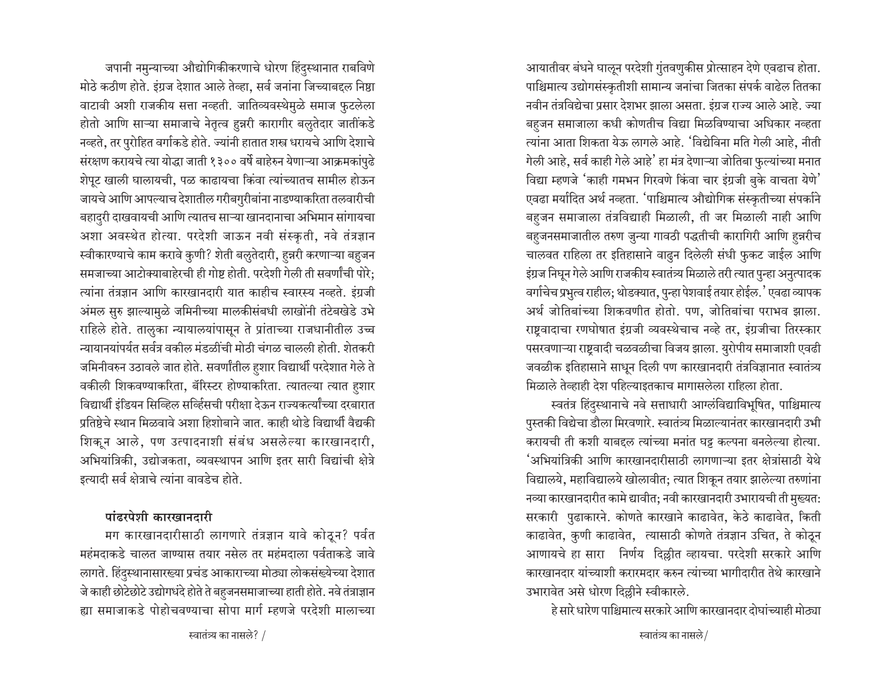जपानी नमुन्याच्या औद्योगिकीकरणाचे धोरण हिंदुस्थानात राबविणे मोठे कठीण होते. इंग्रज देशात आले तेव्हा, सर्व जनांना जिच्याबद्दल निष्ठा वाटावी अशी राजकीय सत्ता नव्हती. जातिव्यवस्थेमुळे समाज फुटलेला होतो आणि साऱ्या समाजाचे नेतृत्व हुन्नरी कारागीर बलुतेदार जातींकडे नव्हते, तर पुरोहित वर्गाकडे होते. ज्यांनी हातात शस्त्र धरायचे आणि देशाचे संरक्षण करायचे त्या योद्धा जाती १३०० वर्षे बाहेरुन येणाऱ्या आक्रमकांपुढे शेपूट खाली घालायची, पळ काढायचा किंवा त्यांच्यातच सामील होऊन जायचे आणि आपल्याच देशातील गरीबगुरीबांना नाडण्याकरिता तलवारीची बहादुरी दाखवायची आणि त्यातच साऱ्या खानदानाचा अभिमान सांगायचा अशा अवस्थेत होत्या. परदेशी जाऊन नवी संस्कृती, नवे तंत्रज्ञान स्वीकारण्याचे काम करावे कुणी? शेती बलुतेदारी, हुन्नरी करणाऱ्या बहुजन समजाच्या आटोक्याबाहेरची ही गोष्ट होती. परदेशी गेली ती सवर्णांची पोरे; त्यांना तंत्रज्ञान आणि कारखानदारी यात काहीच स्वारस्य नव्हते. इंग्रजी अंमल सुरु झाल्यामुळे जमिनीच्या मालकीसंबधी लाखोंनी तंटेबखेडे उभे राहिले होते. तालुका न्यायालयांपासून ते प्रांताच्या राजधानीतील उच्च न्यायानयांपर्यत सर्वत्र वकील मंडळींची मोठी चंगळ चालली होती. शेतकरी जमिनीवरुन उठावले जात होते. सवर्णांतील हुशार विद्यार्थी परदेशात गेले ते वकीली शिकवण्याकरिता, बॅरिस्टर होण्याकरिता. त्यातल्या त्यात हुशार विद्यार्थी इंडियन सिव्हिल सर्व्हिसची परीक्षा देऊन राज्यकर्त्यांच्या दरबारात प्रतिष्ठेचे स्थान मिळवावे अशा हिशोबाने जात. काही थोडे विद्यार्थी वैद्यकी शिकून आले, पण उत्पादनाशी संबंध असलेल्या कारखानदारी, अभियांत्रिकी, उद्योजकता, व्यवस्थापन आणि इतर सारी विद्यांची क्षेत्रे इत्यादी सर्व क्षेत्राचे त्यांना वावडेच होते.

### पांढरपेशी कारखानदारी

मग कारखानदारीसाठी लागणारे तंत्रज्ञान यावे कोठून? पर्वत महंमदाकडे चालत जाण्यास तयार नसेल तर महंमदाला पर्वताकडे जावे लागते. हिंदुस्थानासारख्या प्रचंड आकाराच्या मोठ्या लोकसंख्येच्या देशात जे काही छोटेछोटे उद्योगधंदे होते ते बहुजनसमाजाच्या हाती होते. नवे तंत्राज्ञान ह्या समाजाकडे पोहोचवण्याचा सोपा मार्ग म्हणजे परदेशी मालाच्या आयातीवर बंधने घालून परदेशी गुंतवणुकीस प्रोत्साहन देणे एवढाच होता. पाश्चिमात्य उद्योगसंस्कृतीशी सामान्य जनांचा जितका संपर्क वाढेल तितका नवीन तंत्रविद्येचा प्रसार देशभर झाला असता. इंग्रज राज्य आले आहे. ज्या बहुजन समाजाला कधी कोणतीच विद्या मिळविण्याचा अधिकार नव्हता त्यांना आता शिकता येऊ लागले आहे. 'विद्येविना मति गेली आहे, नीती गेली आहे, सर्व काही गेले आहे' हा मंत्र देणाऱ्या जोतिबा फुल्यांच्या मनात विद्या म्हणजे 'काही गमभन गिरवणे किंवा चार इंग्रजी बुके वाचता येणे' एवढा मर्यादित अर्थ नव्हता. 'पाश्चिमात्य औद्योगिक संस्कृतीच्या संपर्काने बहुजन समाजाला तंत्रविद्याही मिळाली, ती जर मिळाली नाही आणि बहुजनसमाजातील तरुण जुन्या गावठी पद्धतीची कारागिरी आणि हुन्नरीच चालवत राहिला तर इतिहासाने वाढुन दिलेली संधी फुकट जाईल आणि इंग्रज निघून गेले आणि राजकीय स्वातंत्र्य मिळाले तरी त्यात पुन्हा अनुत्पादक वर्गाचेच प्रभुत्व राहील; थोडक्यात, पुन्हा पेशवाई तयार होईल.' एवढा व्यापक अर्थ जोतिबांच्या शिकवणीत होतो. पण, जोतिबांचा पराभव झाला. राष्ट्रवादाचा रणघोषात इंग्रजी व्यवस्थेचाच नव्हे तर, इंग्रजीचा तिरस्कार पसरवणाऱ्या राष्ट्रवादी चळवळीचा विजय झाला. युरोपीय समाजाशी एवढी जवळीक इतिहासाने साधून दिली पण कारखानदारी तंत्रविज्ञानात स्वातंत्र्य मिळाले तेव्हाही देश पहिल्याइतकाच मागासलेला राहिला होता.

स्वतंत्र हिंदुस्थानाचे नवे सत्ताधारी आग्लंविद्याविभूषित, पाश्चिमात्य पुस्तकी विद्येचा डौला मिरवणारे. स्वातंत्र्य मिळाल्यानंतर कारखानदारी उभी करायची ती कशी याबद्दल त्यांच्या मनांत घट्ट कल्पना बनलेल्या होत्या. 'अभियांत्रिकी आणि कारखानदारीसाठी लागणाऱ्या इतर क्षेत्रांसाठी येथे विद्यालये, महाविद्यालये खोलावीत; त्यात शिकून तयार झालेल्या तरुणांना नव्या कारखानदारीत कामे द्यावीत; नवी कारखानदारी उभारायची ती मुख्यत: सरकारी पुढाकारने. कोणते कारखाने काढावेत, केठे काढावेत, किती काढावेत, कुणी काढावेत, त्यासाठी कोणते तंत्रज्ञान उचित, ते कोठून आणायचे हा सारा निर्णय दिल्लीत व्हायचा. परदेशी सरकारे आणि कारखानदार यांच्याशी करारमदार करुन त्यांच्या भागीदारीत तेथे कारखाने उभारावेत असे धोरण दिल्लीने स्वीकारले.

हे सारे धोरण पाश्चिमात्य सरकारे आणि कारखानदार दोघांच्याही मोठ्या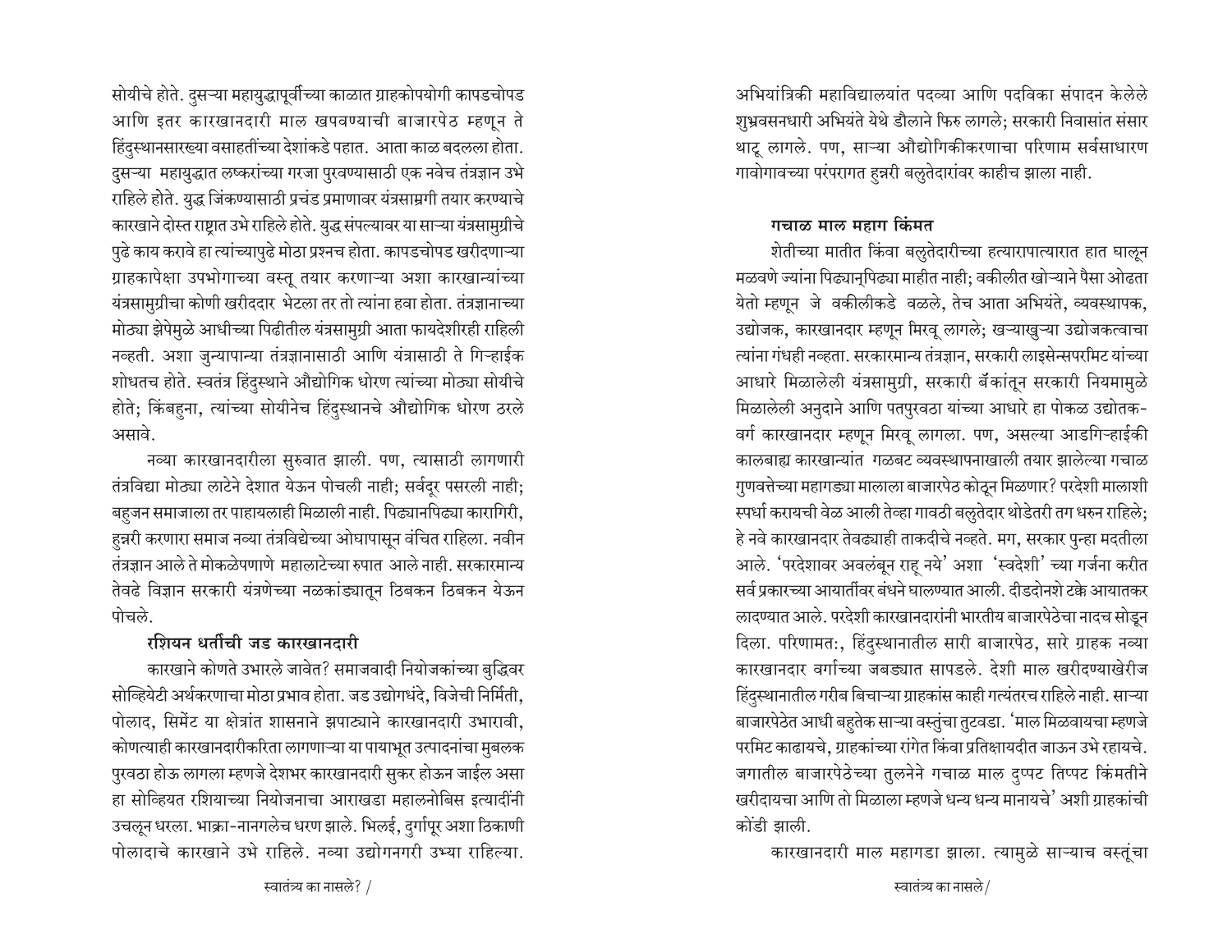सोयीचे होते. दुसऱ्या महायुद्धापूर्वीच्या काळात ग्राहकोपयोगी कापडचोपड आणि इतर कारखानदारी माल खपवण्याची बाजारपेठ म्हणून ते हिंदुस्थानसारख्या वसाहतींच्या देशांकडे पहात. आता काळ बदलला होता. दुसऱ्या महायुद्धात लष्करांच्या गरजा पुरवण्यासाठी एक नवेच तंत्रज्ञान उभे राहिले होते. युद्ध जिंकण्यासाठी प्रचंड प्रमाणावर यंत्रसाम्रगी तयार करण्याचे कारखाने दोस्त राष्ट्रात उभे राहिले होते. युद्ध संपल्यावर या साऱ्या यंत्रसामुग्रीचे पुढे काय करावे हा त्यांच्यापुढे मोठा प्रश्नच होता. कापडचोपड खरीदणाऱ्या ग्राहकापेक्षा उपभोगाच्या वस्तू तयार करणाऱ्या अशा कारखान्यांच्या यंत्रसामुग्रीचा कोणी खरीददार भेटला तर तो त्यांना हवा होता. तंत्रज्ञानाच्या मोठ्या झेपेमुळे आधीच्या पिढीतील यंत्रसामुग्री आता फायदेशीरही राहिली नव्हती. अशा जुन्यापान्या तंत्रज्ञानासाठी आणि यंत्रासाठी ते गिऱ्हाईक शोधतच होते. स्वतंत्र हिंदुस्थाने औद्योगिक धोरण त्यांच्या मोठ्या सोयीचे होते; किंबहुना, त्यांच्या सोयीनेच हिंदुस्थानचे औद्योगिक धोरण ठरले असावे.

नव्या कारखानदारीला सुरुवात झाली. पण, त्यासाठी लागणारी तंत्रविद्या मोठ्या लाटेने देशात येऊन पोचली नाही; सर्वदूर पसरली नाही; बहुजन समाजाला तर पाहायलाही मिळाली नाही. पिढ्यानपिढ्या कारागिरी, हुन्नरी करणारा समाज नव्या तंत्रविद्येच्या ओघापासून वंचित राहिला. नवीन तंत्रज्ञान आले ते मोकळेपणाणे महालाटेच्या रुपात आले नाही. सरकारमान्य तेवढे विज्ञान सरकारी यंत्रणेच्या नळकांड्यातून ठिबकन ठिबकन येऊन पोचले.

### रशियन धर्तीची जड कारखानदारी

कारखाने कोणते उभारले जावेत? समाजवादी नियोजकांच्या बुद्धिवर सोव्हियेटी अर्थकरणाचा मोठा प्रभाव होता. जड उद्योगधंदे, विजेची निर्मिती, पोलाद, सिमेंट या क्षेत्रांत शासनाने झपाट्याने कारखानदारी उभारावी, कोणत्याही कारखानदारीकरिता लागणाऱ्या या पायाभूत उत्पादनांचा मुबलक पुरवठा होऊ लागला म्हणजे देशभर कारखानदारी सुकर होऊन जाईल असा हा सोव्हियत रशियाच्या नियोजनाचा आराखडा महालनोबिस इत्यादींनी उचलून धरला. भाक्रा-नानगलेच धरण झाले. भिलई, दुर्गापूर अशा ठिकाणी पोलादाचे कारखाने उभे राहिले. नव्या उद्योगनगरी उभ्या राहिल्या. अभियांत्रिकी महाविद्यालयांत पदव्या आणि पदविका संपादन केलेले शुभ्रवसनधारी अभियंते येथे डौलाने फिरु लागले; सरकारी निवासांत संसार थाटू लागले. पण, साऱ्या औद्योगिकीकरणाचा परिणाम सर्वसाधारण गावोगावच्या परंपरागत हुन्नरी बलुतेदारांवर काहीच झाला नाही.

### गचाळ माल महाग किंमत

शेतीच्या मातीत किंवा बलुतेदारीच्या हत्यारापात्यारात हात घालून मळवणे ज्यांना पिढ्यानुपिढ्या माहीत नाही; वकीलीत खोऱ्याने पैसा ओढता येतो म्हणून जे वकीलीकडे वळले, तेच आता अभियंते, व्यवस्थापक, उद्योजक, कारखानदार म्हणून मिरवू लागले; खऱ्याखुऱ्या उद्योजकत्वाचा त्यांना गंधही नव्हता. सरकारमान्य तंत्रज्ञान, सरकारी लाइसेन्सपरमिट यांच्या आधारे मिळालेली यंत्रसामुग्री, सरकारी बँकांतून सरकारी नियमामुळे मिळालेली अनुदाने आणि पतपुरवठा यांच्या आधारे हा पोकळ उद्योतक-वर्ग कारखानदार म्हणून मिरवू लागला. पण, असल्या आडगिऱ्हाईकी कालबाह्य कारखान्यांत गळबट व्यवस्थापनाखाली तयार झालेल्या गचाळ गुणवत्तेच्या महागड्या मालाला बाजारपेठ कोठून मिळणार? परदेशी मालाशी स्पर्धा करायची वेळ आली तेव्हा गावठी बलुतेदार थोडेतरी तग धरुन राहिले; हे नवे कारखानदार तेवढ्याही ताकदीचे नव्हते. मग, सरकार पुन्हा मदतीला आले. 'परदेशावर अवलंबून राहू नये' अशा 'स्वदेशी' च्या गर्जना करीत सर्व प्रकारच्या आयातींवर बंधने घालण्यात आली. दीडदोनशे टक्के आयातकर लादण्यात आले. परदेशी कारखानदारांनी भारतीय बाजारपेठेचा नादच सोडून दिला. परिणामत:, हिंदुस्थानातील सारी बाजारपेठ, सारे ग्राहक नव्या कारखानदार वर्गाच्या जबड्यात सापडले. देशी माल खरीदण्याखेरीज हिंदुस्थानातील गरीब बिचाऱ्या ग्राहकांस काही गत्यंतरच राहिले नाही. साऱ्या बाजारपेठेत आधी बहुतेक साऱ्या वस्तुंचा तुटवडा. 'माल मिळवायचा म्हणजे परमिट काढायचे, ग्राहकांच्या रांगेत किंवा प्रतिक्षायदीत जाऊन उभे रहायचे. जगातील बाजारपेठेच्या तुलनेने गचाळ माल दुप्पट तिप्पट किंमतीने खरीदायचा आणि तो मिळाला म्हणजे धन्य धन्य मानायचे' अशी ग्राहकांची कोंडी झाली.

कारखानदारी माल महागडा झाला. त्यामुळे साऱ्याच वस्तूंचा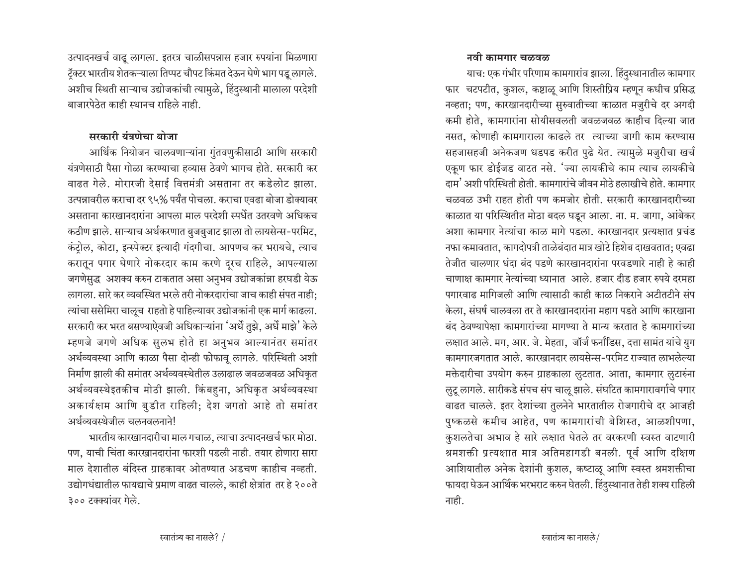उत्पादनखर्च वाढू लागला. इतरत्र चाळीसपन्नास हजार रुपयांना मिळणारा ट्रॅक्टर भारतीय शेतकऱ्याला तिप्पट चौपट किंमत देऊन घेणे भाग पडू लागले. अशीच स्थिती साऱ्याच उद्योजकांची त्यामुळे, हिंदुस्थानी मालाला परदेशी बाजारपेठेत काही स्थानच राहिले नाही.

### सरकारी यंत्रणेचा बोजा

आर्थिक नियोजन चालवणाऱ्यांना गुंतवणुकीसाठी आणि सरकारी यंत्रणेसाठी पैसा गोळा करण्याचा हव्यास ठेवणे भागच होते. सरकारी कर वाढत गेले. मोरारजी देसाई वित्तमंत्री असताना तर कडेलोट झाला. उत्पन्नावरील कराचा दर ९५% पर्यंत पोचला. कराचा एवढा बोजा डोक्यावर असताना कारखानदारांना आपला माल परदेशी स्पर्धेत उतरवणे अधिकच कठीण झाले. साऱ्याच अर्थकरणात बुजबुजाट झाला तो लायसेन्स-परमिट, कंट्रोल, कोटा, इन्स्पेक्टर इत्यादी गंदगीचा. आपणच कर भरायचे, त्याच करातून पगार घेणारे नोकरदार काम करणे दूरच राहिले, आपल्याला जगणेसुद्ध अशक्य करुन टाकतात असा अनुभव उद्योजकांना हरघडी येऊ लागला. सारे कर व्यवस्थित भरले तरी नोकरदारांचा जाच काही संपत नाही; त्यांचा ससेमिरा चालूच राहतो हे पाहिल्यावर उद्योजकांनी एक मार्ग काढला. सरकारी कर भरत बसण्याऐवजी अधिकाऱ्यांना 'अर्धे तुझे, अर्धे माझे' केले म्हणजे जगणे अधिक सुलभ होते हा अनुभव आल्यानंतर समांतर अर्थव्यवस्था आणि काळा पैसा दोन्ही फोफावू लागले. परिस्थिती अशी निर्माण झाली की समांतर अर्थव्यवस्थेतील उलाढाल जवळजवळ अधिकृत अर्थव्यवस्थेइतकीच मोठी झाली. किंबहुना, अधिकृत अर्थव्यवस्था अकार्यक्षम आणि बुडीत राहिली; देश जगतो आहे तो समांतर अर्थव्यवस्थेजील चलनवलनाने!

भारतीय कारखानदारीचा माल गचाळ, त्याचा उत्पादनखर्च फार मोठा. पण, याची चिंता कारखानदारांना फारशी पडली नाही. तयार होणारा सारा माल देशातील बंदिस्त ग्राहकावर ओतण्यात अडचण काहीच नव्हती. उद्योगधंद्यातील फायद्याचे प्रमाण वाढत चालले, काही क्षेत्रांत तर हे २००ते ३०० टक्क्यांवर गेले.

### नवी कामगार चळवळ

याचः एक गंभीर परिणाम कामगारांव झाला. हिंदुस्थानातील कामगार फार चटपटीत, कुशल, कष्टाळू आणि शिस्तीप्रिय म्हणून कधीच प्रसिद्ध नव्हता; पण, कारखानदारीच्या सुरुवातीच्या काळात मजुरीचे दर अगदी कमी होते, कामगारांना सोयीसवलती जवळजवळ काहीच दिल्या जात नसत, कोणाही कामगाराला काढले तर त्याच्या जागी काम करण्यास सहजासहजी अनेकजण धडपड करीत पुढे येत. त्यामुळे मजुरीचा खर्च एकूण फार डोईजड वाटत नसे. 'ज्या लायकीचे काम त्याच लायकीचे दाम' अशी परिस्थिती होती. कामगारांचे जीवन मोठे हलाखीचे होते. कामगार चळवळ उभी राहत होती पण कमजोर होती. सरकारी कारखानदारीच्या काळात या परिस्थितीत मोठा बदल घडून आला. ना. म. जागा, आंबेकर अशा कामगार नेत्यांचा काळ मागे पडला. कारखानदार प्रत्यक्षात प्रचंड नफा कमावतात, कागदोपत्री ताळेबंदात मात्र खोटे हिशेब दाखवतात; एवढा तेजीत चालणार धंदा बंद पडणे कारखानदारांना परवडणारे नाही हे काही चाणाक्ष कामगार नेत्यांच्या ध्यानात आले. हजार दीड हजार रुपये दरमहा पगारवाढ मागिजली आणि त्यासाठी काही काळ निकराने अटीतटीने संप केला, संघर्ष चालवला तर ते कारखानदारांना महाग पडते आणि कारखाना बंद ठेवण्यापेक्षा कामगारांच्या मागण्या ते मान्य करतात हे कामगारांच्या लक्षात आले. मग, आर. जे. मेहता, जॉर्ज फर्नांडिस, दत्ता सामंत यांचे युग कामगारजगतात आले. कारखानदार लायसेन्स-परमिट राज्यात लाभलेल्या मक्तेदारीचा उपयोग करुन ग्राहकाला लुटतात. आता, कामगार लुटारुंना लुटू लागले. सारीकडे संपच संप चालू झाले. संघटित कामगारावर्गाचे पगार वाढत चालले. इतर देशांच्या तुलनेने भारतातील रोजगारीचे दर आजही पुष्कळसे कमीच आहेत, पण कामगारांची बेशिस्त, आळशीपणा, कुशलतेचा अभाव हे सारे लक्षात घेतले तर वरकरणी स्वस्त वाटणारी श्रमशक्ती प्रत्यक्षात मात्र अतिमहागडी बनली. पूर्व आणि दक्षिण आशियातील अनेक देशांनी कुशल, कष्टाळू आणि स्वस्त श्रमशक्तीचा फायदा घेऊन आर्थिक भरभराट करुन घेतली. हिंदुस्थानात तेही शक्य राहिली नाही.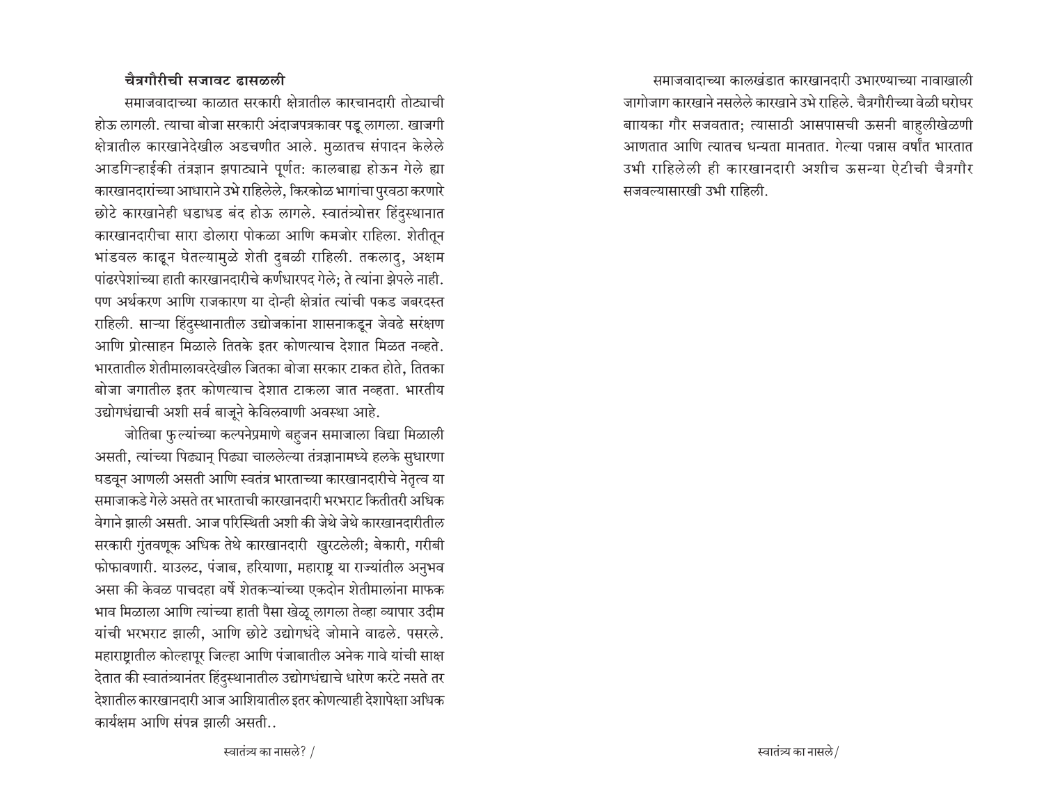### चैत्रगौरीची सजावट ढासळली

समाजवादाच्या काळात सरकारी क्षेत्रातील कारचानदारी तोट्याची होऊ लागली. त्याचा बोजा सरकारी अंदाजपत्रकावर पडू लागला. खाजगी क्षेत्रातील कारखानेदेखील अडचणीत आले. मुळातच संपादन केलेले आडगिऱ्हाईकी तंत्रज्ञान झपाट्याने पूर्णत: कालबाह्य होऊन गेले ह्या कारखानदारांच्या आधाराने उभे राहिलेले, किरकोळ भागांचा पुरवठा करणारे छोटे कारखानेही धडाधड बंद होऊ लागले. स्वातंत्र्योत्तर हिंदुस्थानात कारखानदारीचा सारा डोलारा पोकळा आणि कमजोर राहिला. शेतीतून भांडवल काढून घेतल्यामुळे शेती दुबळी राहिली. तकलादु, अक्षम पांढरपेशांच्या हाती कारखानदारीचे कर्णधारपद गेले; ते त्यांना झेपले नाही. पण अर्थकरण आणि राजकारण या दोन्ही क्षेत्रांत त्यांची पकड जबरदस्त राहिली. साऱ्या हिंदुस्थानातील उद्योजकांना शासनाकडून जेवढे संरक्षण आणि प्रोत्साहन मिळाले तितके इतर कोणत्याच देशात मिळत नव्हते. भारतातील शेतीमालावरदेखील जितका बोजा सरकार टाकत होते, तितका बोजा जगातील इतर कोणत्याच देशात टाकला जात नव्हता. भारतीय उद्योगधंद्याची अशी सर्व बाजूने केविलवाणी अवस्था आहे.

जोतिबा फुल्यांच्या कल्पनेप्रमाणे बहुजन समाजाला विद्या मिळाली असती, त्यांच्या पिढ्यान् पिढ्या चाललेल्या तंत्रज्ञानामध्ये हलके सुधारणा घडवून आणली असती आणि स्वतंत्र भारताच्या कारखानदारीचे नेतृत्व या समाजाकडे गेले असते तर भारताची कारखानदारी भरभराट कितीतरी अधिक वेगाने झाली असती. आज परिस्थिति अशी की जेथे जेथे कारखानदारीतील सरकारी गुंतवणूक अधिक तेथे कारखानदारी खुरटलेली; बेकारी, गरीबी फोफावणारी. याउलट, पंजाब, हरियाणा, महाराष्ट्र या राज्यांतील अनुभव असा की केवळ पाचदहा वर्षे शेतकऱ्यांच्या एकदोन शेतीमालांना माफक भाव मिळाला आणि त्यांच्या हाती पैसा खेळू लागला तेव्हा व्यापार उदीम यांची भरभराट झाली, आणि छोटे उद्योगधंदे जोमाने वाढले. पसरले. महाराष्ट्रातील कोल्हापूर जिल्हा आणि पंजाबातील अनेक गावे यांची साक्ष देतात की स्वातंत्र्यानंतर हिंदुस्थानातील उद्योगधंद्याचे धारेण करंटे नसते तर देशातील कारखानदारी आज आशियातील इतर कोणत्याही देशापेक्षा अधिक कार्यक्षम आणि संपन्न झाली असती..

समाजवादाच्या कालखंडात कारखानदारी उभारण्याच्या नावाखाली जागोजाग कारखाने नसलेले कारखाने उभे राहिले. चैत्रगौरीच्या वेळी घरोघर बायका गौर सजवतात; त्यासाठी आसपासची ऊसनी बाहुलीखेळणी आणतात आणि त्यातच धन्यता मानतात. गेल्या पन्नास वर्षांत भारतात उभी राहिलेली ही कारखानदारी अशीच ऊसन्या ऐटीची चैत्रगौर सजवल्यासारखी उभी राहिली.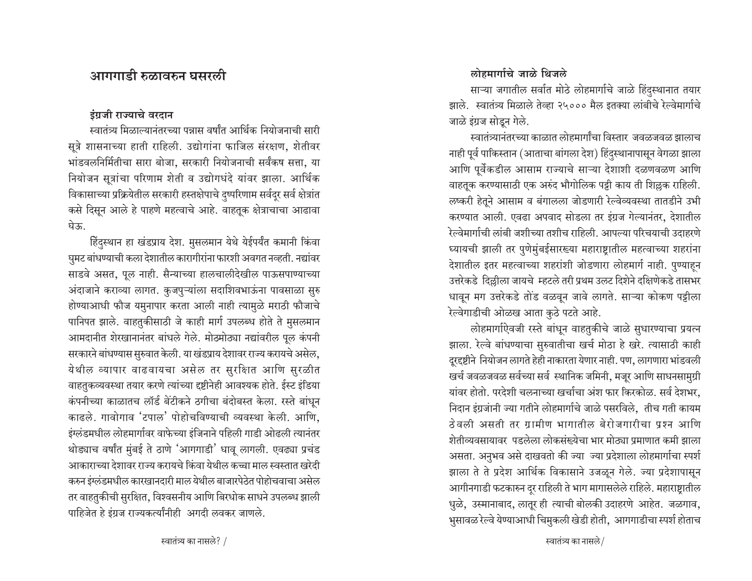# आगगाडी रुळावरुन घसरली

### इंग्रजी राज्याचे वरदान

स्वातंत्र्य मिळाल्यानंतरच्या पन्नास वर्षांत आर्थिक नियोजनाची सारी सूत्रे शासनाच्या हाती राहिली. उद्योगांना फाजिल संरक्षण, शेतीवर भांडवलनिर्मितीचा सारा बोजा, सरकारी नियोजनाची सर्वंकष सत्ता, या नियोजन सूत्रांचा परिणाम शेती व उद्योगधंदे यांवर झाला. आर्थिक विकासाच्या प्रक्रियेतील सरकारी हस्तक्षेपाचे दुष्परिणाम सर्वदूर सर्व क्षेत्रांत कसे दिसून आले हे पाहणे महत्वाचे आहे. वाहतूक क्षेत्राचाचा आढावा घेऊ.

हिंदुस्थान हा खंडप्राय देश. मुसलमान येथे येईपर्यंत कमानी किंवा घुमट बांधण्याची कला देशातील कारागीरांना फारशी अवगत नव्हती. नद्यांवर साडवे असत, पूल नाही. सैन्याच्या हालचालीदेखील पाऊसपाण्याच्या अंदाजाने कराव्या लागत. कुजपुऱ्याला सदाशिवभाऊंना पावसाळा सुरु होण्याआधी फौज यमुनापार करता आली नाही त्यामुळे मराठी फौजाचे पानिपत झाले. वाहतुकीसाठी जे काही मार्ग उपलब्ध होते ते मुसलमान आमदानीत शेरखानानंतर बांधले गेले. मोठमोठ्या नद्यांवरील पूल कंपनी सरकारने बांधण्यास सुरुवात केली. या खंडप्राय देशावर राज्य करायचे असेल, येथील व्यापार वाढवायचा असेल तर सुरक्षित आणि सुरळीत वाहतुकव्यवस्था तयार करणे त्यांच्या दृष्टीनेही आवश्यक होते. ईस्ट इंडिया कंपनीच्या काळातच लॉर्ड बेंटीकने ठगीचा बंदोबस्त केला. रस्ते बांधून काढले. गावोगाव 'टपाल' पोहोचविण्याची व्यवस्था केली. आणि, इंग्लंडमधील लोहमार्गावर वाफेच्या इंजिनाने पहिली गाडी ओढली त्यानंतर थोड्याच वर्षांत मुंबई ते ठाणे 'आगगाडी' धावू लागली. एवढ्या प्रचंड आकाराच्या देशावर राज्य करायचे किंवा येथील कच्चा माल स्वस्तात खरेदी करुन इंग्लंडमधील कारखानदारी माल येथील बाजारपेठेत पोहोचवाचा असेल तर वाहतुकीची सुरक्षित, विश्वसनीय आणि बिरधोक साधने उपलब्ध झाली पाहिजेत हे इंग्रज राज्यकर्त्यांनीही अगदी लवकर जाणले.

### लोहमार्गाचे जाळे थिजले

साऱ्या जगातील सर्वात मोठे लोहमार्गाचे जाळे हिंदुस्थानात तयार झाले. स्वातंत्र्य मिळाले तेव्हा २५००० मैल इतक्या लांबीचे रेल्वेमार्गाचे जाळे इंग्रज सोडून गेले.

स्वातंत्र्यानंतरच्या काळात लोहमार्गांचा विस्तार जवळजवळ झालाच नाही पूर्व पाकिस्तान (आताचा बांगला देश) हिंदुस्थानापासून वेगळा झाला आणि पूर्वेकडील आसाम राज्याचे साऱ्या देशाशी दळणवळण आणि वाहतूक करण्यासाठी एक अरुंद भौगोलिक पट्टी काय ती शिल्लक राहिली. लष्करी हेतूने आसाम व बंगालला जोडणारी रेल्वेव्यवस्था तातडीने उभी करण्यात आली. एवढा अपवाद सोडला तर इंग्रज गेल्यानंतर, देशातील रेल्वेमार्गाची लांबी जशीच्या तशीच राहिली. आपल्या परिचयाची उदाहरणे घ्यायची झाली तर पुणेमुंबईसारख्या महाराष्ट्रातील महत्वाच्या शहरांना देशातील इतर महत्वाच्या शहरांशी जोडणारा लोहमार्ग नाही. पुण्याहून उत्तरेकडे दिल्लीला जायचे म्हटले तरी प्रथम उलट दिशेने दक्षिणेकडे तासभर धावून मग उत्तरेकडे तोंड वळवून जावे लागते. साऱ्या कोकण पट्टीला रेल्वेगाडीची ओळख आता कुठे पटते आहे.

लोहमार्गाऐवजी रस्ते बांधून वाहतुकीचे जाळे सुधारण्याचा प्रयत्न झाला. रेल्वे बांधण्याचा सुरुवातीचा खर्च मोठा हे खरे. त्यासाठी काही दूरदृष्टीने नियोजन लागते हेही नाकारता येणार नाही. पण, लागणारा भांडवली खर्च जवळजवळ सर्वच्या सर्व स्थानिक जमिनी, मजूर आणि साधनसामुग्री यांवर होतो. परदेशी चलनाच्या खर्चाचा अंश फार किरकोळ. सर्व देशभर, निदान इंग्रजांनी ज्या गतीने लोहमार्गाचे जाळे पसरविले, तीच गती कायम ठेवली असती तर ग्रामीण भागातील बेरोजगारीचा प्रश्न आणि शेतीव्यवसायावर पडलेला लोकसंख्येचा भार मोठ्या प्रमाणात कमी झाला असता. अनुभव असे दाखवतो की ज्या ज्या प्रदेशाला लोहमार्गाचा स्पर्श झाला ते ते प्रदेश आर्थिक विकासाने उजळून गेले. ज्या प्रदेशापासून आगीनगाडी फटकारुन दूर राहिली ते भाग मागासलेले राहिले. महाराष्ट्रातील धुळे, उस्मानाबाद, लातूर ही त्याची बोलकी उदाहरणे आहेत. जळगाव, भुसावळ रेल्वे येण्याआधी चिमुकली खेडी होती, आगगाडीचा स्पर्श होताच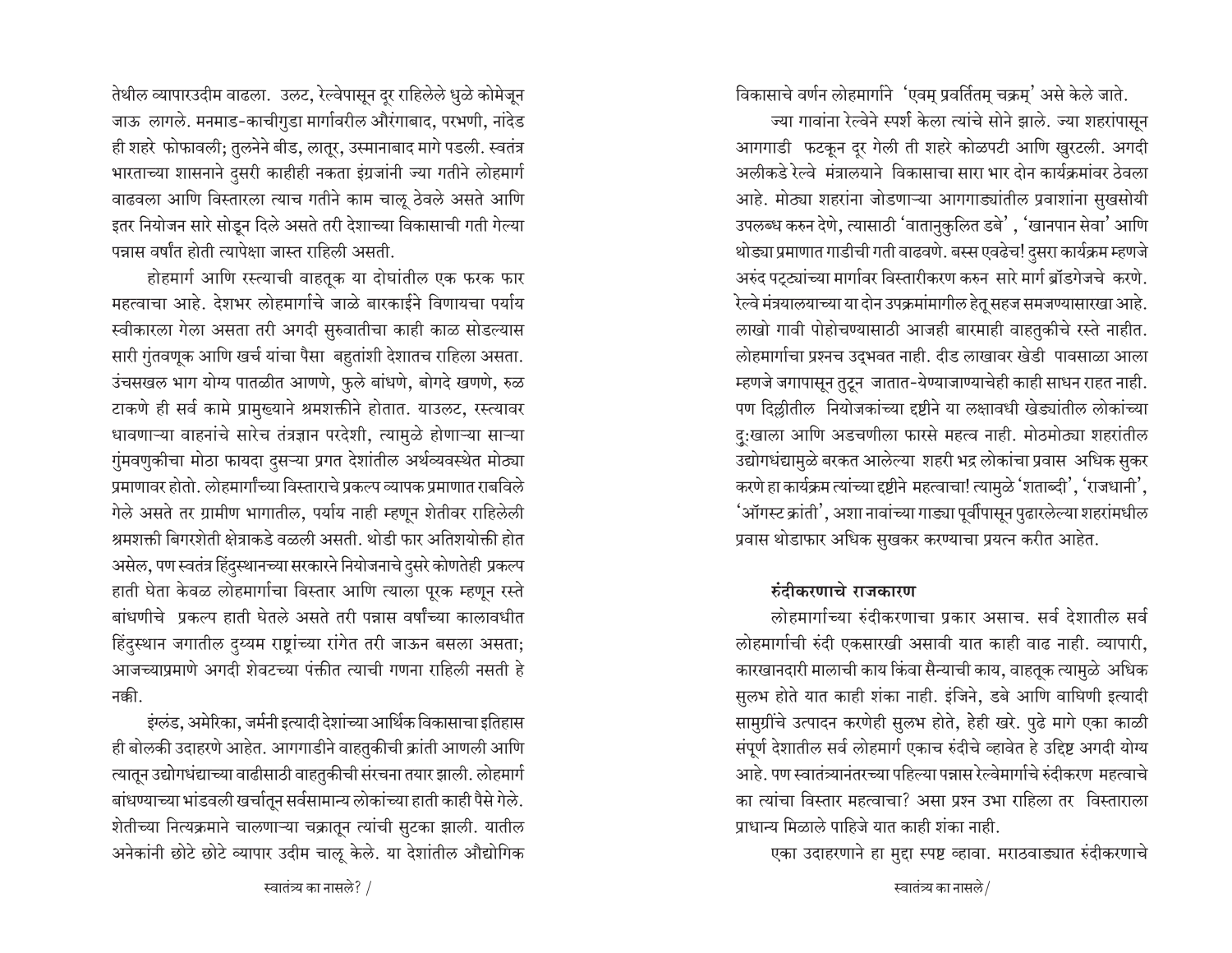तेथील व्यापारउदीम वाढला. उलट, रेल्वेपासून दूर राहिलेले धुळे कोमेजून जाऊ लागले. मनमाड-काचीगुडा मार्गावरील औरंगाबाद, परभणी, नांदेड ही शहरे फोफावली; तुलनेने बीड, लातूर, उस्मानाबाद मागे पडली. स्वतंत्र भारताच्या शासनाने दुसरी काहीही नकता इंग्रजांनी ज्या गतीने लोहमार्ग वाढवला आणि विस्तारला त्याच गतीने काम चालू ठेवले असते आणि इतर नियोजन सारे सोडून दिले असते तरी देशाच्या विकासाची गती गेल्या पन्नास वर्षांत होती त्यापेक्षा जास्त राहिली असती.

होहमार्ग आणि रस्त्याची वाहतूक या दोघांतील एक फरक फार महत्वाचा आहे. देशभर लोहमार्गाचे जाळे बारकाईने विणायचा पर्याय स्वीकारला गेला असता तरी अगदी सुरुवातीचा काही काळ सोडल्यास सारी गुंतवणूक आणि खर्च यांचा पैसा बहुतांशी देशातच राहिला असता. उंचसखल भाग योग्य पातळीत आणणे, फुले बांधणे, बोगदे खणणे, रुळ टाकणे ही सर्व कामे प्रामुख्याने श्रमशक्तीने होतात. याउलट, रस्त्यावर धावणाऱ्या वाहनांचे सारेच तंत्रज्ञान परदेशी, त्यामुळे होणाऱ्या साऱ्या गुंमवणुकीचा मोठा फायदा दुसऱ्या प्रगत देशांतील अर्थव्यवस्थेत मोठ्या प्रमाणावर होतो. लोहमार्गांच्या विस्ताराचे प्रकल्प व्यापक प्रमाणात राबविले गेले असते तर ग्रामीण भागातील, पर्याय नाही म्हणून शेतीवर राहिलेली श्रमशक्ती बिगरशेती क्षेत्राकडे वळली असती. थोडी फार अतिशयोक्ती होत असेल, पण स्वतंत्र हिंदुस्थानच्या सरकारने नियोजनाचे दुसरे कोणतेही प्रकल्प हाती घेता केवळ लोहमार्गाचा विस्तार आणि त्याला पूरक म्हणून रस्ते बांधणीचे प्रकल्प हाती घेतले असते तरी पन्नास वर्षांच्या कालावधीत हिंदुस्थान जगातील दुय्यम राष्ट्रांच्या रांगेत तरी जाऊन बसला असता; आजच्याप्रमाणे अगदी शेवटच्या पंक्तीत त्याची गणना राहिली नसती हे नक्की.

इंग्लंड, अमेरिका, जर्मनी इत्यादी देशांच्या आर्थिक विकासाचा इतिहास ही बोलकी उदाहरणे आहेत. आगगाडीने वाहतुकीची क्रांती आणली आणि त्यातून उद्योगधंद्यांच्या वाढीसाठी वाहतुकीची संरचना तयार झाली. लोहमार्ग बांधण्याच्या भांडवली खर्चातून सर्वसामान्य लोकांच्या हाती काही पैसे गेले. शेतीच्या नित्यक्रमाने चालणाऱ्या चक्रातून त्यांची सुटका झाली. यातील अनेकांनी छोटे छोटे व्यापार उदीम चालू केले. या देशांतील औद्योगिक विकासाचे वर्णन लोहमार्गाने 'एवम् प्रवर्तितम् चक्रम्' असे केले जाते.

ज्या गावांना रेल्वेने स्पर्श केला त्यांचे सोने झाले. ज्या शहरांपासून आगगाडी फटकून दूर गेली ती शहरे कोळपटी आणि खुरटली. अगदी अलीकडे रेल्वे मंत्रालयाने विकासाचा सारा भार दोन कार्यक्रमांवर ठेवला आहे. मोठ्या शहरांना जोडणाऱ्या आगगाड्यांतील प्रवाशांना सुखसोयी उपलब्ध करुन देणे, त्यासाठी 'वातानुकुलित डबे', 'खानपान सेवा' आणि थोड्या प्रमाणात गाडीची गती वाढवणे. बस्स एवढेच! दुसरा कार्यक्रम म्हणजे अरुंद पट्ट्यांच्या मार्गावर विस्तारीकरण करुन सारे मार्ग ब्रॉडगेजचे करणे. रेल्वे मंत्रालयाच्या या दोन उपक्रमांमागील हेतू सहज समजण्यासारखा आहे. लाखो गावी पोहोचण्यासाठी आजही बारमाही वाहतुकीचे रस्ते नाहीत. लोहमार्गाचा प्रश्नच उद्भवत नाही. दीड लाखावर खेडी पावसाळा आला म्हणजे जगापासून तुटून जातात-येण्याजाण्याचेही काही साधन राहत नाही. पण दिल्लीतील नियोजकांच्या दृष्टीने या लक्षावधी खेड्यांतील लोकांच्या दुःखाला आणि अडचणीला फारसे महत्व नाही. मोठमोठ्या शहरांतील उद्योगधंद्यामुळे बरकत आलेल्या शहरी भद्र लोकांचा प्रवास अधिक सुकर करणे हा कार्यक्रम त्यांच्या दृष्टीने महत्वाचा! त्यामुळे 'शताब्दी', 'राजधानी', 'ऑगस्ट क्रांती', अशा नावांच्या गाड्या पूर्वीपासून पुढारलेल्या शहरांमधील प्रवास थोडाफार अधिक सुखकर करण्याचा प्रयत्न करीत आहेत.

## रुंदीकरणाचे राजकारण

लोहमार्गाच्या रुंदीकरणाचा प्रकार असाच. सर्व देशातील सर्व लोहमार्गाची रुंदी एकसारखी असावी यात काही वाद नाही. व्यापारी, कारखानदारी मालाची काय किंवा सैन्याची काय, वाहतूक त्यामुळे अधिक सुलभ होते यात काही शंका नाही. इंजिने, डबे आणि वाघिणी इत्यादी सामुग्रींचे उत्पादन करणेही सुलभ होते, हेही खरे. पुढे मागे एका काळी संपूर्ण देशातील सर्व लोहमार्ग एकाच रुंदीचे व्हावेत हे उद्दिष्ट अगदी योग्य आहे. पण स्वातंत्र्यानंतरच्या पहिल्या पन्नास रेल्वेमार्गाचे रुंदीकरण महत्वाचे का त्यांचा विस्तार महत्वाचा? असा प्रश्न उभा राहिला तर विस्ताराला प्राधान्य मिळाले पाहिजे यात काही शंका नाही.

एका उदाहरणाने हा मुद्दा स्पष्ट व्हावा. मराठवाड्यात रुंदीकरणाचे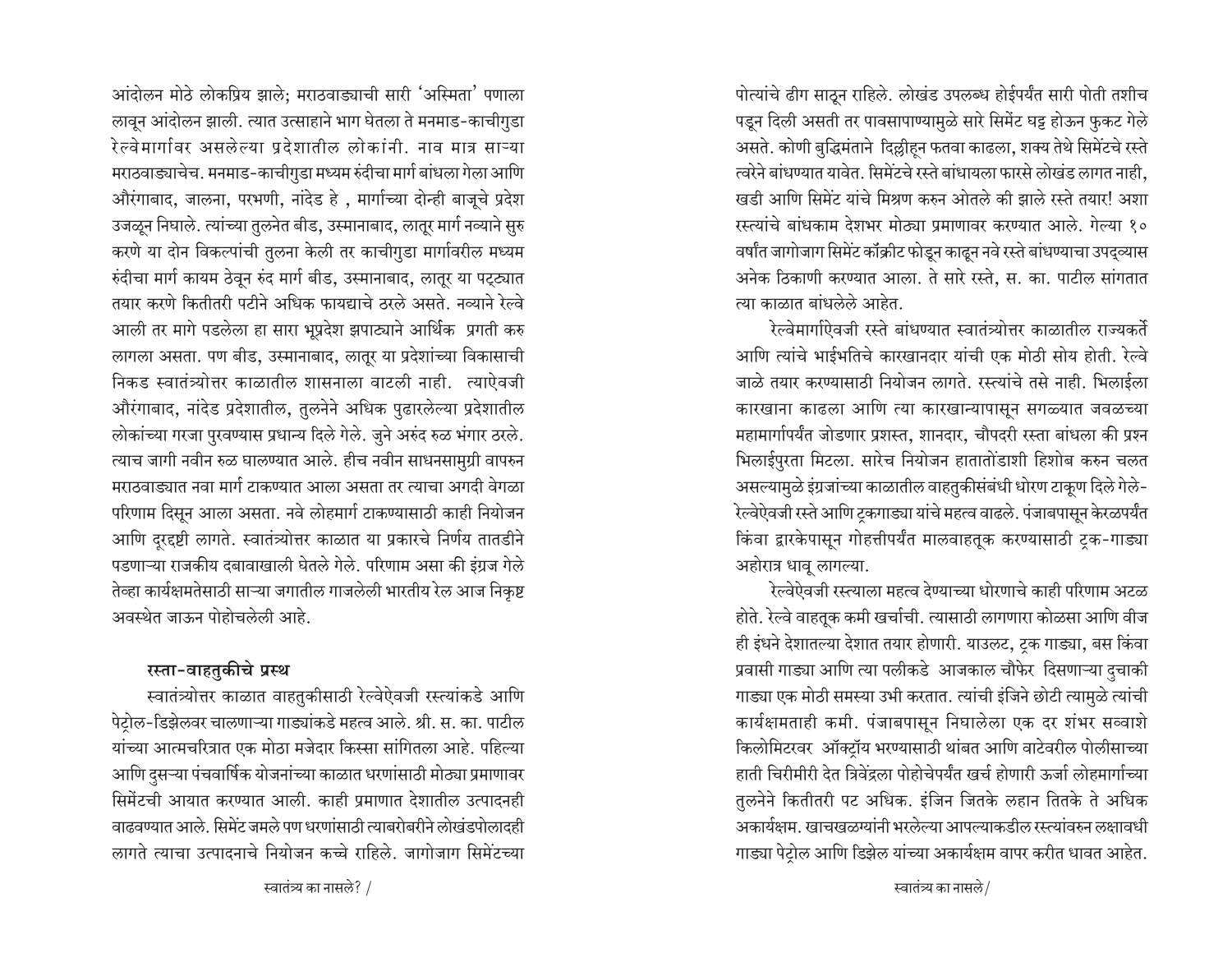आंदोलन मोठे लोकप्रिय झाले; मराठवाड्याची सारी 'अस्मिता' पणाला लावून आंदोलन झाली. त्यात उत्साहाने भाग घेतला ते मनमाड-काचीगुडा रेल्वेमार्गावर असलेल्या प्रदेशातील लोकांनी. नाव मात्र साऱ्या मराठवाड्याचेच. मनमाड-काचीगुडा मध्यम रुंदीचा मार्ग बांधला गेला आणि औरंगाबाद, जालना, परभणी, नांदेड हे , मार्गाच्या दोन्ही बाजूचे प्रदेश उजळून निघाले. त्यांच्या तुलनेत बीड, उस्मानाबाद, लातूर मार्ग नव्याने सुरु करणे या दोन विकल्पांची तुलना केली तर काचीगुडा मार्गावरील मध्यम रुंदीचा मार्ग कायम ठेवून रुंद मार्ग बीड, उस्मानाबाद, लातूर या पट्ट्यात तयार करणे कितीतरी पटीने अधिक फायद्याचे ठरले असते. नव्याने रेल्वे आली तर मागे पडलेला हा सारा भूप्रदेश झपाट्याने आर्थिक प्रगती करु लागला असता. पण बीड, उस्मानाबाद, लातूर या प्रदेशांच्या विकासाची निकड स्वातंत्र्योत्तर काळातील शासनाला वाटली नाही. त्याऐवजी औरंगाबाद, नांदेड प्रदेशातील, तुलनेने अधिक पुढारलेल्या प्रदेशातील लोकांच्या गरजा पुरवण्यास प्रधान्य दिले गेले. जुने अरुंद रुळ भंगार ठरले. त्याच जागी नवीन रुळ घालण्यात आले. हीच नवीन साधनसामुग्री वापरुन मराठवाड्यात नवा मार्ग टाकण्यात आला असता तर त्याचा अगदी वेगळा परिणाम दिसून आला असता. नवे लोहमार्ग टाकण्यासाठी काही नियोजन आणि दूरदृष्टी लागते. स्वातंत्र्योत्तर काळात या प्रकारचे निर्णय तातडीने पडणाऱ्या राजकीय दबावाखाली घेतले गेले. परिणाम असा की इंग्रज गेले तेव्हा कार्यक्षमतेसाठी साऱ्या जगातील गाजलेली भारतीय रेल आज निकृष्ट अवस्थेत जाऊन पोहोचलेली आहे.

### रस्ता-वाहतुकीचे प्रस्थ

स्वातंत्र्योत्तर काळात वाहतुकीसाठी रेल्वेऐवजी रस्त्यांकडे आणि पेट्रोल-डिझेलवर चालणाऱ्या गाड्यांकडे महत्व आले. श्री. स. का. पाटील यांच्या आत्मचरित्रात एक मोठा मजेदार किस्सा सांगितला आहे. पहिल्या आणि दुसऱ्या पंचवार्षिक योजनांच्या काळात धरणांसाठी मोठ्या प्रमाणावर सिमेंटची आयात करण्यात आली. काही प्रमाणात देशातील उत्पादनही वाढवण्यात आले. सिमेंट जमले पण धरणांसाठी त्याबरोबरीने लोखंडपोलादही लागते त्याचा उत्पादनाचे नियोजन कच्चे राहिले. जागोजाग सिमेंटच्या पोत्यांचे ढीग साठून राहिले. लोखंड उपलब्ध होईपर्यंत सारी पोती तशीच पडून दिली असती तर पावसापाण्यामुळे सारे सिमेंट घट्ट होऊन फुकट गेले असते. कोणी बुद्धिमंताने दिल्लीहून फतवा काढला, शक्य तेथे सिमेंटचे रस्ते त्वरेने बांधण्यात यावेत. सिमेंटचे रस्ते बांधायला फारसे लोखंड लागत नाही, खडी आणि सिमेंट यांचे मिश्रण करुन ओतले की झाले रस्ते तयार! अशा रस्त्यांचे बांधकाम देशभर मोठ्या प्रमाणावर करण्यात आले. गेल्या १० वर्षांत जागोजाग सिमेंट कॉंक्रीट फोडून काढून नवे रस्ते बांधण्याचा उपद्व्यास अनेक ठिकाणी करण्यात आला. ते सारे रस्ते, स. का. पाटील सांगतात त्या काळात बांधलेले आहेत.

रेल्वेमार्गाऐवजी रस्ते बांधण्यात स्वातंत्र्योत्तर काळातील राज्यकर्ते आणि त्यांचे भाईभतिचे कारखानदार यांची एक मोठी सोय होती. रेल्वे जाळे तयार करण्यासाठी नियोजन लागते. रस्त्यांचे तसे नाही. भिलाईला कारखाना काढला आणि त्या कारखान्यापासून सगळ्यात जवळच्या महामार्गापर्यंत जोडणार प्रशस्त, शानदार, चौपदरी रस्ता बांधला की प्रश्न भिलाईपुरता मिटला. सारेच नियोजन हातातोंडाशी हिशोब करुन चलत असल्यामुळे इंग्रजांच्या काळातील वाहतुकीसंबंधी धोरण टाकूण दिले गेले- रेल्वेऐवजी रस्ते आणि ट्रकगाड्या यांचे महत्व वाढले. पंजाबपासून केरळपर्यंत किंवा द्वारकेपासून गोहत्तीपर्यंत मालवाहतूक करण्यासाठी ट्रक-गाड्या अहोरात्र धावू लागल्या.

रेल्वेऐवजी रस्त्याला महत्व देण्याच्या धोरणाचे काही परिणाम अटळ होते. रेल्वे वाहतूक कमी खर्चाची. त्यासाठी लागणारा कोळसा आणि वीज ही इंधने देशातल्या देशात तयार होणारी. याउलट, ट्रक गाड्या, बस किंवा प्रवासी गाड्या आणि त्या पलीकडे आजकाल चौफेर दिसणाऱ्या दुचाकी गाड्या एक मोठी समस्या उभी करतात. त्यांची इंजिने छोटी त्यामुळे त्यांची कार्यक्षमताही कमी. पंजाबपासून निघालेला एक दर शंभर सव्वाशे किलोमिटरवर ऑक्ट्रॉय भरण्यासाठी थांबत आणि वाटेवरील पोलीसाच्या हाती चिरीमीरी देत त्रिवेंद्रला पोहोचेपर्यंत खर्च होणारी ऊर्जा लोहमार्गाच्या तुलनेने कितीतरी पट अधिक. इंजिन जितके लहान तितके ते अधिक अकार्यक्षम. खाचखळग्यांनी भरलेल्या आपल्याकडील रस्त्यांवरुन लक्षावधी गाड्या पेट्रोल आणि डिझेल यांच्या अकार्यक्षम वापर करीत धावत आहेत.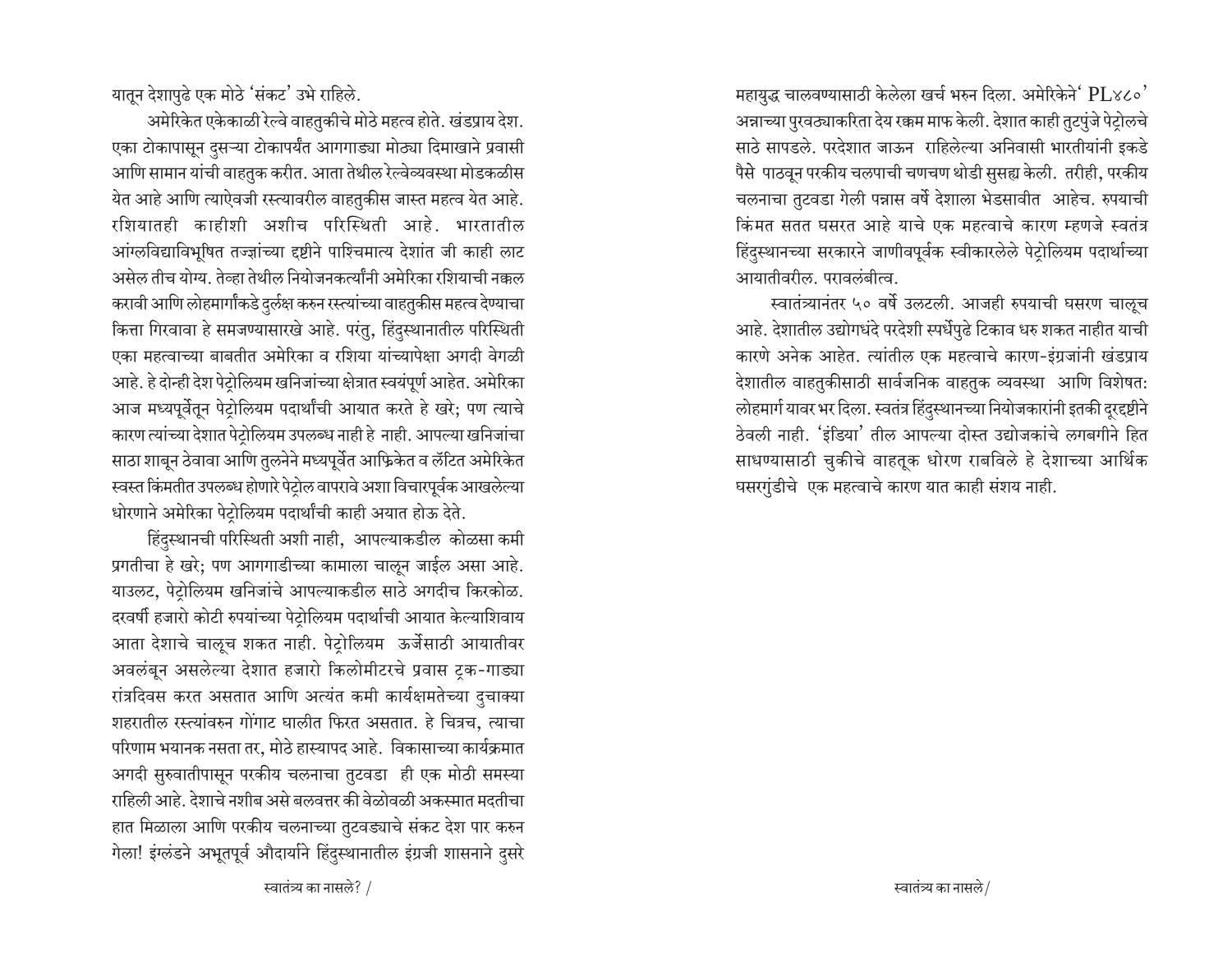यातून देशापुढे एक मोठे 'संकट' उभे राहिले.

अमेरिकेत एकेकाळी रेल्वे वाहतुकीचे मोठे महत्व होते. खंडप्राय देश. एका टोकापासून दुसऱ्या टोकापर्यंत आगगाड्या मोठ्या दिमाखाने प्रवासी आणि सामान यांची वाहतुक करीत. आता तेथील रेल्वेव्यवस्था मोडकळीस येत आहे आणि त्याऐवजी रस्त्यावरील वाहतुकीस जास्त महत्व येत आहे. रशियातही काहीशी अशीच परिस्थिती आहे. भारतातील आंग्लविद्याविभूषित तज्ज्ञांच्या दृष्टीने पाश्चिमात्य देशांत जी काही लाट असेल तीच योग्य. तेव्हा तेथील नियोजनकर्त्यांनी अमेरिका रशियाची नक्कल करावी आणि लोहमार्गांकडे दुर्लक्ष करुन रस्त्यांच्या वाहतुकीस महत्व देण्याचा कित्ता गिरवावा हे समजण्यासारखे आहे. परंतु, हिंदुस्थानातील परिस्थिती एका महत्वाच्या बाबतीत अमेरिका व रशिया यांच्यापेक्षा अगदी वेगळी आहे. हे दोन्ही देश पेट्रोलियम खनिजांच्या क्षेत्रात स्वयंपूर्ण आहेत. अमेरिका आज मध्यपूर्वेतून पेट्रोलियम पदार्थांची आयात करते हे खरे; पण त्याचे कारण त्यांच्या देशात पेट्रोलियम उपलब्ध नाही हे नाही. आपल्या खनिजांचा साठा शाबूत ठेवावा आणि तुलनेने मध्यपूर्वेत आफ्रिकेत व लॅटिन अमेरिकेत स्वस्त किंमतीत उपलब्ध होणारे पेट्रोल वापरावे अशा विचारपूर्वक आखलेल्या धोरणाने अमेरिका पेट्रोलियम पदार्थांची काही अयात होऊ देते.

हिंदुस्थानची परिस्थिती अशी नाही, आपल्याकडील कोळसा कमी प्रगतीचा हे खरे; पण आगगाडीच्या कामाला चालून जाईल असा आहे. याउलट, पेट्रोलियम खनिजांचे आपल्याकडील साठे अगदीच किरकोळ. दरवर्षी हजारो कोटी रुपयांच्या पेट्रोलियम पदार्थांची आयात केल्याशिवाय आता देशाचे चालूच शकत नाही. पेट्रोलियम ऊर्जेसाठी आयातीवर अवलंबून असलेल्या देशात हजारो किलोमीटरचे प्रवास ट्रक-गाड्या रांत्रदिवस करत असतात आणि अत्यंत कमी कार्यक्षमतेच्या दुचाक्या शहरातील रस्त्यांवरुन गोंगाट घालीत फिरत असतात. हे चित्रच, त्याचा परिणाम भयानक नसता तर, मोठे हास्यापद आहे. विकासाच्या कार्यक्रमात अगदी सुरुवातीपासून परकीय चलनाचा तुटवडा ही एक मोठी समस्या राहिली आहे. देशाचे नशीब असे बलवत्तर की वेळोवळी अकस्मात मदतीचा हात मिळाला आणि परकीय चलनाच्या तुटवड्याचे संकट देश पार करुन गेला! इंग्लंडने अभूतपूर्व औदार्याने हिंदुस्थानातील इंग्रजी शासनाने दुसरे महायुद्ध चालवण्यासाठी केलेला खर्च भरुन दिला. अमेरिकेने 'PL४८०' अन्नाच्या पुरवठ्याकरिता देय रक्कम माफ केली. देशात काही तुटपुंजे पेट्रोलचे साठे सापडले. परदेशात जाऊन राहिलेल्या अनिवासी भारतीयांनी इकडे पैसे पाठवून परकीय चलपाची चणचण थोडी सुसह्य केली. तरीही, परकीय चलनाचा तुटवडा गेली पन्नास वर्षे देशाला भेडसावीत आहेच. रुपयाची किंमत सतत घसरत आहे याचे एक महत्वाचे कारण म्हणजे स्वतंत्र हिंदुस्थानच्या सरकारने जाणीवपूर्वक स्वीकारलेले पेट्रोलियम पदार्थाच्या आयातीवरील. परावलंबीत्व.

स्वातंत्र्यानंतर ५० वर्षे उलटली. आजही रुपयाची घसरण चालूच आहे. देशातील उद्योगधंदे परदेशी स्पर्धेपुढे टिकाव धरु शकत नाहीत याची कारणे अनेक आहेत. त्यांतील एक महत्वाचे कारण-इंग्रजांनी खंडप्राय देशातील वाहतुकीसाठी सार्वजनिक वाहतुक व्यवस्था आणि विशेषत: लोहमार्ग यावर भर दिला. स्वतंत्र हिंदुस्थानच्या नियोजकारांनी इतकी दूरदृष्टीने ठेवली नाही. 'इंडिया' तील आपल्या दोस्त उद्योजकांचे लगबगीने हित साधण्यासाठी चुकीचे वाहतूक धोरण राबविले हे देशाच्या आर्थिक घसरगुंडीचे एक महत्वाचे कारण यात काही संशय नाही.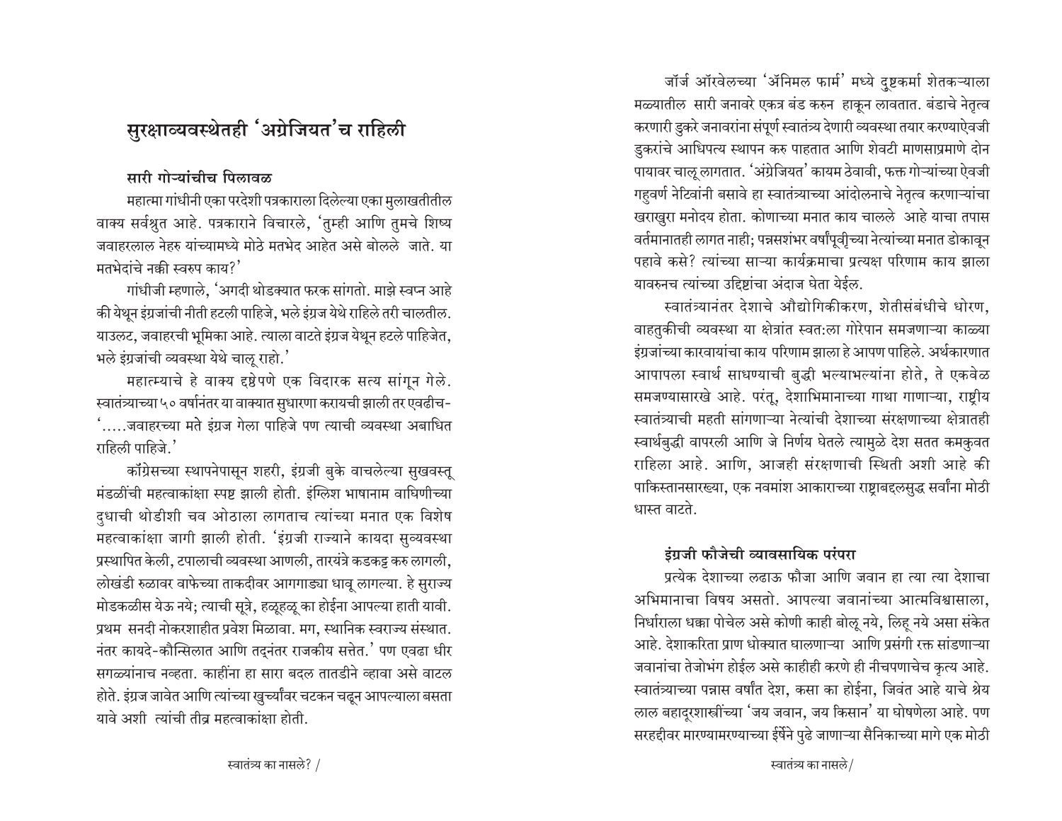## सुरक्षाव्यवस्थेतही 'अंग्रेजियत'च राहिली

### सारी गोऱ्यांचीच पिलावळ

महात्मा गांधींनी एका परदेशी पत्रकाराला दिलेल्या एका मुलाखतीतील वाक्य सर्वश्रुत आहे. पत्रकाराने विचारले, 'तुम्ही आणि तुमचे शिष्य जवाहरलाल नेहरु यांच्यामध्ये मोठे मतभेद आहेत असे बोलले जाते. या मतभेदांचे नक्की स्वरुप काय?'

गांधीजी म्हणाले, 'अगदी थोडक्यात फरक सांगतो. माझे स्वप्न आहे की येथून इंग्रजांची नीती हटली पाहिजे, भले इंग्रज येथे राहिले तरी चालतील. याउलट, जवाहरची भूमिका आहे. त्याला वाटते इंग्रज येथून हटले पाहिजेत, भले इंग्रजांची व्यवस्था येथे चालू राहो.'

महात्म्याचे हे वाक्य द्रष्टेपणे एक विदारक सत्य सांगून गेले. स्वातंत्र्याच्या ५० वर्षानंतर या वाक्यात सुधारणा करायची झाली तर एवढीच- '.....जवाहरच्या मते इंग्रज गेला पाहिजे पण त्याची व्यवस्था अबाधित राहिली पाहिजे.'

कॉंग्रेसच्या स्थापनेपासून शहरी, इंग्रजी बुके वाचलेल्या सुखवस्तू मंडळींची महत्वाकांक्षा स्पष्ट झाली होती. इंग्लिश भाषानाम वाघिणीच्या दुधाची थोडीशी चव ओठाला लागताच त्यांच्या मनात एक विशेष महत्वाकांक्षा जागी झाली होती. 'इंग्रजी राज्याने कायदा सुव्यवस्था प्रस्थापित केली, टपालाची व्यवस्था आणली, तारयंत्रे कडकट्ट करु लागली, लोखंडी रुळावर वाफेच्या ताकदीवर आगगाड्या धावू लागल्या. हे सुराज्य मोडकळीस येऊ नये; त्याची सूत्रे, हळूहळू का होईना आपल्या हाती यावी. प्रथम सनदी नोकरशाहीत प्रवेश मिळावा. मग, स्थानिक स्वराज्य संस्थात. नंतर कायदे-कौन्सिलात आणि तद्नंतर राजकीय सत्तेत.' पण एवढा धीर सगळ्यांनाच नव्हता. काहींना हा सारा बदल तातडीने व्हावा असे वाटत होते. इंग्रज जावेत आणि त्यांच्या खुर्च्यांवर चटकन चढून आपल्याला बसता यावे अशी त्यांची तीव्र महत्वाकांक्षा होती.

जॉर्ज ऑरवेलच्या 'ॲनिमल फार्म' मध्ये दुष्टकर्मा शेतकऱ्याला मळ्यातील सारी जनावरे एकत्र बंड करुन हाकून लावतात. बंडाचे नेतृत्व करणारी डुकरे जनावरांना संपूर्ण स्वातंत्र्य देणारी व्यवस्था तयार करण्याऐवजी डुकरांचे आधिपत्य स्थापन करु पाहतात आणि शेवटी माणसाप्रमाणे दोन पायावर चालू लागतात. 'अंग्रेजियत' कायम ठेवावी, फक्त गोऱ्यांच्या ऐवजी गहुवर्ण नेटिवांनी बसावे हा स्वातंत्र्याच्या आंदोलनाचे नेतृत्व करणाऱ्यांचा खराखुरा मनोदय होता. कोणाच्या मनात काय चालले आहे याचा तपास वर्तमानातही लागत नाही; पन्नासशंभर वर्षांपूर्वीच्या नेत्यांच्या मनात डोकावून पहावे कसे? त्यांच्या साऱ्या कार्यक्रमाचा प्रत्यक्ष परिणाम काय झाला यावरुनच त्यांच्या उद्दिष्टांचा अंदाज घेता येईल.

स्वातंत्र्यानंतर देशाचे औद्योगिकीकरण, शेतीसंबंधीचे धोरण, वाहतुकीची व्यवस्था या क्षेत्रांत स्वत:ला गोरेपान समजणाऱ्या काळ्या इंग्रजांच्या कारवायांचा काय परिणाम झाला हे आपण पाहिले. अर्थकारणात आपापला स्वार्थ साधण्याची बुद्धी भल्याभल्यांना होते, ते एकवेळ समजण्यासारखे आहे. परंतू, देशाभिमानाच्या गाथा गाणाऱ्या, राष्ट्रीय स्वातंत्र्याची महती सांगणाऱ्या नेत्यांची देशाच्या संरक्षणाच्या क्षेत्रातही स्वार्थबुद्धी वापरली आणि जे निर्णय घेतले त्यामुळे देश सतत कमकुवत राहिला आहे. आणि, आजही संरक्षणाची स्थिती अशी आहे की पाकिस्तानसारख्या, एक नवमांश आकाराच्या राष्ट्राबद्दलसुद्धा सर्वांना मोठी धास्त वाटते.

### इंग्रजी फौजेची व्यावसायिक परंपरा

प्रत्येक देशाच्या लढाऊ फौजा आणि जवान हा त्या त्या देशाचा अभिमानाचा विषय असतो. आपल्या जवानांच्या आत्मविश्वासाला, निर्धाराला धक्का पोचेल असे कोणी काही बोलू नये, लिहू नये असा संकेत आहे. देशाकरिता प्राण धोक्यात घालणाऱ्या आणि प्रसंगी रक्त सांडणाऱ्या जवानांचा तेजोभंग होईल असे काहीही करणे ही नीचपणाचेच कृत्य आहे. स्वातंत्र्याच्या पन्नास वर्षांत देश, कसा का होईना, जिवंत आहे याचे श्रेय लाल बहादूरशास्त्रींच्या 'जय जवान, जय किसान' या घोषणेला आहे. पण सरहद्दीवर मारण्यामरण्याच्या ईर्षेने पुढे जाणाऱ्या सैनिकाच्या मागे एक मोठी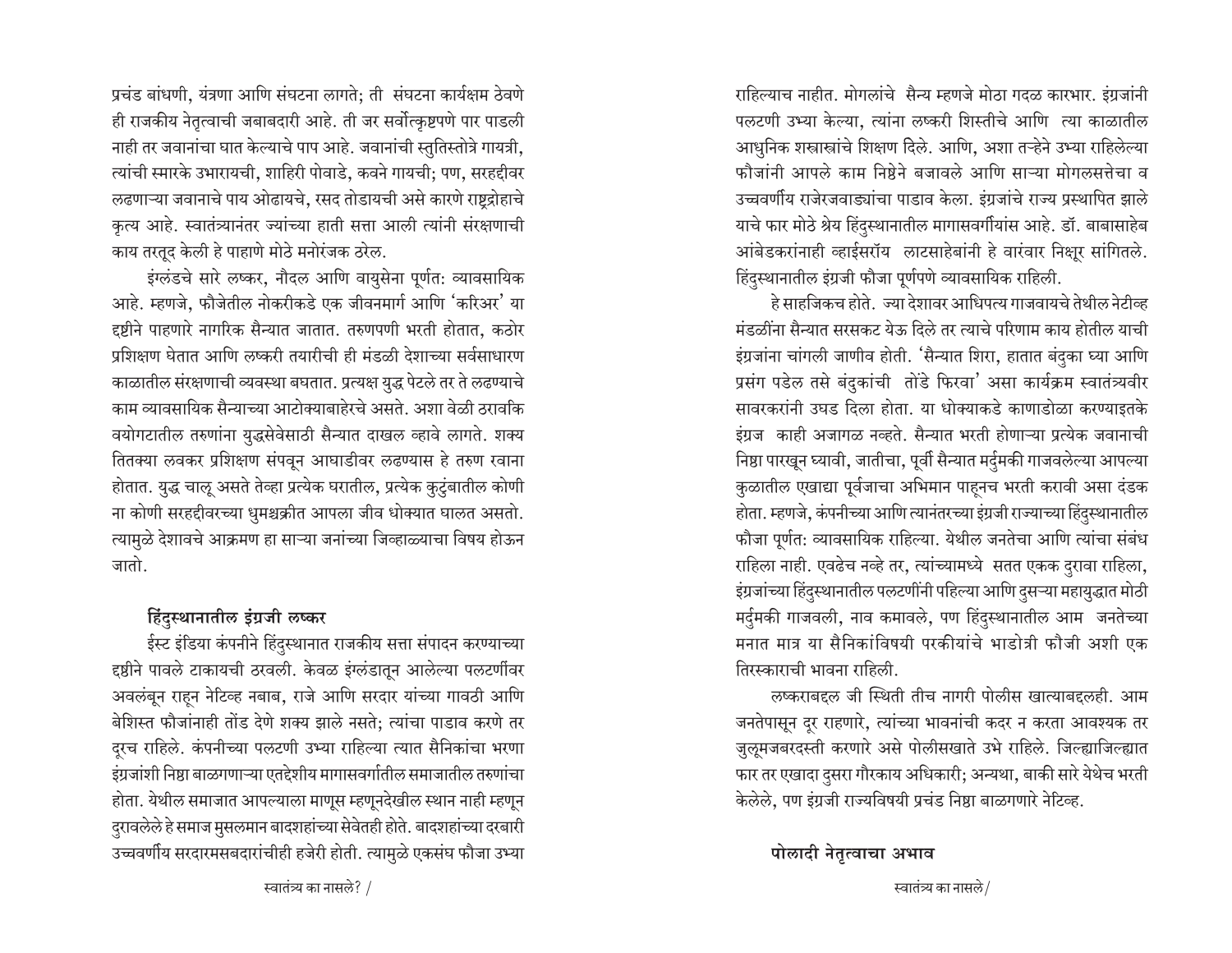प्रचंड बांधणी, यंत्रणा आणि संघटना लागते; ती संघटना कार्यक्षम ठेवणे ही राजकीय नेतृत्वाची जबाबदारी आहे. ती जर सर्वोत्कृष्टपणे पार पाडली नाही तर जवानांचा घात केल्याचे पाप आहे. जवानांची स्तुतिस्तोत्रे गायत्री, त्यांची स्मारके उभारायची, शाहिरी पोवाडे, कवने गायची; पण, सरहद्दीवर लढणाऱ्या जवानाचे पाय ओढायचे, रसद तोडायची असे कारणे राष्ट्रद्रोहाचे कृत्य आहे. स्वातंत्र्यानंतर ज्यांच्या हाती सत्ता आली त्यांनी संरक्षणाची काय तरतूद केली हे पाहाणे मोठे मनोरंजक ठरेल.

इंग्लंडचे सारे लष्कर, नौदल आणि वायुसेना पूर्णतः व्यावसायिक आहे. म्हणजे, फौजेतील नोकरीकडे एक जीवनमार्ग आणि 'करिअर' या दृष्टीने पाहणारे नागरिक सैन्यात जातात. तरुणपणी भरती होतात, कठोर प्रशिक्षण घेतात आणि लष्करी तयारीची ही मंडळी देशाच्या सर्वसाधारण काळातील संरक्षणाची व्यवस्था बघतात. प्रत्यक्ष युद्ध पेटले तर ते लढण्याचे काम व्यावसायिक सैन्याच्या आटोक्याबाहेरचे असते. अशा वेळी ठरावकि वयोगटातील तरुणांना युद्धसेवेसाठी सैन्यात दाखल व्हावे लागते. शक्य तितक्या लवकर प्रशिक्षण संपवून आघाडीवर लढण्यास हे तरुण रवाना होतात. युद्ध चालू असते तेव्हा प्रत्येक घरातील, प्रत्येक कुटुंबातील कोणी ना कोणी सरहद्दीवरच्या धुमश्चक्रीत आपला जीव धोक्यात घालत असतो. त्यामुळे देशावचे आक्रमण हा साऱ्या जनांच्या जिव्हाळ्याचा विषय होऊन जातो.

### हिंदुस्थानातील इंग्रजी लष्कर

ईस्ट इंडिया कंपनीने हिंदुस्थानात राजकीय सत्ता संपादन करण्याच्या दृष्टीने पावले टाकायची ठरवली. केवळ इंग्लंडातून आलेल्या पलटणींवर अवलंबून राहून नेटिव्ह नबाब, राजे आणि सरदार यांच्या गावठी आणि बेशिस्त फौजांनाही तोंड देणे शक्य झाले नसते; त्यांचा पाडाव करणे तर दूरच राहिले. कंपनीच्या पलटणी उभ्या राहिल्या त्यात सैनिकांचा भरणा इंग्रजांशी निष्ठा बाळगणाऱ्या एतद्देशीय मागासवर्गातील समाजातील तरुणांचा होता. येथील समाजात आपल्याला माणूस म्हणूनदेखील स्थान नाही म्हणून दुरावलेले हे समाज मुसलमान बादशहांच्या सेवेतही होते. बादशहांच्या दरबारी उच्चवर्णीय सरदारमसबदारांचीही हजेरी होती. त्यामुळे एकसंघ फौजा उभ्या राहिल्याच नाहीत. मोगलांचे सैन्य म्हणजे मोठा गदळ कारभार. इंग्रजांनी पलटणी उभ्या केल्या, त्यांना लष्करी शिस्तीचे आणि त्या काळातील आधुनिक शस्त्रास्त्रांचे शिक्षण दिले. आणि, अशा तऱ्हेने उभ्या राहिलेल्या फौजांनी आपले काम निष्ठेने बजावले आणि साऱ्या मोगलसत्तेचा व उच्चवर्णीय राजेरजवाड्यांचा पाडाव केला. इंग्रजांचे राज्य प्रस्थापित झाले याचे फार मोठे श्रेय हिंदुस्थानातील मागासवर्गीयांस आहे. डॉ. बाबासाहेब आंबेडकरांनाही व्हाईसरॉय लाटसाहेबांनी हे वारंवार निक्षून सांगितले. हिंदुस्थानातील इंग्रजी फौजा पूर्णपणे व्यावसायिक राहिली.

हे साहजिकच होते. ज्या देशावर आधिपत्य गाजवायचे तेथील नेटीव्ह मंडळींना सैन्यात सरसकट येऊ दिले तर त्याचे परिणाम काय होतील याची इंग्रजांना चांगली जाणीव होती. 'सैन्यात शिरा, हातात बंदुका घ्या आणि प्रसंग पडेल तसे बंदुकांची तोंडे फिरवा' असा कार्यक्रम स्वातंत्र्यवीर सावरकरांनी उघड दिला होता. या धोक्याकडे काणाडोळा करण्याइतके इंग्रज काही अजागळ नव्हते. सैन्यात भरती होणाऱ्या प्रत्येक जवानाची निष्ठा पारखून घ्यावी, जातीचा, पूर्वी सैन्यात मर्दुमकी गाजवलेल्या आपल्या कुळातील एखाद्या पूर्वजाचा अभिमान पाहूनच भरती करावी असा दंडक होता. म्हणजे, कंपनीच्या आणि त्यानंतरच्या इंग्रजी राज्याच्या हिंदुस्थानातील फौजा पूर्णतः व्यावसायिक राहिल्या. येथील जनतेचा आणि त्यांचा संबंध राहिला नाही. एवढेच नव्हे तर, त्यांच्यामध्ये सतत एकक दुरावा राहिला, इंग्रजांच्या हिंदुस्थानातील पलटणींनी पहिल्या आणि दुसऱ्या महायुद्धात मोठी मर्दुमकी गाजवली, नाव कमावले, पण हिंदुस्थानातील आम जनतेच्या मनात मात्र या सैनिकांविषयी परकीयांचे भाडोत्री फौजी अशी एक तिरस्काराची भावना राहिली.

लष्कराबद्दल जी स्थिती तीच नागरी पोलीस खात्याबद्दलही. आम जनतेपासून दूर राहणारे, त्यांच्या भावनांची कदर न करता आवश्यक तर जुलूमजबरदस्ती करणारे असे पोलीसखाते उभे राहिले. जिल्ह्याजिल्ह्यात फार तर एखादा दुसरा गौरकाय अधिकारी; अन्यथा, बाकी सारे येथेच भरती केलेले, पण इंग्रजी राज्यविषयी प्रचंड निष्ठा बाळगणारे नेटिव्ह.

### पोलादी नेतृत्वाचा अभाव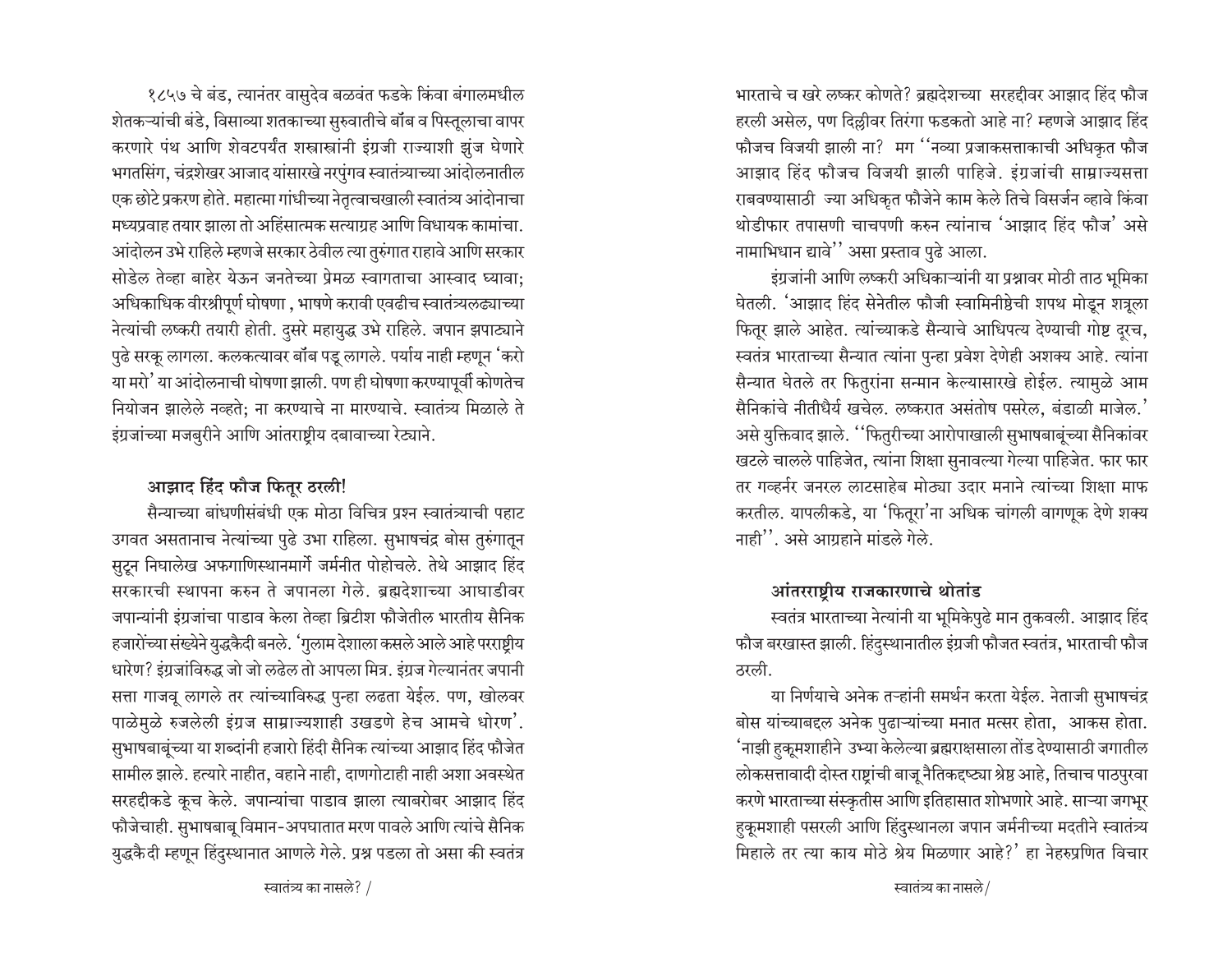१८५७ चे बंड, त्यानंतर वासुदेव बळवंत फडके किंवा बंगालमधील शेतकऱ्यांची बंडे, विसाव्या शतकाच्या सुरुवातीचे बॉंब व पिस्तूलाचा वापर करणारे पंथ आणि शेवटपर्यंत शस्त्रास्त्रांनी इंग्रजी राज्याशी झुंज घेणारे भगतसिंग, चंद्रशेखर आजाद यांसारखे नरपुंगव स्वातंत्र्याच्या आंदोलनातील एक छोटे प्रकरण होते. महात्मा गांधीच्या नेतृत्वाचखाली स्वातंत्र्य आंदोनाचा मध्यप्रवाह तयार झाला तो अहिंसात्मक सत्याग्रह आणि विधायक कामांचा. आंदोलन उभे राहिले म्हणजे सरकार ठेवील त्या तुरुंगात राहावे आणि सरकार सोडेल तेव्हा बाहेर येऊन जनतेच्या प्रेमळ स्वागताचा आस्वाद घ्यावा; अधिकाधिक वीरश्रीपूर्ण घोषणा , भाषणे करावी एवढीच स्वातंत्र्यलढ्याच्या नेत्यांची लष्करी तयारी होती. दुसरे महायुद्ध उभे राहिले. जपान झपाट्याने पुढे सरकू लागला. कलकत्यावर बॉंब पडू लागले. पर्याय नाही म्हणून 'करो या मरो' या आंदोलनाची घोषणा झाली. पण ही घोषणा करण्यापूर्वी कोणतेच नियोजन झालेले नव्हते; ना करण्याचे ना मारण्याचे. स्वातंत्र्य मिळाले ते इंग्रजांच्या मजबुरीने आणि आंतराष्ट्रीय दबावाच्या रेट्याने.

### आझाद हिंद फौज फितूर ठरली!

सैन्याच्या बांधणीसंबंधी एक मोठा विचित्र प्रश्न स्वातंत्र्याची पहाट उगवत असतानाच नेत्यांच्या पुढे उभा राहिला. सुभाषचंद्र बोस तुरुंगातून सुटून निघालेख अफगाणिस्थानमार्गे जर्मनीत पोहोचले. तेथे आझाद हिंद सरकारची स्थापना करुन ते जपानला गेले. ब्रह्मदेशाच्या आघाडीवर जपान्यांनी इंग्रजांचा पाडाव केला तेव्हा ब्रिटीश फौजेतील भारतीय सैनिक हजारोंच्या संख्येने युद्धकैदी बनले. 'गुलाम देशाला कसले आले आहे परराष्ट्रीय धारेण? इंग्रजांविरुद्ध जो जो लढेल तो आपला मित्र. इंग्रज गेल्यानंतर जपानी सत्ता गाजवू लागले तर त्यांच्याविरुद्ध पुन्हा लढता येईल. पण, खोलवर पाळेमुळे रुजलेली इंग्रज साम्राज्यशाही उखडणे हेच आमचे धोरण'. सुभाषबाबूंच्या या शब्दांनी हजारो हिंदी सैनिक त्यांच्या आझाद हिंद फौजेत सामील झाले. हत्यारे नाहीत, वहाने नाही, दाणगोटाही नाही अशा अवस्थेत सरहद्दीकडे कूच केले. जपान्यांचा पाडाव झाला त्याबरोबर आझाद हिंद फौजेचाही. सुभाषबाबू विमान-अपघातात मरण पावले आणि त्यांचे सैनिक युद्धकैदी म्हणून हिंदुस्थानात आणले गेले. प्रश्न पडला तो असा की स्वतंत्र भारताचे च खरे लष्कर कोणते? ब्रह्मदेशच्या सरहद्दीवर आझाद हिंद फौज हरली असेल, पण दिल्लीवर तिरंगा फडकतो आहे ना? म्हणजे आझाद हिंद फौजच विजयी झाली ना? मग ''नव्या प्रजाकसत्ताकाची अधिकृत फौज आझाद हिंद फौजच विजयी झाली पाहिजे. इंग्रजांची साम्राज्यसत्ता राबवण्यासाठी ज्या अधिकृत फौजेने काम केले तिचे विसर्जन व्हावे किंवा थोडीफार तपासणी चाचपणी करुन त्यांनाच 'आझाद हिंद फौज' असे नामाभिधान द्यावे'' असा प्रस्ताव पुढे आला.

इंग्रजांनी आणि लष्करी अधिकाऱ्यांनी या प्रश्नावर मोठी ताठ भूमिका घेतली. 'आझाद हिंद सेनेतील फौजी स्वामिनीष्ठेची शपथ मोडून शत्रूला फितूर झाले आहेत. त्यांच्याकडे सैन्याचे आधिपत्य देण्याची गोष्ट दूरच, स्वतंत्र भारताच्या सैन्यात त्यांना पुन्हा प्रवेश देणेही अशक्य आहे. त्यांना सैन्यात घेतले तर फितुरांना सन्मान केल्यासारखे होईल. त्यामुळे आम सैनिकांचे नीतीधैर्य खचेल. लष्करात असंतोष पसरेल, बंडाळी माजेल.' असे युक्तिवाद झाले. ''फितुरीच्या आरोपाखाली सुभाषबाबूंच्या सैनिकांवर खटले चालले पाहिजेत, त्यांना शिक्षा सुनावल्या गेल्या पाहिजेत. फार फार तर गव्हर्नर जनरल लाटसाहेब मोठ्या उदार मनाने त्यांच्या शिक्षा माफ करतील. यापलीकडे, या 'फितूरा'ना अधिक चांगली वागणूक देणे शक्य नाही''. असे आग्रहाने मांडले गेले.

### आंतरराष्ट्रीय राजकारणाचे थोतांड

स्वतंत्र भारताच्या नेत्यांनी या भूमिकेपुढे मान तुकवली. आझाद हिंद फौज बरखास्त झाली. हिंदुस्थानातील इंग्रजी फौजत स्वतंत्र, भारताची फौज ठरली.

या निर्णयाचे अनेक तऱ्हांनी समर्थन करता येईल. नेताजी सुभाषचंद्र बोस यांच्याबद्दल अनेक पुढाऱ्यांच्या मनात मत्सर होता, आकस होता. 'नाझी हुकूमशाहीने उभ्या केलेल्या ब्रह्मराक्षसाला तोंड देण्यासाठी जगातील लोकसत्तावादी दोस्त राष्ट्रांची बाजू नैतिकदृष्ट्या श्रेष्ठ आहे, तिचाच पाठपुरवा करणे भारताच्या संस्कृतीस आणि इतिहासात शोभणारे आहे. साऱ्या जगभूर हुकूमशाही पसरली आणि हिंदुस्थानला जपान जर्मनीच्या मदतीने स्वातंत्र्य मिहाले तर त्या काय मोठे श्रेय मिळणार आहे?' हा नेहरुप्रणित विचार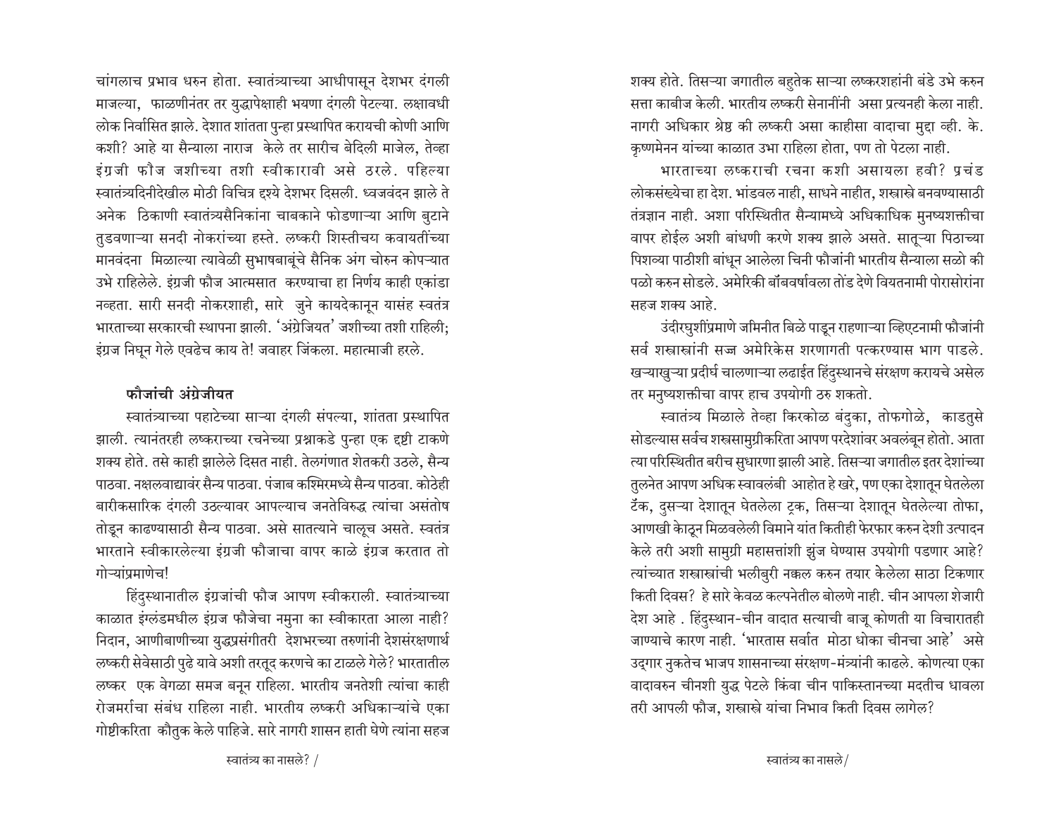चांगलाच प्रभाव धरुन होता. स्वातंत्र्याच्या आधीपासून देशभर दंगली माजल्या, फाळणीनंतर तर युद्धापेक्षाही भयणा दंगली पेटल्या. लक्षावधी लोक निर्वासित झाले. देशात शांतता पुन्हा प्रस्थापित करायची कोणी आणि कशी? आहे या सैन्याला नाराज केले तर सारीच बेदिली माजेल, तेव्हा इंग्रजी फौज जशीच्या तशी स्वीकारावी असे ठरले. पहिल्या स्वातंत्र्यदिनीदेखील मोठी विचित्र दृश्ये देशभर दिसली. ध्वजवंदन झाले ते अनेक ठिकाणी स्वातंत्र्यसैनिकांना चाबकाने फोडणाऱ्या आणि बुटाने तुडवणाऱ्या सनदी नोकरांच्या हस्ते. लष्करी शिस्तीचय कवायतींच्या मानवंदना मिळाल्या त्यावेळी सुभाषबाबूंचे सैनिक अंग चोरुन कोपऱ्यात उभे राहिलेले. इंग्रजी फौज आत्मसात करण्याचा हा निर्णय काही एकांडा नव्हता. सारी सनदी नोकरशाही, सारे जुने कायदेकानून यासंह स्वतंत्र भारताच्या सरकारची स्थापना झाली. 'अंग्रेजियत' जशीच्या तशी राहिली; इंग्रज निघून गेले एवढेच काय ते! जवाहर जिंकला. महात्माजी हरले.

### फौजांची अंग्रेजीयत

स्वातंत्र्याच्या पहाटेच्या साऱ्या दंगली संपल्या, शांतता प्रस्थापित झाली. त्यानंतरही लष्कराच्या रचनेच्या प्रश्नाकडे पुन्हा एक दृष्टी टाकणे शक्य होते. तसे काही झालेले दिसत नाही. तेलंगणात शेतकरी उठले, सैन्य पाठवा. नक्षलवाद्यावंर सैन्य पाठवा. पंजाब कश्मिरमध्ये सैन्य पाठवा. कोठेही बारीकसारिक दंगली उठल्यावर आपल्याच जनतेविरुद्ध त्यांचा असंतोष तोडून काढण्यासाठी सैन्य पाठवा. असे सातत्याने चालूच असते. स्वतंत्र भारताने स्वीकारलेल्या इंग्रजी फौजाचा वापर काळे इंग्रज करतात तो गोऱ्यांप्रमाणेच!

हिंदुस्थानातील इंग्रजांची फौज आपण स्वीकराली. स्वातंत्र्याच्या काळात इंग्लंडमधील इंग्रज फौजेचा नमुना का स्वीकारता आला नाही? निदान, आणीबाणीच्या युद्धप्रसंगीतरी देशभरच्या तरुणांनी देशसंरक्षणार्थ लष्करी सेवेसाठी पुढे यावे अशी तरतूद करणचे का टाळले गेले? भारतातील लष्कर एक वेगळा समज बनून राहिला. भारतीय जनतेशी त्यांचा काही रोजमर्राचा संबंध राहिला नाही. भारतीय लष्करी अधिकाऱ्यांचे एका गोष्टीकरिता कौतुक केले पाहिजे. सारे नागरी शासन हाती घेणे त्यांना सहज शक्य होते. तिसऱ्या जगातील बहुतेक साऱ्या लष्करशहांनी बंडे उभे करुन सत्ता काबीज केली. भारतीय लष्करी सेनानींनी असा प्रत्यनही केला नाही. नागरी अधिकार श्रेष्ठ की लष्करी असा काहीसा वादाचा मुद्दा व्ही. के. कृष्णमेनन यांच्या काळात उभा राहिला होता, पण तो पेटला नाही.

भारताच्या लष्कराची रचना कशी असायला हवी? प्रचंड लोकसंख्येचा हा देश. भांडवल नाही, साधने नाहीत, शस्त्रास्त्रे बनवण्यासाठी तंत्रज्ञान नाही. अशा परिस्थितीत सैन्यामध्ये अधिकाधिक मुनष्यशक्तीचा वापर होईल अशी बांधणी करणे शक्य झाले असते. सातूच्या पिठाच्या पिशव्या पाठीशी बांधून आलेला चिनी फौजांनी भारतीय सैन्याला सळो की पळो करुन सोडले. अमेरिकी बॉंबवर्षावला तोंड देणे वियतनामी पोरासोरांना सहज शक्य आहे.

उंदीरघुशींप्रमाणे जमिनीत बिळे पाडून राहणाऱ्या व्हिएटनामी फौजांनी सर्व शस्त्रास्त्रांनी सज्ज अमेरिकेस शरणागती पत्करण्यास भाग पाडले. खऱ्याखुऱ्या प्रदीर्घ चालणाऱ्या लढाईत हिंदुस्थानचे संरक्षण करायचे असेल तर मनुष्यशक्तीचा वापर हाच उपयोगी ठरु शकतो.

स्वातंत्र्य मिळाले तेव्हा किरकोळ बंदुका, तोफगोळे, काडतुसे सोडल्यास सर्वच शस्त्रसामुग्रीकरिता आपण परदेशांवर अवलंबून होतो. आता त्या परिस्थितीत बरीच सुधारणा झाली आहे. तिसऱ्या जगातील इतर देशांच्या तुलनेत आपण अधिक स्वावलंबी आहोत हे खरे, पण एका देशातून घेतलेला टॅंक, दुसऱ्या देशातून घेतलेला ट्रक, तिसऱ्या देशातून घेतलेल्या तोफा, आणखी कोठून मिळवलेली विमाने यांत कितीही फेरफार करुन देशी उत्पादन केले तरी अशी सामुग्री महासत्तांशी झुंज घेण्यास उपयोगी पडणार आहे? त्यांच्यात शस्त्रास्त्रांची भलीबुरी नक्कल करुन तयार केलेला साठा टिकणार किती दिवस? हे सारे केवळ कल्पनेतील बोलणे नाही. चीन आपला शेजारी देश आहे . हिंदुस्थान-चीन वादात सत्याची बाजू कोणती या विचारातही जाण्याचे कारण नाही. 'भारतास सर्वात मोठा धोका चीनचा आहे' असे उद्‌गार नुकतेच भाजप शासनाच्या संरक्षण-मंत्र्यांनी काढले. कोणत्या एका वादावरुन चीनशी युद्ध पेटले किंवा चीन पाकिस्तानच्या मदतीच धावला तरी आपली फौज, शस्त्रास्त्रे यांचा निभाव किती दिवस लागेल?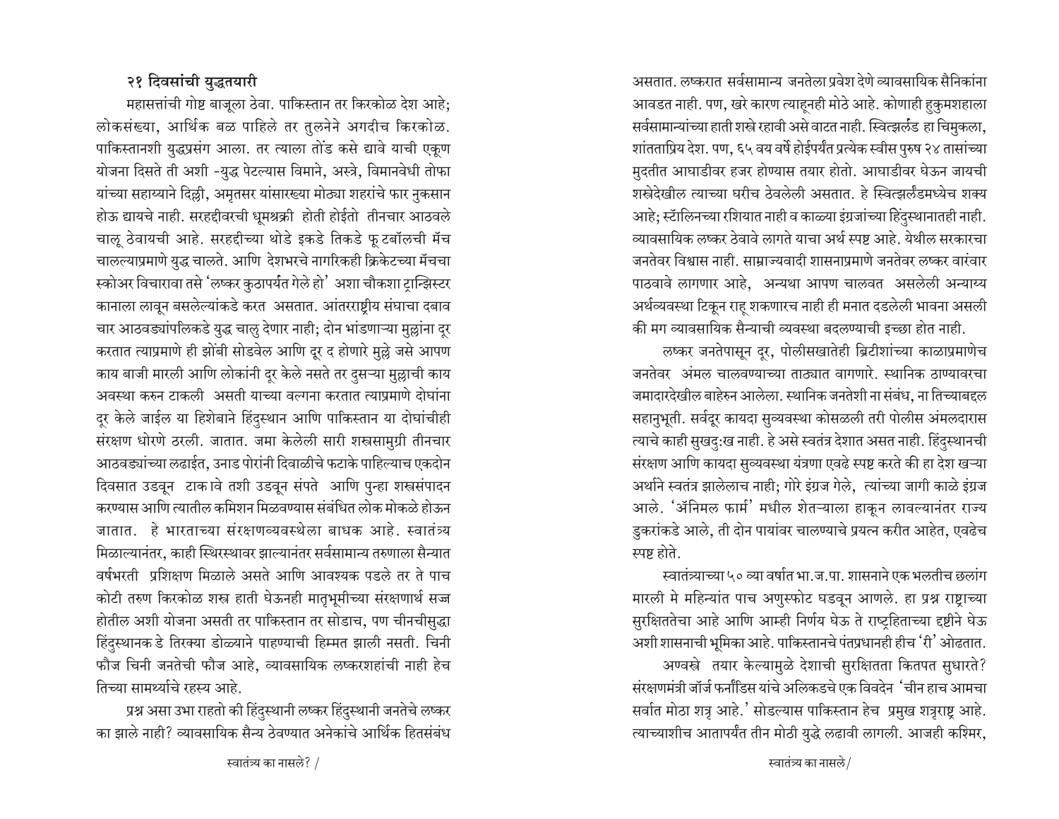### २१ दिवसांची युद्धतयारी

महासत्तांची गोष्ट बाजूला ठेवा. पाकिस्तान तर किरकोळ देश आहे; लोकसंख्या, आर्थिक बळ पाहिले तर तुलनेने अगदीच किरकोळ. पाकिस्तानशी युद्धप्रसंग आला. तर त्याला तोंड कसे द्यावे याची एकूण योजना दिसते ती अशी -युद्ध पेटल्यास विमाने, अस्त्रे, विमानवेधी तोफा यांच्या सहाय्याने दिल्ली, अमृतसर यांसारख्या मोठ्या शहरांचे फार नुकसान होऊ द्यायचे नाही. सरहद्दीवरची धूमश्चक्री होती होईतो तीनचार आठवले चालू ठेवायची आहे. सरहद्दीच्या थोडे इकडे तिकडे फू टबॉलची मॅच चालल्याप्रमाणे युद्ध चालते. आणि देशभरचे नागरिकही क्रिकेटच्या मॅचचा स्कोअर विचारावा तसे 'लष्कर कुठापर्यंत गेले हो' अशा चौकशा ट्रान्झिस्टर कानाला लावून बसलेल्यांकडे करत असतात. आंतरराष्ट्रीय संघाचा दबाव चार आठवड्यांपलिकडे युद्ध चालु देणार नाही; दोन भांडणाऱ्या मुल्लांना दूर करतात त्याप्रमाणे ही झोंबी सोडवेल आणि दूर द होणारे मुल्ले जसे आपण काय बाजी मारली आणि लोकांनी दूर केले नसते तर दुसऱ्या मुल्लाची काय अवस्था करुन टाकली असती याच्या वल्गना करतात त्याप्रमाणे दोघांना दूर केले जाईल या हिशेबाने हिंदुस्थान आणि पाकिस्तान या दोघांचीही संरक्षण धोरणे ठरली. जातात. जमा केलेली सारी शस्त्रसामुग्री तीनचार आठवड्यांच्या लढाईत, उनाड पोरांनी दिवाळीचे फटाके पाहिल्याच एकदोन दिवसात उडवून टाकावे तशी उडवून संपते आणि पुन्हा शस्त्रसंपादन करण्यास आणि त्यातील कमिशन मिळवण्यास संबंधित लोक मोकळे होऊन जातात. हे भारताच्या संरक्षणव्यवस्थेला बाधक आहे. स्वातंत्र्य मिळाल्यानंतर, काही स्थिरस्थावर झाल्यानंतर सर्वसामान्य तरुणाला सैन्यात वर्षभरती प्रशिक्षण मिळाले असते आणि आवश्यक पडले तर ते पाच कोटी तरुण किरकोळ शस्त्र हाती घेऊनही मातृभूमीच्या संरक्षणार्थ सज्ज होतील अशी योजना असती तर पाकिस्तान तर सोडाच, पण चीनचीसुद्धा हिंदुस्थानक डे तिरक्या डोळ्याने पाहण्याची हिम्मत झाली नसती. चिनी फौज चिनी जनतेची फौज आहे, व्यावसायिक लष्करशहांची नाही हेच तिच्या सामर्थ्याचे रहस्य आहे.

प्रश्न असा उभा राहतो की हिंदुस्थानी लष्कर हिंदुस्थानी जनतेचे लष्कर का झाले नाही? व्यावसायिक सैन्य ठेवण्यात अनेकांचे आर्थिक हितसंबंध असतात. लष्करात सर्वसामान्य जनतेला प्रवेश देणे व्यावसायिक सैनिकांना आवडत नाही. पण, खरे कारण त्याहूनही मोठे आहे. कोणाही हुकुमशहाला सर्वसामान्यांच्या हाती शस्त्रे रहावी असे वाटत नाही. स्वित्झर्लंड हा चिमुकला, शांतताप्रिय देश. पण, ६५ वय वर्षे होईपर्यंत प्रत्येक स्वीस पुरुष २४ तासांच्या मुदतीत आघाडीवर हजर होण्यास तयार होतो. आघाडीवर घेऊन जायची शस्त्रेदेखील त्याच्या घरीच ठेवलेली असतात. हे स्वित्झर्लंडमध्येच शक्य आहे; स्टॅलिनच्या रशियात नाही व काळ्या इंग्रजांच्या हिंदुस्थानातही नाही. व्यावसायिक लष्कर ठेवावे लागते याचा अर्थ स्पष्ट आहे. येथील सरकारचा जनतेवर विश्वास नाही. साम्राज्यवादी शासनाप्रमाणे जनतेवर लष्कर वारंवार पाठवावे लागणार आहे, अन्यथा आपण चालवत असलेली अन्याय्य अर्थव्यवस्था टिकून राहू शकणारच नाही ही मनात दडलेली भावना असली की मग व्यावसायिक सैन्याची व्यवस्था बदलण्याची इच्छा होत नाही.

लष्कर जनतेपासून दूर, पोलीसखातेही ब्रिटीशांच्या काळाप्रमाणेच जनतेवर अंमल चालवण्याच्या ताठ्यात वागणारे. स्थानिक ठाण्यावरचा जमादारदेखील बाहेरुन आलेला. स्थानिक जनतेशी ना संबंध, ना तिच्याबद्दल सहानुभूती. सर्वदूर कायदा सुव्यवस्था कोसळली तरी पोलीस अंमलदारास त्याचे काही सुखदुःख नाही. हे असे स्वतंत्र देशात असत नाही. हिंदुस्थानची संरक्षण आणि कायदा सुव्यवस्था यंत्रणा एवढे स्पष्ट करते की हा देश खऱ्या अर्थाने स्वतंत्र झालेलाच नाही; गोरे इंग्रज गेले, त्यांच्या जागी काळे इंग्रज आले. 'ॲनिमल फार्म' मधील शेतऱ्याला हाकून लावल्यानंतर राज्य डुकरांकडे आले, ती दोन पायांवर चालण्याचे प्रयत्न करीत आहेत, एवढेच स्पष्ट होते.

स्वातंत्र्याच्या ५० व्या वर्षात भा.ज.पा. शासनाने एक भलतीच छलांग मारली मे महिन्यांत पाच अणुस्फोट घडवून आणले. हा प्रश्न राष्ट्राच्या सुरक्षिततेचा आहे आणि आम्ही निर्णय घेऊ ते राष्ट्रहिताच्या दृष्टीने घेऊ अशी शासनाची भूमिका आहे. पाकिस्तानचे पंतप्रधानही हीच 'री' ओढतात.

अण्वस्त्रे तयार केल्यामुळे देशाची सुरक्षितता कितपत सुधारते? संरक्षणमंत्री जॉर्ज फर्नांडिस यांचे अलिकडचे एक विवदेन 'चीन हाच आमचा सर्वात मोठा शत्रू आहे.' सोडल्यास पाकिस्तान हेच प्रमुख शत्रूराष्ट्र आहे. त्याच्याशीच आतापर्यंत तीन मोठी युद्धे लढावी लागली. आजही कश्मिर,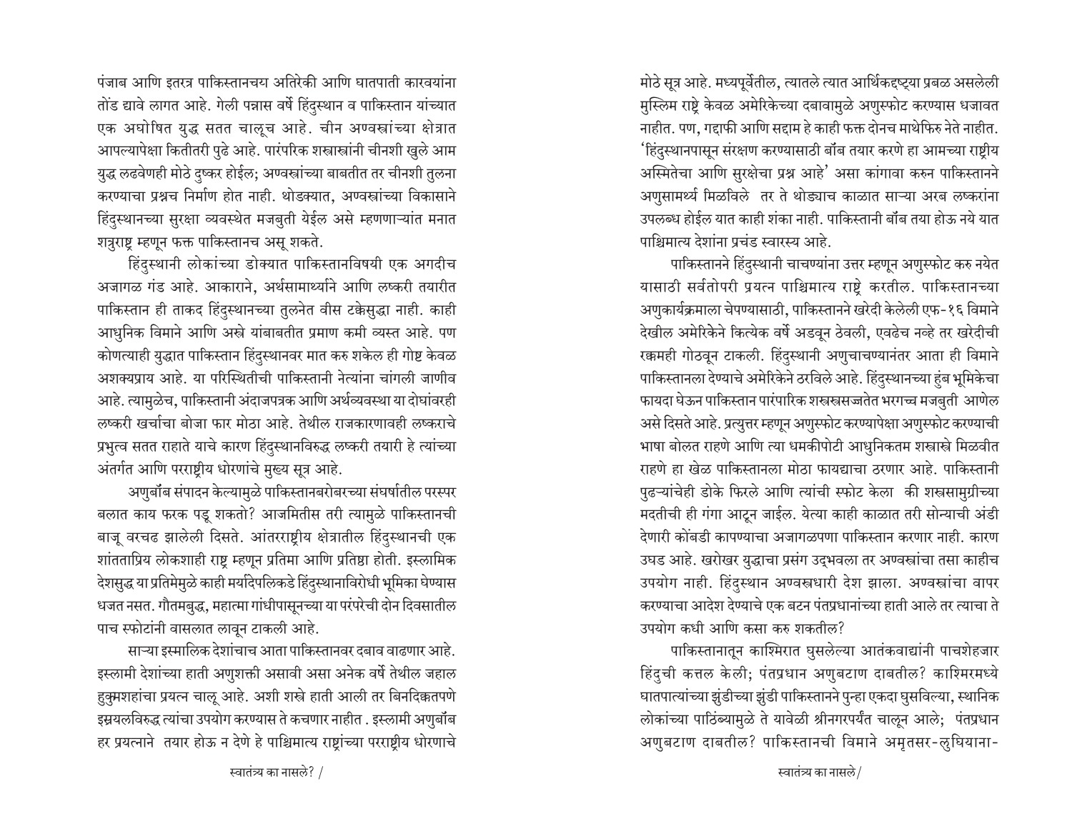पंजाब आणि इतरत्र पाकिस्तानचय अतिरेकी आणि घातपाती कारवयांना तोंड द्यावे लागत आहे. गेली पन्नास वर्षे हिंदुस्थान व पाकिस्तान यांच्यात एक अघोषित युद्ध सतत चालूच आहे. चीन अण्वस्त्रांच्या क्षेत्रात आपल्यापेक्षा कितीतरी पुढे आहे. पारंपरिक शस्त्रास्त्रांनी चीनशी खुले आम युद्ध लढवेणही मोठे दुष्कर होईल; अण्वस्त्रांच्या बाबतीत तर चीनशी तुलना करण्याचा प्रश्नच निर्माण होत नाही. थोडक्यात, अण्वस्त्रांच्या विकासाने हिंदुस्थानच्या सुरक्षा व्यवस्थेत मजबुती येईल असे म्हणणाऱ्यांत मनात शत्रुराष्ट्र म्हणून फक्त पाकिस्तानच असू शकते.

हिंदुस्थानी लोकांच्या डोक्यात पाकिस्तानविषयी एक अगदीच अजागळ गंड आहे. आकाराने, अर्थसामार्थ्याने आणि लष्करी तयारीत पाकिस्तान ही ताकद हिंदुस्थानच्या तुलनेत वीस टक्केसुद्धा नाही. काही आधुनिक विमाने आणि अस्त्रे यांबाबतीत प्रमाण कमी व्यस्त आहे. पण कोणत्याही युद्धात पाकिस्तान हिंदुस्थानवर मात करु शकेल ही गोष्ट केवळ अशक्यप्राय आहे. या परिस्थितीची पाकिस्तानी नेत्यांना चांगली जाणीव आहे. त्यामुळेच, पाकिस्तानी अंदाजपत्रक आणि अर्थव्यवस्था या दोघांवरही लष्करी खर्चाचा बोजा फार मोठा आहे. तेथील राजकारणावही लष्कराचे प्रभुत्व सतत राहाते याचे कारण हिंदुस्थानविरुद्ध लष्करी तयारी हे त्यांच्या अंतर्गत आणि परराष्ट्रीय धोरणांचे मुख्य सूत्र आहे.

अणुबॉंब संपादन केल्यामुळे पाकिस्तानबरोबरच्या संघर्षातील परस्पर बलात काय फरक पडू शकतो? आजमितीस तरी त्यामुळे पाकिस्तानची बाजू वरचढ झालेली दिसते. आंतरराष्ट्रीय क्षेत्रातील हिंदुस्थानची एक शांतताप्रिय लोकशाही राष्ट्र म्हणून प्रतिमा आणि प्रतिष्ठा होती. इस्लामिक देशसुद्ध या प्रतिमेमुळे काही मर्यादेपलिकडे हिंदुस्थानाविरोधी भूमिका घेण्यास धजत नसत. गौतमबुद्ध, महात्मा गांधीपासूनच्या या परंपरेची दोन दिवसातील पाच स्फोटांनी वासलात लावून टाकली आहे.

साऱ्या इस्मालिक देशांचाच आता पाकिस्तानवर दबाव वाढणार आहे. इस्लामी देशांच्या हाती अणुशक्ती असावी असा अनेक वर्षे तेथील जहाल हुकुमशहांचा प्रयत्न चालू आहे. अशी शस्त्रे हाती आली तर बिनदिक्कतपणे इस्रयलविरुद्ध त्यांचा उपयोग करण्यास ते कचणार नाहीत . इस्लामी अणुबॉंब हर प्रयत्नाने तयार होऊ न देणे हे पाश्चिमात्य राष्ट्रांच्या परराष्ट्रीय धोरणाचे मोठे सूत्र आहे. मध्यपूर्वेतील, त्यातले त्यात आर्थिकदृष्ट्या प्रबळ असलेली मुस्लिम राष्ट्रे केवळ अमेरिकेच्या दबावामुळे अणुस्फोट करण्यास धजावत नाहीत. पण, गद्दाफी आणि सद्दाम हे काही फक्त दोनच माथेफिरु नेते नाहीत. 'हिंदुस्थानपासून संरक्षण करण्यासाठी बॉंब तयार करणे हा आमच्या राष्ट्रीय अस्मितेचा आणि सुरक्षेचा प्रश्न आहे' असा कांगावा करुन पाकिस्तानने अणुसामर्थ्य मिळविले तर ते थोड्याच काळात साऱ्या अरब लष्करांना उपलब्ध होईल यात काही शंका नाही. पाकिस्तानी बॉंब तया होऊ नये यात पाश्चिमात्य देशांना प्रचंड स्वारस्य आहे.

पाकिस्तानने हिंदुस्थानी चाचण्यांना उत्तर म्हणून अणुस्फोट करु नयेत यासाठी सर्वतोपरी प्रयत्न पाश्चिमात्य राष्ट्रे करतील. पाकिस्तानच्या अणुकार्यक्रमाला चेपण्यासाठी, पाकिस्तानने खरेदी केलेली एफ-१६ विमाने देखील अमेरिकेने कित्येक वर्षे अडवून ठेवली, एवढेच नव्हे तर खरेदीची रक्कमही गोठवून टाकली. हिंदुस्थानी अणुचाचण्यानंतर आता ही विमाने पाकिस्तानला देण्याचे अमेरिकेने ठरविले आहे. हिंदुस्थानच्या हुंब भूमिकेचा फायदा घेऊन पाकिस्तान पारंपारिक शस्त्रास्त्रसज्जतेत भरगच्च मजबुती आणेल असे दिसते आहे. प्रत्युत्तर म्हणून अणुस्फोट करण्यापेक्षा अणुस्फोट करण्याची भाषा बोलत राहणे आणि त्या धमकीपोटी आधुनिकतम शस्त्रास्त्रे मिळवीत राहणे हा खेळ पाकिस्तानला मोठा फायद्याचा ठरणार आहे. पाकिस्तानी पुढऱ्यांचेही डोके फिरले आणि त्यांची स्फोट केला की शस्त्रसामुग्रीच्या मदतीची ही गंगा आटून जाईल. येत्या काही काळात तरी सोन्याची अंडी देणारी कोंबडी कापण्याचा अजागळपणा पाकिस्तान करणार नाही. कारण उघड आहे. खरोखर युद्धाचा प्रसंग उद्भवला तर अण्वस्त्रांचा तसा काहीच उपयोग नाही. हिंदुस्थान अण्वस्त्रधारी देश झाला. अण्वस्त्रांचा वापर करण्याचा आदेश देण्याचे एक बटन पंतप्रधानांच्या हाती आले तर त्याचा ते उपयोग कधी आणि कसा करु शकतील?

पाकिस्तानातून काश्मिरात घुसलेल्या आतंकवाद्यांनी पाचशेहजार हिंदुंची कत्तल केली; पंतप्रधान अणुबटाण दाबतील? काश्मिरमध्ये घातपात्यांच्या झुंडीच्या झुंडी पाकिस्तानने पुन्हा एकदा घुसविल्या, स्थानिक लोकांच्या पाठिंब्यामुळे ते यावेळी श्रीनगरपर्यंत चालून आले; पंतप्रधान अणुबटाण दाबतील? पाकिस्तानची विमाने अमृतसर-लुधियाना-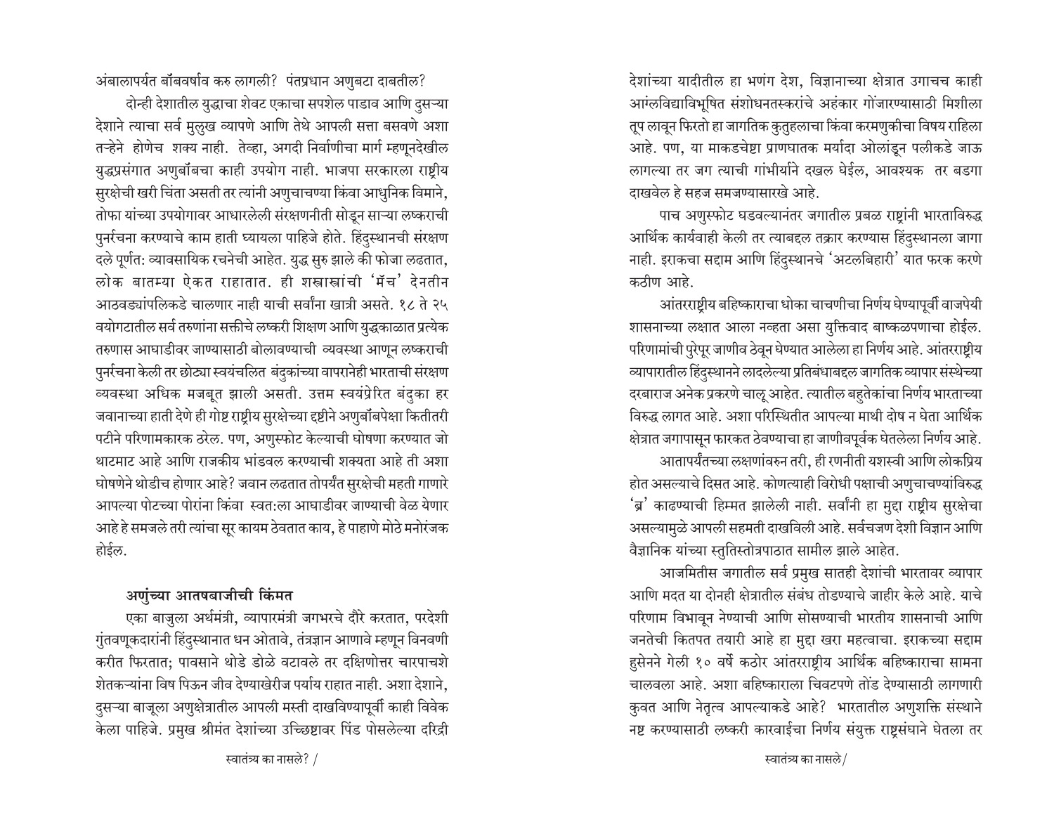अंबालापर्यत बॉंबवर्षाव करु लागली? पंतप्रधान अणुबटा दाबतील?

दोन्ही देशातील युद्धाचा शेवट एकाचा सपशेल पाडाव आणि दुसऱ्या देशाने त्याचा सर्व मुलुख व्यापणे आणि तेथे आपली सत्ता बसवणे अशा तऱ्हेने होणेच शक्य नाही. तेव्हा, अगदी निर्वाणीचा मार्ग म्हणूनदेखील युद्धप्रसंगात अणुबॉंबचा काही उपयोग नाही. भाजपा सरकारला राष्ट्रीय सुरक्षेची खरी चिंता असती तर त्यांनी अणुचाचण्या किंवा आधुनिक विमाने, तोफा यांच्या उपयोगावर आधारलेली संरक्षणनीती सोडून साऱ्या लष्कराची पुनर्रचना करण्याचे काम हाती घ्यायला पाहिजे होते. हिंदुस्थानची संरक्षण दले पूर्णत: व्यावसायिक रचनेची आहेत. युद्ध सुरु झाले की फोजा लढतात, लोक बातम्या ऐकत राहातात. ही शस्त्रास्त्रांची 'मॅच' देनतीन आठवड्यांपलिकडे चालणार नाही याची सर्वांना खात्री असते. १८ ते २५ वयोगटातील सर्व तरुणांना सक्तीचे लष्करी शिक्षण आणि युद्धकाळात प्रत्येक तरुणास आघाडीवर जाण्यासाठी बोलावण्याची व्यवस्था आणून लष्कराची पुनर्रचना केली तर छोट्या स्वयंचलित बंदुकांच्या वापरानेही भारताची संरक्षण व्यवस्था अधिक मजबूत झाली असती. उत्तम स्वयंप्रेरित बंदुका हर जवानाच्या हाती देणे ही गोष्ट राष्ट्रीय सुरक्षेच्या दृष्टीने अणुबॉंबपेक्षा कितीतरी पटीने परिणामकारक ठरेल. पण, अणुस्फोट केल्याची घोषणा करण्यात जो थाटमाट आहे आणि राजकीय भांडवल करण्याची शक्यता आहे ती अशा घोषणेने थोडीच होणार आहे? जवान लढतात तोपर्यंत सुरक्षेची महती गाणारे आपल्या पोटच्या पोरांना किंवा स्वत:ला आघाडीवर जाण्याची वेळ येणार आहे हे समजले तरी त्यांचा सूर कायम ठेवतात काय, हे पाहणे मोठे मनोरंजक होईल.

### अणुंच्या आतषबाजीची किंमत

एका बाजुला अर्थमंत्री, व्यापारमंत्री जगभरचे दौरे करतात, परदेशी गुंतवणूकदारांनी हिंदुस्थानात धन ओतावे, तंत्रज्ञान आणावे म्हणून विनवणी करीत फिरतात; पावसाने थोडे डोळे वटावले तर दक्षिणोत्तर चारपाचशे शेतकऱ्यांना विष पिऊन जीव देण्याखेरीज पर्याय राहात नाही. अशा देशाने, दुसऱ्या बाजूला अणुक्षेत्रातील आपली मस्ती दाखविण्यापूर्वी काही विवेक केला पाहिजे. प्रमुख श्रीमंत देशांच्या उच्छिष्टावर पिंड पोसलेल्या दरिद्री देशांच्या यादीतील हा भणंग देश, विज्ञानाच्या क्षेत्रात उगाचच काही आंग्लविद्याविभूषित संशोधनतस्करांचे अहंकार गोंजारण्यासाठी मिशीला तूप लावून फिरतो हा जागतिक कुतुहलाचा किंवा करमणुकीचा विषय राहिला आहे. पण, या माकडचेष्टा प्राणघातक मर्यादा ओलांडून पलीकडे जाऊ लागल्या तर जग त्याची गांभीर्याने दखल घेईल, आवश्यक तर बडगा दाखवेल हे सहज समजण्यासारखे आहे.

पाच अणुस्फोट घडवल्यानंतर जगातील प्रबळ राष्ट्रांनी भारताविरुद्ध आर्थिक कार्यवाही केली तर त्याबद्दल तक्रार करण्यास हिंदुस्थानला जागा नाही. इराकचा सद्दाम आणि हिंदुस्थानचे 'अटलबिहारी' यात फरक करणे कठीण आहे.

आंतरराष्ट्रीय बहिष्काराचा धोका चाचणीचा निर्णय घेण्यापूर्वी वाजपेयी शासनाच्या लक्षात आला नव्हता असा युक्तिवाद बाष्कळपणाचा होईल. परिणामांची पुरेपूर जाणीव ठेवून घेण्यात आलेला हा निर्णय आहे. आंतरराष्ट्रीय व्यापारातील हिंदुस्थानने लादलेल्या प्रतिबंधाबद्दल जागतिक व्यापार संस्थेच्या दरबाराज अनेक प्रकरणे चालू आहेत. त्यातील बहुतेकांचा निर्णय भारताच्या विरुद्ध लागत आहे. अशा परिस्थितीत आपल्या माथी दोष न घेता आर्थिक क्षेत्रात जगापासून फारकत ठेवण्याचा हा जाणीवपूर्वक घेतलेला निर्णय आहे.

आतापर्यंतच्या लक्षणांवरुन तरी, ही रणनीती यशस्वी आणि लोकप्रिय होत असल्याचे दिसत आहे. कोणत्याही विरोधी पक्षाची अणुचाचण्यांविरुद्ध 'ब्र' काढण्याची हिम्मत झालेली नाही. सर्वांनी हा मुद्दा राष्ट्रीय सुरक्षेचा असल्यामुळे आपली सहमती दाखविली आहे. सर्वचजण देशी विज्ञान आणि वैज्ञानिक यांच्या स्तुतिस्तोत्रपाठात सामील झाले आहेत.

आजमितीस जगातील सर्व प्रमुख सातही देशांची भारतावर व्यापार आणि मदत या दोनही क्षेत्रातील संबंध तोडण्याचे जाहीर केले आहे. याचे परिणाम विभावून नेण्याची आणि सोसण्याची भारतीय शासनाची आणि जनतेची कितपत तयारी आहे हा मुद्दा खरा महत्वाचा. इराकच्या सद्दाम हुसेनने गेली १० वर्षे कठोर आंतरराष्ट्रीय आर्थिक बहिष्काराचा सामना चालवला आहे. अशा बहिष्काराला चिवटपणे तोंड देण्यासाठी लागणारी कुवत आणि नेतृत्व आपल्याकडे आहे? भारतातील अणुशक्ति संस्थाने नष्ट करण्यासाठी लष्करी कारवाईचा निर्णय संयुक्त राष्ट्रसंघाने घेतला तर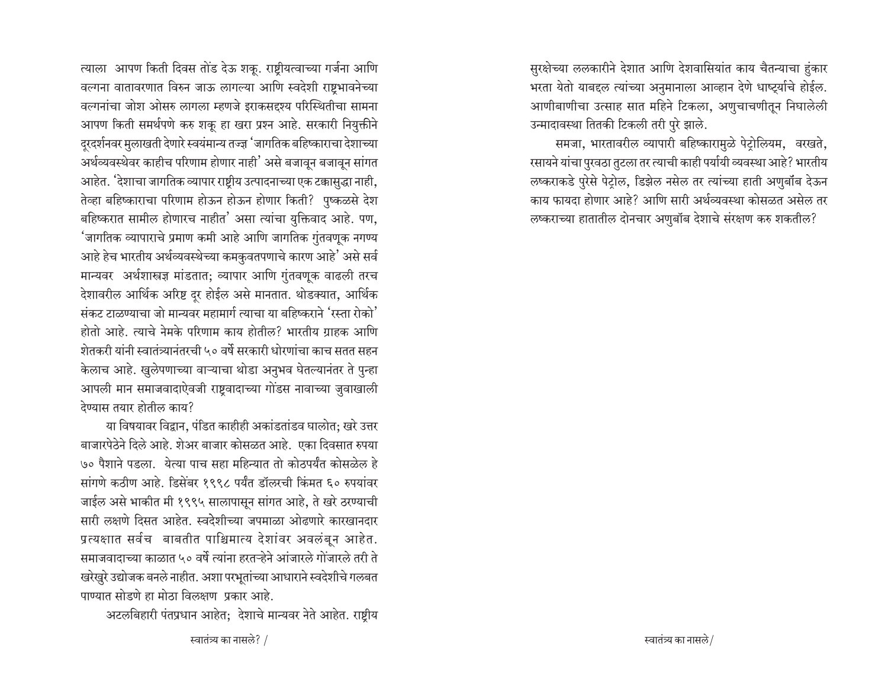त्याला आपण किती दिवस तोंड देऊ शकू. राष्ट्रीयत्वाच्या गर्जना आणि वल्गना वातावरणात विरुन जाऊ लागल्या आणि स्वदेशी राष्ट्रभावनेच्या वल्गनांचा जोश ओसरु लागला म्हणजे इराकसदृश्य परिस्थितीचा सामना आपण किती समर्थपणे करु शकू हा खरा प्रश्न आहे. सरकारी नियुक्तीने दूरदर्शनवर मुलाखती देणारे स्वयंमान्य तज्ज्ञ 'जागतिक बहिष्काराचा देशाच्या अर्थव्यवस्थेवर काहीच परिणाम होणार नाही' असे बजावून बजावून सांगत आहेत. 'देशाचा जागतिक व्यापार राष्ट्रीय उत्पादनाच्या एक टक्कासुद्धा नाही, तेव्हा बहिष्काराचा परिणाम होऊन होऊन होणार किती? पुष्कळसे देश बहिष्करात सामील होणारच नाहीत' असा त्यांचा युक्तिवाद आहे. पण, 'जागतिक व्यापाराचे प्रमाण कमी आहे आणि जागतिक गुंतवणूक नगण्य आहे हेच भारतीय अर्थव्यवस्थेच्या कमकुवतपणाचे कारण आहे' असे सर्व मान्यवर अर्थशास्त्रज्ञ मांडतात; व्यापार आणि गुंतवणूक वाढली तरच देशावरील आर्थिक अरिष्ट दूर होईल असे मानतात. थोडक्यात, आर्थिक संकट टाळण्याचा जो मान्यवर महामार्ग त्याचा या बहिष्कराने 'रस्ता रोको' होतो आहे. त्याचे नेमके परिणाम काय होतील? भारतीय ग्राहक आणि शेतकरी यांनी स्वातंत्र्यानंतरची ५० वर्षे सरकारी धोरणांचा काच सतत सहन केलाच आहे. खुलेपणाच्या वाऱ्याचा थोडा अनुभव घेतल्यानंतर ते पुन्हा आपली मान समाजवादाऐवजी राष्ट्रवादाच्या गोंडस नावाच्या जुवाखाली देण्यास तयार होतील काय?

या विषयावर विद्वान, पंडित काहीही अकांडतांडव घालोत; खरे उत्तर बाजारपेठेने दिले आहे. शेअर बाजार कोसळत आहे. एका दिवसात रुपया ७० पैशाने पडला. येत्या पाच सहा महिन्यात तो कोठपर्यंत कोसळेल हे सांगणे कठीण आहे. डिसेंबर १९९८ पर्यंत डॉलरची किंमत ६० रुपयांवर जाईल असे भाकीत मी १९९५ सालापासून सांगत आहे, ते खरे ठरण्याची सारी लक्षणे दिसत आहेत. स्वदेशीच्या जपमाळा ओढणारे कारखानदार प्रत्यक्षात सर्वच बाबतीत पाश्चिमात्य देशांवर अवलंबून आहेत. समाजवादाच्या काळात ५० वर्षे त्यांना हरतऱ्हेने आंजारले गोंजारले तरी ते खरेखुरे उद्योजक बनले नाहीत. अशा परभूतांच्या आधाराने स्वदेशीचे गलबत पाण्यात सोडणे हा मोठा विलक्षण प्रकार आहे.

अटलबिहारी पंतप्रधान आहेत; देशाचे मान्यवर नेते आहेत. राष्ट्रीय सुरक्षेच्या ललकारीने देशात आणि देशवासियांत काय चैतन्याचा हुंकार भरता येतो याबद्दल त्यांच्या अनुमानाला आव्हान देणे धाष्ट्यर्याचे होईल. आणीबाणीचा उत्साह सात महिने टिकला, अणुचाचणीतून निघालेली उन्मादावस्था तितकी टिकली तरी पुरे झाले.

समजा, भारतावरील व्यापारी बहिष्कारामुळे पेट्रोलियम, वरखते, रसायने यांचा पुरवठा तुटला तर त्याची काही पर्यायी व्यवस्था आहे? भारतीय लष्कराकडे पुरेसे पेट्रोल, डिझेल नसेल तर त्यांच्या हाती अणुबॉंब देऊन काय फायदा होणार आहे? आणि सारी अर्थव्यवस्था कोसळत असेल तर लष्कराच्या हातातील दोनचार अणुबॉंब देशाचे संरक्षण करु शकतील?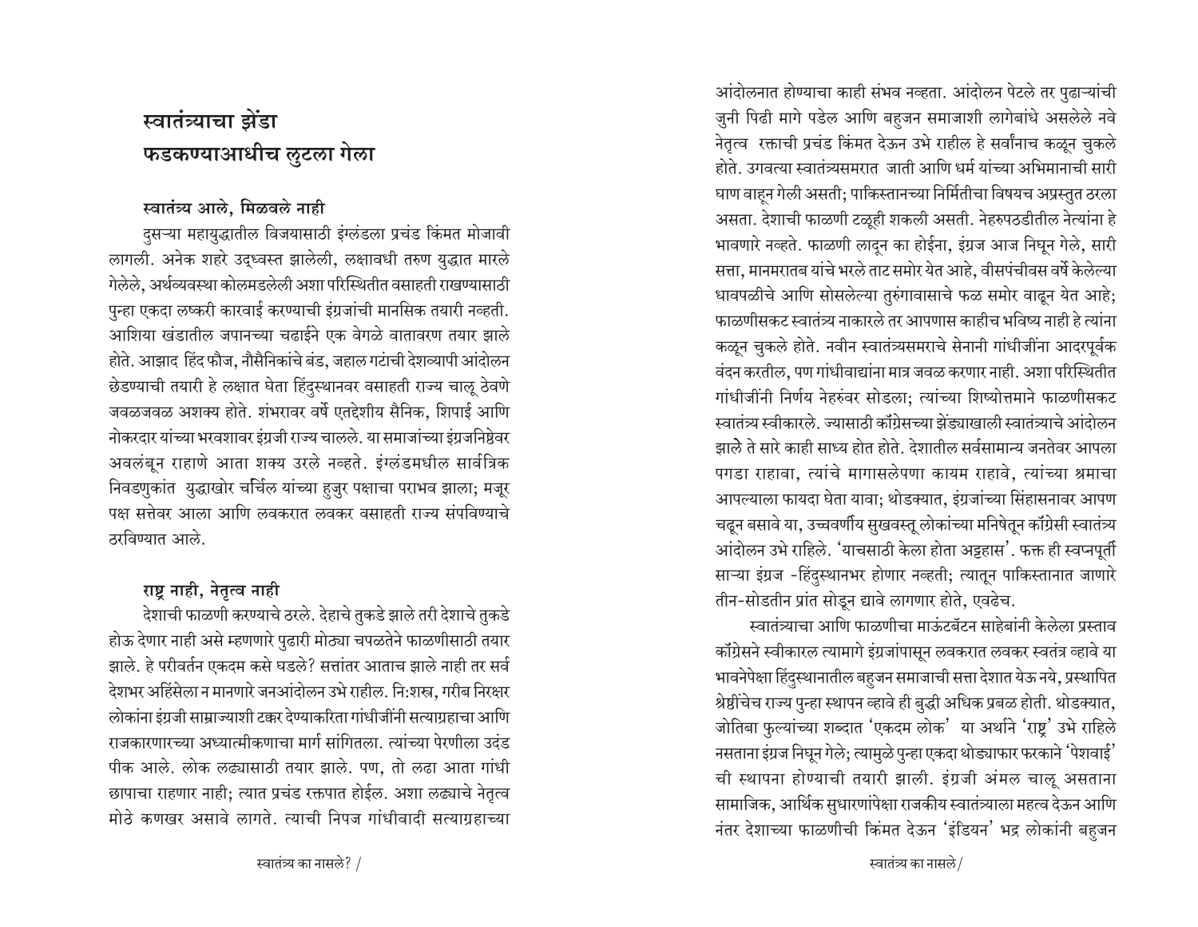# स्वातंत्र्याचा झेंडा फडकण्याआधीच लुटला गेला

### स्वातंत्र्य आले, मिळवले नाही

दुसऱ्या महायुद्धातील विजयासाठी इंग्लंडला प्रचंड किंमत मोजावी लागली. अनेक शहरे उद्ध्वस्त झालेली, लक्षावधी तरुण युद्धात मारले गेलेले, अर्थव्यवस्था कोलमडलेली अशा परिस्थितीत वसाहती राखण्यासाठी पुन्हा एकदा लष्करी कारवाई करण्याची इंग्रजांची मानसिक तयारी नव्हती. आशिया खंडातील जपानच्या चढाईने एक वेगळे वातावरण तयार झाले होते. आझाद हिंद फौज, नौसैनिकांचे बंड, जहाल गटांची देशव्यापी आंदोलन छेडण्याची तयारी हे लक्षात घेता हिंदुस्थानवर वसाहती राज्य चालू ठेवणे जवळजवळ अशक्य होते. शंभरावर वर्षे एतद्देशीय सैनिक, शिपाई आणि नोकरदार यांच्या भरवशावर इंग्रजी राज्य चालले. या समाजांच्या इंग्रजनिष्ठेवर अवलंबून राहाणे आता शक्य उरले नव्हते. इंग्लंडमधील सार्वत्रिक निवडणुकांत युद्धाखोर चर्चिल यांच्या हुजुर पक्षाचा पराभव झाला; मजूर पक्ष सत्तेवर आला आणि लवकरात लवकर वसाहती राज्य संपविण्याचे ठरविण्यात आले.

### राष्ट्र नाही, नेतृत्व नाही

देशाची फाळणी करण्याचे ठरले. देहाचे तुकडे झाले तरी देशाचे तुकडे होऊ देणार नाही असे म्हणणारे पुढारी मोठ्या चपळतेने फाळणीसाठी तयार झाले. हे परीवर्तन एकदम कसे घडले? सत्तांतर आताच झाले नाही तर सर्व देशभर अहिंसेला न मानणारे जनआंदोलन उभे राहील. नि:शस्त्र, गरीब निरक्षर लोकांना इंग्रजी साम्राज्याशी टक्कर देण्याकरिता गांधीजींनी सत्याग्रहाचा आणि राजकारणारच्या अध्यात्मीकणाचा मार्ग सांगितला. त्यांच्या पेरणीला उदंड पीक आले. लोक लढ्यासाठी तयार झाले. पण, तो लढा आता गांधी छापाचा राहणार नाही; त्यात प्रचंड रक्तपात होईल. अशा लढ्याचे नेतृत्व मोठे कणखर असावे लागते. त्याची निपज गांधीवादी सत्याग्रहाच्या आंदोलनात होण्याचा काही संभव नव्हता. आंदोलन पेटले तर पुढाऱ्यांची जुनी पिढी मागे पडेल आणि बहुजन समाजाशी लागेबांधे असलेले नवे नेतृत्व रक्ताची प्रचंड किंमत देऊन उभे राहील हे सर्वांनाच कळून चुकले होते. उगवत्या स्वातंत्र्यसमरात जाती आणि धर्म यांच्या अभिमानाची सारी घाण वाहून गेली असती; पाकिस्तानच्या निर्मितीचा विषयच अप्रस्तुत ठरला असता. देशाची फाळणी टळूही शकली असती. नेहरुपठडीतील नेत्यांना हे भावणारे नव्हते. फाळणी लादून का होईना, इंग्रज आज निघून गेले, सारी सत्ता, मानमरातब यांचे भरले ताट समोर येत आहे, वीसपंचीवस वर्षे केलेल्या धावपळीचे आणि सोसलेल्या तुरुंगावासाचे फळ समोर वाढून येत आहे; फाळणीसकट स्वातंत्र्य नाकारले तर आपणास काहीच भविष्य नाही हे त्यांना कळून चुकले होते. नवीन स्वातंत्र्यसमराचे सेनानी गांधीजींना आदरपूर्वक वंदन करतील, पण गांधीवाद्यांना मात्र जवळ करणार नाही. अशा परिस्थितीत गांधीजींनी निर्णय नेहरुंवर सोडला; त्यांच्या शिष्योत्तमाने फाळणीसकट स्वातंत्र्य स्वीकारले. ज्यासाठी कॉंग्रेसच्या झेंड्याखाली स्वातंत्र्याचे आंदोलन झाले ते सारे काही साध्य होत होते. देशातील सर्वसामान्य जनतेवर आपला पगडा राहावा, त्यांचे मागासलेपणा कायम राहावे, त्यांच्या श्रमाचा आपल्याला फायदा घेता यावा; थोडक्यात, इंग्रजांच्या सिंहासनावर आपण चढून बसावे या, उच्चवर्णीय सुखवस्तू लोकांच्या मनिषेतून कॉंग्रेसी स्वातंत्र्य आंदोलन उभे राहिले. 'याचसाठी केला होता अट्टहास'. फक्त ही स्वप्नपूर्ती साऱ्या इंग्रज -हिंदुस्थानभर होणार नव्हती; त्यातून पाकिस्तानात जाणारे तीन-सोडतीन प्रांत सोडून द्यावे लागणार होते, एवढेच.

स्वातंत्र्याचा आणि फाळणीचा माऊंटबॅटन साहेबांनी केलेला प्रस्ताव कॉंग्रेसने स्वीकारल त्यामागे इंग्रजांपासून लवकरात लवकर स्वतंत्र व्हावे या भावनेपेक्षा हिंदुस्थानातील बहुजन समाजाची सत्ता देशात येऊ नये, प्रस्थापित श्रेष्ठींचेच राज्य पुन्हा स्थापन व्हावे ही बुद्धी अधिक प्रबळ होती. थोडक्यात, जोतिबा फुल्यांच्या शब्दात 'एकदम लोक' या अर्थाने 'राष्ट्र' उभे राहिले नसताना इंग्रज निघून गेले; त्यामुळे पुन्हा एकदा थोड्याफार फरकाने 'पेशवाई' ची स्थापना होण्याची तयारी झाली. इंग्रजी अंमल चालू असताना सामाजिक, आर्थिक सुधारणांपेक्षा राजकीय स्वातंत्र्याला महत्व देऊन आणि नंतर देशाच्या फाळणीची किंमत देऊन 'इंडियन' भद्र लोकांनी बहुजन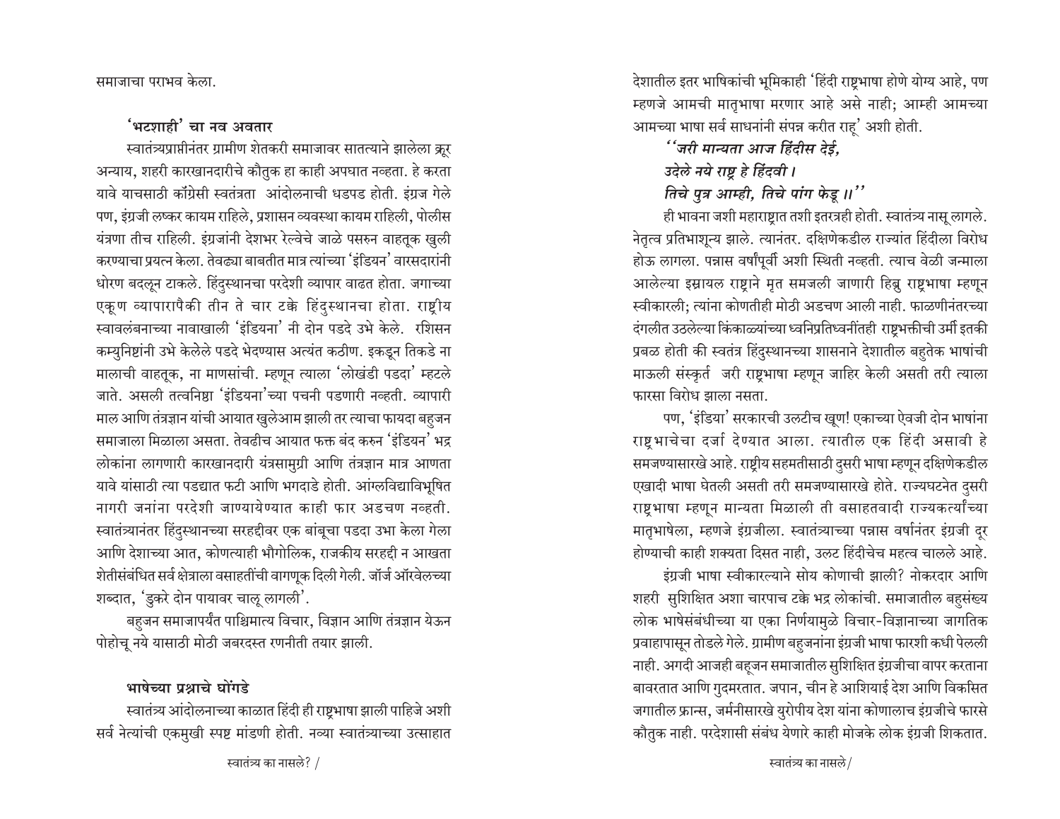समाजाचा पराभव केला.

### 'भटशाही' चा नव अवतार

स्वातंत्र्यप्राप्तीनंतर ग्रामीण शेतकरी समाजावर सातत्याने झालेला क्रूर अन्याय, शहरी कारखानदारीचे कौतुक हा काही अपघात नव्हता. हे करता यावे याचसाठी कॉंग्रेसी स्वतंत्रता आंदोलनाची धडपड होती. इंग्रज गेले पण, इंग्रजी लष्कर कायम राहिले, प्रशासन व्यवस्था कायम राहिली, पोलीस यंत्रणा तीच राहिली. इंग्रजांनी देशभर रेल्वेचे जाळे पसरुन वाहतूक खुली करण्याचा प्रयत्न केला. तेवढ्या बाबतीत मात्र त्यांच्या 'इंडियन' वारसदारांनी धोरण बदलून टाकले. हिंदुस्थानचा परदेशी व्यापार वाढत होता. जगाच्या एकूण व्यापारापैकी तीन ते चार टक्के हिंदुस्थानचा होता. राष्ट्रीय स्वावलंबनाच्या नावाखाली 'इंडियना' नी दोन पडदे उभे केले. रशिसन कम्युनिष्टांनी उभे केलेले पडदे भेदण्यास अत्यंत कठीण. इकडून तिकडे ना मालाची वाहतूक, ना माणसांची. म्हणून त्याला 'लोखंडी पडदा' म्हटले जाते. असली तत्वनिष्ठा 'इंडियना'च्या पचनी पडणारी नव्हती. व्यापारी माल आणि तंत्रज्ञान यांची आयात खुलेआम झाली तर त्याचा फायदा बहुजन समाजाला मिळाला असता. तेवढीच आयात फक्त बंद करुन 'इंडियन' भद्र लोकांना लागणारी कारखानदारी यंत्रसामुग्री आणि तंत्रज्ञान मात्र आणता यावे यांसाठी त्या पडद्यात फटी आणि भगदाडे होती. आंग्लविद्याविभूषित नागरी जनांना परदेशी जाण्यायेण्यात काही फार अडचण नव्हती. स्वातंत्र्यानंतर हिंदुस्थानच्या सरहद्दीवर एक बांबूचा पडदा उभा केला गेला आणि देशाच्या आत, कोणत्याही भौगोलिक, राजकीय सरहद्दी न आखता शेतीसंबंधित सर्व क्षेत्राला वसाहतींची वागणूक दिली गेली. जॉर्ज ऑरवेलच्या शब्दात, 'डुकरे दोन पायावर चालू लागली'.

बहुजन समाजापर्यंत पाश्चिमात्य विचार, विज्ञान आणि तंत्रज्ञान येऊन पोहोचू नये यासाठी मोठी जबरदस्त रणनीती तयार झाली.

### भाषेच्या प्रश्नाचे घोंगडे

स्वातंत्र्य आंदोलनाच्या काळात हिंदी ही राष्ट्रभाषा झाली पाहिजे अशी सर्व नेत्यांची एकमुखी स्पष्ट मांडणी होती. नव्या स्वातंत्र्याच्या उत्साहात देशातील इतर भाषिकांची भूमिकाही 'हिंदी राष्ट्रभाषा होणे योग्य आहे, पण म्हणजे आमची मातृभाषा मरणार आहे असे नाही; आम्ही आमच्या आमच्या भाषा सर्व साधनांनी संपन्न करीत राहू' अशी होती.

*''जरी मान्यता आज हिंदीस देई,*
*उदेले नये राष्ट्र हे हिंदवी ।*
*तिचे पुत्र आम्ही, तिचे पांग फेडू ॥''*

ही भावना जशी महाराष्ट्रात तशी इतरत्रही होती. स्वातंत्र्य नासू लागले. नेतृत्व प्रतिभाशून्य झाले. त्यानंतर. दक्षिणेकडील राज्यांत हिंदीला विरोध होऊ लागला. पन्नास वर्षांपूर्वी अशी स्थिती नव्हती. त्याच वेळी जन्माला आलेल्या इस्रायल राष्ट्राने मृत समजली जाणारी हिब्रु राष्ट्रभाषा म्हणून स्वीकारली; त्यांना कोणतीही मोठी अडचण आली नाही. फाळणीनंतरच्या दंगलीत उठलेल्या किंकाळ्यांच्या ध्वनिप्रतिध्वनींतही राष्ट्रभक्तीची उर्मी इतकी प्रबळ होती की स्वतंत्र हिंदुस्थानच्या शासनाने देशातील बहुतेक भाषांची माऊली संस्कृत जरी राष्ट्रभाषा म्हणून जाहिर केली असती तरी त्याला फारसा विरोध झाला नसता.

पण, 'इंडिया' सरकारची उलटीच खूण! एकाच्या ऐवजी दोन भाषांना राष्ट्रभाचेचा दर्जा देण्यात आला. त्यातील एक हिंदी असावी हे समजण्यासारखे आहे. राष्ट्रीय सहमतीसाठी दुसरी भाषा म्हणून दक्षिणेकडील एखादी भाषा घेतली असती तरी समजण्यासारखे होते. राज्यघटनेत दुसरी राष्ट्रभाषा म्हणून मान्यता मिळाली ती वसाहतवादी राज्यकर्त्यांच्या मातृभाषेला, म्हणजे इंग्रजीला. स्वातंत्र्याच्या पन्नास वर्षानंतर इंग्रजी दूर होण्याची काही शक्यता दिसत नाही, उलट हिंदीचेच महत्व चालले आहे.

इंग्रजी भाषा स्वीकारल्याने सोय कोणाची झाली? नोकरदार आणि शहरी सुशिक्षित अशा चारपाच टक्के भद्र लोकांची. समाजातील बहुसंख्य लोक भाषेसंबंधीच्या या एका निर्णयामुळे विचार-विज्ञानाच्या जागतिक प्रवाहापासून तोडले गेले. ग्रामीण बहुजनांना इंग्रजी भाषा फारशी कधी पेलली नाही. अगदी आजही बहूजन समाजातील सुशिक्षित इंग्रजीचा वापर करताना बावरतात आणि गुदमरतात. जपान, चीन हे आशियाई देश आणि विकसित जगातील फ्रान्स, जर्मनीसारखे युरोपीय देश यांना कोणालाच इंग्रजीचे फारसे कौतुक नाही. परदेशासी संबंध येणारे काही मोजके लोक इंग्रजी शिकतात.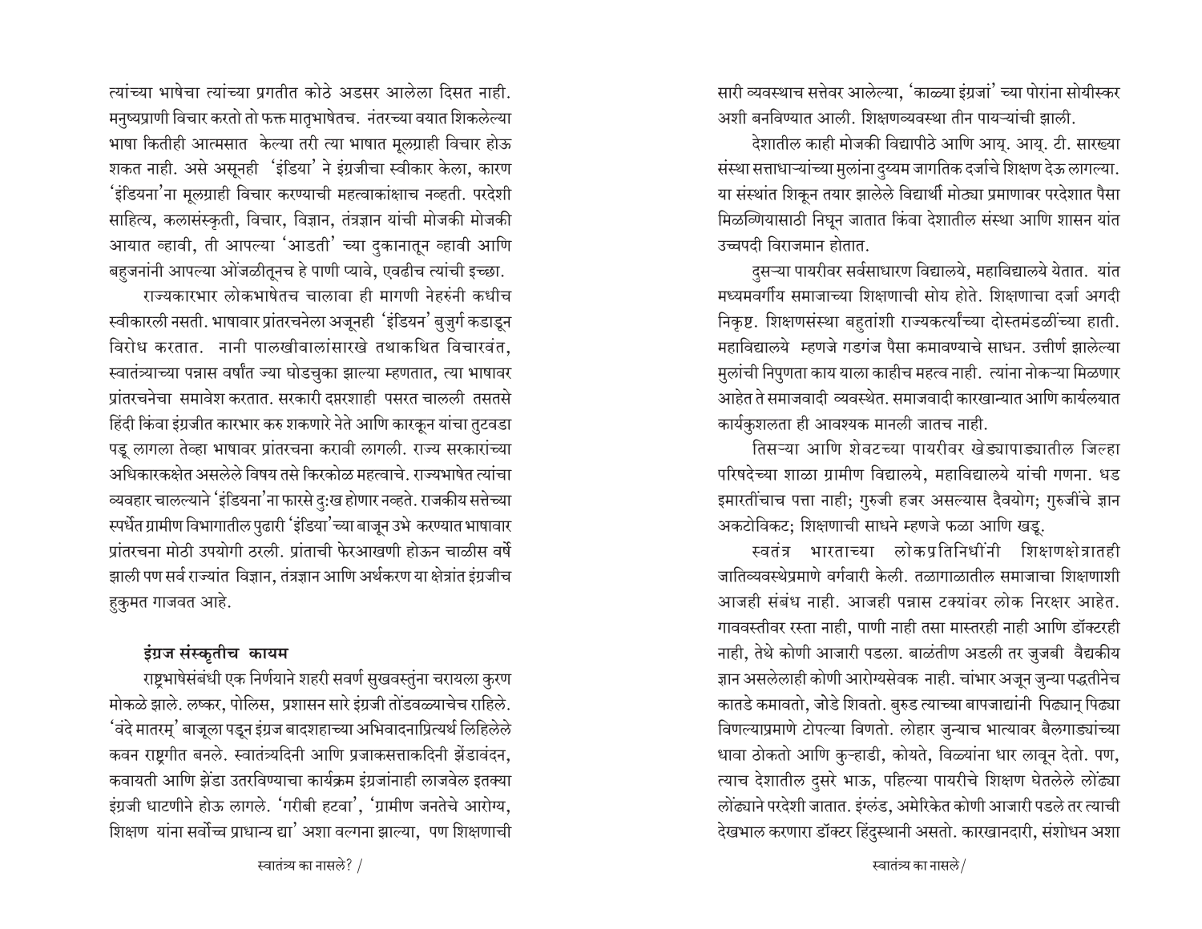त्यांच्या भाषेचा त्यांच्या प्रगतीत कोठे अडसर आलेला दिसत नाही. मनुष्यप्राणी विचार करतो तो फक्त मातृभाषेतच. नंतरच्या वयात शिकलेल्या भाषा कितीही आत्मसात केल्या तरी त्या भाषात मूलग्राही विचार होऊ शकत नाही. असे असूनही 'इंडिया' ने इंग्रजीचा स्वीकार केला, कारण 'इंडियना'ना मूलग्राही विचार करण्याची महत्वाकांक्षाच नव्हती. परदेशी साहित्य, कलासंस्कृती, विचार, विज्ञान, तंत्रज्ञान यांची मोजकी मोजकी आयात व्हावी, ती आपल्या 'आडती' च्या दुकानातून व्हावी आणि बहुजनांनी आपल्या ओंजळीतूनच हे पाणी प्यावे, एवढीच त्यांची इच्छा.

राज्यकारभार लोकभाषेतच चालावा ही मागणी नेहरुंनी कधीच स्वीकारली नसती. भाषावार प्रांतरचनेला अजूनही 'इंडियन' बुजुर्ग कडाडून विरोध करतात. नानी पालखीवालांसारखे तथाकथित विचारवंत, स्वातंत्र्याच्या पन्नास वर्षांत ज्या घोडचुका झाल्या म्हणतात, त्या भाषावर प्रांतरचनेचा समावेश करतात. सरकारी दप्तरशाही पसरत चालली तसतसे हिंदी किंवा इंग्रजीत कारभार करु शकणारे नेते आणि कारकून यांचा तुटवडा पडू लागला तेव्हा भाषावर प्रांतरचना करावी लागली. राज्य सरकारांच्या अधिकारकक्षेत असलेले विषय तसे किरकोळ महत्वाचे. राज्यभाषेत त्यांचा व्यवहार चालल्याने 'इंडियना'ना फारसे दुःख होणार नव्हते. राजकीय सत्तेच्या स्पर्धेत ग्रामीण विभागातील पुढारी 'इंडिया'च्या बाजून उभे करण्यात भाषावार प्रांतरचना मोठी उपयोगी ठरली. प्रांताची फेरआखणी होऊन चाळीस वर्षे झाली पण सर्व राज्यांत विज्ञान, तंत्रज्ञान आणि अर्थकरण या क्षेत्रांत इंग्रजीच हुकुमत गाजवत आहे.

### इंग्रज संस्कृतीच कायम

राष्ट्रभाषेसंबंधी एक निर्णयाने शहरी सवर्ण सुखवस्तुंना चरायला कुरण मोकळे झाले. लष्कर, पोलिस, प्रशासन सारे इंग्रजी तोंडवळ्याचेच राहिले. 'वंदे मातरम्' बाजूला पडून इंग्रज बादशहाच्या अभिवादनाप्रित्यर्थ लिहिलेले कवन राष्ट्रगीत बनले. स्वातंत्र्यदिनी आणि प्रजाकसत्ताकदिनी झेंडावंदन, कवायती आणि झेंडा उतरविण्याचा कार्यक्रम इंग्रजांनाही लाजवेल इतक्या इंग्रजी धाटणीने होऊ लागले. 'गरीबी हटवा', 'ग्रामीण जनतेचे आरोग्य, शिक्षण यांना सर्वोच्च प्राधान्य द्या' अशा वल्गना झाल्या, पण शिक्षणाची सारी व्यवस्थाच सत्तेवर आलेल्या, 'काळ्या इंग्रजां' च्या पोरांना सोयीस्कर अशी बनविण्यात आली. शिक्षणव्यवस्था तीन पायऱ्यांची झाली.

देशातील काही मोजकी विद्यापीठे आणि आय्. आय्. टी. सारख्या संस्था सत्ताधाऱ्यांच्या मुलांना दुय्यम जागतिक दर्जाचे शिक्षण देऊ लागल्या. या संस्थांत शिकून तयार झालेले विद्यार्थी मोठ्या प्रमाणावर परदेशात पैसा मिळविण्यासाठी निघून जातात किंवा देशातील संस्था आणि शासन यांत उच्चपदी विराजमान होतात.

दुसऱ्या पायरीवर सर्वसाधारण विद्यालये, महाविद्यालये येतात. यांत मध्यमवर्गीय समाजाच्या शिक्षणाची सोय होते. शिक्षणाचा दर्जा अगदी निकृष्ट. शिक्षणसंस्था बहुतांशी राज्यकर्त्यांच्या दोस्तमंडळींच्या हाती. महाविद्यालये म्हणजे गडगंज पैसा कमावण्याचे साधन. उत्तीर्ण झालेल्या मुलांची निपुणता काय याला काहीच महत्व नाही. त्यांना नोकऱ्या मिळणार आहेत ते समाजवादी व्यवस्थेत. समाजवादी कारखान्यात आणि कार्यलयात कार्यकुशलता ही आवश्यक मानली जातच नाही.

तिसऱ्या आणि शेवटच्या पायरीवर खेड्यापाड्यातील जिल्हा परिषदेच्या शाळा ग्रामीण विद्यालये, महाविद्यालये यांची गणना. धड इमारतींचाच पत्ता नाही; गुरुजी हजर असल्यास दैवयोग; गुरुजींचे ज्ञान अकटोविकट; शिक्षणाची साधने म्हणजे फळा आणि खडू.

स्वतंत्र भारताच्या लोकप्रतिनिधींनी शिक्षणक्षेत्रातही जातिव्यवस्थेप्रमाणे वर्गवारी केली. तळागाळातील समाजाचा शिक्षणाशी आजही संबंध नाही. आजही पन्नास टक्यांवर लोक निरक्षर आहेत. गाववस्तीवर रस्ता नाही, पाणी नाही तसा मास्तरही नाही आणि डॉक्टरही नाही, तेथे कोणी आजारी पडला. बाळंतीण अडली तर जुजबी वैद्यकीय ज्ञान असलेलाही कोणी आरोग्यसेवक नाही. चांभार अजून जुन्या पद्धतीनेच कातडे कमावतो, जोडे शिवतो. बुरुड त्याच्या बापजाद्यांनी पिढ्यान् पिढ्या विणल्याप्रमाणे टोपल्या विणतो. लोहार जुन्याच भात्यावर बैलगाड्यांच्या धावा ठोकतो आणि कुऱ्हाडी, कोयते, विळ्यांना धार लावून देतो. पण, त्याच देशातील दुसरे भाऊ, पहिल्या पायरीचे शिक्षण घेतलेले लोंढ्या लोंढ्याने परदेशी जातात. इंग्लंड, अमेरिकेत कोणी आजारी पडले तर त्याची देखभाल करणारा डॉक्टर हिंदुस्थानी असतो. कारखानदारी, संशोधन अशा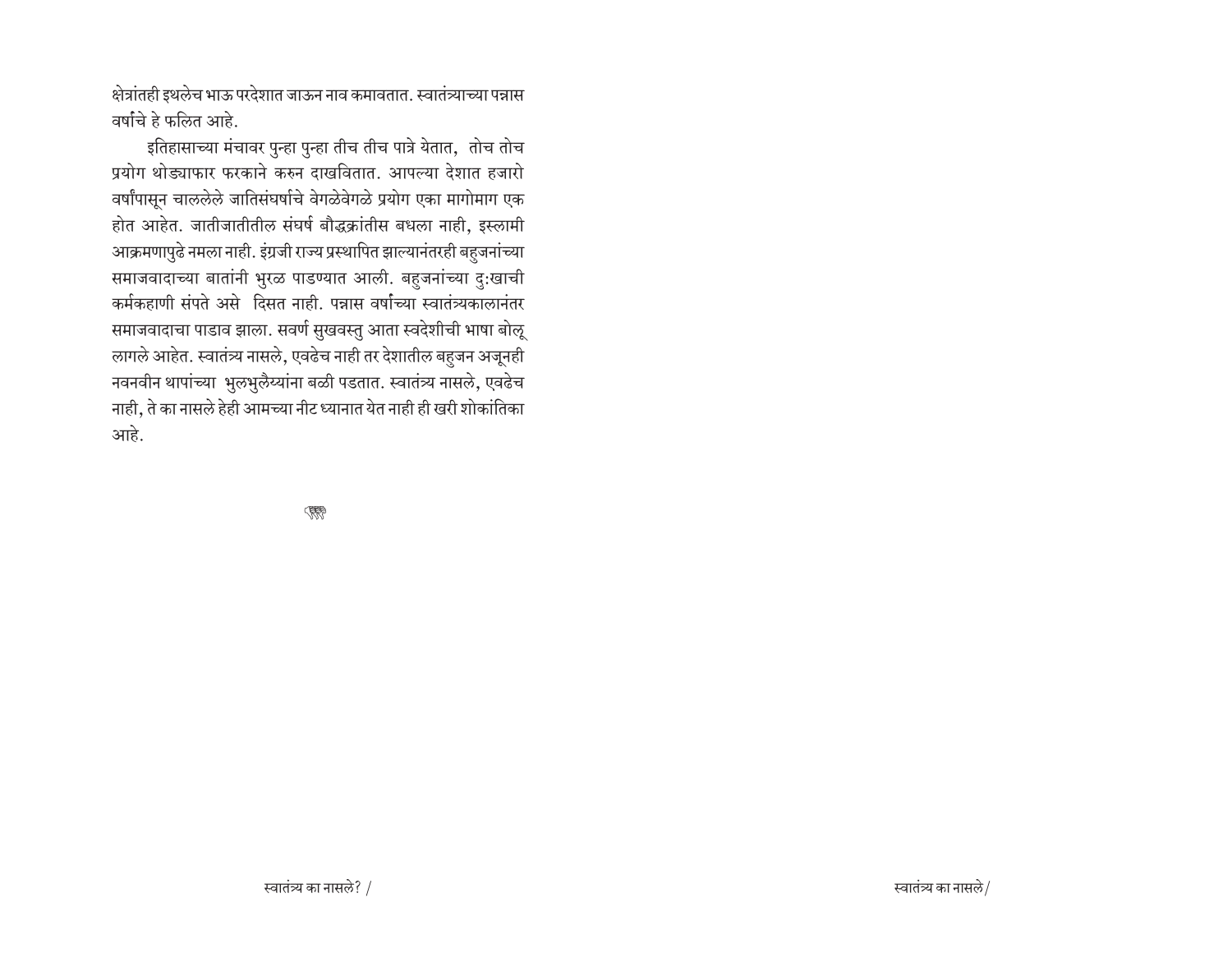क्षेत्रांतही इथलेच भाऊ परदेशात जाऊन नाव कमावतात. स्वातंत्र्याच्या पन्नास वर्षांचे हे फलित आहे.

इतिहासाच्या मंचावर पुन्हा पुन्हा तीच तीच पात्रे येतात, तोच तोच प्रयोग थोड्याफार फरकाने करुन दाखवितात. आपल्या देशात हजारो वर्षांपासून चाललेले जातिसंघर्षाचे वेगळेवेगळे प्रयोग एका मागोमाग एक होत आहेत. जातीजातीतील संघर्ष बौद्धक्रांतीस बधला नाही, इस्लामी आक्रमणापुढे नमला नाही. इंग्रजी राज्य प्रस्थापित झाल्यानंतरही बहुजनांच्या समाजवादाच्या बातांनी भुरळ पाडण्यात आली. बहुजनांच्या दुःखाची कर्मकहाणी संपते असे दिसत नाही. पन्नास वर्षांच्या स्वातंत्र्यकालानंतर समाजवादाचा पाडाव झाला. सवर्ण सुखवस्तु आता स्वदेशीची भाषा बोलू लागले आहेत. स्वातंत्र्य नासले, एवढेच नाही तर देशातील बहुजन अजूनही नवनवीन थापांच्या भुलभुलैय्यांना बळी पडतात. स्वातंत्र्य नासले, एवढेच नाही, ते का नासले हेही आमच्या नीट ध्यानात येत नाही ही खरी शोकांतिका आहे.